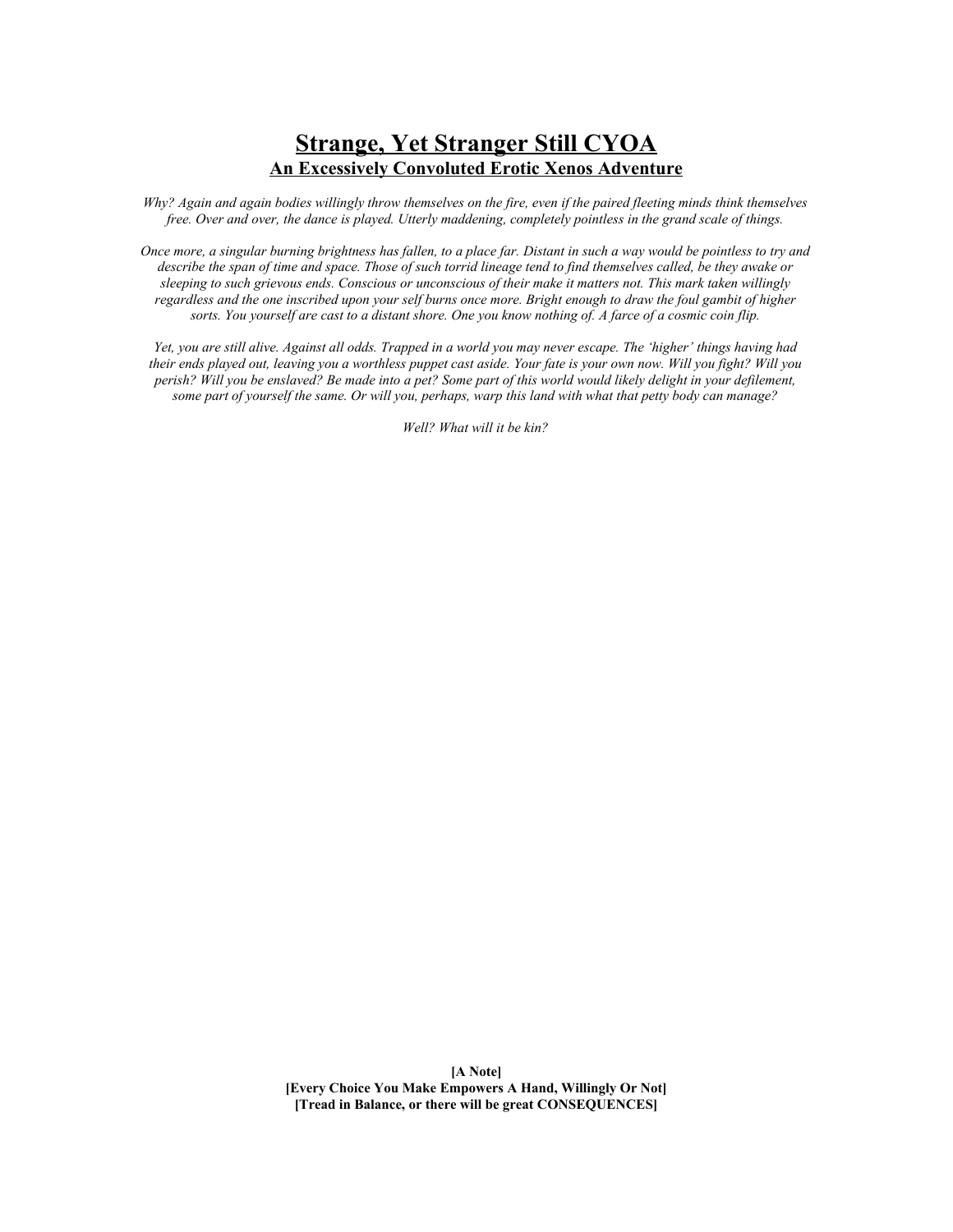# Strange, Yet Stranger Still CYOA

## An Excessively Convoluted Erotic Xenos Adventure

*Why? Again and again bodies willingly throw themselves on the fire, even if the paired fleeting minds think themselves free. Over and over, the dance is played. Utterly maddening, completely pointless in the grand scale of things.*

*Once more, a singular burning brightness has fallen, to a place far. Distant in such a way would be pointless to try and describe the span of time and space. Those of such torrid lineage tend to find themselves called, be they awake or sleeping to such grievous ends. Conscious or unconscious of their make it matters not. This mark taken willingly regardless and the one inscribed upon your self burns once more. Bright enough to draw the foul gambit of higher sorts. You yourself are cast to a distant shore. One you know nothing of. A farce of a cosmic coin flip.*

*Yet, you are still alive. Against all odds. Trapped in a world you may never escape. The 'higher' things having had their ends played out, leaving you a worthless puppet cast aside. Your fate is your own now. Will you fight? Will you perish? Will you be enslaved? Be made into a pet? Some part of this world would likely delight in your defilement, some part of yourself the same. Or will you, perhaps, warp this land with what that petty body can manage?*

*Well? What will it be kin?*

**[A Note]**
**[Every Choice You Make Empowers A Hand, Willingly Or Not]**
**[Tread in Balance, or there will be great CONSEQUENCES]**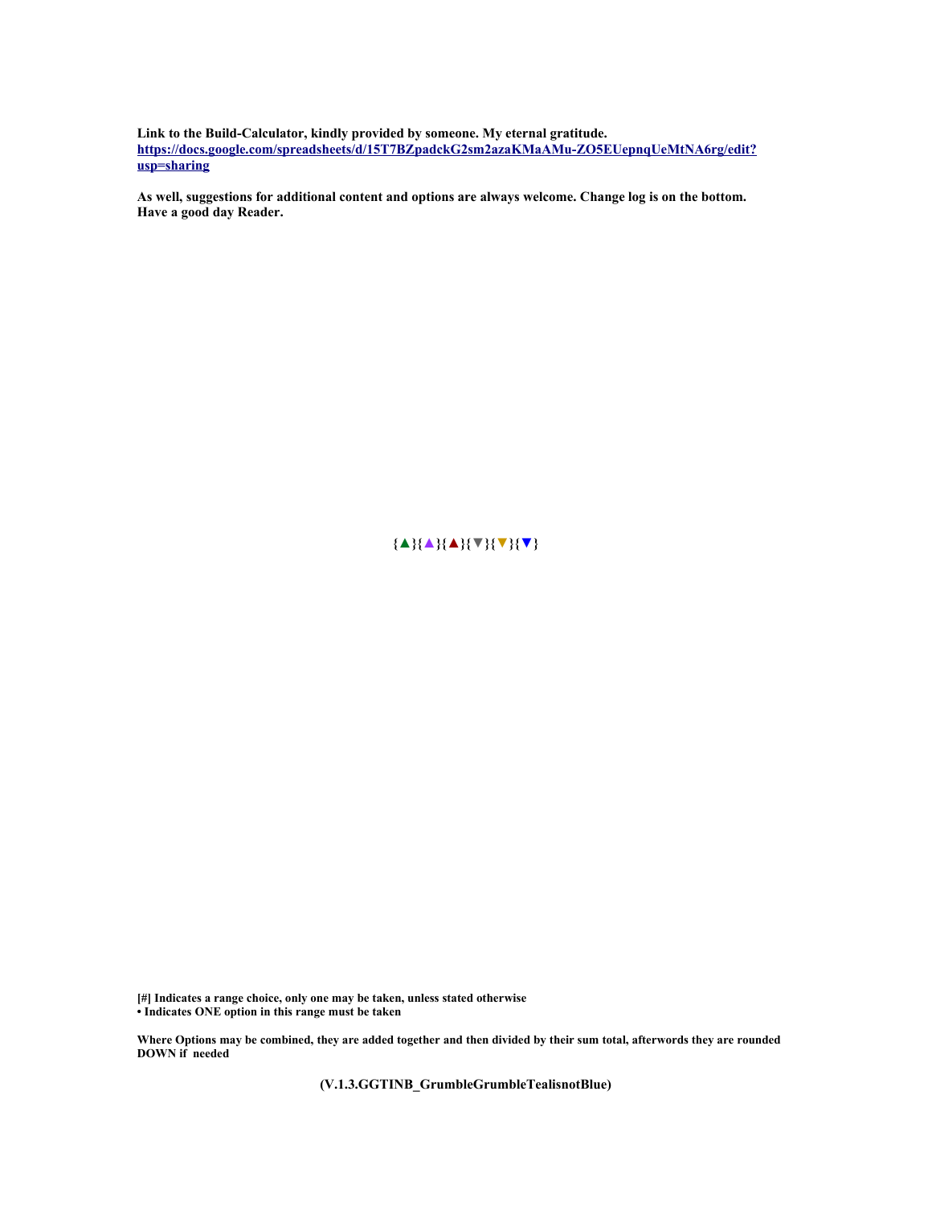**Link to the Build-Calculator, kindly provided by someone. My eternal gratitude.**
**[https://docs.google.com/spreadsheets/d/15T7BZpadckG2sm2azaKMaAMu-ZO5EUepnqUeMtNA6rg/edit?usp=sharing](https://docs.google.com/spreadsheets/d/15T7BZpadckG2sm2azaKMaAMu-ZO5EUepnqUeMtNA6rg/edit?usp=sharing)**

**As well, suggestions for additional content and options are always welcome. Change log is on the bottom. Have a good day Reader.**

**{▲}{▲}{▲}{▼}{▼}{▼}**

**[#] Indicates a range choice, only one may be taken, unless stated otherwise**
**• Indicates ONE option in this range must be taken**

**Where Options may be combined, they are added together and then divided by their sum total, afterwords they are rounded DOWN if needed**

**(V.1.3.GGTINB_GrumbleGrumbleTealisnotBlue)**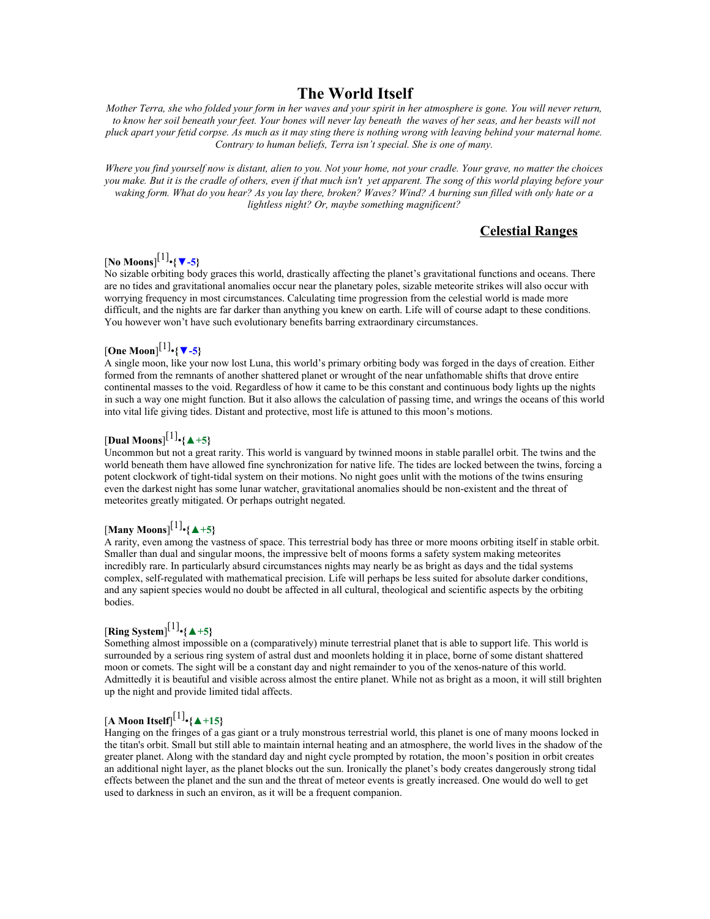# The World Itself

*Mother Terra, she who folded your form in her waves and your spirit in her atmosphere is gone. You will never return, to know her soil beneath your feet. Your bones will never lay beneath the waves of her seas, and her beasts will not pluck apart your fetid corpse. As much as it may sting there is nothing wrong with leaving behind your maternal home. Contrary to human beliefs, Terra isn't special. She is one of many.*

*Where you find yourself now is distant, alien to you. Not your home, not your cradle. Your grave, no matter the choices you make. But it is the cradle of others, even if that much isn't yet apparent. The song of this world playing before your waking form. What do you hear? As you lay there, broken? Waves? Wind? A burning sun filled with only hate or a lightless night? Or, maybe something magnificent?*

## Celestial Ranges

### [No Moons][1]•{▼-5}

No sizable orbiting body graces this world, drastically affecting the planet's gravitational functions and oceans. There are no tides and gravitational anomalies occur near the planetary poles, sizable meteorite strikes will also occur with worrying frequency in most circumstances. Calculating time progression from the celestial world is made more difficult, and the nights are far darker than anything you knew on earth. Life will of course adapt to these conditions. You however won't have such evolutionary benefits barring extraordinary circumstances.

### [One Moon][1]•{▼-5}

A single moon, like your now lost Luna, this world's primary orbiting body was forged in the days of creation. Either formed from the remnants of another shattered planet or wrought of the near unfathomable shifts that drove entire continental masses to the void. Regardless of how it came to be this constant and continuous body lights up the nights in such a way one might function. But it also allows the calculation of passing time, and wrings the oceans of this world into vital life giving tides. Distant and protective, most life is attuned to this moon's motions.

### [Dual Moons][1]•{▲+5}

Uncommon but not a great rarity. This world is vanguard by twinned moons in stable parallel orbit. The twins and the world beneath them have allowed fine synchronization for native life. The tides are locked between the twins, forcing a potent clockwork of tight-tidal system on their motions. No night goes unlit with the motions of the twins ensuring even the darkest night has some lunar watcher, gravitational anomalies should be non-existent and the threat of meteorites greatly mitigated. Or perhaps outright negated.

### [Many Moons][1]•{▲+5}

A rarity, even among the vastness of space. This terrestrial body has three or more moons orbiting itself in stable orbit. Smaller than dual and singular moons, the impressive belt of moons forms a safety system making meteorites incredibly rare. In particularly absurd circumstances nights may nearly be as bright as days and the tidal systems complex, self-regulated with mathematical precision. Life will perhaps be less suited for absolute darker conditions, and any sapient species would no doubt be affected in all cultural, theological and scientific aspects by the orbiting bodies.

### [Ring System][1]•{▲+5}

Something almost impossible on a (comparatively) minute terrestrial planet that is able to support life. This world is surrounded by a serious ring system of astral dust and moonlets holding it in place, borne of some distant shattered moon or comets. The sight will be a constant day and night remainder to you of the xenos-nature of this world. Admittedly it is beautiful and visible across almost the entire planet. While not as bright as a moon, it will still brighten up the night and provide limited tidal affects.

### [A Moon Itself][1]•{▲+15}

Hanging on the fringes of a gas giant or a truly monstrous terrestrial world, this planet is one of many moons locked in the titan's orbit. Small but still able to maintain internal heating and an atmosphere, the world lives in the shadow of the greater planet. Along with the standard day and night cycle prompted by rotation, the moon's position in orbit creates an additional night layer, as the planet blocks out the sun. Ironically the planet's body creates dangerously strong tidal effects between the planet and the sun and the threat of meteor events is greatly increased. One would do well to get used to darkness in such an environ, as it will be a frequent companion.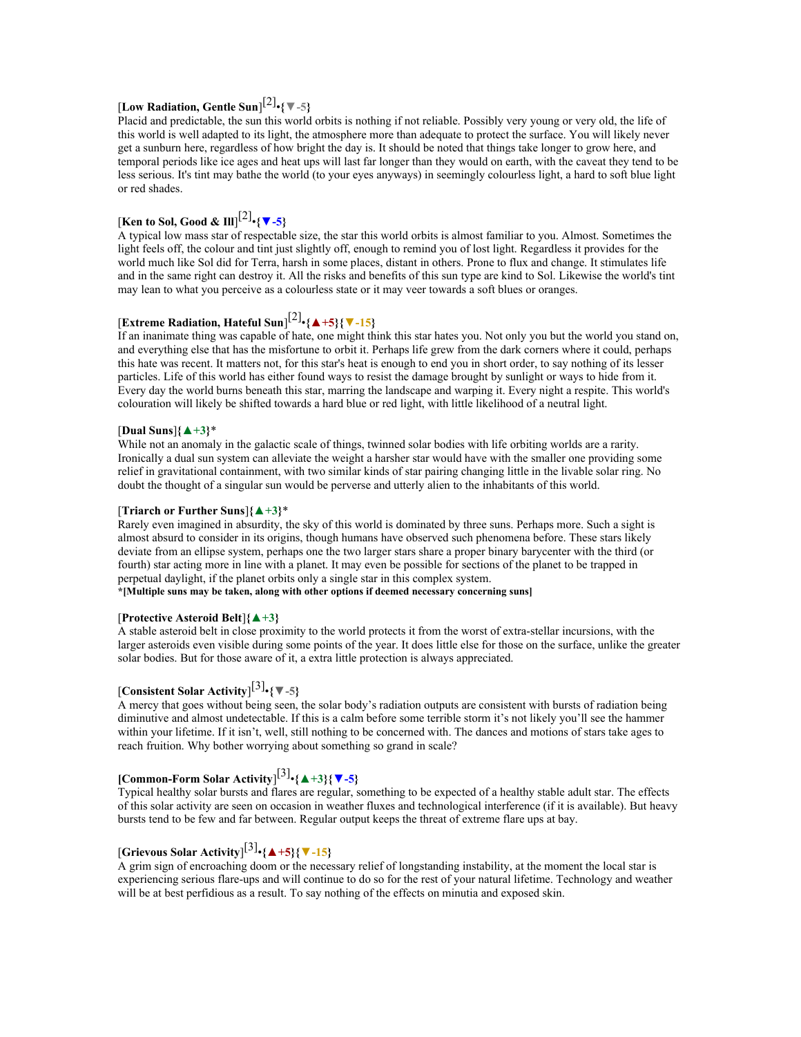[**Low Radiation, Gentle Sun**][2]•{▼-5}
Placid and predictable, the sun this world orbits is nothing if not reliable. Possibly very young or very old, the life of this world is well adapted to its light, the atmosphere more than adequate to protect the surface. You will likely never get a sunburn here, regardless of how bright the day is. It should be noted that things take longer to grow here, and temporal periods like ice ages and heat ups will last far longer than they would on earth, with the caveat they tend to be less serious. It's tint may bathe the world (to your eyes anyways) in seemingly colourless light, a hard to soft blue light or red shades.

[**Ken to Sol, Good & Ill**][2]•{▼-5}
A typical low mass star of respectable size, the star this world orbits is almost familiar to you. Almost. Sometimes the light feels off, the colour and tint just slightly off, enough to remind you of lost light. Regardless it provides for the world much like Sol did for Terra, harsh in some places, distant in others. Prone to flux and change. It stimulates life and in the same right can destroy it. All the risks and benefits of this sun type are kind to Sol. Likewise the world's tint may lean to what you perceive as a colourless state or it may veer towards a soft blues or oranges.

[**Extreme Radiation, Hateful Sun**][2]•{▲+5}{▼-15}
If an inanimate thing was capable of hate, one might think this star hates you. Not only you but the world you stand on, and everything else that has the misfortune to orbit it. Perhaps life grew from the dark corners where it could, perhaps this hate was recent. It matters not, for this star's heat is enough to end you in short order, to say nothing of its lesser particles. Life of this world has either found ways to resist the damage brought by sunlight or ways to hide from it. Every day the world burns beneath this star, marring the landscape and warping it. Every night a respite. This world's colouration will likely be shifted towards a hard blue or red light, with little likelihood of a neutral light.

[**Dual Suns**]{▲+3}*
While not an anomaly in the galactic scale of things, twinned solar bodies with life orbiting worlds are a rarity. Ironically a dual sun system can alleviate the weight a harsher star would have with the smaller one providing some relief in gravitational containment, with two similar kinds of star pairing changing little in the livable solar ring. No doubt the thought of a singular sun would be perverse and utterly alien to the inhabitants of this world.

[**Triarch or Further Suns**]{▲+3}*
Rarely even imagined in absurdity, the sky of this world is dominated by three suns. Perhaps more. Such a sight is almost absurd to consider in its origins, though humans have observed such phenomena before. These stars likely deviate from an ellipse system, perhaps one the two larger stars share a proper binary barycenter with the third (or fourth) star acting more in line with a planet. It may even be possible for sections of the planet to be trapped in perpetual daylight, if the planet orbits only a single star in this complex system.
**\*[Multiple suns may be taken, along with other options if deemed necessary concerning suns]**

[**Protective Asteroid Belt**]{▲+3}
A stable asteroid belt in close proximity to the world protects it from the worst of extra-stellar incursions, with the larger asteroids even visible during some points of the year. It does little else for those on the surface, unlike the greater solar bodies. But for those aware of it, a extra little protection is always appreciated.

[**Consistent Solar Activity**][3]•{▼-5}
A mercy that goes without being seen, the solar body's radiation outputs are consistent with bursts of radiation being diminutive and almost undetectable. If this is a calm before some terrible storm it's not likely you'll see the hammer within your lifetime. If it isn't, well, still nothing to be concerned with. The dances and motions of stars take ages to reach fruition. Why bother worrying about something so grand in scale?

**[Common-Form Solar Activity]**[3]•{▲+3}{▼-5}
Typical healthy solar bursts and flares are regular, something to be expected of a healthy stable adult star. The effects of this solar activity are seen on occasion in weather fluxes and technological interference (if it is available). But heavy bursts tend to be few and far between. Regular output keeps the threat of extreme flare ups at bay.

[**Grievous Solar Activity**][3]•{▲+5}{▼-15}
A grim sign of encroaching doom or the necessary relief of longstanding instability, at the moment the local star is experiencing serious flare-ups and will continue to do so for the rest of your natural lifetime. Technology and weather will be at best perfidious as a result. To say nothing of the effects on minutia and exposed skin.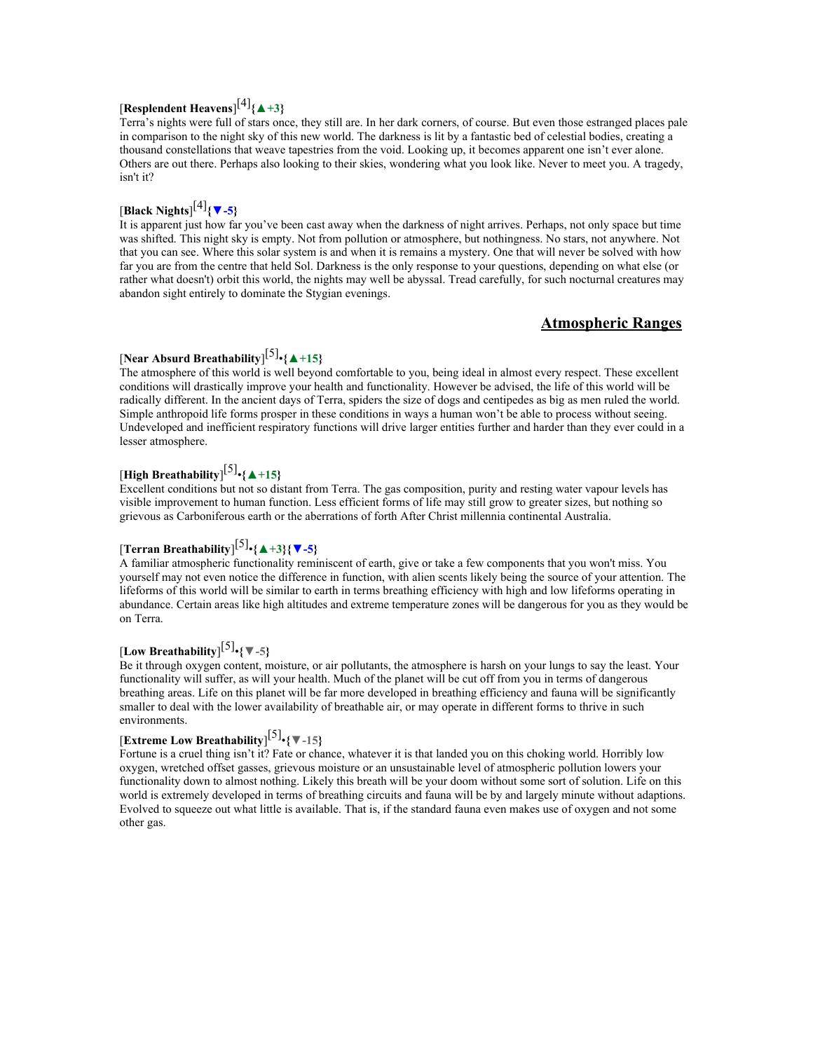[**Resplendent Heavens**][4]**{▲+3}**

Terra's nights were full of stars once, they still are. In her dark corners, of course. But even those estranged places pale in comparison to the night sky of this new world. The darkness is lit by a fantastic bed of celestial bodies, creating a thousand constellations that weave tapestries from the void. Looking up, it becomes apparent one isn't ever alone. Others are out there. Perhaps also looking to their skies, wondering what you look like. Never to meet you. A tragedy, isn't it?

[**Black Nights**][4]**{▼-5}**

It is apparent just how far you've been cast away when the darkness of night arrives. Perhaps, not only space but time was shifted. This night sky is empty. Not from pollution or atmosphere, but nothingness. No stars, not anywhere. Not that you can see. Where this solar system is and when it is remains a mystery. One that will never be solved with how far you are from the centre that held Sol. Darkness is the only response to your questions, depending on what else (or rather what doesn't) orbit this world, the nights may well be abyssal. Tread carefully, for such nocturnal creatures may abandon sight entirely to dominate the Stygian evenings.

## Atmospheric Ranges

[**Near Absurd Breathability**][5]**•{▲+15}**

The atmosphere of this world is well beyond comfortable to you, being ideal in almost every respect. These excellent conditions will drastically improve your health and functionality. However be advised, the life of this world will be radically different. In the ancient days of Terra, spiders the size of dogs and centipedes as big as men ruled the world. Simple anthropoid life forms prosper in these conditions in ways a human won't be able to process without seeing. Undeveloped and inefficient respiratory functions will drive larger entities further and harder than they ever could in a lesser atmosphere.

[**High Breathability**][5]**•{▲+15}**

Excellent conditions but not so distant from Terra. The gas composition, purity and resting water vapour levels has visible improvement to human function. Less efficient forms of life may still grow to greater sizes, but nothing so grievous as Carboniferous earth or the aberrations of forth After Christ millennia continental Australia.

[**Terran Breathability**][5]**•{▲+3}{▼-5}**

A familiar atmospheric functionality reminiscent of earth, give or take a few components that you won't miss. You yourself may not even notice the difference in function, with alien scents likely being the source of your attention. The lifeforms of this world will be similar to earth in terms breathing efficiency with high and low lifeforms operating in abundance. Certain areas like high altitudes and extreme temperature zones will be dangerous for you as they would be on Terra.

[**Low Breathability**][5]**•{▼-5}**

Be it through oxygen content, moisture, or air pollutants, the atmosphere is harsh on your lungs to say the least. Your functionality will suffer, as will your health. Much of the planet will be cut off from you in terms of dangerous breathing areas. Life on this planet will be far more developed in breathing efficiency and fauna will be significantly smaller to deal with the lower availability of breathable air, or may operate in different forms to thrive in such environments.

[**Extreme Low Breathability**][5]**•{▼-15}**

Fortune is a cruel thing isn't it? Fate or chance, whatever it is that landed you on this choking world. Horribly low oxygen, wretched offset gasses, grievous moisture or an unsustainable level of atmospheric pollution lowers your functionality down to almost nothing. Likely this breath will be your doom without some sort of solution. Life on this world is extremely developed in terms of breathing circuits and fauna will be by and largely minute without adaptions. Evolved to squeeze out what little is available. That is, if the standard fauna even makes use of oxygen and not some other gas.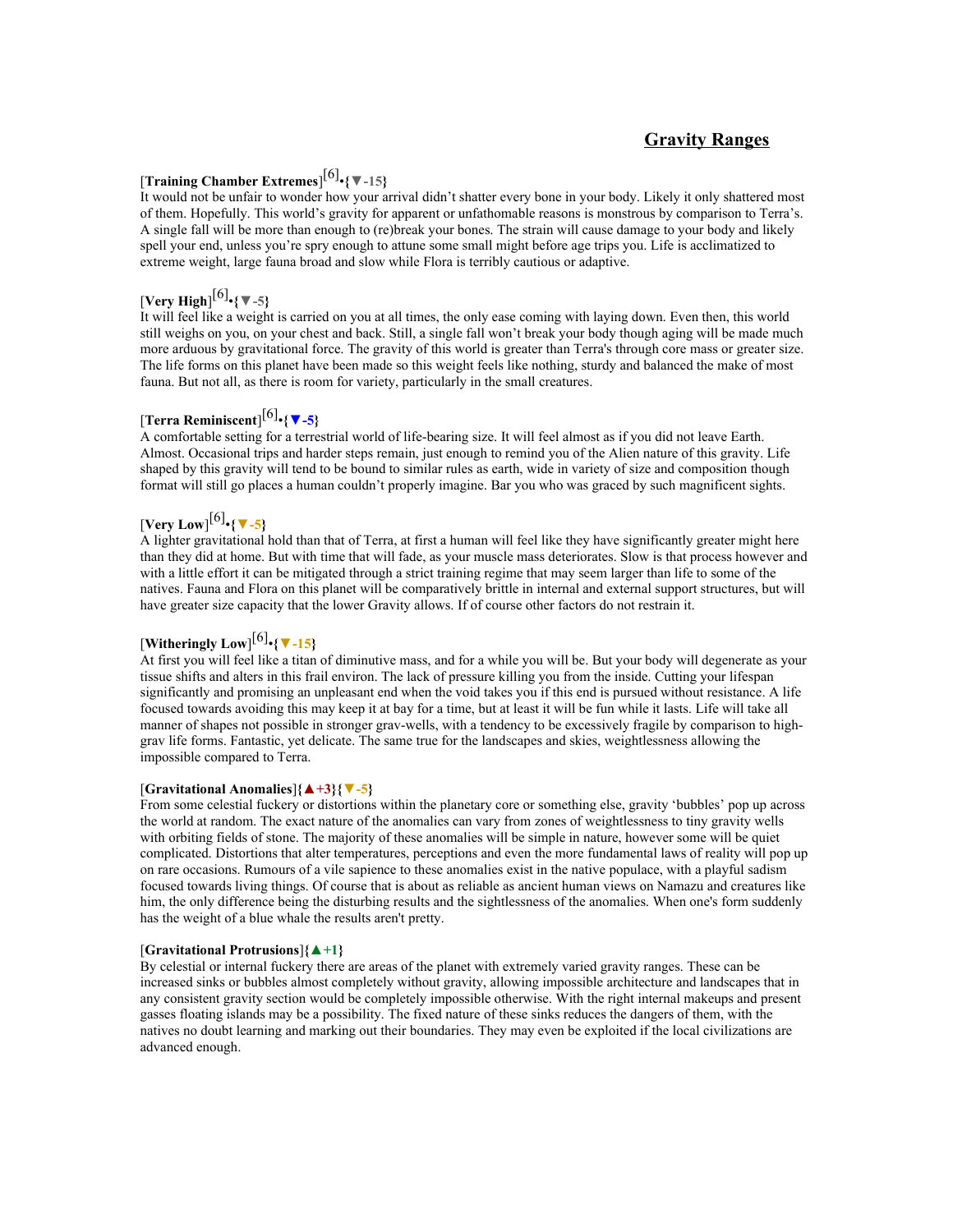## Gravity Ranges

**[Training Chamber Extremes]**[6]•**{▼-15}**
It would not be unfair to wonder how your arrival didn't shatter every bone in your body. Likely it only shattered most of them. Hopefully. This world's gravity for apparent or unfathomable reasons is monstrous by comparison to Terra's. A single fall will be more than enough to (re)break your bones. The strain will cause damage to your body and likely spell your end, unless you're spry enough to attune some small might before age trips you. Life is acclimatized to extreme weight, large fauna broad and slow while Flora is terribly cautious or adaptive.

**[Very High]**[6]•**{▼-5}**
It will feel like a weight is carried on you at all times, the only ease coming with laying down. Even then, this world still weighs on you, on your chest and back. Still, a single fall won't break your body though aging will be made much more arduous by gravitational force. The gravity of this world is greater than Terra's through core mass or greater size. The life forms on this planet have been made so this weight feels like nothing, sturdy and balanced the make of most fauna. But not all, as there is room for variety, particularly in the small creatures.

**[Terra Reminiscent]**[6]•**{▼-5}**
A comfortable setting for a terrestrial world of life-bearing size. It will feel almost as if you did not leave Earth. Almost. Occasional trips and harder steps remain, just enough to remind you of the Alien nature of this gravity. Life shaped by this gravity will tend to be bound to similar rules as earth, wide in variety of size and composition though format will still go places a human couldn't properly imagine. Bar you who was graced by such magnificent sights.

**[Very Low]**[6]•**{▼-5}**
A lighter gravitational hold than that of Terra, at first a human will feel like they have significantly greater might here than they did at home. But with time that will fade, as your muscle mass deteriorates. Slow is that process however and with a little effort it can be mitigated through a strict training regime that may seem larger than life to some of the natives. Fauna and Flora on this planet will be comparatively brittle in internal and external support structures, but will have greater size capacity that the lower Gravity allows. If of course other factors do not restrain it.

**[Witheringly Low]**[6]•**{▼-15}**
At first you will feel like a titan of diminutive mass, and for a while you will be. But your body will degenerate as your tissue shifts and alters in this frail environ. The lack of pressure killing you from the inside. Cutting your lifespan significantly and promising an unpleasant end when the void takes you if this end is pursued without resistance. A life focused towards avoiding this may keep it at bay for a time, but at least it will be fun while it lasts. Life will take all manner of shapes not possible in stronger grav-wells, with a tendency to be excessively fragile by comparison to high-grav life forms. Fantastic, yet delicate. The same true for the landscapes and skies, weightlessness allowing the impossible compared to Terra.

**[Gravitational Anomalies]{▲+3}{▼-5}**
From some celestial fuckery or distortions within the planetary core or something else, gravity 'bubbles' pop up across the world at random. The exact nature of the anomalies can vary from zones of weightlessness to tiny gravity wells with orbiting fields of stone. The majority of these anomalies will be simple in nature, however some will be quiet complicated. Distortions that alter temperatures, perceptions and even the more fundamental laws of reality will pop up on rare occasions. Rumours of a vile sapience to these anomalies exist in the native populace, with a playful sadism focused towards living things. Of course that is about as reliable as ancient human views on Namazu and creatures like him, the only difference being the disturbing results and the sightlessness of the anomalies. When one's form suddenly has the weight of a blue whale the results aren't pretty.

**[Gravitational Protrusions]{▲+1}**
By celestial or internal fuckery there are areas of the planet with extremely varied gravity ranges. These can be increased sinks or bubbles almost completely without gravity, allowing impossible architecture and landscapes that in any consistent gravity section would be completely impossible otherwise. With the right internal makeups and present gasses floating islands may be a possibility. The fixed nature of these sinks reduces the dangers of them, with the natives no doubt learning and marking out their boundaries. They may even be exploited if the local civilizations are advanced enough.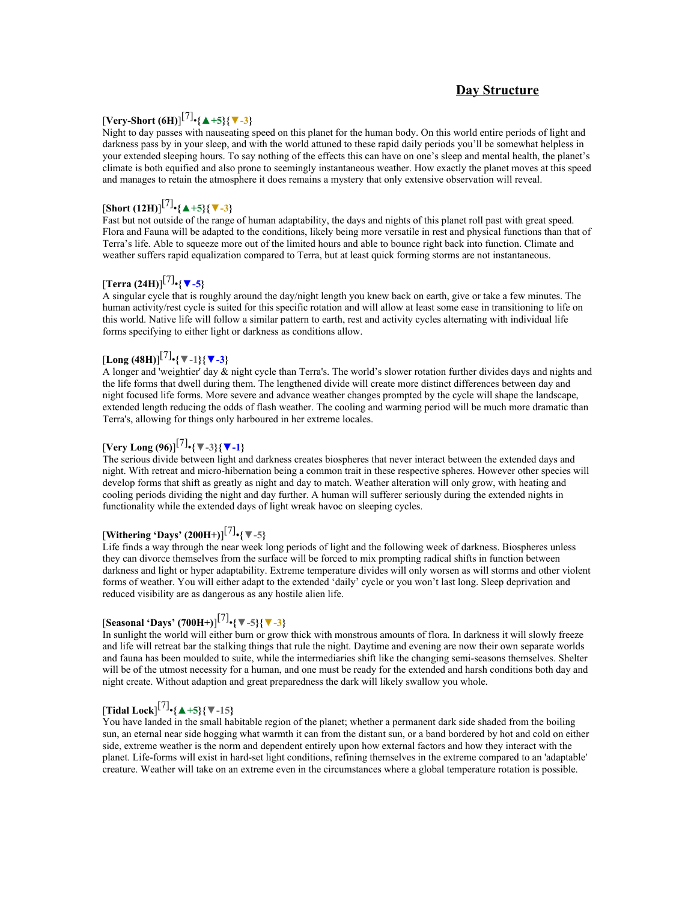## Day Structure

**[Very-Short (6H)]**[7]•{▲+5}{▼-3}
Night to day passes with nauseating speed on this planet for the human body. On this world entire periods of light and darkness pass by in your sleep, and with the world attuned to these rapid daily periods you'll be somewhat helpless in your extended sleeping hours. To say nothing of the effects this can have on one's sleep and mental health, the planet's climate is both equified and also prone to seemingly instantaneous weather. How exactly the planet moves at this speed and manages to retain the atmosphere it does remains a mystery that only extensive observation will reveal.

**[Short (12H)]**[7]•{▲+5}{▼-3}
Fast but not outside of the range of human adaptability, the days and nights of this planet roll past with great speed. Flora and Fauna will be adapted to the conditions, likely being more versatile in rest and physical functions than that of Terra's life. Able to squeeze more out of the limited hours and able to bounce right back into function. Climate and weather suffers rapid equalization compared to Terra, but at least quick forming storms are not instantaneous.

**[Terra (24H)]**[7]•{▼-5}
A singular cycle that is roughly around the day/night length you knew back on earth, give or take a few minutes. The human activity/rest cycle is suited for this specific rotation and will allow at least some ease in transitioning to life on this world. Native life will follow a similar pattern to earth, rest and activity cycles alternating with individual life forms specifying to either light or darkness as conditions allow.

**[Long (48H)]**[7]•{▼-1}{▼-3}
A longer and 'weightier' day & night cycle than Terra's. The world's slower rotation further divides days and nights and the life forms that dwell during them. The lengthened divide will create more distinct differences between day and night focused life forms. More severe and advance weather changes prompted by the cycle will shape the landscape, extended length reducing the odds of flash weather. The cooling and warming period will be much more dramatic than Terra's, allowing for things only harboured in her extreme locales.

**[Very Long (96)]**[7]•{▼-3}{▼-1}
The serious divide between light and darkness creates biospheres that never interact between the extended days and night. With retreat and micro-hibernation being a common trait in these respective spheres. However other species will develop forms that shift as greatly as night and day to match. Weather alteration will only grow, with heating and cooling periods dividing the night and day further. A human will sufferer seriously during the extended nights in functionality while the extended days of light wreak havoc on sleeping cycles.

**[Withering 'Days' (200H+)]**[7]•{▼-5}
Life finds a way through the near week long periods of light and the following week of darkness. Biospheres unless they can divorce themselves from the surface will be forced to mix prompting radical shifts in function between darkness and light or hyper adaptability. Extreme temperature divides will only worsen as will storms and other violent forms of weather. You will either adapt to the extended 'daily' cycle or you won't last long. Sleep deprivation and reduced visibility are as dangerous as any hostile alien life.

**[Seasonal 'Days' (700H+)]**[7]•{▼-5}{▼-3}
In sunlight the world will either burn or grow thick with monstrous amounts of flora. In darkness it will slowly freeze and life will retreat bar the stalking things that rule the night. Daytime and evening are now their own separate worlds and fauna has been moulded to suite, while the intermediaries shift like the changing semi-seasons themselves. Shelter will be of the utmost necessity for a human, and one must be ready for the extended and harsh conditions both day and night create. Without adaption and great preparedness the dark will likely swallow you whole.

**[Tidal Lock]**[7]•{▲+5}{▼-15}
You have landed in the small habitable region of the planet; whether a permanent dark side shaded from the boiling sun, an eternal near side hogging what warmth it can from the distant sun, or a band bordered by hot and cold on either side, extreme weather is the norm and dependent entirely upon how external factors and how they interact with the planet. Life-forms will exist in hard-set light conditions, refining themselves in the extreme compared to an 'adaptable' creature. Weather will take on an extreme even in the circumstances where a global temperature rotation is possible.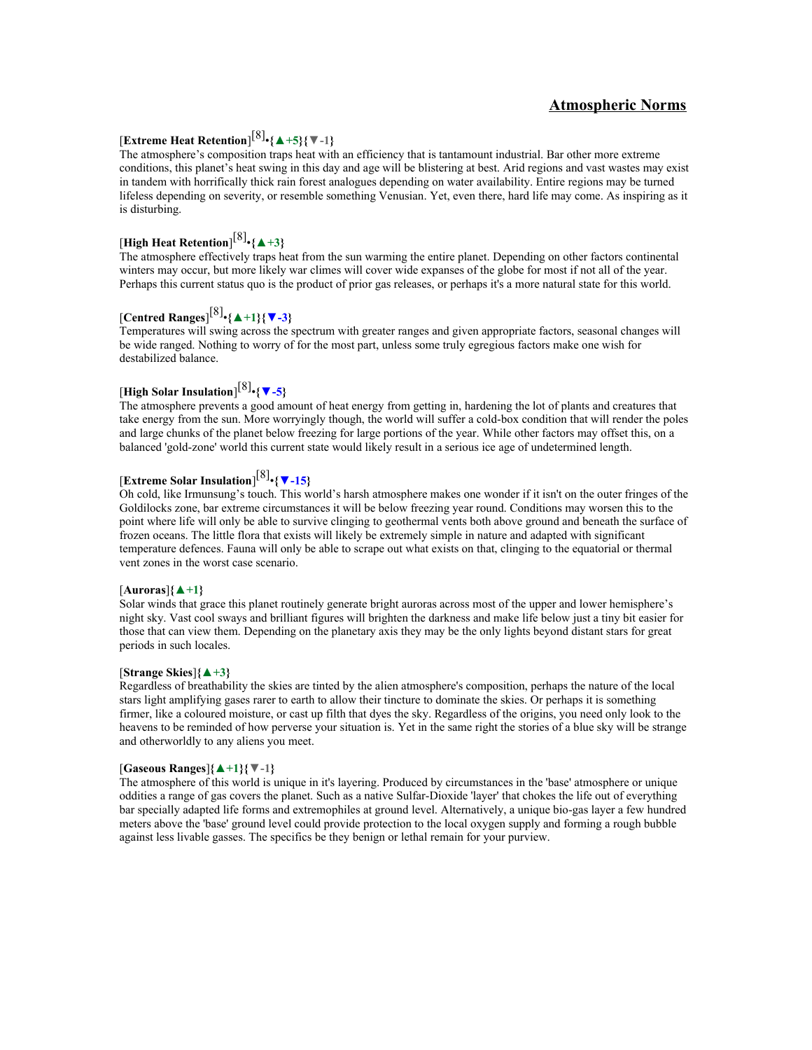# Atmospheric Norms

[**Extreme Heat Retention**][8]•**{▲+5}**{▼-1}
The atmosphere's composition traps heat with an efficiency that is tantamount industrial. Bar other more extreme conditions, this planet's heat swing in this day and age will be blistering at best. Arid regions and vast wastes may exist in tandem with horrifically thick rain forest analogues depending on water availability. Entire regions may be turned lifeless depending on severity, or resemble something Venusian. Yet, even there, hard life may come. As inspiring as it is disturbing.

[**High Heat Retention**][8]•**{▲+3}**
The atmosphere effectively traps heat from the sun warming the entire planet. Depending on other factors continental winters may occur, but more likely war climes will cover wide expanses of the globe for most if not all of the year. Perhaps this current status quo is the product of prior gas releases, or perhaps it's a more natural state for this world.

[**Centred Ranges**][8]•**{▲+1}{▼-3}**
Temperatures will swing across the spectrum with greater ranges and given appropriate factors, seasonal changes will be wide ranged. Nothing to worry of for the most part, unless some truly egregious factors make one wish for destabilized balance.

[**High Solar Insulation**][8]•**{▼-5}**
The atmosphere prevents a good amount of heat energy from getting in, hardening the lot of plants and creatures that take energy from the sun. More worryingly though, the world will suffer a cold-box condition that will render the poles and large chunks of the planet below freezing for large portions of the year. While other factors may offset this, on a balanced 'gold-zone' world this current state would likely result in a serious ice age of undetermined length.

[**Extreme Solar Insulation**][8]•**{▼-15}**
Oh cold, like Irmunsung's touch. This world's harsh atmosphere makes one wonder if it isn't on the outer fringes of the Goldilocks zone, bar extreme circumstances it will be below freezing year round. Conditions may worsen this to the point where life will only be able to survive clinging to geothermal vents both above ground and beneath the surface of frozen oceans. The little flora that exists will likely be extremely simple in nature and adapted with significant temperature defences. Fauna will only be able to scrape out what exists on that, clinging to the equatorial or thermal vent zones in the worst case scenario.

[**Auroras**]**{▲+1}**
Solar winds that grace this planet routinely generate bright auroras across most of the upper and lower hemisphere's night sky. Vast cool sways and brilliant figures will brighten the darkness and make life below just a tiny bit easier for those that can view them. Depending on the planetary axis they may be the only lights beyond distant stars for great periods in such locales.

[**Strange Skies**]**{▲+3}**
Regardless of breathability the skies are tinted by the alien atmosphere's composition, perhaps the nature of the local stars light amplifying gases rarer to earth to allow their tincture to dominate the skies. Or perhaps it is something firmer, like a coloured moisture, or cast up filth that dyes the sky. Regardless of the origins, you need only look to the heavens to be reminded of how perverse your situation is. Yet in the same right the stories of a blue sky will be strange and otherworldly to any aliens you meet.

[**Gaseous Ranges**]**{▲+1}**{▼-1}
The atmosphere of this world is unique in it's layering. Produced by circumstances in the 'base' atmosphere or unique oddities a range of gas covers the planet. Such as a native Sulfar-Dioxide 'layer' that chokes the life out of everything bar specially adapted life forms and extremophiles at ground level. Alternatively, a unique bio-gas layer a few hundred meters above the 'base' ground level could provide protection to the local oxygen supply and forming a rough bubble against less livable gasses. The specifics be they benign or lethal remain for your purview.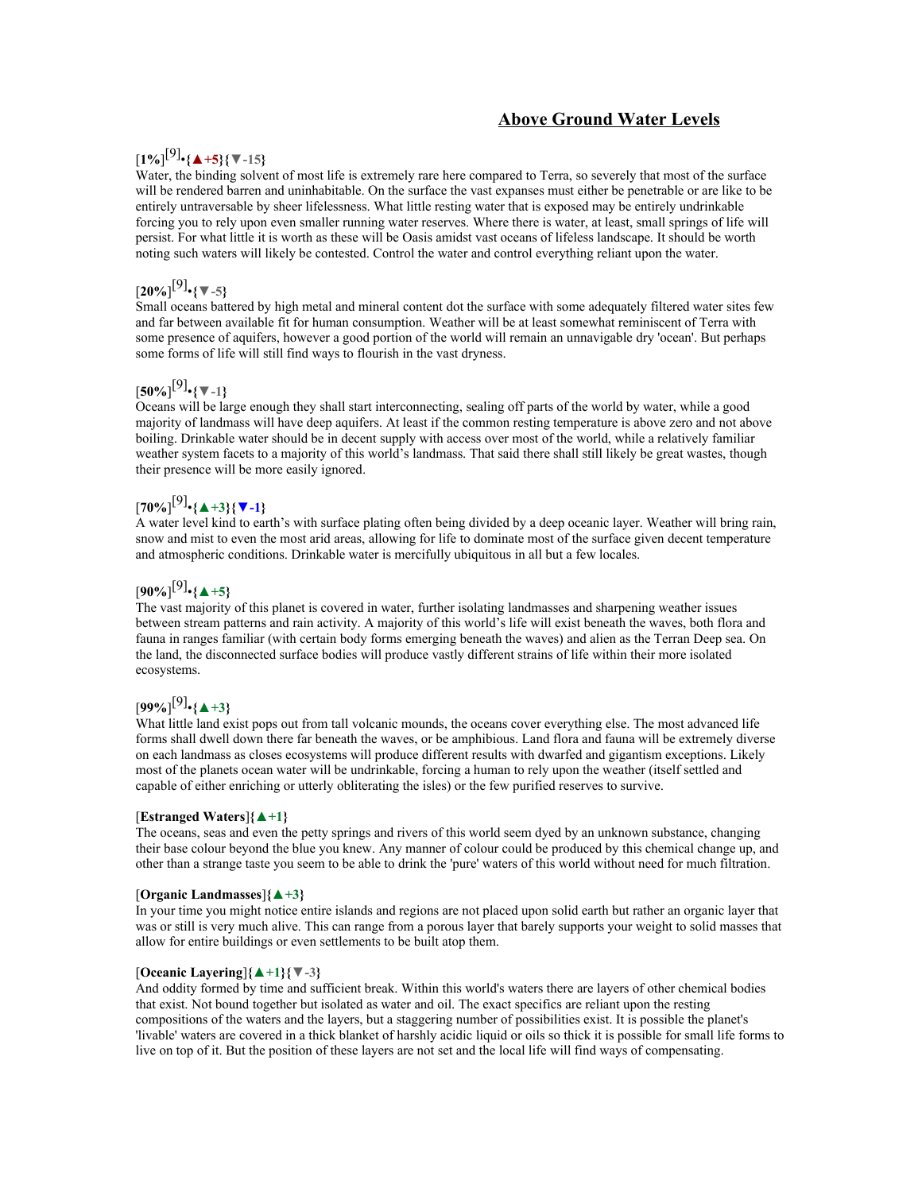# Above Ground Water Levels

**[1%]**[9]•**{▲+5}{▼-15}**
Water, the binding solvent of most life is extremely rare here compared to Terra, so severely that most of the surface will be rendered barren and uninhabitable. On the surface the vast expanses must either be penetrable or are like to be entirely untraversable by sheer lifelessness. What little resting water that is exposed may be entirely undrinkable forcing you to rely upon even smaller running water reserves. Where there is water, at least, small springs of life will persist. For what little it is worth as these will be Oasis amidst vast oceans of lifeless landscape. It should be worth noting such waters will likely be contested. Control the water and control everything reliant upon the water.

**[20%]**[9]•**{▼-5}**
Small oceans battered by high metal and mineral content dot the surface with some adequately filtered water sites few and far between available fit for human consumption. Weather will be at least somewhat reminiscent of Terra with some presence of aquifers, however a good portion of the world will remain an unnavigable dry 'ocean'. But perhaps some forms of life will still find ways to flourish in the vast dryness.

**[50%]**[9]•**{▼-1}**
Oceans will be large enough they shall start interconnecting, sealing off parts of the world by water, while a good majority of landmass will have deep aquifers. At least if the common resting temperature is above zero and not above boiling. Drinkable water should be in decent supply with access over most of the world, while a relatively familiar weather system facets to a majority of this world's landmass. That said there shall still likely be great wastes, though their presence will be more easily ignored.

**[70%]**[9]•**{▲+3}{▼-1}**
A water level kind to earth's with surface plating often being divided by a deep oceanic layer. Weather will bring rain, snow and mist to even the most arid areas, allowing for life to dominate most of the surface given decent temperature and atmospheric conditions. Drinkable water is mercifully ubiquitous in all but a few locales.

**[90%]**[9]•**{▲+5}**
The vast majority of this planet is covered in water, further isolating landmasses and sharpening weather issues between stream patterns and rain activity. A majority of this world's life will exist beneath the waves, both flora and fauna in ranges familiar (with certain body forms emerging beneath the waves) and alien as the Terran Deep sea. On the land, the disconnected surface bodies will produce vastly different strains of life within their more isolated ecosystems.

**[99%]**[9]•**{▲+3}**
What little land exist pops out from tall volcanic mounds, the oceans cover everything else. The most advanced life forms shall dwell down there far beneath the waves, or be amphibious. Land flora and fauna will be extremely diverse on each landmass as closes ecosystems will produce different results with dwarfed and gigantism exceptions. Likely most of the planets ocean water will be undrinkable, forcing a human to rely upon the weather (itself settled and capable of either enriching or utterly obliterating the isles) or the few purified reserves to survive.

**[Estranged Waters]{▲+1}**
The oceans, seas and even the petty springs and rivers of this world seem dyed by an unknown substance, changing their base colour beyond the blue you knew. Any manner of colour could be produced by this chemical change up, and other than a strange taste you seem to be able to drink the 'pure' waters of this world without need for much filtration.

**[Organic Landmasses]{▲+3}**
In your time you might notice entire islands and regions are not placed upon solid earth but rather an organic layer that was or still is very much alive. This can range from a porous layer that barely supports your weight to solid masses that allow for entire buildings or even settlements to be built atop them.

**[Oceanic Layering]{▲+1}{▼-3}**
And oddity formed by time and sufficient break. Within this world's waters there are layers of other chemical bodies that exist. Not bound together but isolated as water and oil. The exact specifics are reliant upon the resting compositions of the waters and the layers, but a staggering number of possibilities exist. It is possible the planet's 'livable' waters are covered in a thick blanket of harshly acidic liquid or oils so thick it is possible for small life forms to live on top of it. But the position of these layers are not set and the local life will find ways of compensating.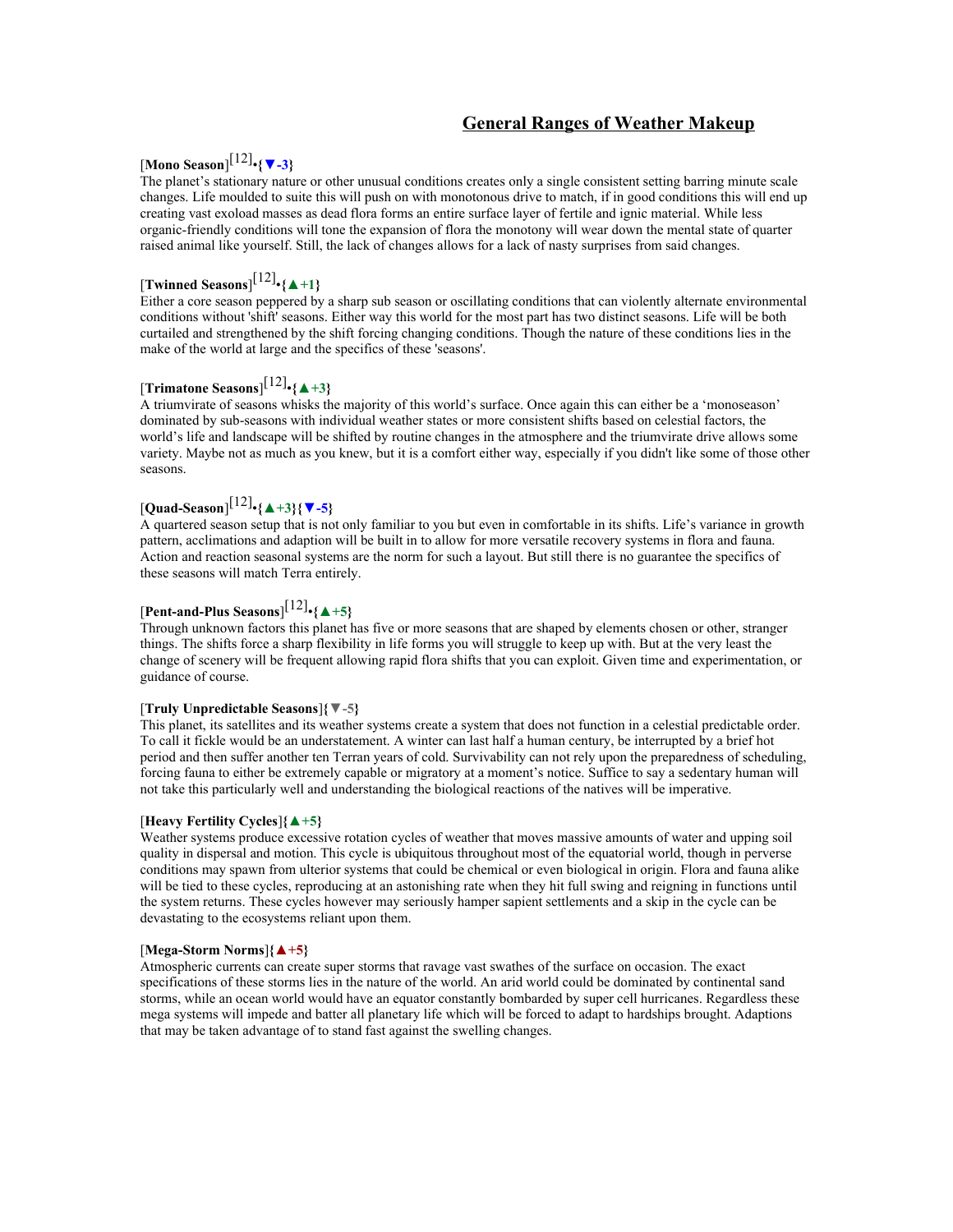# General Ranges of Weather Makeup

[**Mono Season**][12]•**{▼-3}**
The planet's stationary nature or other unusual conditions creates only a single consistent setting barring minute scale changes. Life moulded to suite this will push on with monotonous drive to match, if in good conditions this will end up creating vast exoload masses as dead flora forms an entire surface layer of fertile and ignic material. While less organic-friendly conditions will tone the expansion of flora the monotony will wear down the mental state of quarter raised animal like yourself. Still, the lack of changes allows for a lack of nasty surprises from said changes.

[**Twinned Seasons**][12]•**{▲+1}**
Either a core season peppered by a sharp sub season or oscillating conditions that can violently alternate environmental conditions without 'shift' seasons. Either way this world for the most part has two distinct seasons. Life will be both curtailed and strengthened by the shift forcing changing conditions. Though the nature of these conditions lies in the make of the world at large and the specifics of these 'seasons'.

[**Trimatone Seasons**][12]•**{▲+3}**
A triumvirate of seasons whisks the majority of this world's surface. Once again this can either be a 'monoseason' dominated by sub-seasons with individual weather states or more consistent shifts based on celestial factors, the world's life and landscape will be shifted by routine changes in the atmosphere and the triumvirate drive allows some variety. Maybe not as much as you knew, but it is a comfort either way, especially if you didn't like some of those other seasons.

[**Quad-Season**][12]•**{▲+3}{▼-5}**
A quartered season setup that is not only familiar to you but even in comfortable in its shifts. Life's variance in growth pattern, acclimations and adaption will be built in to allow for more versatile recovery systems in flora and fauna. Action and reaction seasonal systems are the norm for such a layout. But still there is no guarantee the specifics of these seasons will match Terra entirely.

[**Pent-and-Plus Seasons**][12]•**{▲+5}**
Through unknown factors this planet has five or more seasons that are shaped by elements chosen or other, stranger things. The shifts force a sharp flexibility in life forms you will struggle to keep up with. But at the very least the change of scenery will be frequent allowing rapid flora shifts that you can exploit. Given time and experimentation, or guidance of course.

[**Truly Unpredictable Seasons**]**{▼-5}**
This planet, its satellites and its weather systems create a system that does not function in a celestial predictable order. To call it fickle would be an understatement. A winter can last half a human century, be interrupted by a brief hot period and then suffer another ten Terran years of cold. Survivability can not rely upon the preparedness of scheduling, forcing fauna to either be extremely capable or migratory at a moment's notice. Suffice to say a sedentary human will not take this particularly well and understanding the biological reactions of the natives will be imperative.

[**Heavy Fertility Cycles**]**{▲+5}**
Weather systems produce excessive rotation cycles of weather that moves massive amounts of water and upping soil quality in dispersal and motion. This cycle is ubiquitous throughout most of the equatorial world, though in perverse conditions may spawn from ulterior systems that could be chemical or even biological in origin. Flora and fauna alike will be tied to these cycles, reproducing at an astonishing rate when they hit full swing and reigning in functions until the system returns. These cycles however may seriously hamper sapient settlements and a skip in the cycle can be devastating to the ecosystems reliant upon them.

[**Mega-Storm Norms**]**{▲+5}**
Atmospheric currents can create super storms that ravage vast swathes of the surface on occasion. The exact specifications of these storms lies in the nature of the world. An arid world could be dominated by continental sand storms, while an ocean world would have an equator constantly bombarded by super cell hurricanes. Regardless these mega systems will impede and batter all planetary life which will be forced to adapt to hardships brought. Adaptions that may be taken advantage of to stand fast against the swelling changes.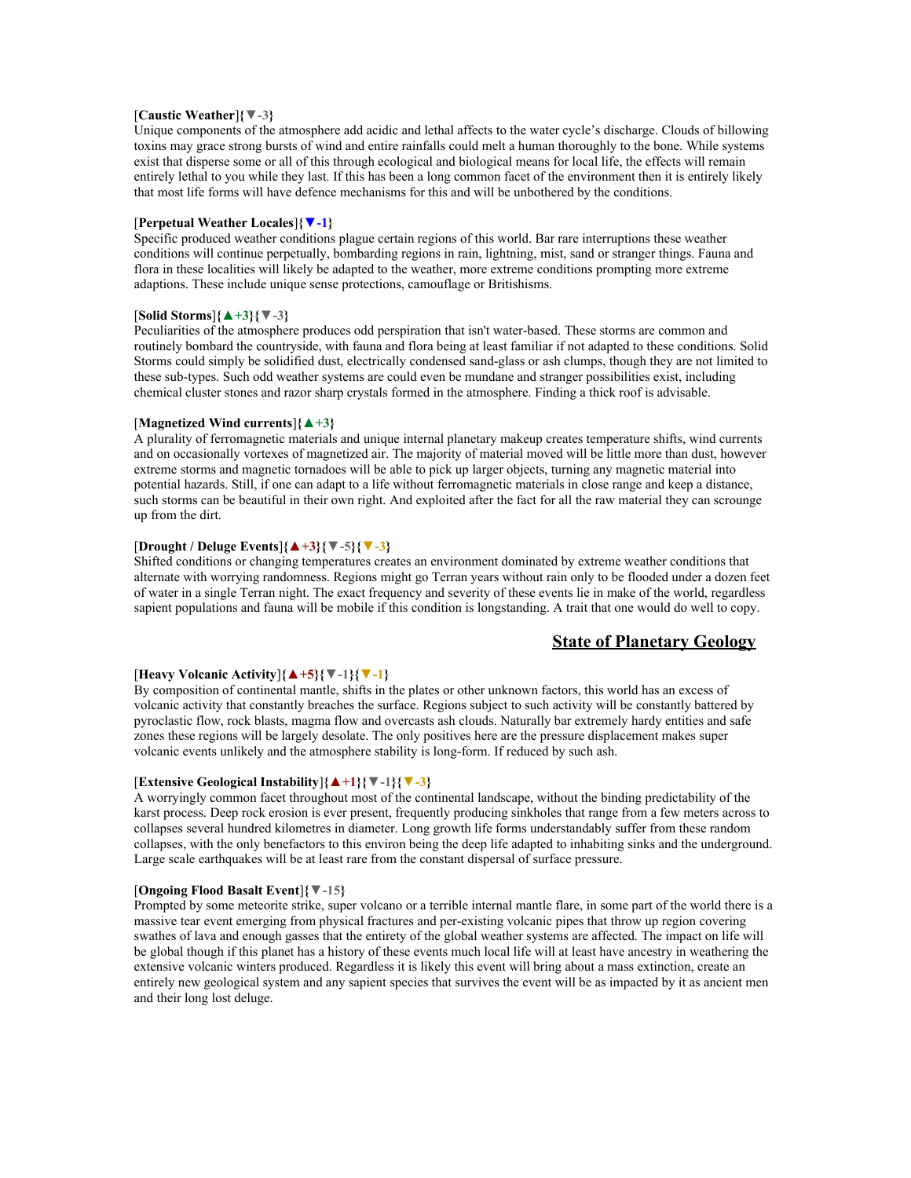[**Caustic Weather**]{▼-3}
Unique components of the atmosphere add acidic and lethal affects to the water cycle's discharge. Clouds of billowing toxins may grace strong bursts of wind and entire rainfalls could melt a human thoroughly to the bone. While systems exist that disperse some or all of this through ecological and biological means for local life, the effects will remain entirely lethal to you while they last. If this has been a long common facet of the environment then it is entirely likely that most life forms will have defence mechanisms for this and will be unbothered by the conditions.

[**Perpetual Weather Locales**]{▼-1}
Specific produced weather conditions plague certain regions of this world. Bar rare interruptions these weather conditions will continue perpetually, bombarding regions in rain, lightning, mist, sand or stranger things. Fauna and flora in these localities will likely be adapted to the weather, more extreme conditions prompting more extreme adaptions. These include unique sense protections, camouflage or Britishisms.

[**Solid Storms**]{▲+3}{▼-3}
Peculiarities of the atmosphere produces odd perspiration that isn't water-based. These storms are common and routinely bombard the countryside, with fauna and flora being at least familiar if not adapted to these conditions. Solid Storms could simply be solidified dust, electrically condensed sand-glass or ash clumps, though they are not limited to these sub-types. Such odd weather systems are could even be mundane and stranger possibilities exist, including chemical cluster stones and razor sharp crystals formed in the atmosphere. Finding a thick roof is advisable.

[**Magnetized Wind currents**]{▲+3}
A plurality of ferromagnetic materials and unique internal planetary makeup creates temperature shifts, wind currents and on occasionally vortexes of magnetized air. The majority of material moved will be little more than dust, however extreme storms and magnetic tornadoes will be able to pick up larger objects, turning any magnetic material into potential hazards. Still, if one can adapt to a life without ferromagnetic materials in close range and keep a distance, such storms can be beautiful in their own right. And exploited after the fact for all the raw material they can scrounge up from the dirt.

[**Drought / Deluge Events**]{▲+3}{▼-5}{▼-3}
Shifted conditions or changing temperatures creates an environment dominated by extreme weather conditions that alternate with worrying randomness. Regions might go Terran years without rain only to be flooded under a dozen feet of water in a single Terran night. The exact frequency and severity of these events lie in make of the world, regardless sapient populations and fauna will be mobile if this condition is longstanding. A trait that one would do well to copy.

## State of Planetary Geology

[**Heavy Volcanic Activity**]{▲+5}{▼-1}{▼-1}
By composition of continental mantle, shifts in the plates or other unknown factors, this world has an excess of volcanic activity that constantly breaches the surface. Regions subject to such activity will be constantly battered by pyroclastic flow, rock blasts, magma flow and overcasts ash clouds. Naturally bar extremely hardy entities and safe zones these regions will be largely desolate. The only positives here are the pressure displacement makes super volcanic events unlikely and the atmosphere stability is long-form. If reduced by such ash.

[**Extensive Geological Instability**]{▲+1}{▼-1}{▼-3}
A worryingly common facet throughout most of the continental landscape, without the binding predictability of the karst process. Deep rock erosion is ever present, frequently producing sinkholes that range from a few meters across to collapses several hundred kilometres in diameter. Long growth life forms understandably suffer from these random collapses, with the only benefactors to this environ being the deep life adapted to inhabiting sinks and the underground. Large scale earthquakes will be at least rare from the constant dispersal of surface pressure.

[**Ongoing Flood Basalt Event**]{▼-15}
Prompted by some meteorite strike, super volcano or a terrible internal mantle flare, in some part of the world there is a massive tear event emerging from physical fractures and per-existing volcanic pipes that throw up region covering swathes of lava and enough gasses that the entirety of the global weather systems are affected. The impact on life will be global though if this planet has a history of these events much local life will at least have ancestry in weathering the extensive volcanic winters produced. Regardless it is likely this event will bring about a mass extinction, create an entirely new geological system and any sapient species that survives the event will be as impacted by it as ancient men and their long lost deluge.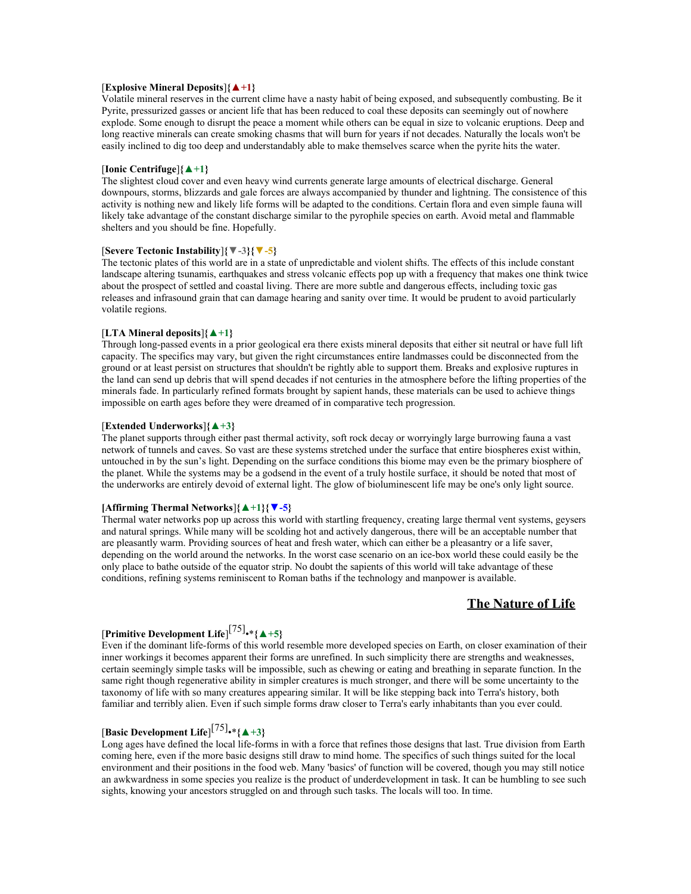[**Explosive Mineral Deposits**]{▲+1}
Volatile mineral reserves in the current clime have a nasty habit of being exposed, and subsequently combusting. Be it Pyrite, pressurized gasses or ancient life that has been reduced to coal these deposits can seemingly out of nowhere explode. Some enough to disrupt the peace a moment while others can be equal in size to volcanic eruptions. Deep and long reactive minerals can create smoking chasms that will burn for years if not decades. Naturally the locals won't be easily inclined to dig too deep and understandably able to make themselves scarce when the pyrite hits the water.

[**Ionic Centrifuge**]{▲+1}
The slightest cloud cover and even heavy wind currents generate large amounts of electrical discharge. General downpours, storms, blizzards and gale forces are always accompanied by thunder and lightning. The consistence of this activity is nothing new and likely life forms will be adapted to the conditions. Certain flora and even simple fauna will likely take advantage of the constant discharge similar to the pyrophile species on earth. Avoid metal and flammable shelters and you should be fine. Hopefully.

[**Severe Tectonic Instability**]{▼-3}{▼-5}
The tectonic plates of this world are in a state of unpredictable and violent shifts. The effects of this include constant landscape altering tsunamis, earthquakes and stress volcanic effects pop up with a frequency that makes one think twice about the prospect of settled and coastal living. There are more subtle and dangerous effects, including toxic gas releases and infrasound grain that can damage hearing and sanity over time. It would be prudent to avoid particularly volatile regions.

[**LTA Mineral deposits**]{▲+1}
Through long-passed events in a prior geological era there exists mineral deposits that either sit neutral or have full lift capacity. The specifics may vary, but given the right circumstances entire landmasses could be disconnected from the ground or at least persist on structures that shouldn't be rightly able to support them. Breaks and explosive ruptures in the land can send up debris that will spend decades if not centuries in the atmosphere before the lifting properties of the minerals fade. In particularly refined formats brought by sapient hands, these materials can be used to achieve things impossible on earth ages before they were dreamed of in comparative tech progression.

[**Extended Underworks**]{▲+3}
The planet supports through either past thermal activity, soft rock decay or worryingly large burrowing fauna a vast network of tunnels and caves. So vast are these systems stretched under the surface that entire biospheres exist within, untouched in by the sun's light. Depending on the surface conditions this biome may even be the primary biosphere of the planet. While the systems may be a godsend in the event of a truly hostile surface, it should be noted that most of the underworks are entirely devoid of external light. The glow of bioluminescent life may be one's only light source.

**[Affirming Thermal Networks]{▲+1}{▼-5}**
Thermal water networks pop up across this world with startling frequency, creating large thermal vent systems, geysers and natural springs. While many will be scolding hot and actively dangerous, there will be an acceptable number that are pleasantly warm. Providing sources of heat and fresh water, which can either be a pleasantry or a life saver, depending on the world around the networks. In the worst case scenario on an ice-box world these could easily be the only place to bathe outside of the equator strip. No doubt the sapients of this world will take advantage of these conditions, refining systems reminiscent to Roman baths if the technology and manpower is available.

## The Nature of Life

[**Primitive Development Life**][75]•*{▲+5}
Even if the dominant life-forms of this world resemble more developed species on Earth, on closer examination of their inner workings it becomes apparent their forms are unrefined. In such simplicity there are strengths and weaknesses, certain seemingly simple tasks will be impossible, such as chewing or eating and breathing in separate function. In the same right though regenerative ability in simpler creatures is much stronger, and there will be some uncertainty to the taxonomy of life with so many creatures appearing similar. It will be like stepping back into Terra's history, both familiar and terribly alien. Even if such simple forms draw closer to Terra's early inhabitants than you ever could.

[**Basic Development Life**][75]•*{▲+3}
Long ages have defined the local life-forms in with a force that refines those designs that last. True division from Earth coming here, even if the more basic designs still draw to mind home. The specifics of such things suited for the local environment and their positions in the food web. Many 'basics' of function will be covered, though you may still notice an awkwardness in some species you realize is the product of underdevelopment in task. It can be humbling to see such sights, knowing your ancestors struggled on and through such tasks. The locals will too. In time.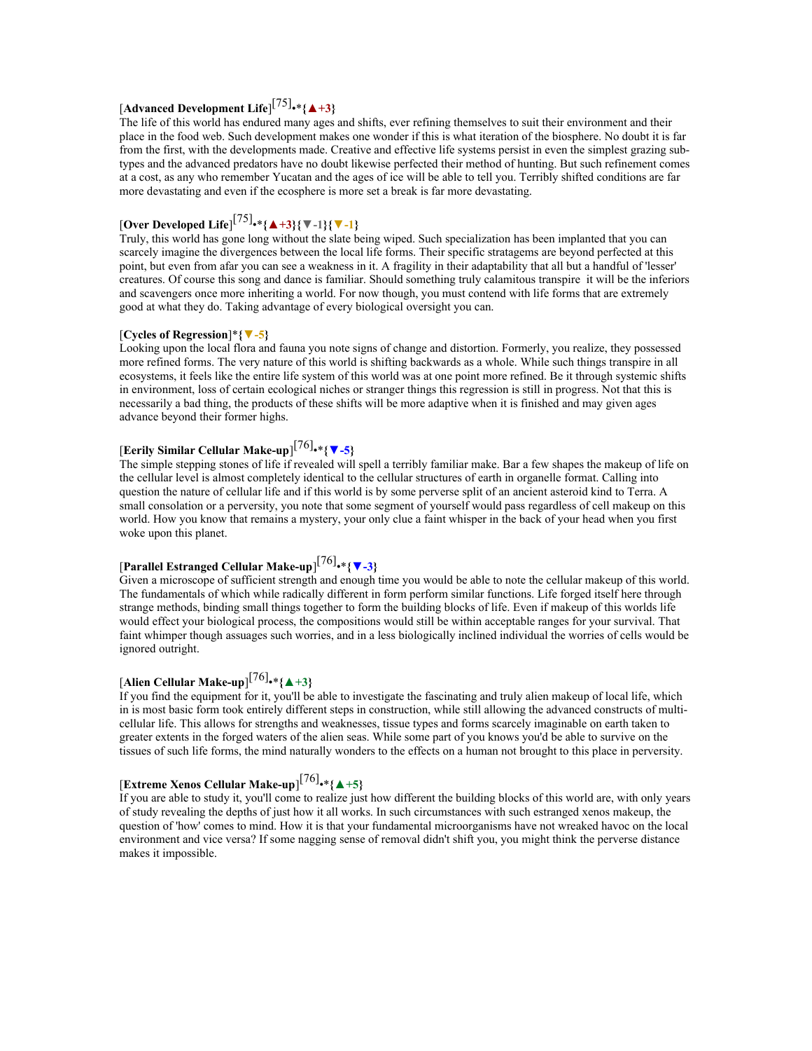[**Advanced Development Life**][75]•*{▲+3}
The life of this world has endured many ages and shifts, ever refining themselves to suit their environment and their place in the food web. Such development makes one wonder if this is what iteration of the biosphere. No doubt it is far from the first, with the developments made. Creative and effective life systems persist in even the simplest grazing sub-types and the advanced predators have no doubt likewise perfected their method of hunting. But such refinement comes at a cost, as any who remember Yucatan and the ages of ice will be able to tell you. Terribly shifted conditions are far more devastating and even if the ecosphere is more set a break is far more devastating.

[**Over Developed Life**][75]•*{▲+3}{▼-1}{▼-1}
Truly, this world has gone long without the slate being wiped. Such specialization has been implanted that you can scarcely imagine the divergences between the local life forms. Their specific stratagems are beyond perfected at this point, but even from afar you can see a weakness in it. A fragility in their adaptability that all but a handful of 'lesser' creatures. Of course this song and dance is familiar. Should something truly calamitous transpire it will be the inferiors and scavengers once more inheriting a world. For now though, you must contend with life forms that are extremely good at what they do. Taking advantage of every biological oversight you can.

[**Cycles of Regression**]*{▼-5}
Looking upon the local flora and fauna you note signs of change and distortion. Formerly, you realize, they possessed more refined forms. The very nature of this world is shifting backwards as a whole. While such things transpire in all ecosystems, it feels like the entire life system of this world was at one point more refined. Be it through systemic shifts in environment, loss of certain ecological niches or stranger things this regression is still in progress. Not that this is necessarily a bad thing, the products of these shifts will be more adaptive when it is finished and may given ages advance beyond their former highs.

[**Eerily Similar Cellular Make-up**][76]•*{▼-5}
The simple stepping stones of life if revealed will spell a terribly familiar make. Bar a few shapes the makeup of life on the cellular level is almost completely identical to the cellular structures of earth in organelle format. Calling into question the nature of cellular life and if this world is by some perverse split of an ancient asteroid kind to Terra. A small consolation or a perversity, you note that some segment of yourself would pass regardless of cell makeup on this world. How you know that remains a mystery, your only clue a faint whisper in the back of your head when you first woke upon this planet.

[**Parallel Estranged Cellular Make-up**][76]•*{▼-3}
Given a microscope of sufficient strength and enough time you would be able to note the cellular makeup of this world. The fundamentals of which while radically different in form perform similar functions. Life forged itself here through strange methods, binding small things together to form the building blocks of life. Even if makeup of this worlds life would effect your biological process, the compositions would still be within acceptable ranges for your survival. That faint whimper though assuages such worries, and in a less biologically inclined individual the worries of cells would be ignored outright.

[**Alien Cellular Make-up**][76]•*{▲+3}
If you find the equipment for it, you'll be able to investigate the fascinating and truly alien makeup of local life, which in is most basic form took entirely different steps in construction, while still allowing the advanced constructs of multi-cellular life. This allows for strengths and weaknesses, tissue types and forms scarcely imaginable on earth taken to greater extents in the forged waters of the alien seas. While some part of you knows you'd be able to survive on the tissues of such life forms, the mind naturally wonders to the effects on a human not brought to this place in perversity.

[**Extreme Xenos Cellular Make-up**][76]•*{▲+5}
If you are able to study it, you'll come to realize just how different the building blocks of this world are, with only years of study revealing the depths of just how it all works. In such circumstances with such estranged xenos makeup, the question of 'how' comes to mind. How it is that your fundamental microorganisms have not wreaked havoc on the local environment and vice versa? If some nagging sense of removal didn't shift you, you might think the perverse distance makes it impossible.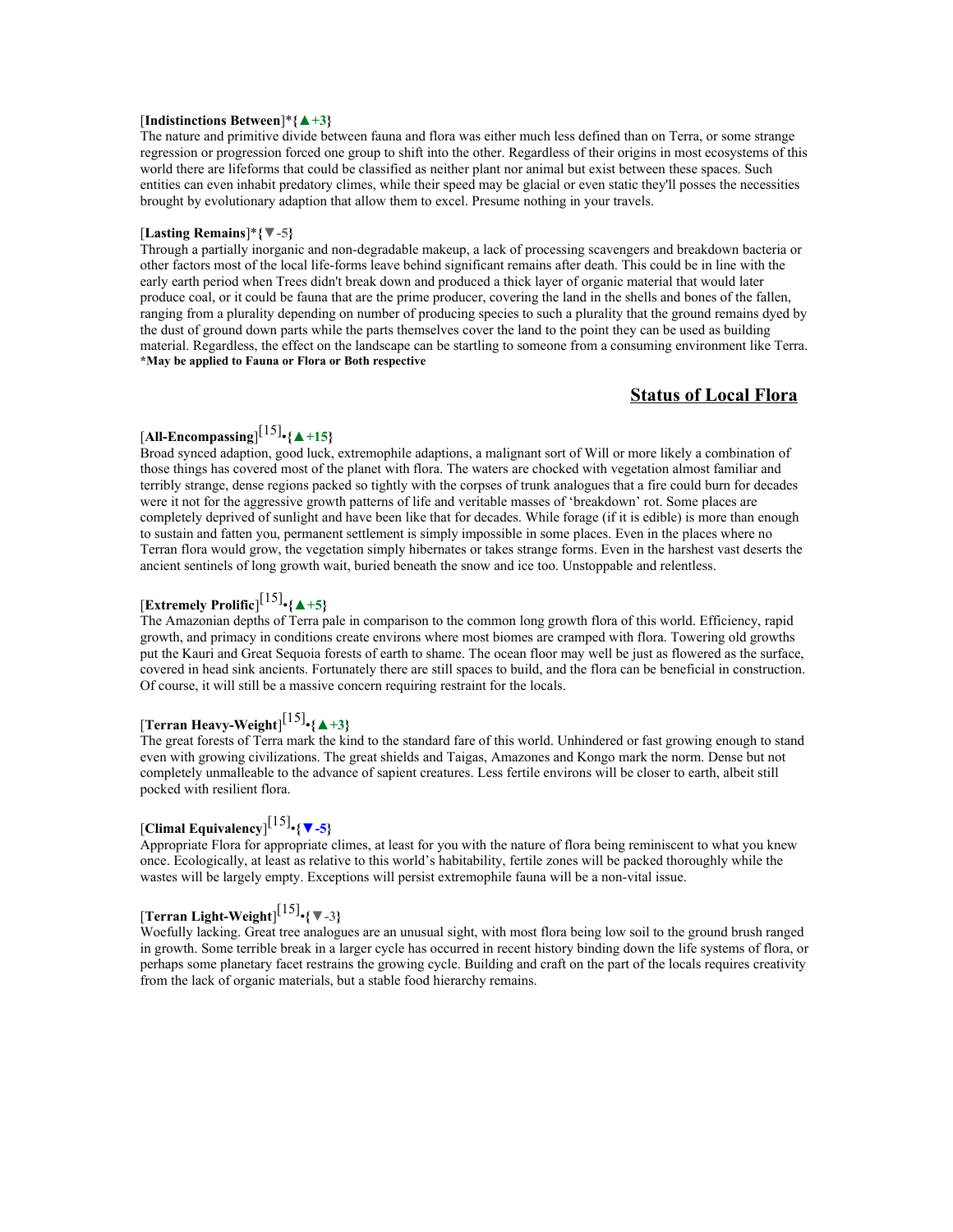[**Indistinctions Between**]*{▲+3}
The nature and primitive divide between fauna and flora was either much less defined than on Terra, or some strange regression or progression forced one group to shift into the other. Regardless of their origins in most ecosystems of this world there are lifeforms that could be classified as neither plant nor animal but exist between these spaces. Such entities can even inhabit predatory climes, while their speed may be glacial or even static they'll posses the necessities brought by evolutionary adaption that allow them to excel. Presume nothing in your travels.

[**Lasting Remains**]*{▼-5}
Through a partially inorganic and non-degradable makeup, a lack of processing scavengers and breakdown bacteria or other factors most of the local life-forms leave behind significant remains after death. This could be in line with the early earth period when Trees didn't break down and produced a thick layer of organic material that would later produce coal, or it could be fauna that are the prime producer, covering the land in the shells and bones of the fallen, ranging from a plurality depending on number of producing species to such a plurality that the ground remains dyed by the dust of ground down parts while the parts themselves cover the land to the point they can be used as building material. Regardless, the effect on the landscape can be startling to someone from a consuming environment like Terra.
***May be applied to Fauna or Flora or Both respective**

## Status of Local Flora

[**All-Encompassing**][15]•{▲+15}
Broad synced adaption, good luck, extremophile adaptions, a malignant sort of Will or more likely a combination of those things has covered most of the planet with flora. The waters are chocked with vegetation almost familiar and terribly strange, dense regions packed so tightly with the corpses of trunk analogues that a fire could burn for decades were it not for the aggressive growth patterns of life and veritable masses of 'breakdown' rot. Some places are completely deprived of sunlight and have been like that for decades. While forage (if it is edible) is more than enough to sustain and fatten you, permanent settlement is simply impossible in some places. Even in the places where no Terran flora would grow, the vegetation simply hibernates or takes strange forms. Even in the harshest vast deserts the ancient sentinels of long growth wait, buried beneath the snow and ice too. Unstoppable and relentless.

[**Extremely Prolific**][15]•{▲+5}
The Amazonian depths of Terra pale in comparison to the common long growth flora of this world. Efficiency, rapid growth, and primacy in conditions create environs where most biomes are cramped with flora. Towering old growths put the Kauri and Great Sequoia forests of earth to shame. The ocean floor may well be just as flowered as the surface, covered in head sink ancients. Fortunately there are still spaces to build, and the flora can be beneficial in construction. Of course, it will still be a massive concern requiring restraint for the locals.

[**Terran Heavy-Weight**][15]•{▲+3}
The great forests of Terra mark the kind to the standard fare of this world. Unhindered or fast growing enough to stand even with growing civilizations. The great shields and Taigas, Amazones and Kongo mark the norm. Dense but not completely unmalleable to the advance of sapient creatures. Less fertile environs will be closer to earth, albeit still pocked with resilient flora.

[**Climal Equivalency**][15]•{▼-5}
Appropriate Flora for appropriate climes, at least for you with the nature of flora being reminiscent to what you knew once. Ecologically, at least as relative to this world's habitability, fertile zones will be packed thoroughly while the wastes will be largely empty. Exceptions will persist extremophile fauna will be a non-vital issue.

[**Terran Light-Weight**][15]•{▼-3}
Woefully lacking. Great tree analogues are an unusual sight, with most flora being low soil to the ground brush ranged in growth. Some terrible break in a larger cycle has occurred in recent history binding down the life systems of flora, or perhaps some planetary facet restrains the growing cycle. Building and craft on the part of the locals requires creativity from the lack of organic materials, but a stable food hierarchy remains.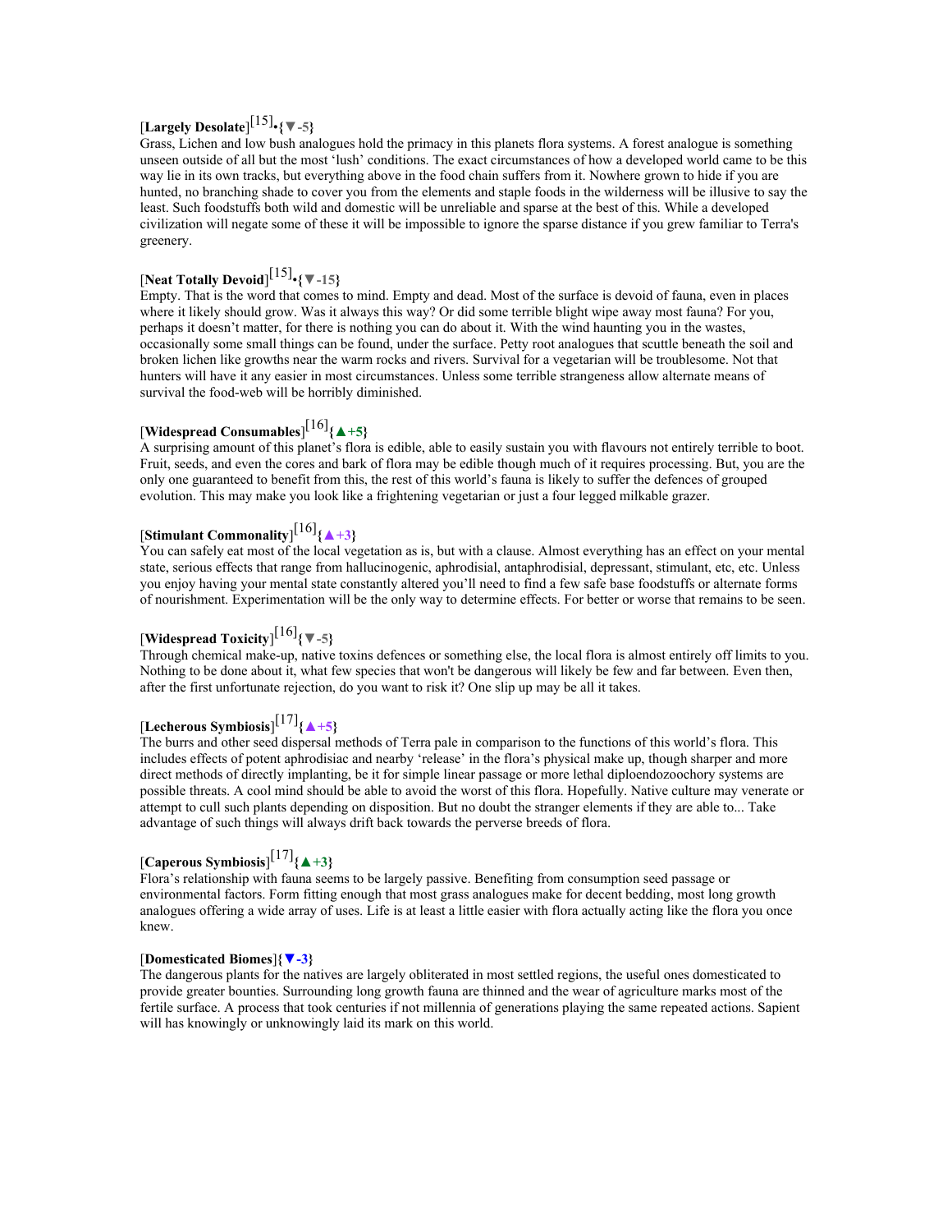[**Largely Desolate**][15]•{▼-5}

Grass, Lichen and low bush analogues hold the primacy in this planets flora systems. A forest analogue is something unseen outside of all but the most 'lush' conditions. The exact circumstances of how a developed world came to be this way lie in its own tracks, but everything above in the food chain suffers from it. Nowhere grown to hide if you are hunted, no branching shade to cover you from the elements and staple foods in the wilderness will be illusive to say the least. Such foodstuffs both wild and domestic will be unreliable and sparse at the best of this. While a developed civilization will negate some of these it will be impossible to ignore the sparse distance if you grew familiar to Terra's greenery.

[**Neat Totally Devoid**][15]•{▼-15}

Empty. That is the word that comes to mind. Empty and dead. Most of the surface is devoid of fauna, even in places where it likely should grow. Was it always this way? Or did some terrible blight wipe away most fauna? For you, perhaps it doesn't matter, for there is nothing you can do about it. With the wind haunting you in the wastes, occasionally some small things can be found, under the surface. Petty root analogues that scuttle beneath the soil and broken lichen like growths near the warm rocks and rivers. Survival for a vegetarian will be troublesome. Not that hunters will have it any easier in most circumstances. Unless some terrible strangeness allow alternate means of survival the food-web will be horribly diminished.

[**Widespread Consumables**][16]{▲+5}

A surprising amount of this planet's flora is edible, able to easily sustain you with flavours not entirely terrible to boot. Fruit, seeds, and even the cores and bark of flora may be edible though much of it requires processing. But, you are the only one guaranteed to benefit from this, the rest of this world's fauna is likely to suffer the defences of grouped evolution. This may make you look like a frightening vegetarian or just a four legged milkable grazer.

[**Stimulant Commonality**][16]{▲+3}

You can safely eat most of the local vegetation as is, but with a clause. Almost everything has an effect on your mental state, serious effects that range from hallucinogenic, aphrodisial, antaphrodisial, depressant, stimulant, etc, etc. Unless you enjoy having your mental state constantly altered you'll need to find a few safe base foodstuffs or alternate forms of nourishment. Experimentation will be the only way to determine effects. For better or worse that remains to be seen.

[**Widespread Toxicity**][16]{▼-5}

Through chemical make-up, native toxins defences or something else, the local flora is almost entirely off limits to you. Nothing to be done about it, what few species that won't be dangerous will likely be few and far between. Even then, after the first unfortunate rejection, do you want to risk it? One slip up may be all it takes.

[**Lecherous Symbiosis**][17]{▲+5}

The burrs and other seed dispersal methods of Terra pale in comparison to the functions of this world's flora. This includes effects of potent aphrodisiac and nearby 'release' in the flora's physical make up, though sharper and more direct methods of directly implanting, be it for simple linear passage or more lethal diploendozoochory systems are possible threats. A cool mind should be able to avoid the worst of this flora. Hopefully. Native culture may venerate or attempt to cull such plants depending on disposition. But no doubt the stranger elements if they are able to... Take advantage of such things will always drift back towards the perverse breeds of flora.

[**Caperous Symbiosis**][17]{▲+3}

Flora's relationship with fauna seems to be largely passive. Benefiting from consumption seed passage or environmental factors. Form fitting enough that most grass analogues make for decent bedding, most long growth analogues offering a wide array of uses. Life is at least a little easier with flora actually acting like the flora you once knew.

[**Domesticated Biomes**]{▼-3}

The dangerous plants for the natives are largely obliterated in most settled regions, the useful ones domesticated to provide greater bounties. Surrounding long growth fauna are thinned and the wear of agriculture marks most of the fertile surface. A process that took centuries if not millennia of generations playing the same repeated actions. Sapient will has knowingly or unknowingly laid its mark on this world.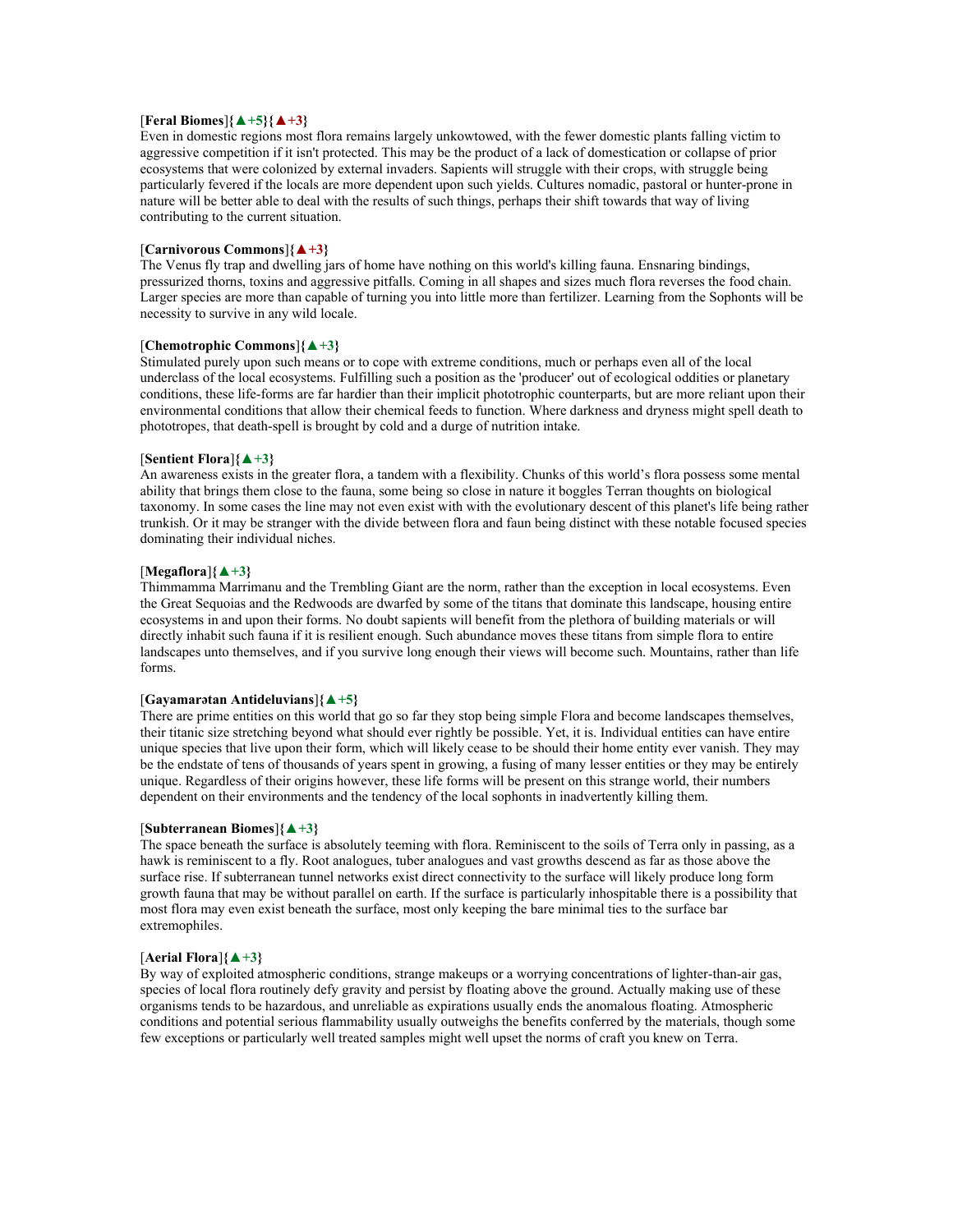[**Feral Biomes**]**{▲+5}{▲+3}**
Even in domestic regions most flora remains largely unkowtowed, with the fewer domestic plants falling victim to aggressive competition if it isn't protected. This may be the product of a lack of domestication or collapse of prior ecosystems that were colonized by external invaders. Sapients will struggle with their crops, with struggle being particularly fevered if the locals are more dependent upon such yields. Cultures nomadic, pastoral or hunter-prone in nature will be better able to deal with the results of such things, perhaps their shift towards that way of living contributing to the current situation.

[**Carnivorous Commons**]**{▲+3}**
The Venus fly trap and dwelling jars of home have nothing on this world's killing fauna. Ensnaring bindings, pressurized thorns, toxins and aggressive pitfalls. Coming in all shapes and sizes much flora reverses the food chain. Larger species are more than capable of turning you into little more than fertilizer. Learning from the Sophonts will be necessity to survive in any wild locale.

[**Chemotrophic Commons**]**{▲+3}**
Stimulated purely upon such means or to cope with extreme conditions, much or perhaps even all of the local underclass of the local ecosystems. Fulfilling such a position as the 'producer' out of ecological oddities or planetary conditions, these life-forms are far hardier than their implicit phototrophic counterparts, but are more reliant upon their environmental conditions that allow their chemical feeds to function. Where darkness and dryness might spell death to phototropes, that death-spell is brought by cold and a durge of nutrition intake.

[**Sentient Flora**]**{▲+3}**
An awareness exists in the greater flora, a tandem with a flexibility. Chunks of this world's flora possess some mental ability that brings them close to the fauna, some being so close in nature it boggles Terran thoughts on biological taxonomy. In some cases the line may not even exist with with the evolutionary descent of this planet's life being rather trunkish. Or it may be stranger with the divide between flora and faun being distinct with these notable focused species dominating their individual niches.

[**Megaflora**]**{▲+3}**
Thimmamma Marrimanu and the Trembling Giant are the norm, rather than the exception in local ecosystems. Even the Great Sequoias and the Redwoods are dwarfed by some of the titans that dominate this landscape, housing entire ecosystems in and upon their forms. No doubt sapients will benefit from the plethora of building materials or will directly inhabit such fauna if it is resilient enough. Such abundance moves these titans from simple flora to entire landscapes unto themselves, and if you survive long enough their views will become such. Mountains, rather than life forms.

[**Gayamarətan Antideluvians**]**{▲+5}**
There are prime entities on this world that go so far they stop being simple Flora and become landscapes themselves, their titanic size stretching beyond what should ever rightly be possible. Yet, it is. Individual entities can have entire unique species that live upon their form, which will likely cease to be should their home entity ever vanish. They may be the endstate of tens of thousands of years spent in growing, a fusing of many lesser entities or they may be entirely unique. Regardless of their origins however, these life forms will be present on this strange world, their numbers dependent on their environments and the tendency of the local sophonts in inadvertently killing them.

[**Subterranean Biomes**]**{▲+3}**
The space beneath the surface is absolutely teeming with flora. Reminiscent to the soils of Terra only in passing, as a hawk is reminiscent to a fly. Root analogues, tuber analogues and vast growths descend as far as those above the surface rise. If subterranean tunnel networks exist direct connectivity to the surface will likely produce long form growth fauna that may be without parallel on earth. If the surface is particularly inhospitable there is a possibility that most flora may even exist beneath the surface, most only keeping the bare minimal ties to the surface bar extremophiles.

[**Aerial Flora**]**{▲+3}**
By way of exploited atmospheric conditions, strange makeups or a worrying concentrations of lighter-than-air gas, species of local flora routinely defy gravity and persist by floating above the ground. Actually making use of these organisms tends to be hazardous, and unreliable as expirations usually ends the anomalous floating. Atmospheric conditions and potential serious flammability usually outweighs the benefits conferred by the materials, though some few exceptions or particularly well treated samples might well upset the norms of craft you knew on Terra.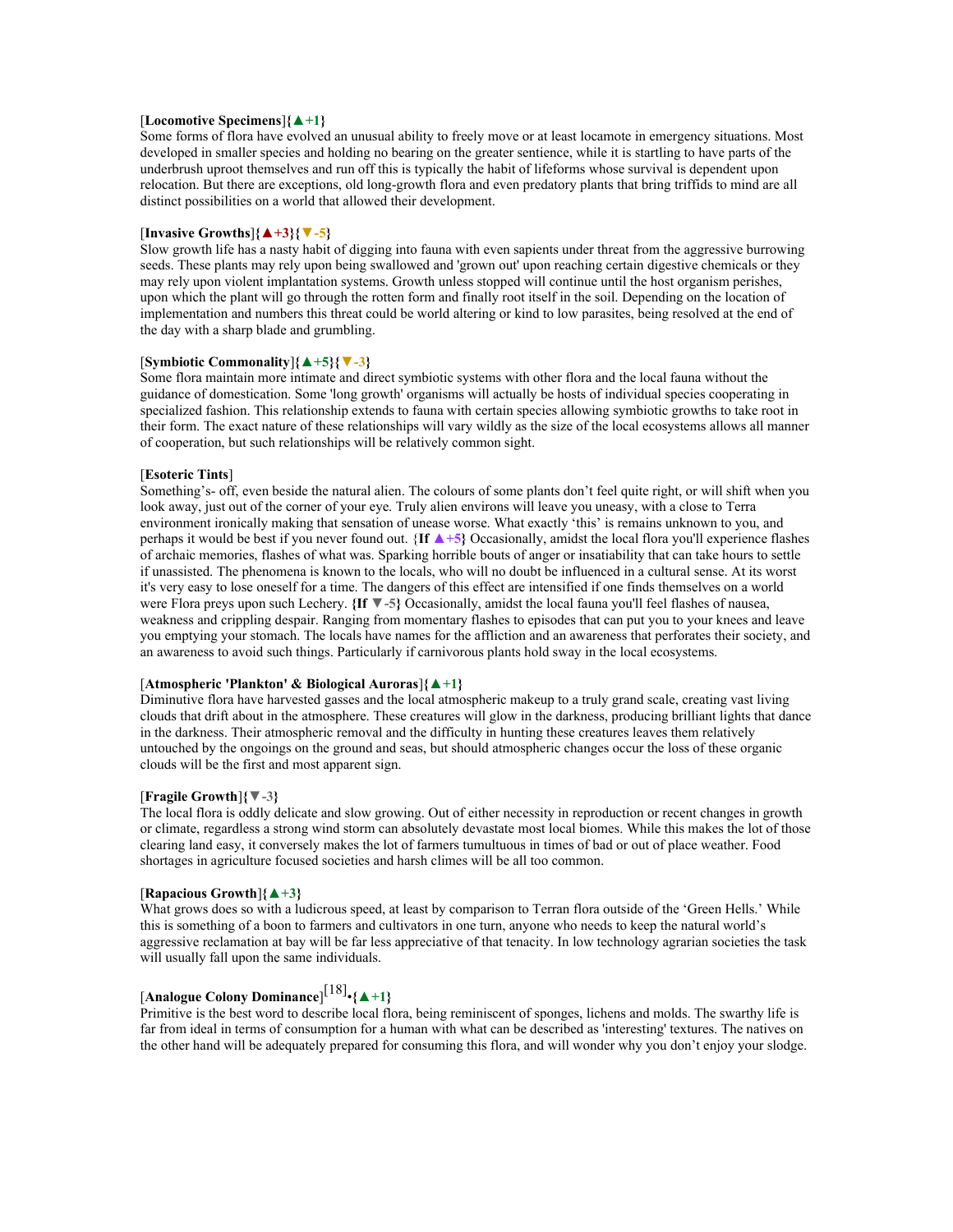[**Locomotive Specimens**]**{▲+1}**
Some forms of flora have evolved an unusual ability to freely move or at least locamote in emergency situations. Most developed in smaller species and holding no bearing on the greater sentience, while it is startling to have parts of the underbrush uproot themselves and run off this is typically the habit of lifeforms whose survival is dependent upon relocation. But there are exceptions, old long-growth flora and even predatory plants that bring triffids to mind are all distinct possibilities on a world that allowed their development.

[**Invasive Growths**]**{▲+3}{▼-5}**
Slow growth life has a nasty habit of digging into fauna with even sapients under threat from the aggressive burrowing seeds. These plants may rely upon being swallowed and 'grown out' upon reaching certain digestive chemicals or they may rely upon violent implantation systems. Growth unless stopped will continue until the host organism perishes, upon which the plant will go through the rotten form and finally root itself in the soil. Depending on the location of implementation and numbers this threat could be world altering or kind to low parasites, being resolved at the end of the day with a sharp blade and grumbling.

[**Symbiotic Commonality**]**{▲+5}{▼-3}**
Some flora maintain more intimate and direct symbiotic systems with other flora and the local fauna without the guidance of domestication. Some 'long growth' organisms will actually be hosts of individual species cooperating in specialized fashion. This relationship extends to fauna with certain species allowing symbiotic growths to take root in their form. The exact nature of these relationships will vary wildly as the size of the local ecosystems allows all manner of cooperation, but such relationships will be relatively common sight.

[**Esoteric Tints**]
Something's- off, even beside the natural alien. The colours of some plants don't feel quite right, or will shift when you look away, just out of the corner of your eye. Truly alien environs will leave you uneasy, with a close to Terra environment ironically making that sensation of unease worse. What exactly 'this' is remains unknown to you, and perhaps it would be best if you never found out. {**If ▲+5**} Occasionally, amidst the local flora you'll experience flashes of archaic memories, flashes of what was. Sparking horrible bouts of anger or insatiability that can take hours to settle if unassisted. The phenomena is known to the locals, who will no doubt be influenced in a cultural sense. At its worst it's very easy to lose oneself for a time. The dangers of this effect are intensified if one finds themselves on a world were Flora preys upon such Lechery. **{If** ▼-5**}** Occasionally, amidst the local fauna you'll feel flashes of nausea, weakness and crippling despair. Ranging from momentary flashes to episodes that can put you to your knees and leave you emptying your stomach. The locals have names for the affliction and an awareness that perforates their society, and an awareness to avoid such things. Particularly if carnivorous plants hold sway in the local ecosystems.

[**Atmospheric 'Plankton' & Biological Auroras**]**{▲+1}**
Diminutive flora have harvested gasses and the local atmospheric makeup to a truly grand scale, creating vast living clouds that drift about in the atmosphere. These creatures will glow in the darkness, producing brilliant lights that dance in the darkness. Their atmospheric removal and the difficulty in hunting these creatures leaves them relatively untouched by the ongoings on the ground and seas, but should atmospheric changes occur the loss of these organic clouds will be the first and most apparent sign.

[**Fragile Growth**]**{▼-3}**
The local flora is oddly delicate and slow growing. Out of either necessity in reproduction or recent changes in growth or climate, regardless a strong wind storm can absolutely devastate most local biomes. While this makes the lot of those clearing land easy, it conversely makes the lot of farmers tumultuous in times of bad or out of place weather. Food shortages in agriculture focused societies and harsh climes will be all too common.

[**Rapacious Growth**]**{▲+3}**
What grows does so with a ludicrous speed, at least by comparison to Terran flora outside of the 'Green Hells.' While this is something of a boon to farmers and cultivators in one turn, anyone who needs to keep the natural world's aggressive reclamation at bay will be far less appreciative of that tenacity. In low technology agrarian societies the task will usually fall upon the same individuals.

[**Analogue Colony Dominance**][18]•**{▲+1}**
Primitive is the best word to describe local flora, being reminiscent of sponges, lichens and molds. The swarthy life is far from ideal in terms of consumption for a human with what can be described as 'interesting' textures. The natives on the other hand will be adequately prepared for consuming this flora, and will wonder why you don't enjoy your slodge.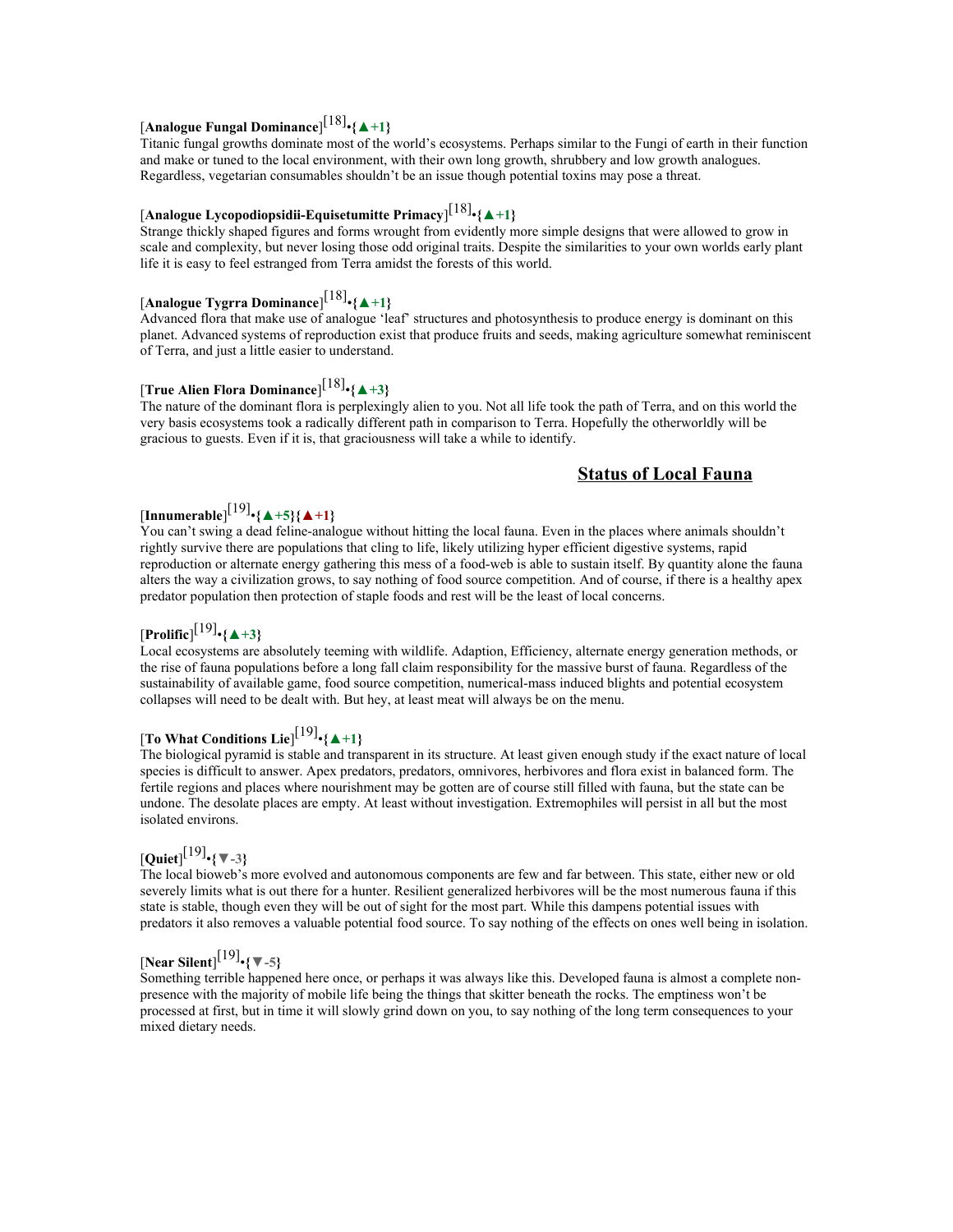[**Analogue Fungal Dominance**][18]•{▲+1}
Titanic fungal growths dominate most of the world's ecosystems. Perhaps similar to the Fungi of earth in their function and make or tuned to the local environment, with their own long growth, shrubbery and low growth analogues. Regardless, vegetarian consumables shouldn't be an issue though potential toxins may pose a threat.

[**Analogue Lycopodiopsidii-Equisetumitte Primacy**][18]•{▲+1}
Strange thickly shaped figures and forms wrought from evidently more simple designs that were allowed to grow in scale and complexity, but never losing those odd original traits. Despite the similarities to your own worlds early plant life it is easy to feel estranged from Terra amidst the forests of this world.

[**Analogue Tygrra Dominance**][18]•{▲+1}
Advanced flora that make use of analogue 'leaf' structures and photosynthesis to produce energy is dominant on this planet. Advanced systems of reproduction exist that produce fruits and seeds, making agriculture somewhat reminiscent of Terra, and just a little easier to understand.

[**True Alien Flora Dominance**][18]•{▲+3}
The nature of the dominant flora is perplexingly alien to you. Not all life took the path of Terra, and on this world the very basis ecosystems took a radically different path in comparison to Terra. Hopefully the otherworldly will be gracious to guests. Even if it is, that graciousness will take a while to identify.

## Status of Local Fauna

[**Innumerable**][19]•{▲+5}{▲+1}
You can't swing a dead feline-analogue without hitting the local fauna. Even in the places where animals shouldn't rightly survive there are populations that cling to life, likely utilizing hyper efficient digestive systems, rapid reproduction or alternate energy gathering this mess of a food-web is able to sustain itself. By quantity alone the fauna alters the way a civilization grows, to say nothing of food source competition. And of course, if there is a healthy apex predator population then protection of staple foods and rest will be the least of local concerns.

[**Prolific**][19]•{▲+3}
Local ecosystems are absolutely teeming with wildlife. Adaption, Efficiency, alternate energy generation methods, or the rise of fauna populations before a long fall claim responsibility for the massive burst of fauna. Regardless of the sustainability of available game, food source competition, numerical-mass induced blights and potential ecosystem collapses will need to be dealt with. But hey, at least meat will always be on the menu.

[**To What Conditions Lie**][19]•{▲+1}
The biological pyramid is stable and transparent in its structure. At least given enough study if the exact nature of local species is difficult to answer. Apex predators, predators, omnivores, herbivores and flora exist in balanced form. The fertile regions and places where nourishment may be gotten are of course still filled with fauna, but the state can be undone. The desolate places are empty. At least without investigation. Extremophiles will persist in all but the most isolated environs.

[**Quiet**][19]•{▼-3}
The local bioweb's more evolved and autonomous components are few and far between. This state, either new or old severely limits what is out there for a hunter. Resilient generalized herbivores will be the most numerous fauna if this state is stable, though even they will be out of sight for the most part. While this dampens potential issues with predators it also removes a valuable potential food source. To say nothing of the effects on ones well being in isolation.

[**Near Silent**][19]•{▼-5}
Something terrible happened here once, or perhaps it was always like this. Developed fauna is almost a complete non-presence with the majority of mobile life being the things that skitter beneath the rocks. The emptiness won't be processed at first, but in time it will slowly grind down on you, to say nothing of the long term consequences to your mixed dietary needs.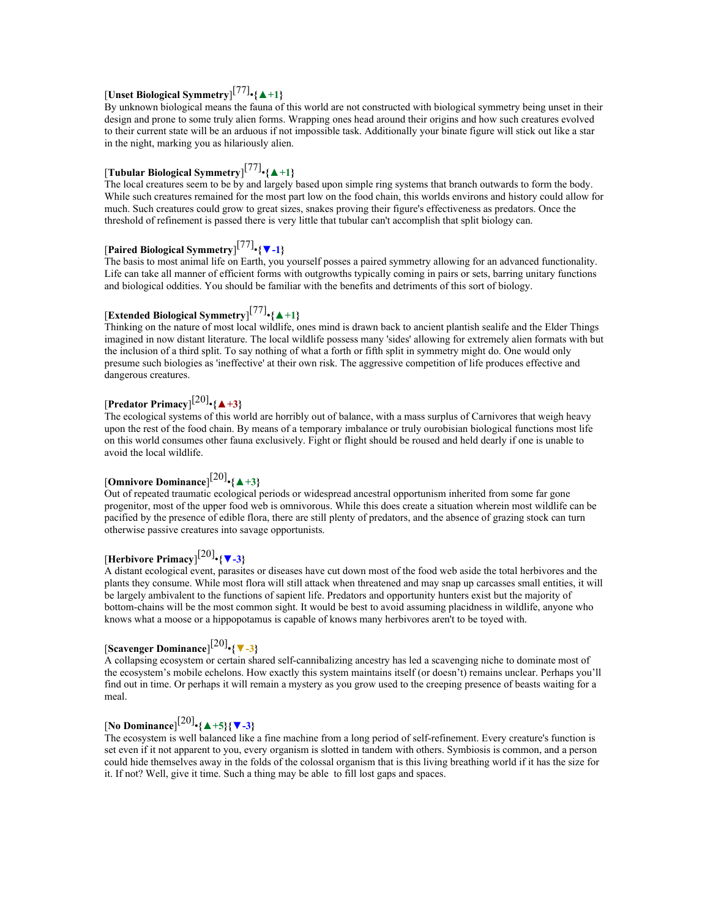**[Unset Biological Symmetry]**[77]•{▲+1}

By unknown biological means the fauna of this world are not constructed with biological symmetry being unset in their design and prone to some truly alien forms. Wrapping ones head around their origins and how such creatures evolved to their current state will be an arduous if not impossible task. Additionally your binate figure will stick out like a star in the night, marking you as hilariously alien.

**[Tubular Biological Symmetry]**[77]•{▲+1}

The local creatures seem to be by and largely based upon simple ring systems that branch outwards to form the body. While such creatures remained for the most part low on the food chain, this worlds environs and history could allow for much. Such creatures could grow to great sizes, snakes proving their figure's effectiveness as predators. Once the threshold of refinement is passed there is very little that tubular can't accomplish that split biology can.

**[Paired Biological Symmetry]**[77]•{▼-1}

The basis to most animal life on Earth, you yourself posses a paired symmetry allowing for an advanced functionality. Life can take all manner of efficient forms with outgrowths typically coming in pairs or sets, barring unitary functions and biological oddities. You should be familiar with the benefits and detriments of this sort of biology.

**[Extended Biological Symmetry]**[77]•{▲+1}

Thinking on the nature of most local wildlife, ones mind is drawn back to ancient plantish sealife and the Elder Things imagined in now distant literature. The local wildlife possess many 'sides' allowing for extremely alien formats with but the inclusion of a third split. To say nothing of what a forth or fifth split in symmetry might do. One would only presume such biologies as 'ineffective' at their own risk. The aggressive competition of life produces effective and dangerous creatures.

**[Predator Primacy]**[20]•{▲+3}

The ecological systems of this world are horribly out of balance, with a mass surplus of Carnivores that weigh heavy upon the rest of the food chain. By means of a temporary imbalance or truly ourobisian biological functions most life on this world consumes other fauna exclusively. Fight or flight should be roused and held dearly if one is unable to avoid the local wildlife.

**[Omnivore Dominance]**[20]•{▲+3}

Out of repeated traumatic ecological periods or widespread ancestral opportunism inherited from some far gone progenitor, most of the upper food web is omnivorous. While this does create a situation wherein most wildlife can be pacified by the presence of edible flora, there are still plenty of predators, and the absence of grazing stock can turn otherwise passive creatures into savage opportunists.

**[Herbivore Primacy]**[20]•{▼-3}

A distant ecological event, parasites or diseases have cut down most of the food web aside the total herbivores and the plants they consume. While most flora will still attack when threatened and may snap up carcasses small entities, it will be largely ambivalent to the functions of sapient life. Predators and opportunity hunters exist but the majority of bottom-chains will be the most common sight. It would be best to avoid assuming placidness in wildlife, anyone who knows what a moose or a hippopotamus is capable of knows many herbivores aren't to be toyed with.

**[Scavenger Dominance]**[20]•{▼-3}

A collapsing ecosystem or certain shared self-cannibalizing ancestry has led a scavenging niche to dominate most of the ecosystem's mobile echelons. How exactly this system maintains itself (or doesn't) remains unclear. Perhaps you'll find out in time. Or perhaps it will remain a mystery as you grow used to the creeping presence of beasts waiting for a meal.

**[No Dominance]**[20]•{▲+5}{▼-3}

The ecosystem is well balanced like a fine machine from a long period of self-refinement. Every creature's function is set even if it not apparent to you, every organism is slotted in tandem with others. Symbiosis is common, and a person could hide themselves away in the folds of the colossal organism that is this living breathing world if it has the size for it. If not? Well, give it time. Such a thing may be able to fill lost gaps and spaces.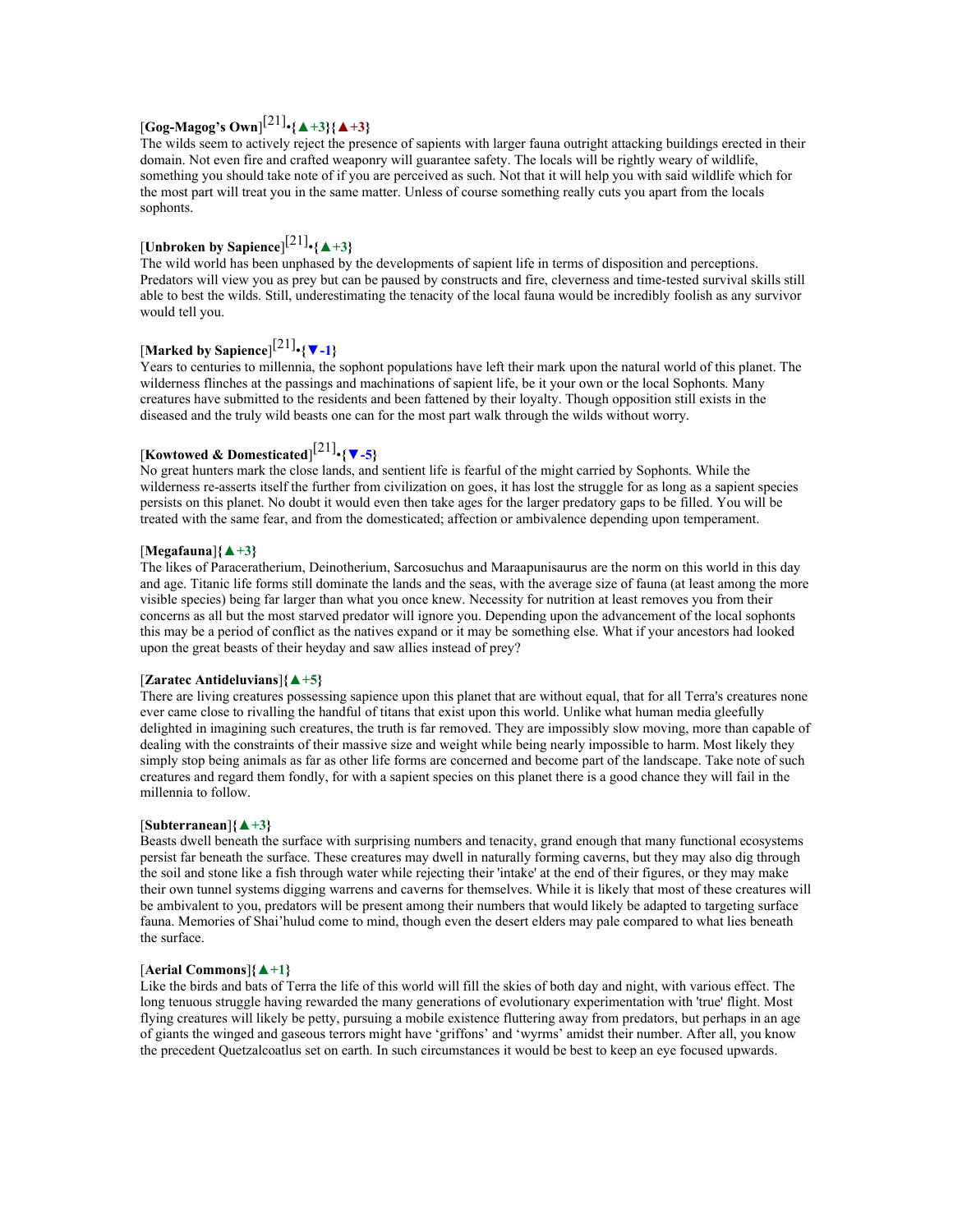[**Gog-Magog's Own**][21]•**{▲+3}{▲+3}**

The wilds seem to actively reject the presence of sapients with larger fauna outright attacking buildings erected in their domain. Not even fire and crafted weaponry will guarantee safety. The locals will be rightly weary of wildlife, something you should take note of if you are perceived as such. Not that it will help you with said wildlife which for the most part will treat you in the same matter. Unless of course something really cuts you apart from the locals sophonts.

[**Unbroken by Sapience**][21]•**{▲+3}**

The wild world has been unphased by the developments of sapient life in terms of disposition and perceptions. Predators will view you as prey but can be paused by constructs and fire, cleverness and time-tested survival skills still able to best the wilds. Still, underestimating the tenacity of the local fauna would be incredibly foolish as any survivor would tell you.

[**Marked by Sapience**][21]•**{▼-1}**

Years to centuries to millennia, the sophont populations have left their mark upon the natural world of this planet. The wilderness flinches at the passings and machinations of sapient life, be it your own or the local Sophonts. Many creatures have submitted to the residents and been fattened by their loyalty. Though opposition still exists in the diseased and the truly wild beasts one can for the most part walk through the wilds without worry.

[**Kowtowed & Domesticated**][21]•**{▼-5}**

No great hunters mark the close lands, and sentient life is fearful of the might carried by Sophonts. While the wilderness re-asserts itself the further from civilization on goes, it has lost the struggle for as long as a sapient species persists on this planet. No doubt it would even then take ages for the larger predatory gaps to be filled. You will be treated with the same fear, and from the domesticated; affection or ambivalence depending upon temperament.

[**Megafauna**]**{▲+3}**

The likes of Paraceratherium, Deinotherium, Sarcosuchus and Maraapunisaurus are the norm on this world in this day and age. Titanic life forms still dominate the lands and the seas, with the average size of fauna (at least among the more visible species) being far larger than what you once knew. Necessity for nutrition at least removes you from their concerns as all but the most starved predator will ignore you. Depending upon the advancement of the local sophonts this may be a period of conflict as the natives expand or it may be something else. What if your ancestors had looked upon the great beasts of their heyday and saw allies instead of prey?

[**Zaratec Antideluvians**]**{▲+5}**

There are living creatures possessing sapience upon this planet that are without equal, that for all Terra's creatures none ever came close to rivalling the handful of titans that exist upon this world. Unlike what human media gleefully delighted in imagining such creatures, the truth is far removed. They are impossibly slow moving, more than capable of dealing with the constraints of their massive size and weight while being nearly impossible to harm. Most likely they simply stop being animals as far as other life forms are concerned and become part of the landscape. Take note of such creatures and regard them fondly, for with a sapient species on this planet there is a good chance they will fail in the millennia to follow.

[**Subterranean**]**{▲+3}**

Beasts dwell beneath the surface with surprising numbers and tenacity, grand enough that many functional ecosystems persist far beneath the surface. These creatures may dwell in naturally forming caverns, but they may also dig through the soil and stone like a fish through water while rejecting their 'intake' at the end of their figures, or they may make their own tunnel systems digging warrens and caverns for themselves. While it is likely that most of these creatures will be ambivalent to you, predators will be present among their numbers that would likely be adapted to targeting surface fauna. Memories of Shai'hulud come to mind, though even the desert elders may pale compared to what lies beneath the surface.

[**Aerial Commons**]**{▲+1}**

Like the birds and bats of Terra the life of this world will fill the skies of both day and night, with various effect. The long tenuous struggle having rewarded the many generations of evolutionary experimentation with 'true' flight. Most flying creatures will likely be petty, pursuing a mobile existence fluttering away from predators, but perhaps in an age of giants the winged and gaseous terrors might have 'griffons' and 'wyrms' amidst their number. After all, you know the precedent Quetzalcoatlus set on earth. In such circumstances it would be best to keep an eye focused upwards.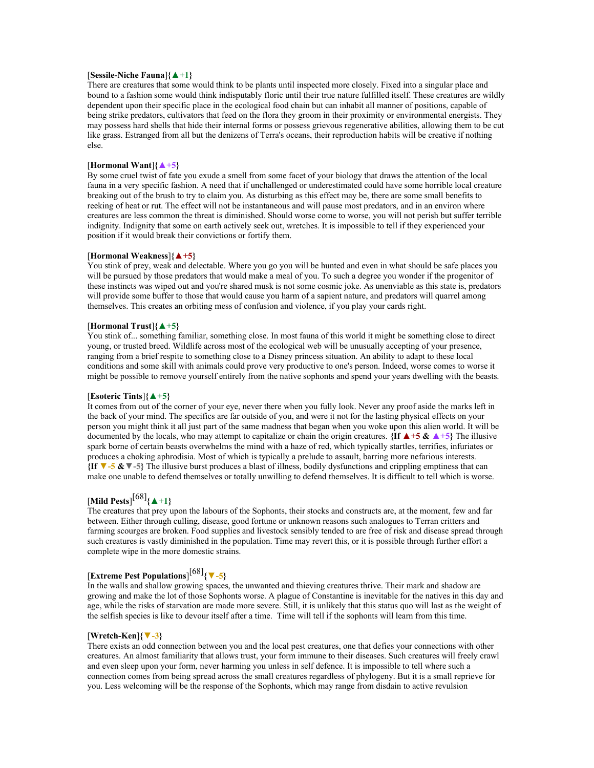[**Sessile-Niche Fauna**]{▲+1}
There are creatures that some would think to be plants until inspected more closely. Fixed into a singular place and bound to a fashion some would think indisputably floric until their true nature fulfilled itself. These creatures are wildly dependent upon their specific place in the ecological food chain but can inhabit all manner of positions, capable of being strike predators, cultivators that feed on the flora they groom in their proximity or environmental energists. They may possess hard shells that hide their internal forms or possess grievous regenerative abilities, allowing them to be cut like grass. Estranged from all but the denizens of Terra's oceans, their reproduction habits will be creative if nothing else.

[**Hormonal Want**]{▲+5}
By some cruel twist of fate you exude a smell from some facet of your biology that draws the attention of the local fauna in a very specific fashion. A need that if unchallenged or underestimated could have some horrible local creature breaking out of the brush to try to claim you. As disturbing as this effect may be, there are some small benefits to reeking of heat or rut. The effect will not be instantaneous and will pause most predators, and in an environ where creatures are less common the threat is diminished. Should worse come to worse, you will not perish but suffer terrible indignity. Indignity that some on earth actively seek out, wretches. It is impossible to tell if they experienced your position if it would break their convictions or fortify them.

[**Hormonal Weakness**]{▲+5}
You stink of prey, weak and delectable. Where you go you will be hunted and even in what should be safe places you will be pursued by those predators that would make a meal of you. To such a degree you wonder if the progenitor of these instincts was wiped out and you're shared musk is not some cosmic joke. As unenviable as this state is, predators will provide some buffer to those that would cause you harm of a sapient nature, and predators will quarrel among themselves. This creates an orbiting mess of confusion and violence, if you play your cards right.

[**Hormonal Trust**]{▲+5}
You stink of... something familiar, something close. In most fauna of this world it might be something close to direct young, or trusted breed. Wildlife across most of the ecological web will be unusually accepting of your presence, ranging from a brief respite to something close to a Disney princess situation. An ability to adapt to these local conditions and some skill with animals could prove very productive to one's person. Indeed, worse comes to worse it might be possible to remove yourself entirely from the native sophonts and spend your years dwelling with the beasts.

[**Esoteric Tints**]{▲+5}
It comes from out of the corner of your eye, never there when you fully look. Never any proof aside the marks left in the back of your mind. The specifics are far outside of you, and were it not for the lasting physical effects on your person you might think it all just part of the same madness that began when you woke upon this alien world. It will be documented by the locals, who may attempt to capitalize or chain the origin creatures. **{If ▲+5 & ▲+5}** The illusive spark borne of certain beasts overwhelms the mind with a haze of red, which typically startles, terrifies, infuriates or produces a choking aphrodisia. Most of which is typically a prelude to assault, barring more nefarious interests. **{If ▼-5 & ▼-5}** The illusive burst produces a blast of illness, bodily dysfunctions and crippling emptiness that can make one unable to defend themselves or totally unwilling to defend themselves. It is difficult to tell which is worse.

[**Mild Pests**][68]{▲+1}
The creatures that prey upon the labours of the Sophonts, their stocks and constructs are, at the moment, few and far between. Either through culling, disease, good fortune or unknown reasons such analogues to Terran critters and farming scourges are broken. Food supplies and livestock sensibly tended to are free of risk and disease spread through such creatures is vastly diminished in the population. Time may revert this, or it is possible through further effort a complete wipe in the more domestic strains.

[**Extreme Pest Populations**][68]{▼-5}
In the walls and shallow growing spaces, the unwanted and thieving creatures thrive. Their mark and shadow are growing and make the lot of those Sophonts worse. A plague of Constantine is inevitable for the natives in this day and age, while the risks of starvation are made more severe. Still, it is unlikely that this status quo will last as the weight of the selfish species is like to devour itself after a time. Time will tell if the sophonts will learn from this time.

[**Wretch-Ken**]{▼-3}
There exists an odd connection between you and the local pest creatures, one that defies your connections with other creatures. An almost familiarity that allows trust, your form immune to their diseases. Such creatures will freely crawl and even sleep upon your form, never harming you unless in self defence. It is impossible to tell where such a connection comes from being spread across the small creatures regardless of phylogeny. But it is a small reprieve for you. Less welcoming will be the response of the Sophonts, which may range from disdain to active revulsion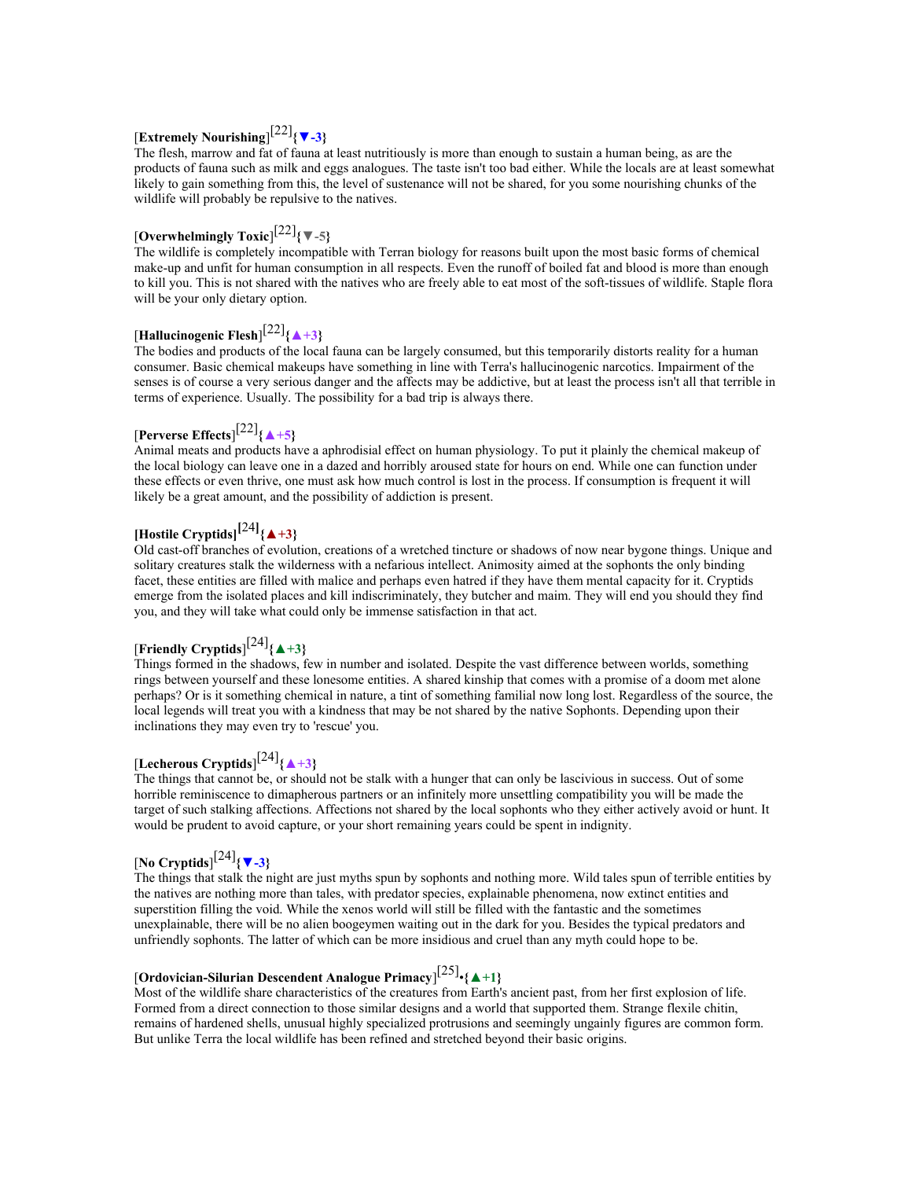[**Extremely Nourishing**][22]**{▼-3}**
The flesh, marrow and fat of fauna at least nutritiously is more than enough to sustain a human being, as are the products of fauna such as milk and eggs analogues. The taste isn't too bad either. While the locals are at least somewhat likely to gain something from this, the level of sustenance will not be shared, for you some nourishing chunks of the wildlife will probably be repulsive to the natives.

[**Overwhelmingly Toxic**][22]**{▼-5}**
The wildlife is completely incompatible with Terran biology for reasons built upon the most basic forms of chemical make-up and unfit for human consumption in all respects. Even the runoff of boiled fat and blood is more than enough to kill you. This is not shared with the natives who are freely able to eat most of the soft-tissues of wildlife. Staple flora will be your only dietary option.

[**Hallucinogenic Flesh**][22]**{▲+3}**
The bodies and products of the local fauna can be largely consumed, but this temporarily distorts reality for a human consumer. Basic chemical makeups have something in line with Terra's hallucinogenic narcotics. Impairment of the senses is of course a very serious danger and the affects may be addictive, but at least the process isn't all that terrible in terms of experience. Usually. The possibility for a bad trip is always there.

[**Perverse Effects**][22]**{▲+5}**
Animal meats and products have a aphrodisial effect on human physiology. To put it plainly the chemical makeup of the local biology can leave one in a dazed and horribly aroused state for hours on end. While one can function under these effects or even thrive, one must ask how much control is lost in the process. If consumption is frequent it will likely be a great amount, and the possibility of addiction is present.

**[Hostile Cryptids][24]{▲+3}**
Old cast-off branches of evolution, creations of a wretched tincture or shadows of now near bygone things. Unique and solitary creatures stalk the wilderness with a nefarious intellect. Animosity aimed at the sophonts the only binding facet, these entities are filled with malice and perhaps even hatred if they have them mental capacity for it. Cryptids emerge from the isolated places and kill indiscriminately, they butcher and maim. They will end you should they find you, and they will take what could only be immense satisfaction in that act.

[**Friendly Cryptids**][24]**{▲+3}**
Things formed in the shadows, few in number and isolated. Despite the vast difference between worlds, something rings between yourself and these lonesome entities. A shared kinship that comes with a promise of a doom met alone perhaps? Or is it something chemical in nature, a tint of something familial now long lost. Regardless of the source, the local legends will treat you with a kindness that may be not shared by the native Sophonts. Depending upon their inclinations they may even try to 'rescue' you.

[**Lecherous Cryptids**][24]**{▲+3}**
The things that cannot be, or should not be stalk with a hunger that can only be lascivious in success. Out of some horrible reminiscence to dimapherous partners or an infinitely more unsettling compatibility you will be made the target of such stalking affections. Affections not shared by the local sophonts who they either actively avoid or hunt. It would be prudent to avoid capture, or your short remaining years could be spent in indignity.

[**No Cryptids**][24]**{▼-3}**
The things that stalk the night are just myths spun by sophonts and nothing more. Wild tales spun of terrible entities by the natives are nothing more than tales, with predator species, explainable phenomena, now extinct entities and superstition filling the void. While the xenos world will still be filled with the fantastic and the sometimes unexplainable, there will be no alien boogeymen waiting out in the dark for you. Besides the typical predators and unfriendly sophonts. The latter of which can be more insidious and cruel than any myth could hope to be.

[**Ordovician-Silurian Descendent Analogue Primacy**][25]•**{▲+1}**
Most of the wildlife share characteristics of the creatures from Earth's ancient past, from her first explosion of life. Formed from a direct connection to those similar designs and a world that supported them. Strange flexile chitin, remains of hardened shells, unusual highly specialized protrusions and seemingly ungainly figures are common form. But unlike Terra the local wildlife has been refined and stretched beyond their basic origins.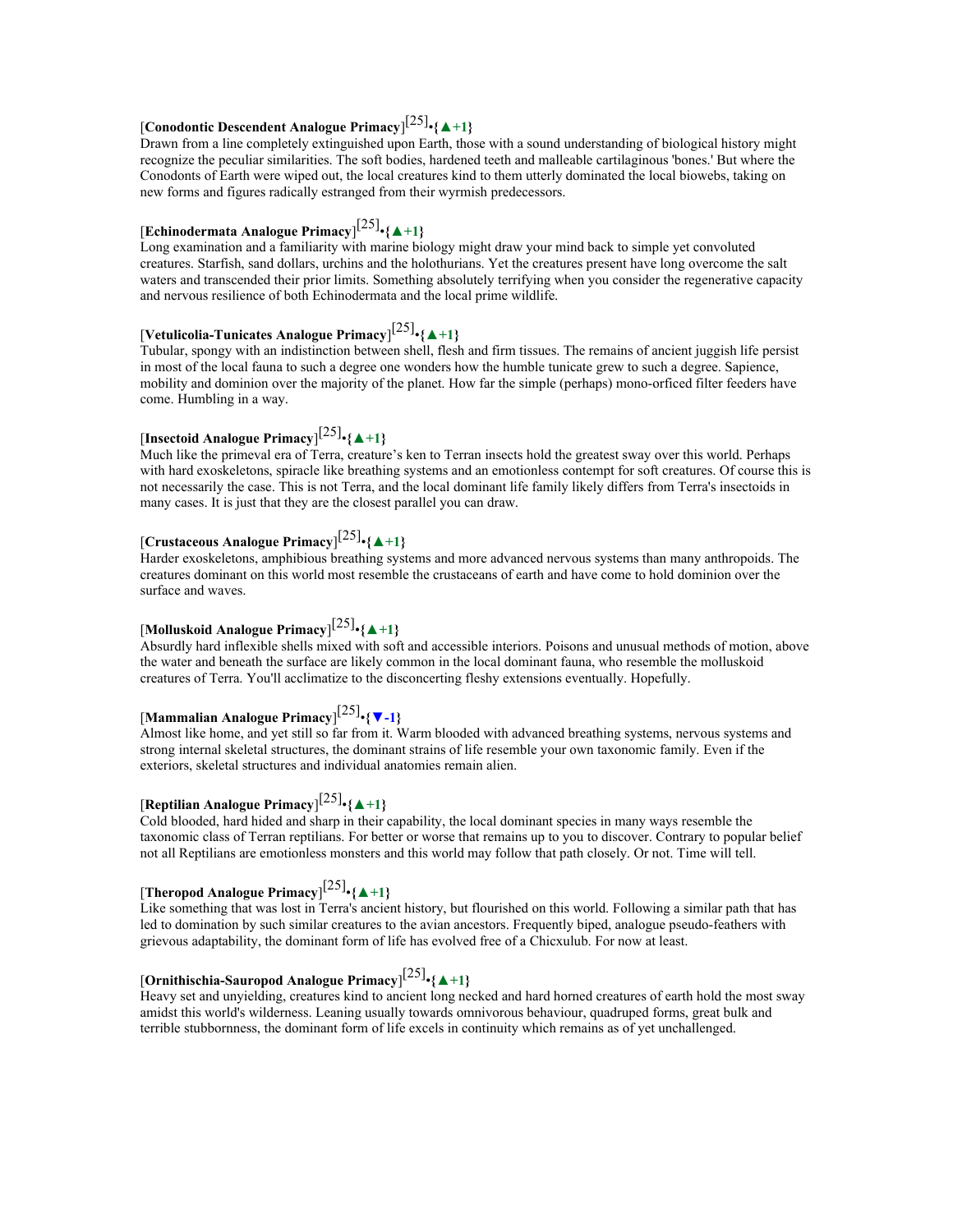[**Conodontic Descendent Analogue Primacy**][25]•**{▲+1}**
Drawn from a line completely extinguished upon Earth, those with a sound understanding of biological history might recognize the peculiar similarities. The soft bodies, hardened teeth and malleable cartilaginous 'bones.' But where the Conodonts of Earth were wiped out, the local creatures kind to them utterly dominated the local biowebs, taking on new forms and figures radically estranged from their wyrmish predecessors.

[**Echinodermata Analogue Primacy**][25]•**{▲+1}**
Long examination and a familiarity with marine biology might draw your mind back to simple yet convoluted creatures. Starfish, sand dollars, urchins and the holothurians. Yet the creatures present have long overcome the salt waters and transcended their prior limits. Something absolutely terrifying when you consider the regenerative capacity and nervous resilience of both Echinodermata and the local prime wildlife.

[**Vetulicolia-Tunicates Analogue Primacy**][25]•**{▲+1}**
Tubular, spongy with an indistinction between shell, flesh and firm tissues. The remains of ancient juggish life persist in most of the local fauna to such a degree one wonders how the humble tunicate grew to such a degree. Sapience, mobility and dominion over the majority of the planet. How far the simple (perhaps) mono-orficed filter feeders have come. Humbling in a way.

[**Insectoid Analogue Primacy**][25]•**{▲+1}**
Much like the primeval era of Terra, creature's ken to Terran insects hold the greatest sway over this world. Perhaps with hard exoskeletons, spiracle like breathing systems and an emotionless contempt for soft creatures. Of course this is not necessarily the case. This is not Terra, and the local dominant life family likely differs from Terra's insectoids in many cases. It is just that they are the closest parallel you can draw.

[**Crustaceous Analogue Primacy**][25]•**{▲+1}**
Harder exoskeletons, amphibious breathing systems and more advanced nervous systems than many anthropoids. The creatures dominant on this world most resemble the crustaceans of earth and have come to hold dominion over the surface and waves.

[**Molluskoid Analogue Primacy**][25]•**{▲+1}**
Absurdly hard inflexible shells mixed with soft and accessible interiors. Poisons and unusual methods of motion, above the water and beneath the surface are likely common in the local dominant fauna, who resemble the molluskoid creatures of Terra. You'll acclimatize to the disconcerting fleshy extensions eventually. Hopefully.

[**Mammalian Analogue Primacy**][25]•**{▼-1}**
Almost like home, and yet still so far from it. Warm blooded with advanced breathing systems, nervous systems and strong internal skeletal structures, the dominant strains of life resemble your own taxonomic family. Even if the exteriors, skeletal structures and individual anatomies remain alien.

[**Reptilian Analogue Primacy**][25]•**{▲+1}**
Cold blooded, hard hided and sharp in their capability, the local dominant species in many ways resemble the taxonomic class of Terran reptilians. For better or worse that remains up to you to discover. Contrary to popular belief not all Reptilians are emotionless monsters and this world may follow that path closely. Or not. Time will tell.

[**Theropod Analogue Primacy**][25]•**{▲+1}**
Like something that was lost in Terra's ancient history, but flourished on this world. Following a similar path that has led to domination by such similar creatures to the avian ancestors. Frequently biped, analogue pseudo-feathers with grievous adaptability, the dominant form of life has evolved free of a Chicxulub. For now at least.

[**Ornithischia-Sauropod Analogue Primacy**][25]•**{▲+1}**
Heavy set and unyielding, creatures kind to ancient long necked and hard horned creatures of earth hold the most sway amidst this world's wilderness. Leaning usually towards omnivorous behaviour, quadruped forms, great bulk and terrible stubbornness, the dominant form of life excels in continuity which remains as of yet unchallenged.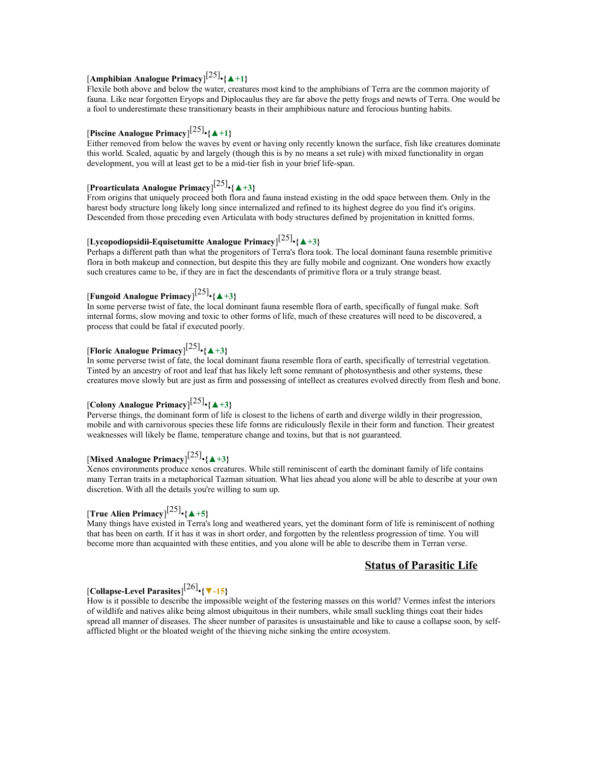[**Amphibian Analogue Primacy**][25]•{▲+1}
Flexile both above and below the water, creatures most kind to the amphibians of Terra are the common majority of fauna. Like near forgotten Eryops and Diplocaulus they are far above the petty frogs and newts of Terra. One would be a fool to underestimate these transitionary beasts in their amphibious nature and ferocious hunting habits.

[**Piscine Analogue Primacy**][25]•{▲+1}
Either removed from below the waves by event or having only recently known the surface, fish like creatures dominate this world. Scaled, aquatic by and largely (though this is by no means a set rule) with mixed functionality in organ development, you will at least get to be a mid-tier fish in your brief life-span.

[**Proarticulata Analogue Primacy**][25]•{▲+3}
From origins that uniquely proceed both flora and fauna instead existing in the odd space between them. Only in the barest body structure long likely long since internalized and refined to its highest degree do you find it's origins. Descended from those preceding even Articulata with body structures defined by projenitation in knitted forms.

[**Lycopodiopsidii-Equisetumitte Analogue Primacy**][25]•{▲+3}
Perhaps a different path than what the progenitors of Terra's flora took. The local dominant fauna resemble primitive flora in both makeup and connection, but despite this they are fully mobile and cognizant. One wonders how exactly such creatures came to be, if they are in fact the descendants of primitive flora or a truly strange beast.

[**Fungoid Analogue Primacy**][25]•{▲+3}
In some perverse twist of fate, the local dominant fauna resemble flora of earth, specifically of fungal make. Soft internal forms, slow moving and toxic to other forms of life, much of these creatures will need to be discovered, a process that could be fatal if executed poorly.

[**Floric Analogue Primacy**][25]•{▲+3}
In some perverse twist of fate, the local dominant fauna resemble flora of earth, specifically of terrestrial vegetation. Tinted by an ancestry of root and leaf that has likely left some remnant of photosynthesis and other systems, these creatures move slowly but are just as firm and possessing of intellect as creatures evolved directly from flesh and bone.

[**Colony Analogue Primacy**][25]•{▲+3}
Perverse things, the dominant form of life is closest to the lichens of earth and diverge wildly in their progression, mobile and with carnivorous species these life forms are ridiculously flexile in their form and function. Their greatest weaknesses will likely be flame, temperature change and toxins, but that is not guaranteed.

[**Mixed Analogue Primacy**][25]•{▲+3}
Xenos environments produce xenos creatures. While still reminiscent of earth the dominant family of life contains many Terran traits in a metaphorical Tazman situation. What lies ahead you alone will be able to describe at your own discretion. With all the details you're willing to sum up.

[**True Alien Primacy**][25]•{▲+5}
Many things have existed in Terra's long and weathered years, yet the dominant form of life is reminiscent of nothing that has been on earth. If it has it was in short order, and forgotten by the relentless progression of time. You will become more than acquainted with these entities, and you alone will be able to describe them in Terran verse.

## Status of Parasitic Life

[**Collapse-Level Parasites**][26]•{▼-15}
How is it possible to describe the impossible weight of the festering masses on this world? Vermes infest the interiors of wildlife and natives alike being almost ubiquitous in their numbers, while small suckling things coat their hides spread all manner of diseases. The sheer number of parasites is unsustainable and like to cause a collapse soon, by self-afflicted blight or the bloated weight of the thieving niche sinking the entire ecosystem.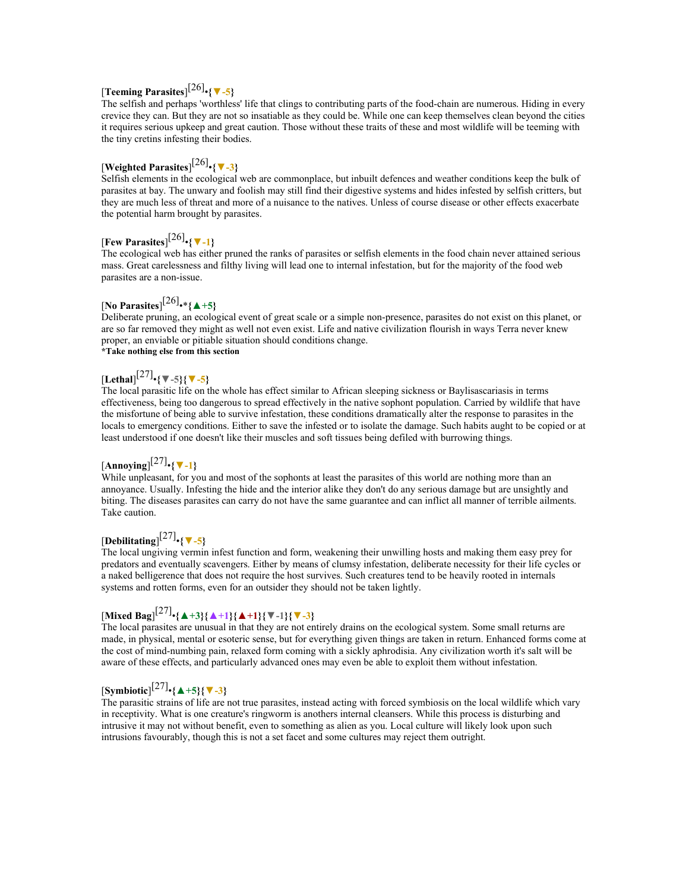**[Teeming Parasites]**[26]•{▼-5}
The selfish and perhaps 'worthless' life that clings to contributing parts of the food-chain are numerous. Hiding in every crevice they can. But they are not so insatiable as they could be. While one can keep themselves clean beyond the cities it requires serious upkeep and great caution. Those without these traits of these and most wildlife will be teeming with the tiny cretins infesting their bodies.

**[Weighted Parasites]**[26]•{▼-3}
Selfish elements in the ecological web are commonplace, but inbuilt defences and weather conditions keep the bulk of parasites at bay. The unwary and foolish may still find their digestive systems and hides infested by selfish critters, but they are much less of threat and more of a nuisance to the natives. Unless of course disease or other effects exacerbate the potential harm brought by parasites.

**[Few Parasites]**[26]•{▼-1}
The ecological web has either pruned the ranks of parasites or selfish elements in the food chain never attained serious mass. Great carelessness and filthy living will lead one to internal infestation, but for the majority of the food web parasites are a non-issue.

**[No Parasites]**[26]•*{▲+5}
Deliberate pruning, an ecological event of great scale or a simple non-presence, parasites do not exist on this planet, or are so far removed they might as well not even exist. Life and native civilization flourish in ways Terra never knew proper, an enviable or pitiable situation should conditions change.
**\*Take nothing else from this section**

**[Lethal]**[27]•{▼-5}{▼-5}
The local parasitic life on the whole has effect similar to African sleeping sickness or Baylisascariasis in terms effectiveness, being too dangerous to spread effectively in the native sophont population. Carried by wildlife that have the misfortune of being able to survive infestation, these conditions dramatically alter the response to parasites in the locals to emergency conditions. Either to save the infested or to isolate the damage. Such habits aught to be copied or at least understood if one doesn't like their muscles and soft tissues being defiled with burrowing things.

**[Annoying]**[27]•{▼-1}
While unpleasant, for you and most of the sophonts at least the parasites of this world are nothing more than an annoyance. Usually. Infesting the hide and the interior alike they don't do any serious damage but are unsightly and biting. The diseases parasites can carry do not have the same guarantee and can inflict all manner of terrible ailments. Take caution.

**[Debilitating]**[27]•{▼-5}
The local ungiving vermin infest function and form, weakening their unwilling hosts and making them easy prey for predators and eventually scavengers. Either by means of clumsy infestation, deliberate necessity for their life cycles or a naked belligerence that does not require the host survives. Such creatures tend to be heavily rooted in internals systems and rotten forms, even for an outsider they should not be taken lightly.

**[Mixed Bag]**[27]•{▲+3}{▲+1}{▲+1}{▼-1}{▼-3}
The local parasites are unusual in that they are not entirely drains on the ecological system. Some small returns are made, in physical, mental or esoteric sense, but for everything given things are taken in return. Enhanced forms come at the cost of mind-numbing pain, relaxed form coming with a sickly aphrodisia. Any civilization worth it's salt will be aware of these effects, and particularly advanced ones may even be able to exploit them without infestation.

**[Symbiotic]**[27]•{▲+5}{▼-3}
The parasitic strains of life are not true parasites, instead acting with forced symbiosis on the local wildlife which vary in receptivity. What is one creature's ringworm is anothers internal cleansers. While this process is disturbing and intrusive it may not without benefit, even to something as alien as you. Local culture will likely look upon such intrusions favourably, though this is not a set facet and some cultures may reject them outright.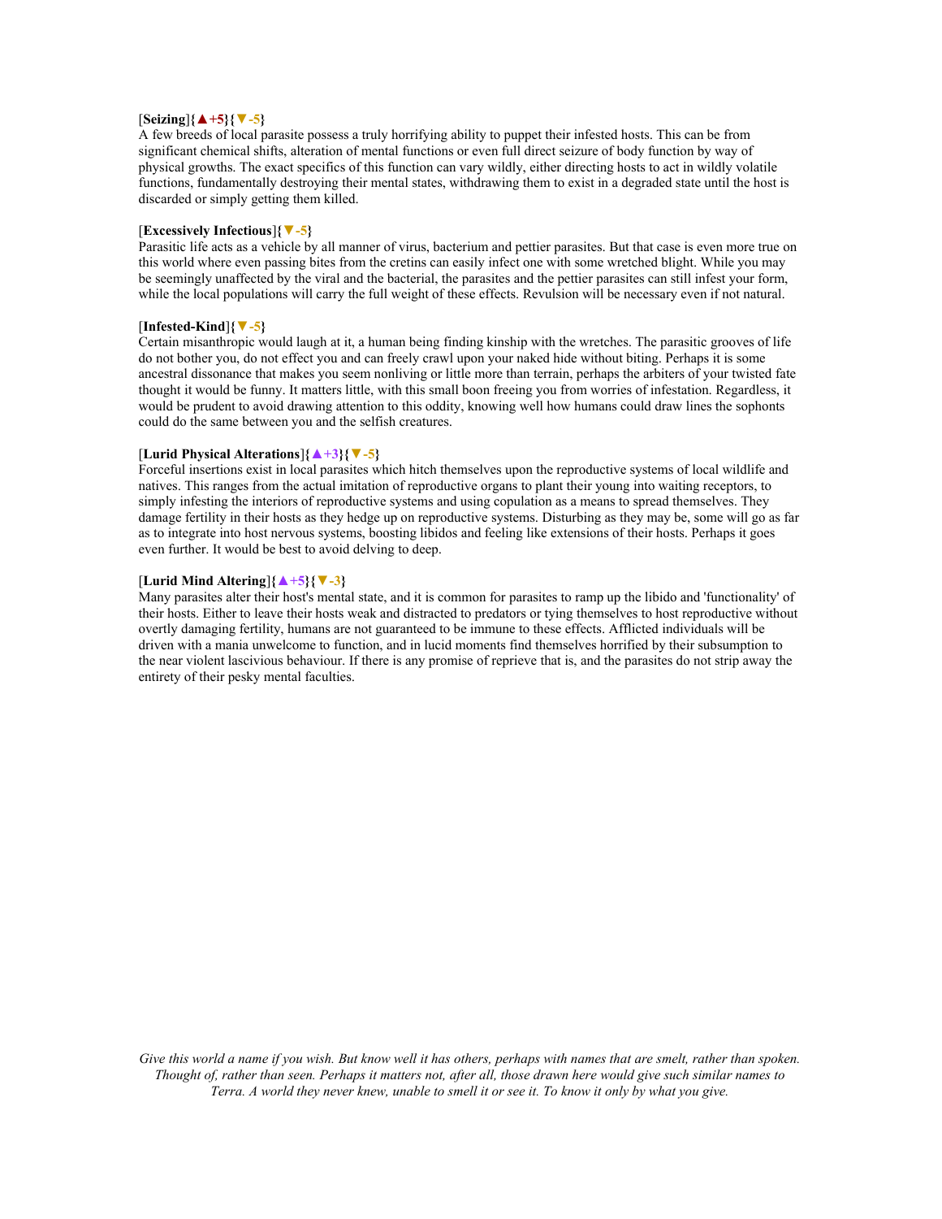[**Seizing**]{**▲+5**}{**▼-5**}
A few breeds of local parasite possess a truly horrifying ability to puppet their infested hosts. This can be from significant chemical shifts, alteration of mental functions or even full direct seizure of body function by way of physical growths. The exact specifics of this function can vary wildly, either directing hosts to act in wildly volatile functions, fundamentally destroying their mental states, withdrawing them to exist in a degraded state until the host is discarded or simply getting them killed.

[**Excessively Infectious**]{**▼-5**}
Parasitic life acts as a vehicle by all manner of virus, bacterium and pettier parasites. But that case is even more true on this world where even passing bites from the cretins can easily infect one with some wretched blight. While you may be seemingly unaffected by the viral and the bacterial, the parasites and the pettier parasites can still infest your form, while the local populations will carry the full weight of these effects. Revulsion will be necessary even if not natural.

[**Infested-Kind**]{**▼-5**}
Certain misanthropic would laugh at it, a human being finding kinship with the wretches. The parasitic grooves of life do not bother you, do not effect you and can freely crawl upon your naked hide without biting. Perhaps it is some ancestral dissonance that makes you seem nonliving or little more than terrain, perhaps the arbiters of your twisted fate thought it would be funny. It matters little, with this small boon freeing you from worries of infestation. Regardless, it would be prudent to avoid drawing attention to this oddity, knowing well how humans could draw lines the sophonts could do the same between you and the selfish creatures.

[**Lurid Physical Alterations**]{**▲+3**}{**▼-5**}
Forceful insertions exist in local parasites which hitch themselves upon the reproductive systems of local wildlife and natives. This ranges from the actual imitation of reproductive organs to plant their young into waiting receptors, to simply infesting the interiors of reproductive systems and using copulation as a means to spread themselves. They damage fertility in their hosts as they hedge up on reproductive systems. Disturbing as they may be, some will go as far as to integrate into host nervous systems, boosting libidos and feeling like extensions of their hosts. Perhaps it goes even further. It would be best to avoid delving to deep.

[**Lurid Mind Altering**]{**▲+5**}{**▼-3**}
Many parasites alter their host's mental state, and it is common for parasites to ramp up the libido and 'functionality' of their hosts. Either to leave their hosts weak and distracted to predators or tying themselves to host reproductive without overtly damaging fertility, humans are not guaranteed to be immune to these effects. Afflicted individuals will be driven with a mania unwelcome to function, and in lucid moments find themselves horrified by their subsumption to the near violent lascivious behaviour. If there is any promise of reprieve that is, and the parasites do not strip away the entirety of their pesky mental faculties.

*Give this world a name if you wish. But know well it has others, perhaps with names that are smelt, rather than spoken. Thought of, rather than seen. Perhaps it matters not, after all, those drawn here would give such similar names to Terra. A world they never knew, unable to smell it or see it. To know it only by what you give.*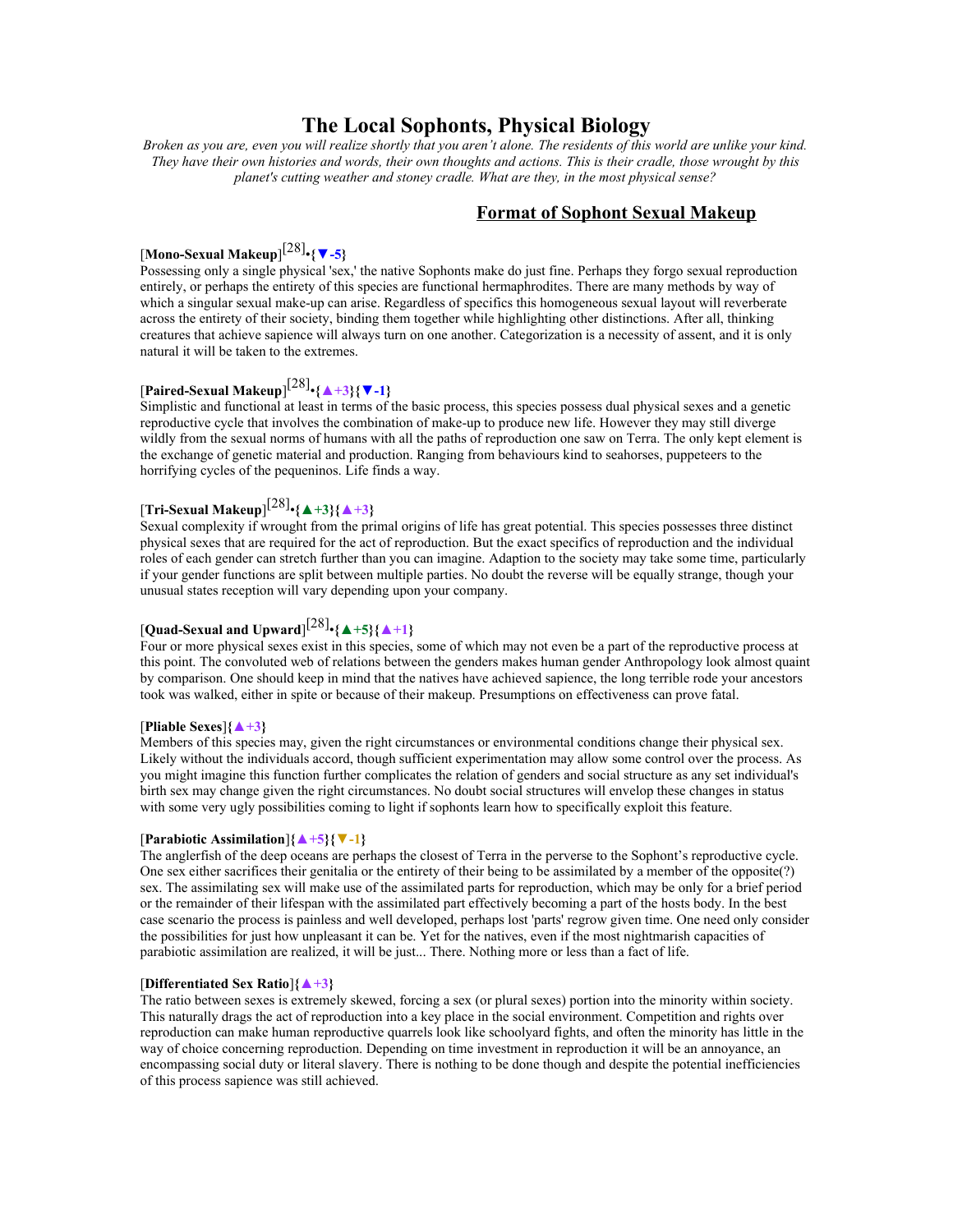# The Local Sophonts, Physical Biology

*Broken as you are, even you will realize shortly that you aren't alone. The residents of this world are unlike your kind. They have their own histories and words, their own thoughts and actions. This is their cradle, those wrought by this planet's cutting weather and stoney cradle. What are they, in the most physical sense?*

## Format of Sophont Sexual Makeup

[**Mono-Sexual Makeup**][28]•{▼-5}

Possessing only a single physical 'sex,' the native Sophonts make do just fine. Perhaps they forgo sexual reproduction entirely, or perhaps the entirety of this species are functional hermaphrodites. There are many methods by way of which a singular sexual make-up can arise. Regardless of specifics this homogeneous sexual layout will reverberate across the entirety of their society, binding them together while highlighting other distinctions. After all, thinking creatures that achieve sapience will always turn on one another. Categorization is a necessity of assent, and it is only natural it will be taken to the extremes.

[**Paired-Sexual Makeup**][28]•{▲+3}{▼-1}

Simplistic and functional at least in terms of the basic process, this species possess dual physical sexes and a genetic reproductive cycle that involves the combination of make-up to produce new life. However they may still diverge wildly from the sexual norms of humans with all the paths of reproduction one saw on Terra. The only kept element is the exchange of genetic material and production. Ranging from behaviours kind to seahorses, puppeteers to the horrifying cycles of the pequeninos. Life finds a way.

[**Tri-Sexual Makeup**][28]•{▲+3}{▲+3}

Sexual complexity if wrought from the primal origins of life has great potential. This species possesses three distinct physical sexes that are required for the act of reproduction. But the exact specifics of reproduction and the individual roles of each gender can stretch further than you can imagine. Adaption to the society may take some time, particularly if your gender functions are split between multiple parties. No doubt the reverse will be equally strange, though your unusual states reception will vary depending upon your company.

[**Quad-Sexual and Upward**][28]•{▲+5}{▲+1}

Four or more physical sexes exist in this species, some of which may not even be a part of the reproductive process at this point. The convoluted web of relations between the genders makes human gender Anthropology look almost quaint by comparison. One should keep in mind that the natives have achieved sapience, the long terrible rode your ancestors took was walked, either in spite or because of their makeup. Presumptions on effectiveness can prove fatal.

[**Pliable Sexes**]{▲+3}

Members of this species may, given the right circumstances or environmental conditions change their physical sex. Likely without the individuals accord, though sufficient experimentation may allow some control over the process. As you might imagine this function further complicates the relation of genders and social structure as any set individual's birth sex may change given the right circumstances. No doubt social structures will envelop these changes in status with some very ugly possibilities coming to light if sophonts learn how to specifically exploit this feature.

[**Parabiotic Assimilation**]{▲+5}{▼-1}

The anglerfish of the deep oceans are perhaps the closest of Terra in the perverse to the Sophont's reproductive cycle. One sex either sacrifices their genitalia or the entirety of their being to be assimilated by a member of the opposite(?) sex. The assimilating sex will make use of the assimilated parts for reproduction, which may be only for a brief period or the remainder of their lifespan with the assimilated part effectively becoming a part of the hosts body. In the best case scenario the process is painless and well developed, perhaps lost 'parts' regrow given time. One need only consider the possibilities for just how unpleasant it can be. Yet for the natives, even if the most nightmarish capacities of parabiotic assimilation are realized, it will be just... There. Nothing more or less than a fact of life.

[**Differentiated Sex Ratio**]{▲+3}

The ratio between sexes is extremely skewed, forcing a sex (or plural sexes) portion into the minority within society. This naturally drags the act of reproduction into a key place in the social environment. Competition and rights over reproduction can make human reproductive quarrels look like schoolyard fights, and often the minority has little in the way of choice concerning reproduction. Depending on time investment in reproduction it will be an annoyance, an encompassing social duty or literal slavery. There is nothing to be done though and despite the potential inefficiencies of this process sapience was still achieved.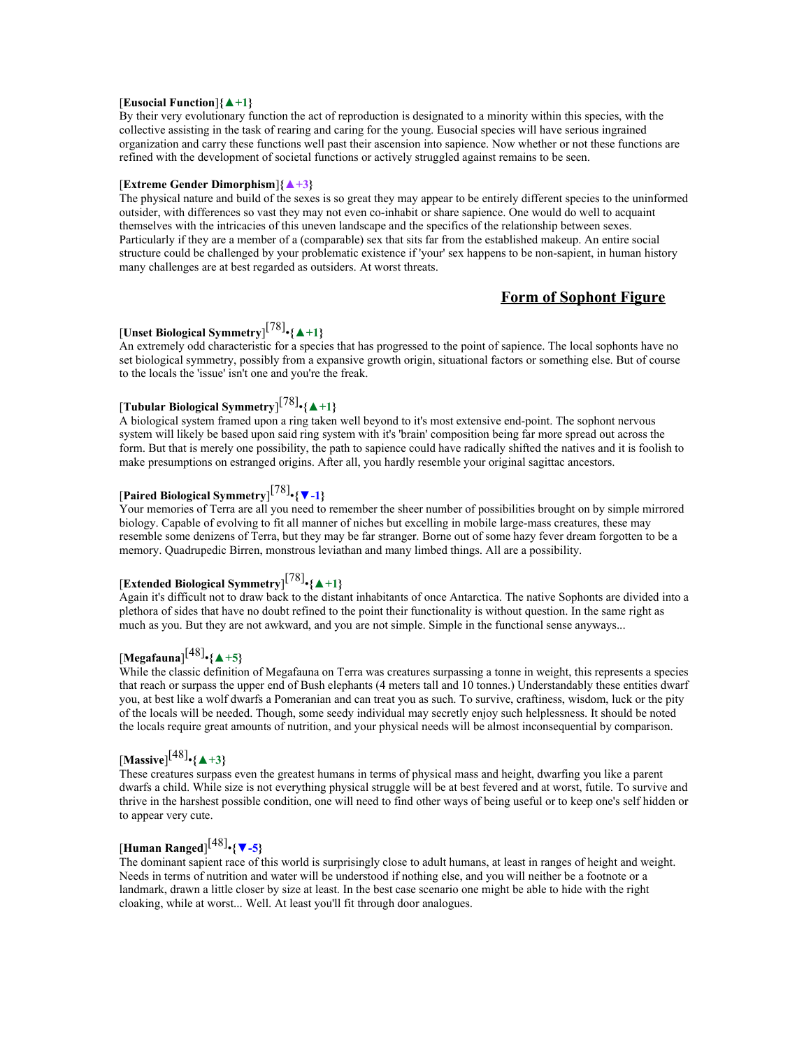[**Eusocial Function**]{▲+1}
By their very evolutionary function the act of reproduction is designated to a minority within this species, with the collective assisting in the task of rearing and caring for the young. Eusocial species will have serious ingrained organization and carry these functions well past their ascension into sapience. Now whether or not these functions are refined with the development of societal functions or actively struggled against remains to be seen.

[**Extreme Gender Dimorphism**]{▲+3}
The physical nature and build of the sexes is so great they may appear to be entirely different species to the uninformed outsider, with differences so vast they may not even co-inhabit or share sapience. One would do well to acquaint themselves with the intricacies of this uneven landscape and the specifics of the relationship between sexes. Particularly if they are a member of a (comparable) sex that sits far from the established makeup. An entire social structure could be challenged by your problematic existence if 'your' sex happens to be non-sapient, in human history many challenges are at best regarded as outsiders. At worst threats.

## Form of Sophont Figure

[**Unset Biological Symmetry**][78]•{▲+1}
An extremely odd characteristic for a species that has progressed to the point of sapience. The local sophonts have no set biological symmetry, possibly from a expansive growth origin, situational factors or something else. But of course to the locals the 'issue' isn't one and you're the freak.

[**Tubular Biological Symmetry**][78]•{▲+1}
A biological system framed upon a ring taken well beyond to it's most extensive end-point. The sophont nervous system will likely be based upon said ring system with it's 'brain' composition being far more spread out across the form. But that is merely one possibility, the path to sapience could have radically shifted the natives and it is foolish to make presumptions on estranged origins. After all, you hardly resemble your original sagittac ancestors.

[**Paired Biological Symmetry**][78]•{▼-1}
Your memories of Terra are all you need to remember the sheer number of possibilities brought on by simple mirrored biology. Capable of evolving to fit all manner of niches but excelling in mobile large-mass creatures, these may resemble some denizens of Terra, but they may be far stranger. Borne out of some hazy fever dream forgotten to be a memory. Quadrupedic Birren, monstrous leviathan and many limbed things. All are a possibility.

[**Extended Biological Symmetry**][78]•{▲+1}
Again it's difficult not to draw back to the distant inhabitants of once Antarctica. The native Sophonts are divided into a plethora of sides that have no doubt refined to the point their functionality is without question. In the same right as much as you. But they are not awkward, and you are not simple. Simple in the functional sense anyways...

[**Megafauna**][48]•{▲+5}
While the classic definition of Megafauna on Terra was creatures surpassing a tonne in weight, this represents a species that reach or surpass the upper end of Bush elephants (4 meters tall and 10 tonnes.) Understandably these entities dwarf you, at best like a wolf dwarfs a Pomeranian and can treat you as such. To survive, craftiness, wisdom, luck or the pity of the locals will be needed. Though, some seedy individual may secretly enjoy such helplessness. It should be noted the locals require great amounts of nutrition, and your physical needs will be almost inconsequential by comparison.

[**Massive**][48]•{▲+3}
These creatures surpass even the greatest humans in terms of physical mass and height, dwarfing you like a parent dwarfs a child. While size is not everything physical struggle will be at best fevered and at worst, futile. To survive and thrive in the harshest possible condition, one will need to find other ways of being useful or to keep one's self hidden or to appear very cute.

[**Human Ranged**][48]•{▼-5}
The dominant sapient race of this world is surprisingly close to adult humans, at least in ranges of height and weight. Needs in terms of nutrition and water will be understood if nothing else, and you will neither be a footnote or a landmark, drawn a little closer by size at least. In the best case scenario one might be able to hide with the right cloaking, while at worst... Well. At least you'll fit through door analogues.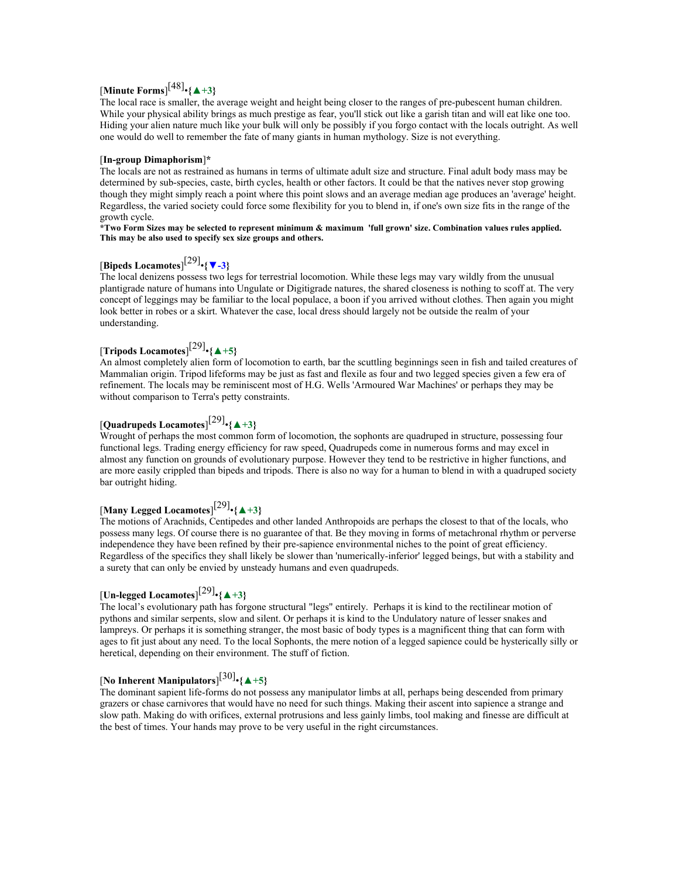[**Minute Forms**][48]•{▲+3}
The local race is smaller, the average weight and height being closer to the ranges of pre-pubescent human children. While your physical ability brings as much prestige as fear, you'll stick out like a garish titan and will eat like one too. Hiding your alien nature much like your bulk will only be possibly if you forgo contact with the locals outright. As well one would do well to remember the fate of many giants in human mythology. Size is not everything.

[**In-group Dimaphorism**]*
The locals are not as restrained as humans in terms of ultimate adult size and structure. Final adult body mass may be determined by sub-species, caste, birth cycles, health or other factors. It could be that the natives never stop growing though they might simply reach a point where this point slows and an average median age produces an 'average' height. Regardless, the varied society could force some flexibility for you to blend in, if one's own size fits in the range of the growth cycle.
***Two Form Sizes may be selected to represent minimum & maximum 'full grown' size. Combination values rules applied. This may be also used to specify sex size groups and others.**

[**Bipeds Locamotes**][29]•{▼-3}
The local denizens possess two legs for terrestrial locomotion. While these legs may vary wildly from the unusual plantigrade nature of humans into Ungulate or Digitigrade natures, the shared closeness is nothing to scoff at. The very concept of leggings may be familiar to the local populace, a boon if you arrived without clothes. Then again you might look better in robes or a skirt. Whatever the case, local dress should largely not be outside the realm of your understanding.

[**Tripods Locamotes**][29]•{▲+5}
An almost completely alien form of locomotion to earth, bar the scuttling beginnings seen in fish and tailed creatures of Mammalian origin. Tripod lifeforms may be just as fast and flexile as four and two legged species given a few era of refinement. The locals may be reminiscent most of H.G. Wells 'Armoured War Machines' or perhaps they may be without comparison to Terra's petty constraints.

[**Quadrupeds Locamotes**][29]•{▲+3}
Wrought of perhaps the most common form of locomotion, the sophonts are quadruped in structure, possessing four functional legs. Trading energy efficiency for raw speed, Quadrupeds come in numerous forms and may excel in almost any function on grounds of evolutionary purpose. However they tend to be restrictive in higher functions, and are more easily crippled than bipeds and tripods. There is also no way for a human to blend in with a quadruped society bar outright hiding.

[**Many Legged Locamotes**][29]•{▲+3}
The motions of Arachnids, Centipedes and other landed Anthropoids are perhaps the closest to that of the locals, who possess many legs. Of course there is no guarantee of that. Be they moving in forms of metachronal rhythm or perverse independence they have been refined by their pre-sapience environmental niches to the point of great efficiency. Regardless of the specifics they shall likely be slower than 'numerically-inferior' legged beings, but with a stability and a surety that can only be envied by unsteady humans and even quadrupeds.

[**Un-legged Locamotes**][29]•{▲+3}
The local's evolutionary path has forgone structural "legs" entirely. Perhaps it is kind to the rectilinear motion of pythons and similar serpents, slow and silent. Or perhaps it is kind to the Undulatory nature of lesser snakes and lampreys. Or perhaps it is something stranger, the most basic of body types is a magnificent thing that can form with ages to fit just about any need. To the local Sophonts, the mere notion of a legged sapience could be hysterically silly or heretical, depending on their environment. The stuff of fiction.

[**No Inherent Manipulators**][30]•{▲+5}
The dominant sapient life-forms do not possess any manipulator limbs at all, perhaps being descended from primary grazers or chase carnivores that would have no need for such things. Making their ascent into sapience a strange and slow path. Making do with orifices, external protrusions and less gainly limbs, tool making and finesse are difficult at the best of times. Your hands may prove to be very useful in the right circumstances.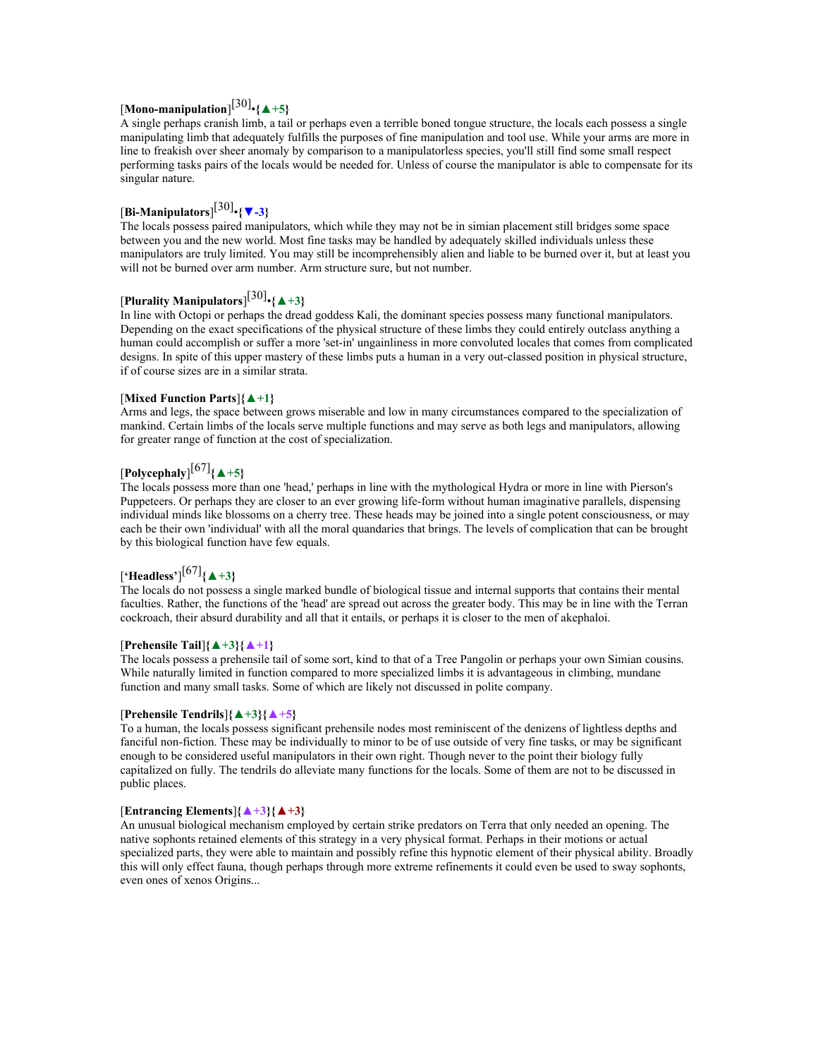**[Mono-manipulation]**[30]**•{▲+5}**
A single perhaps cranish limb, a tail or perhaps even a terrible boned tongue structure, the locals each possess a single manipulating limb that adequately fulfills the purposes of fine manipulation and tool use. While your arms are more in line to freakish over sheer anomaly by comparison to a manipulatorless species, you'll still find some small respect performing tasks pairs of the locals would be needed for. Unless of course the manipulator is able to compensate for its singular nature.

**[Bi-Manipulators]**[30]**•{▼-3}**
The locals possess paired manipulators, which while they may not be in simian placement still bridges some space between you and the new world. Most fine tasks may be handled by adequately skilled individuals unless these manipulators are truly limited. You may still be incomprehensibly alien and liable to be burned over it, but at least you will not be burned over arm number. Arm structure sure, but not number.

**[Plurality Manipulators]**[30]**•{▲+3}**
In line with Octopi or perhaps the dread goddess Kali, the dominant species possess many functional manipulators. Depending on the exact specifications of the physical structure of these limbs they could entirely outclass anything a human could accomplish or suffer a more 'set-in' ungainliness in more convoluted locales that comes from complicated designs. In spite of this upper mastery of these limbs puts a human in a very out-classed position in physical structure, if of course sizes are in a similar strata.

**[Mixed Function Parts]{▲+1}**
Arms and legs, the space between grows miserable and low in many circumstances compared to the specialization of mankind. Certain limbs of the locals serve multiple functions and may serve as both legs and manipulators, allowing for greater range of function at the cost of specialization.

**[Polycephaly]**[67]**{▲+5}**
The locals possess more than one 'head,' perhaps in line with the mythological Hydra or more in line with Pierson's Puppeteers. Or perhaps they are closer to an ever growing life-form without human imaginative parallels, dispensing individual minds like blossoms on a cherry tree. These heads may be joined into a single potent consciousness, or may each be their own 'individual' with all the moral quandaries that brings. The levels of complication that can be brought by this biological function have few equals.

**['Headless']**[67]**{▲+3}**
The locals do not possess a single marked bundle of biological tissue and internal supports that contains their mental faculties. Rather, the functions of the 'head' are spread out across the greater body. This may be in line with the Terran cockroach, their absurd durability and all that it entails, or perhaps it is closer to the men of akephaloi.

**[Prehensile Tail]{▲+3}{▲+1}**
The locals possess a prehensile tail of some sort, kind to that of a Tree Pangolin or perhaps your own Simian cousins. While naturally limited in function compared to more specialized limbs it is advantageous in climbing, mundane function and many small tasks. Some of which are likely not discussed in polite company.

**[Prehensile Tendrils]{▲+3}{▲+5}**
To a human, the locals possess significant prehensile nodes most reminiscent of the denizens of lightless depths and fanciful non-fiction. These may be individually to minor to be of use outside of very fine tasks, or may be significant enough to be considered useful manipulators in their own right. Though never to the point their biology fully capitalized on fully. The tendrils do alleviate many functions for the locals. Some of them are not to be discussed in public places.

**[Entrancing Elements]{▲+3}{▲+3}**
An unusual biological mechanism employed by certain strike predators on Terra that only needed an opening. The native sophonts retained elements of this strategy in a very physical format. Perhaps in their motions or actual specialized parts, they were able to maintain and possibly refine this hypnotic element of their physical ability. Broadly this will only effect fauna, though perhaps through more extreme refinements it could even be used to sway sophonts, even ones of xenos Origins...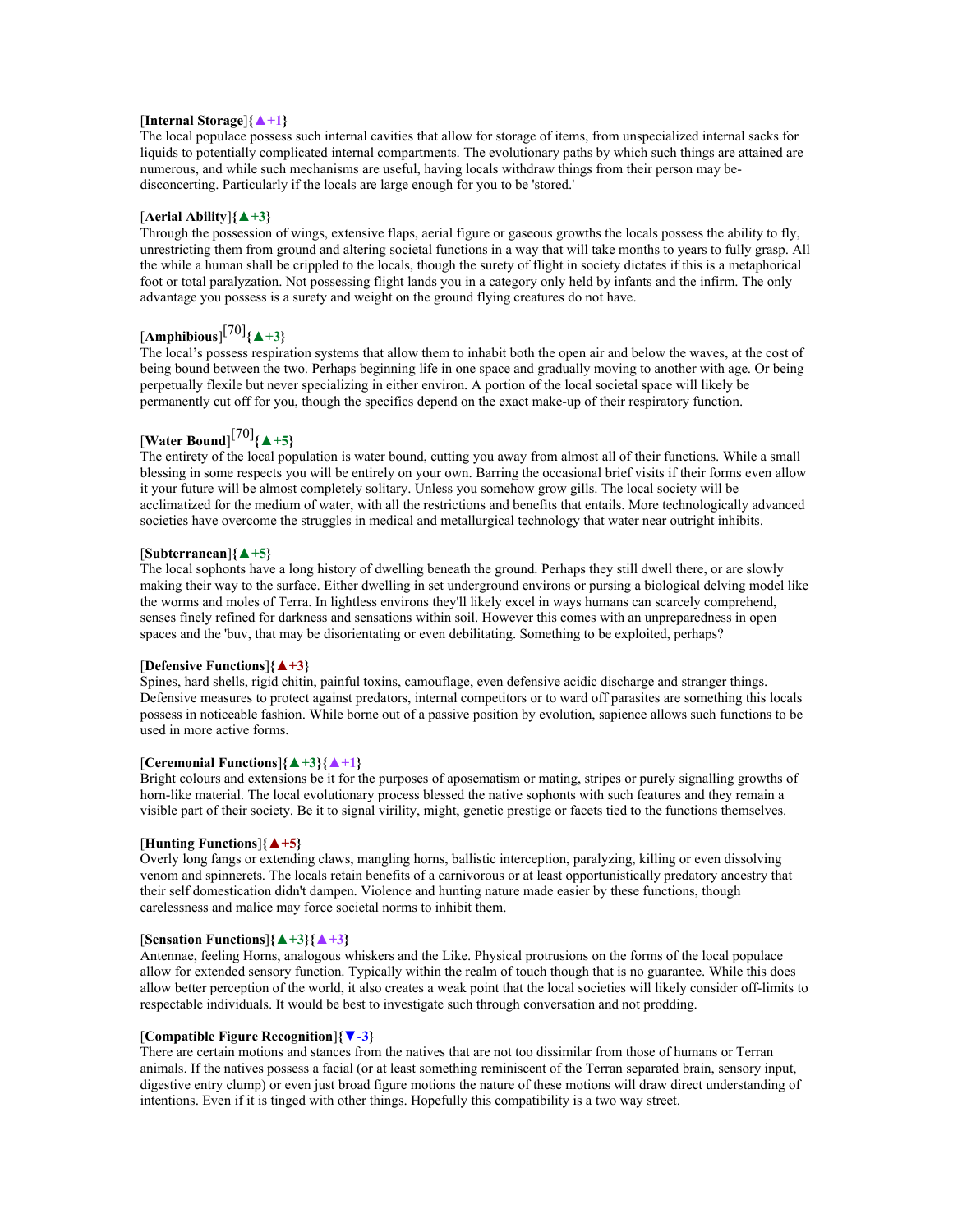[**Internal Storage**]{▲+1}
The local populace possess such internal cavities that allow for storage of items, from unspecialized internal sacks for liquids to potentially complicated internal compartments. The evolutionary paths by which such things are attained are numerous, and while such mechanisms are useful, having locals withdraw things from their person may be-disconcerting. Particularly if the locals are large enough for you to be 'stored.'

[**Aerial Ability**]{▲+3}
Through the possession of wings, extensive flaps, aerial figure or gaseous growths the locals possess the ability to fly, unrestricting them from ground and altering societal functions in a way that will take months to years to fully grasp. All the while a human shall be crippled to the locals, though the surety of flight in society dictates if this is a metaphorical foot or total paralyzation. Not possessing flight lands you in a category only held by infants and the infirm. The only advantage you possess is a surety and weight on the ground flying creatures do not have.

[**Amphibious**][70]{▲+3}
The local's possess respiration systems that allow them to inhabit both the open air and below the waves, at the cost of being bound between the two. Perhaps beginning life in one space and gradually moving to another with age. Or being perpetually flexile but never specializing in either environ. A portion of the local societal space will likely be permanently cut off for you, though the specifics depend on the exact make-up of their respiratory function.

[**Water Bound**][70]{▲+5}
The entirety of the local population is water bound, cutting you away from almost all of their functions. While a small blessing in some respects you will be entirely on your own. Barring the occasional brief visits if their forms even allow it your future will be almost completely solitary. Unless you somehow grow gills. The local society will be acclimatized for the medium of water, with all the restrictions and benefits that entails. More technologically advanced societies have overcome the struggles in medical and metallurgical technology that water near outright inhibits.

[**Subterranean**]{▲+5}
The local sophonts have a long history of dwelling beneath the ground. Perhaps they still dwell there, or are slowly making their way to the surface. Either dwelling in set underground environs or pursing a biological delving model like the worms and moles of Terra. In lightless environs they'll likely excel in ways humans can scarcely comprehend, senses finely refined for darkness and sensations within soil. However this comes with an unpreparedness in open spaces and the 'buv, that may be disorientating or even debilitating. Something to be exploited, perhaps?

[**Defensive Functions**]{▲+3}
Spines, hard shells, rigid chitin, painful toxins, camouflage, even defensive acidic discharge and stranger things. Defensive measures to protect against predators, internal competitors or to ward off parasites are something this locals possess in noticeable fashion. While borne out of a passive position by evolution, sapience allows such functions to be used in more active forms.

[**Ceremonial Functions**]{▲+3}{▲+1}
Bright colours and extensions be it for the purposes of aposematism or mating, stripes or purely signalling growths of horn-like material. The local evolutionary process blessed the native sophonts with such features and they remain a visible part of their society. Be it to signal virility, might, genetic prestige or facets tied to the functions themselves.

[**Hunting Functions**]{▲+5}
Overly long fangs or extending claws, mangling horns, ballistic interception, paralyzing, killing or even dissolving venom and spinnerets. The locals retain benefits of a carnivorous or at least opportunistically predatory ancestry that their self domestication didn't dampen. Violence and hunting nature made easier by these functions, though carelessness and malice may force societal norms to inhibit them.

[**Sensation Functions**]{▲+3}{▲+3}
Antennae, feeling Horns, analogous whiskers and the Like. Physical protrusions on the forms of the local populace allow for extended sensory function. Typically within the realm of touch though that is no guarantee. While this does allow better perception of the world, it also creates a weak point that the local societies will likely consider off-limits to respectable individuals. It would be best to investigate such through conversation and not prodding.

[**Compatible Figure Recognition**]{▼-3}
There are certain motions and stances from the natives that are not too dissimilar from those of humans or Terran animals. If the natives possess a facial (or at least something reminiscent of the Terran separated brain, sensory input, digestive entry clump) or even just broad figure motions the nature of these motions will draw direct understanding of intentions. Even if it is tinged with other things. Hopefully this compatibility is a two way street.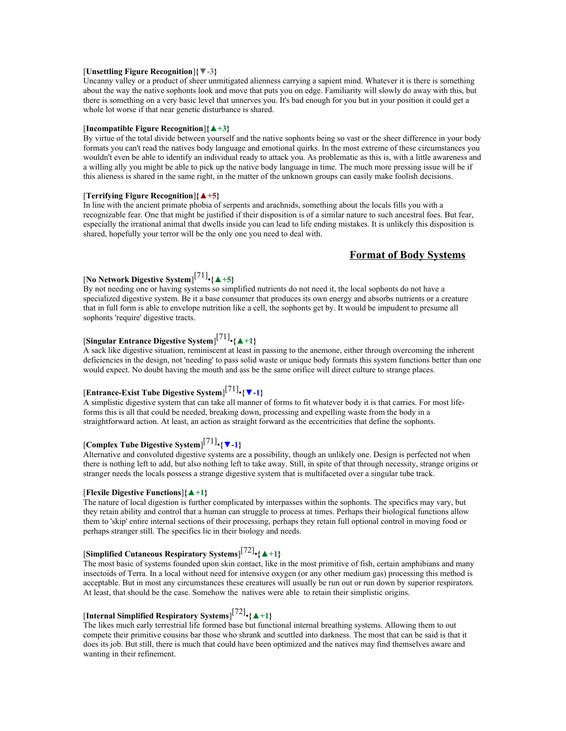[**Unsettling Figure Recognition**]{▼-3}
Uncanny valley or a product of sheer unmitigated alienness carrying a sapient mind. Whatever it is there is something about the way the native sophonts look and move that puts you on edge. Familiarity will slowly do away with this, but there is something on a very basic level that unnerves you. It's bad enough for you but in your position it could get a whole lot worse if that near genetic disturbance is shared.

[**Incompatible Figure Recognition**]{▲+3}
By virtue of the total divide between yourself and the native sophonts being so vast or the sheer difference in your body formats you can't read the natives body language and emotional quirks. In the most extreme of these circumstances you wouldn't even be able to identify an individual ready to attack you. As problematic as this is, with a little awareness and a willing ally you might be able to pick up the native body language in time. The much more pressing issue will be if this alieness is shared in the same right, in the matter of the unknown groups can easily make foolish decisions.

[**Terrifying Figure Recognition**]{▲+5}
In line with the ancient primate phobia of serpents and arachnids, something about the locals fills you with a recognizable fear. One that might be justified if their disposition is of a similar nature to such ancestral foes. But fear, especially the irrational animal that dwells inside you can lead to life ending mistakes. It is unlikely this disposition is shared, hopefully your terror will be the only one you need to deal with.

## Format of Body Systems

[**No Network Digestive System**][71]•{▲+5}
By not needing one or having systems so simplified nutrients do not need it, the local sophonts do not have a specialized digestive system. Be it a base consumer that produces its own energy and absorbs nutrients or a creature that in full form is able to envelope nutrition like a cell, the sophonts get by. It would be impudent to presume all sophonts 'require' digestive tracts.

[**Singular Entrance Digestive System**][71]•{▲+1}
A sack like digestive situation, reminiscent at least in passing to the anemone, either through overcoming the inherent deficiencies in the design, not 'needing' to pass solid waste or unique body formats this system functions better than one would expect. No doubt having the mouth and ass be the same orifice will direct culture to strange places.

[**Entrance-Exist Tube Digestive System**][71]•{▼-1}
A simplistic digestive system that can take all manner of forms to fit whatever body it is that carries. For most life-forms this is all that could be needed, breaking down, processing and expelling waste from the body in a straightforward action. At least, an action as straight forward as the eccentricities that define the sophonts.

[**Complex Tube Digestive System**][71]•{▼-1}
Alternative and convoluted digestive systems are a possibility, though an unlikely one. Design is perfected not when there is nothing left to add, but also nothing left to take away. Still, in spite of that through necessity, strange origins or stranger needs the locals possess a strange digestive system that is multifaceted over a singular tube track.

[**Flexile Digestive Functions**]{▲+1}
The nature of local digestion is further complicated by interpasses within the sophonts. The specifics may vary, but they retain ability and control that a human can struggle to process at times. Perhaps their biological functions allow them to 'skip' entire internal sections of their processing, perhaps they retain full optional control in moving food or perhaps stranger still. The specifics lie in their biology and needs.

[**Simplified Cutaneous Respiratory Systems**][72]•{▲+1}
The most basic of systems founded upon skin contact, like in the most primitive of fish, certain amphibians and many insectoids of Terra. In a local without need for intensive oxygen (or any other medium gas) processing this method is acceptable. But in most any circumstances these creatures will usually be run out or run down by superior respirators. At least, that should be the case. Somehow the natives were able to retain their simplistic origins.

[**Internal Simplified Respiratory Systems**][72]•{▲+1}
The likes much early terrestrial life formed base but functional internal breathing systems. Allowing them to out compete their primitive cousins bar those who shrank and scuttled into darkness. The most that can be said is that it does its job. But still, there is much that could have been optimized and the natives may find themselves aware and wanting in their refinement.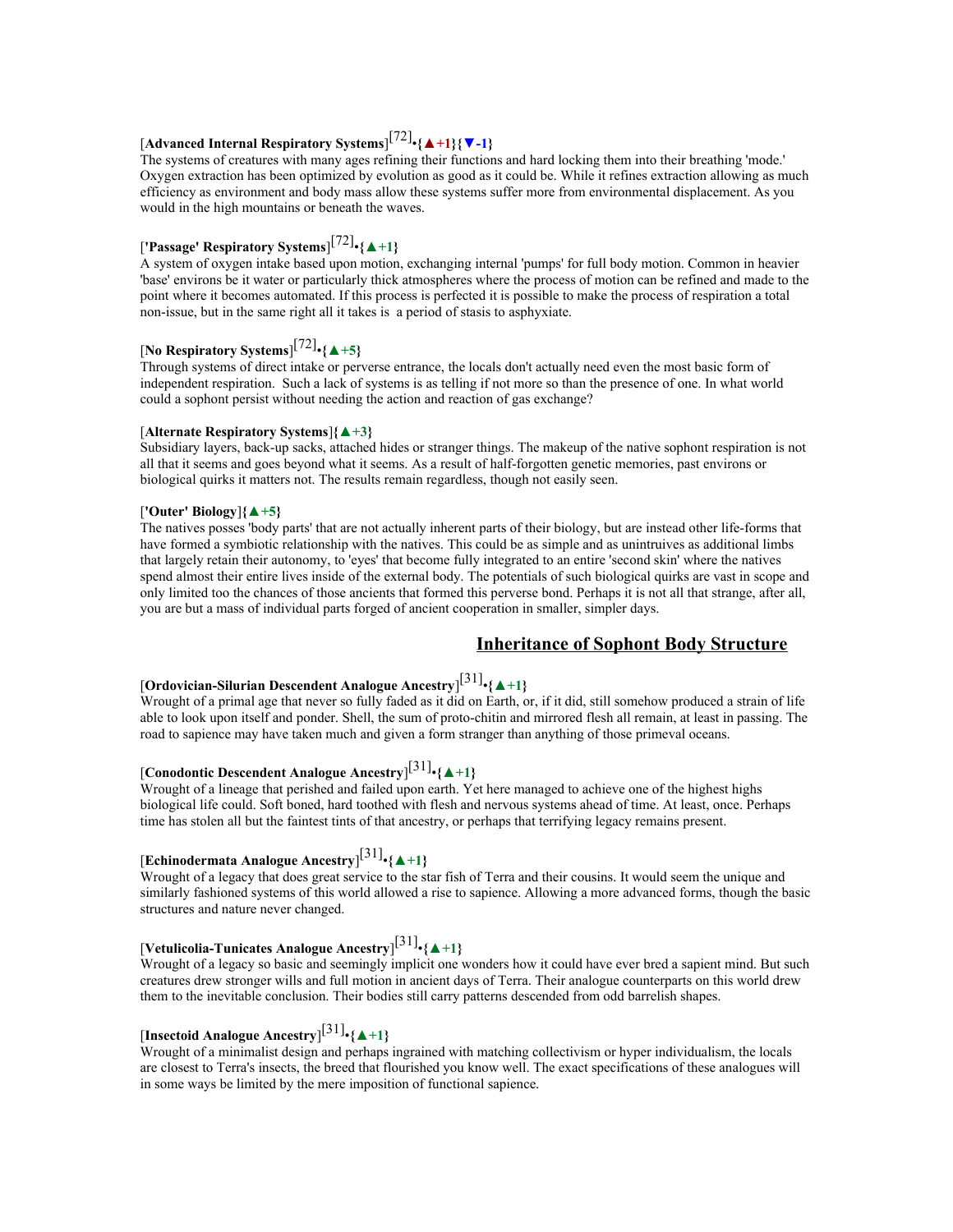[**Advanced Internal Respiratory Systems**][72]•**{▲+1}{▼-1}**
The systems of creatures with many ages refining their functions and hard locking them into their breathing 'mode.' Oxygen extraction has been optimized by evolution as good as it could be. While it refines extraction allowing as much efficiency as environment and body mass allow these systems suffer more from environmental displacement. As you would in the high mountains or beneath the waves.

[**'Passage' Respiratory Systems**][72]•**{▲+1}**
A system of oxygen intake based upon motion, exchanging internal 'pumps' for full body motion. Common in heavier 'base' environs be it water or particularly thick atmospheres where the process of motion can be refined and made to the point where it becomes automated. If this process is perfected it is possible to make the process of respiration a total non-issue, but in the same right all it takes is a period of stasis to asphyxiate.

[**No Respiratory Systems**][72]•**{▲+5}**
Through systems of direct intake or perverse entrance, the locals don't actually need even the most basic form of independent respiration. Such a lack of systems is as telling if not more so than the presence of one. In what world could a sophont persist without needing the action and reaction of gas exchange?

[**Alternate Respiratory Systems**]**{▲+3}**
Subsidiary layers, back-up sacks, attached hides or stranger things. The makeup of the native sophont respiration is not all that it seems and goes beyond what it seems. As a result of half-forgotten genetic memories, past environs or biological quirks it matters not. The results remain regardless, though not easily seen.

[**'Outer' Biology**]**{▲+5}**
The natives posses 'body parts' that are not actually inherent parts of their biology, but are instead other life-forms that have formed a symbiotic relationship with the natives. This could be as simple and as unintruives as additional limbs that largely retain their autonomy, to 'eyes' that become fully integrated to an entire 'second skin' where the natives spend almost their entire lives inside of the external body. The potentials of such biological quirks are vast in scope and only limited too the chances of those ancients that formed this perverse bond. Perhaps it is not all that strange, after all, you are but a mass of individual parts forged of ancient cooperation in smaller, simpler days.

## Inheritance of Sophont Body Structure

[**Ordovician-Silurian Descendent Analogue Ancestry**][31]•**{▲+1}**
Wrought of a primal age that never so fully faded as it did on Earth, or, if it did, still somehow produced a strain of life able to look upon itself and ponder. Shell, the sum of proto-chitin and mirrored flesh all remain, at least in passing. The road to sapience may have taken much and given a form stranger than anything of those primeval oceans.

[**Conodontic Descendent Analogue Ancestry**][31]•**{▲+1}**
Wrought of a lineage that perished and failed upon earth. Yet here managed to achieve one of the highest highs biological life could. Soft boned, hard toothed with flesh and nervous systems ahead of time. At least, once. Perhaps time has stolen all but the faintest tints of that ancestry, or perhaps that terrifying legacy remains present.

[**Echinodermata Analogue Ancestry**][31]•**{▲+1}**
Wrought of a legacy that does great service to the star fish of Terra and their cousins. It would seem the unique and similarly fashioned systems of this world allowed a rise to sapience. Allowing a more advanced forms, though the basic structures and nature never changed.

[**Vetulicolia-Tunicates Analogue Ancestry**][31]•**{▲+1}**
Wrought of a legacy so basic and seemingly implicit one wonders how it could have ever bred a sapient mind. But such creatures drew stronger wills and full motion in ancient days of Terra. Their analogue counterparts on this world drew them to the inevitable conclusion. Their bodies still carry patterns descended from odd barrelish shapes.

[**Insectoid Analogue Ancestry**][31]•**{▲+1}**
Wrought of a minimalist design and perhaps ingrained with matching collectivism or hyper individualism, the locals are closest to Terra's insects, the breed that flourished you know well. The exact specifications of these analogues will in some ways be limited by the mere imposition of functional sapience.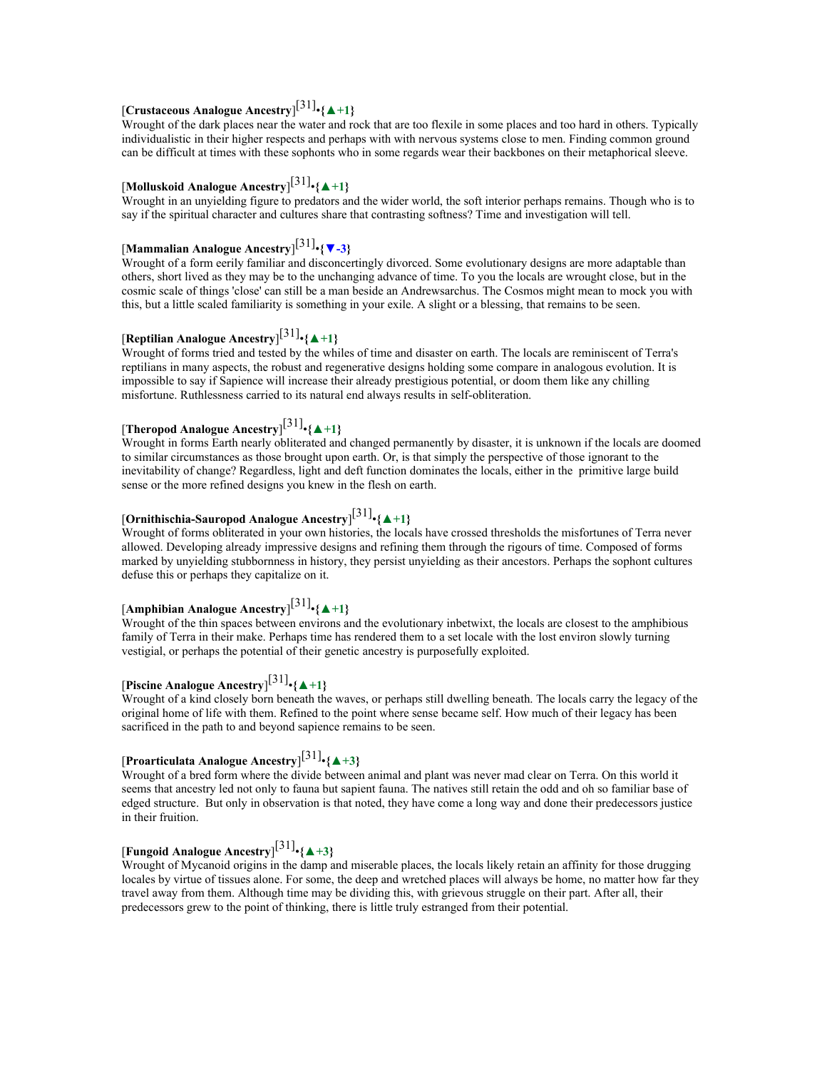[**Crustaceous Analogue Ancestry**][31]•**{▲+1}**

Wrought of the dark places near the water and rock that are too flexile in some places and too hard in others. Typically individualistic in their higher respects and perhaps with with nervous systems close to men. Finding common ground can be difficult at times with these sophonts who in some regards wear their backbones on their metaphorical sleeve.

[**Molluskoid Analogue Ancestry**][31]•**{▲+1}**

Wrought in an unyielding figure to predators and the wider world, the soft interior perhaps remains. Though who is to say if the spiritual character and cultures share that contrasting softness? Time and investigation will tell.

[**Mammalian Analogue Ancestry**][31]•**{▼-3}**

Wrought of a form eerily familiar and disconcertingly divorced. Some evolutionary designs are more adaptable than others, short lived as they may be to the unchanging advance of time. To you the locals are wrought close, but in the cosmic scale of things 'close' can still be a man beside an Andrewsarchus. The Cosmos might mean to mock you with this, but a little scaled familiarity is something in your exile. A slight or a blessing, that remains to be seen.

[**Reptilian Analogue Ancestry**][31]•**{▲+1}**

Wrought of forms tried and tested by the whiles of time and disaster on earth. The locals are reminiscent of Terra's reptilians in many aspects, the robust and regenerative designs holding some compare in analogous evolution. It is impossible to say if Sapience will increase their already prestigious potential, or doom them like any chilling misfortune. Ruthlessness carried to its natural end always results in self-obliteration.

[**Theropod Analogue Ancestry**][31]•**{▲+1}**

Wrought in forms Earth nearly obliterated and changed permanently by disaster, it is unknown if the locals are doomed to similar circumstances as those brought upon earth. Or, is that simply the perspective of those ignorant to the inevitability of change? Regardless, light and deft function dominates the locals, either in the primitive large build sense or the more refined designs you knew in the flesh on earth.

[**Ornithischia-Sauropod Analogue Ancestry**][31]•**{▲+1}**

Wrought of forms obliterated in your own histories, the locals have crossed thresholds the misfortunes of Terra never allowed. Developing already impressive designs and refining them through the rigours of time. Composed of forms marked by unyielding stubbornness in history, they persist unyielding as their ancestors. Perhaps the sophont cultures defuse this or perhaps they capitalize on it.

[**Amphibian Analogue Ancestry**][31]•**{▲+1}**

Wrought of the thin spaces between environs and the evolutionary inbetwixt, the locals are closest to the amphibious family of Terra in their make. Perhaps time has rendered them to a set locale with the lost environ slowly turning vestigial, or perhaps the potential of their genetic ancestry is purposefully exploited.

[**Piscine Analogue Ancestry**][31]•**{▲+1}**

Wrought of a kind closely born beneath the waves, or perhaps still dwelling beneath. The locals carry the legacy of the original home of life with them. Refined to the point where sense became self. How much of their legacy has been sacrificed in the path to and beyond sapience remains to be seen.

[**Proarticulata Analogue Ancestry**][31]•**{▲+3}**

Wrought of a bred form where the divide between animal and plant was never mad clear on Terra. On this world it seems that ancestry led not only to fauna but sapient fauna. The natives still retain the odd and oh so familiar base of edged structure. But only in observation is that noted, they have come a long way and done their predecessors justice in their fruition.

[**Fungoid Analogue Ancestry**][31]•**{▲+3}**

Wrought of Mycanoid origins in the damp and miserable places, the locals likely retain an affinity for those drugging locales by virtue of tissues alone. For some, the deep and wretched places will always be home, no matter how far they travel away from them. Although time may be dividing this, with grievous struggle on their part. After all, their predecessors grew to the point of thinking, there is little truly estranged from their potential.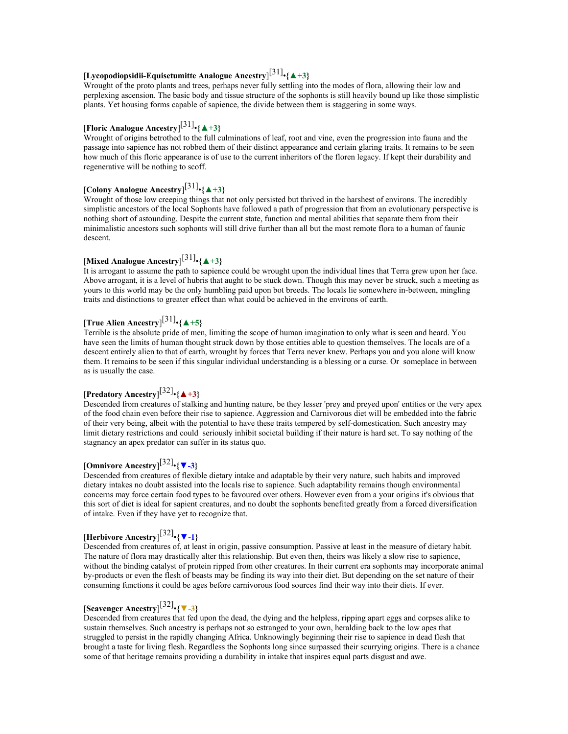[**Lycopodiopsidii-Equisetumitte Analogue Ancestry**][31]•{▲+3}

Wrought of the proto plants and trees, perhaps never fully settling into the modes of flora, allowing their low and perplexing ascension. The basic body and tissue structure of the sophonts is still heavily bound up like those simplistic plants. Yet housing forms capable of sapience, the divide between them is staggering in some ways.

[**Floric Analogue Ancestry**][31]•{▲+3}

Wrought of origins betrothed to the full culminations of leaf, root and vine, even the progression into fauna and the passage into sapience has not robbed them of their distinct appearance and certain glaring traits. It remains to be seen how much of this floric appearance is of use to the current inheritors of the floren legacy. If kept their durability and regenerative will be nothing to scoff.

[**Colony Analogue Ancestry**][31]•{▲+3}

Wrought of those low creeping things that not only persisted but thrived in the harshest of environs. The incredibly simplistic ancestors of the local Sophonts have followed a path of progression that from an evolutionary perspective is nothing short of astounding. Despite the current state, function and mental abilities that separate them from their minimalistic ancestors such sophonts will still drive further than all but the most remote flora to a human of faunic descent.

[**Mixed Analogue Ancestry**][31]•{▲+3}

It is arrogant to assume the path to sapience could be wrought upon the individual lines that Terra grew upon her face. Above arrogant, it is a level of hubris that aught to be stuck down. Though this may never be struck, such a meeting as yours to this world may be the only humbling paid upon bot breeds. The locals lie somewhere in-between, mingling traits and distinctions to greater effect than what could be achieved in the environs of earth.

[**True Alien Ancestry**][31]•{▲+5}

Terrible is the absolute pride of men, limiting the scope of human imagination to only what is seen and heard. You have seen the limits of human thought struck down by those entities able to question themselves. The locals are of a descent entirely alien to that of earth, wrought by forces that Terra never knew. Perhaps you and you alone will know them. It remains to be seen if this singular individual understanding is a blessing or a curse. Or  someplace in between as is usually the case.

[**Predatory Ancestry**][32]•{▲+3}

Descended from creatures of stalking and hunting nature, be they lesser 'prey and preyed upon' entities or the very apex of the food chain even before their rise to sapience. Aggression and Carnivorous diet will be embedded into the fabric of their very being, albeit with the potential to have these traits tempered by self-domestication. Such ancestry may limit dietary restrictions and could  seriously inhibit societal building if their nature is hard set. To say nothing of the stagnancy an apex predator can suffer in its status quo.

[**Omnivore Ancestry**][32]•{▼-3}

Descended from creatures of flexible dietary intake and adaptable by their very nature, such habits and improved dietary intakes no doubt assisted into the locals rise to sapience. Such adaptability remains though environmental concerns may force certain food types to be favoured over others. However even from a your origins it's obvious that this sort of diet is ideal for sapient creatures, and no doubt the sophonts benefited greatly from a forced diversification of intake. Even if they have yet to recognize that.

[**Herbivore Ancestry**][32]•{▼-1}

Descended from creatures of, at least in origin, passive consumption. Passive at least in the measure of dietary habit. The nature of flora may drastically alter this relationship. But even then, theirs was likely a slow rise to sapience, without the binding catalyst of protein ripped from other creatures. In their current era sophonts may incorporate animal by-products or even the flesh of beasts may be finding its way into their diet. But depending on the set nature of their consuming functions it could be ages before carnivorous food sources find their way into their diets. If ever.

[**Scavenger Ancestry**][32]•{▼-3}

Descended from creatures that fed upon the dead, the dying and the helpless, ripping apart eggs and corpses alike to sustain themselves. Such ancestry is perhaps not so estranged to your own, heralding back to the low apes that struggled to persist in the rapidly changing Africa. Unknowingly beginning their rise to sapience in dead flesh that brought a taste for living flesh. Regardless the Sophonts long since surpassed their scurrying origins. There is a chance some of that heritage remains providing a durability in intake that inspires equal parts disgust and awe.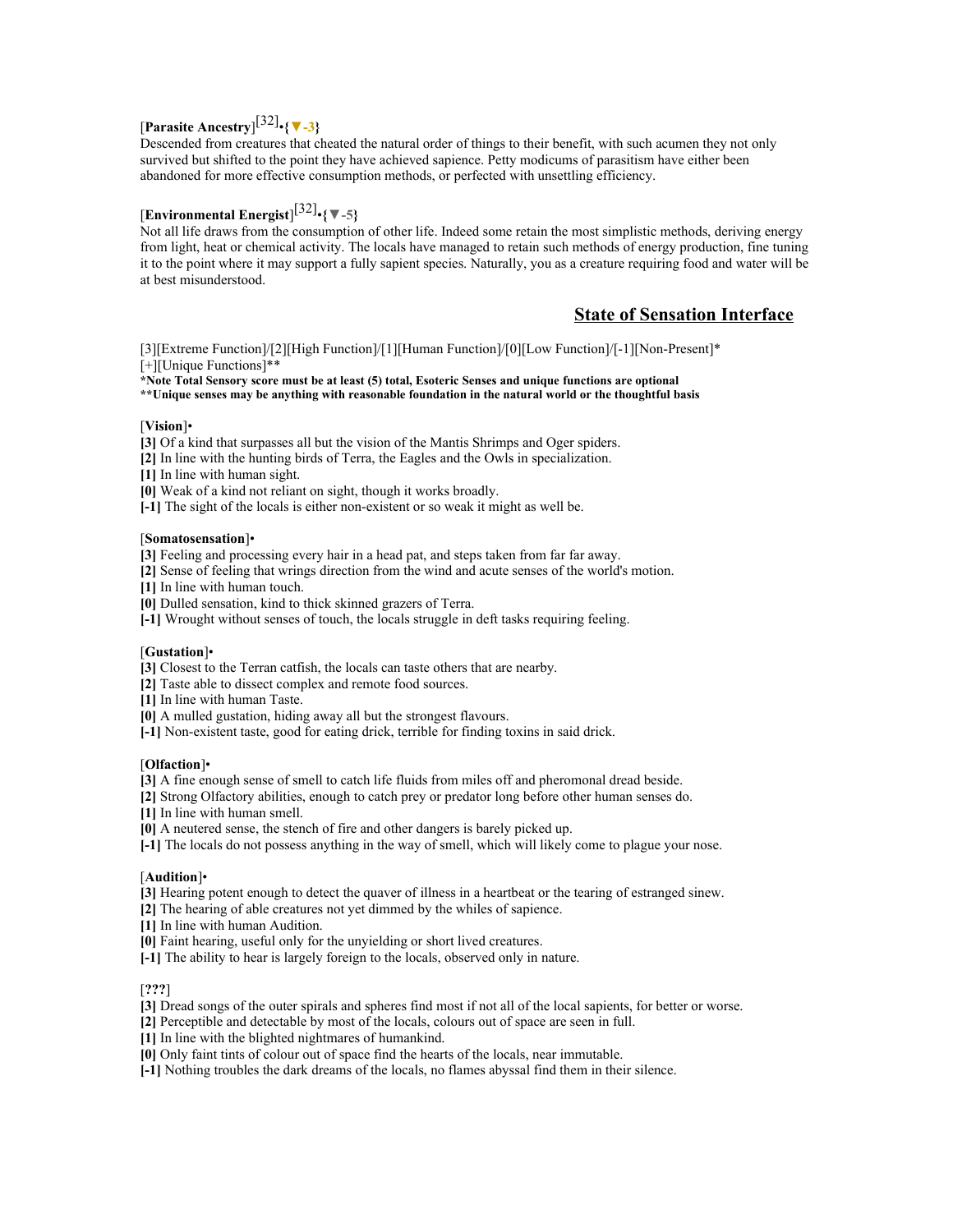[**Parasite Ancestry**][32]•{▼-3}
Descended from creatures that cheated the natural order of things to their benefit, with such acumen they not only survived but shifted to the point they have achieved sapience. Petty modicums of parasitism have either been abandoned for more effective consumption methods, or perfected with unsettling efficiency.

[**Environmental Energist**][32]•{▼-5}
Not all life draws from the consumption of other life. Indeed some retain the most simplistic methods, deriving energy from light, heat or chemical activity. The locals have managed to retain such methods of energy production, fine tuning it to the point where it may support a fully sapient species. Naturally, you as a creature requiring food and water will be at best misunderstood.

## State of Sensation Interface

[3][Extreme Function]/[2][High Function]/[1][Human Function]/[0][Low Function]/[-1][Non-Present]*
[+][Unique Functions]**
***Note Total Sensory score must be at least (5) total, Esoteric Senses and unique functions are optional**
****Unique senses may be anything with reasonable foundation in the natural world or the thoughtful basis**

[**Vision**]•
**[3]** Of a kind that surpasses all but the vision of the Mantis Shrimps and Oger spiders.
**[2]** In line with the hunting birds of Terra, the Eagles and the Owls in specialization.
**[1]** In line with human sight.
**[0]** Weak of a kind not reliant on sight, though it works broadly.
**[-1]** The sight of the locals is either non-existent or so weak it might as well be.

[**Somatosensation**]•
**[3]** Feeling and processing every hair in a head pat, and steps taken from far far away.
**[2]** Sense of feeling that wrings direction from the wind and acute senses of the world's motion.
**[1]** In line with human touch.
**[0]** Dulled sensation, kind to thick skinned grazers of Terra.
**[-1]** Wrought without senses of touch, the locals struggle in deft tasks requiring feeling.

[**Gustation**]•
**[3]** Closest to the Terran catfish, the locals can taste others that are nearby.
**[2]** Taste able to dissect complex and remote food sources.
**[1]** In line with human Taste.
**[0]** A mulled gustation, hiding away all but the strongest flavours.
**[-1]** Non-existent taste, good for eating drick, terrible for finding toxins in said drick.

[**Olfaction**]•
**[3]** A fine enough sense of smell to catch life fluids from miles off and pheromonal dread beside.
**[2]** Strong Olfactory abilities, enough to catch prey or predator long before other human senses do.
**[1]** In line with human smell.
**[0]** A neutered sense, the stench of fire and other dangers is barely picked up.
**[-1]** The locals do not possess anything in the way of smell, which will likely come to plague your nose.

[**Audition**]•
**[3]** Hearing potent enough to detect the quaver of illness in a heartbeat or the tearing of estranged sinew.
**[2]** The hearing of able creatures not yet dimmed by the whiles of sapience.
**[1]** In line with human Audition.
**[0]** Faint hearing, useful only for the unyielding or short lived creatures.
**[-1]** The ability to hear is largely foreign to the locals, observed only in nature.

[**???**]
**[3]** Dread songs of the outer spirals and spheres find most if not all of the local sapients, for better or worse.
**[2]** Perceptible and detectable by most of the locals, colours out of space are seen in full.
**[1]** In line with the blighted nightmares of humankind.
**[0]** Only faint tints of colour out of space find the hearts of the locals, near immutable.
**[-1]** Nothing troubles the dark dreams of the locals, no flames abyssal find them in their silence.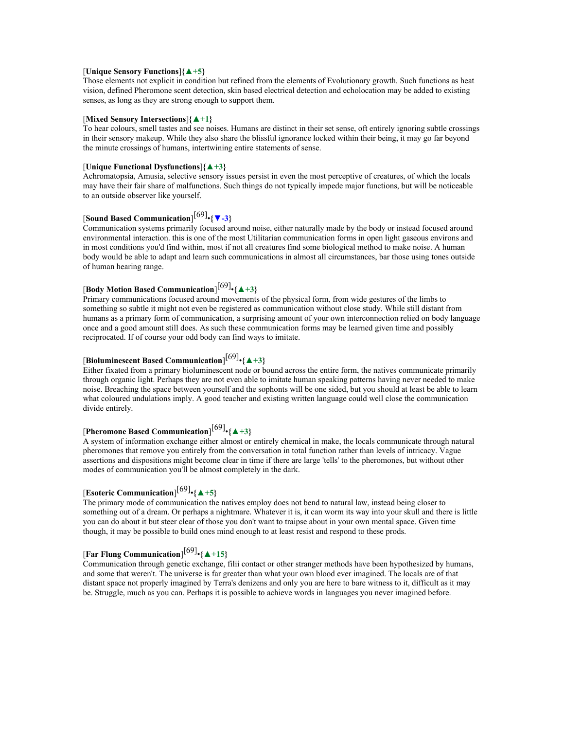[**Unique Sensory Functions**]{▲+5}
Those elements not explicit in condition but refined from the elements of Evolutionary growth. Such functions as heat vision, defined Pheromone scent detection, skin based electrical detection and echolocation may be added to existing senses, as long as they are strong enough to support them.

[**Mixed Sensory Intersections**]{▲+1}
To hear colours, smell tastes and see noises. Humans are distinct in their set sense, oft entirely ignoring subtle crossings in their sensory makeup. While they also share the blissful ignorance locked within their being, it may go far beyond the minute crossings of humans, intertwining entire statements of sense.

[**Unique Functional Dysfunctions**]{▲+3}
Achromatopsia, Amusia, selective sensory issues persist in even the most perceptive of creatures, of which the locals may have their fair share of malfunctions. Such things do not typically impede major functions, but will be noticeable to an outside observer like yourself.

[**Sound Based Communication**][69]•{▼-3}
Communication systems primarily focused around noise, either naturally made by the body or instead focused around environmental interaction. this is one of the most Utilitarian communication forms in open light gaseous environs and in most conditions you'd find within, most if not all creatures find some biological method to make noise. A human body would be able to adapt and learn such communications in almost all circumstances, bar those using tones outside of human hearing range.

[**Body Motion Based Communication**][69]•{▲+3}
Primary communications focused around movements of the physical form, from wide gestures of the limbs to something so subtle it might not even be registered as communication without close study. While still distant from humans as a primary form of communication, a surprising amount of your own interconnection relied on body language once and a good amount still does. As such these communication forms may be learned given time and possibly reciprocated. If of course your odd body can find ways to imitate.

[**Bioluminescent Based Communication**][69]•{▲+3}
Either fixated from a primary bioluminescent node or bound across the entire form, the natives communicate primarily through organic light. Perhaps they are not even able to imitate human speaking patterns having never needed to make noise. Breaching the space between yourself and the sophonts will be one sided, but you should at least be able to learn what coloured undulations imply. A good teacher and existing written language could well close the communication divide entirely.

[**Pheromone Based Communication**][69]•{▲+3}
A system of information exchange either almost or entirely chemical in make, the locals communicate through natural pheromones that remove you entirely from the conversation in total function rather than levels of intricacy. Vague assertions and dispositions might become clear in time if there are large 'tells' to the pheromones, but without other modes of communication you'll be almost completely in the dark.

[**Esoteric Communication**][69]•{▲+5}
The primary mode of communication the natives employ does not bend to natural law, instead being closer to something out of a dream. Or perhaps a nightmare. Whatever it is, it can worm its way into your skull and there is little you can do about it but steer clear of those you don't want to traipse about in your own mental space. Given time though, it may be possible to build ones mind enough to at least resist and respond to these prods.

[**Far Flung Communication**][69]•{▲+15}
Communication through genetic exchange, filii contact or other stranger methods have been hypothesized by humans, and some that weren't. The universe is far greater than what your own blood ever imagined. The locals are of that distant space not properly imagined by Terra's denizens and only you are here to bare witness to it, difficult as it may be. Struggle, much as you can. Perhaps it is possible to achieve words in languages you never imagined before.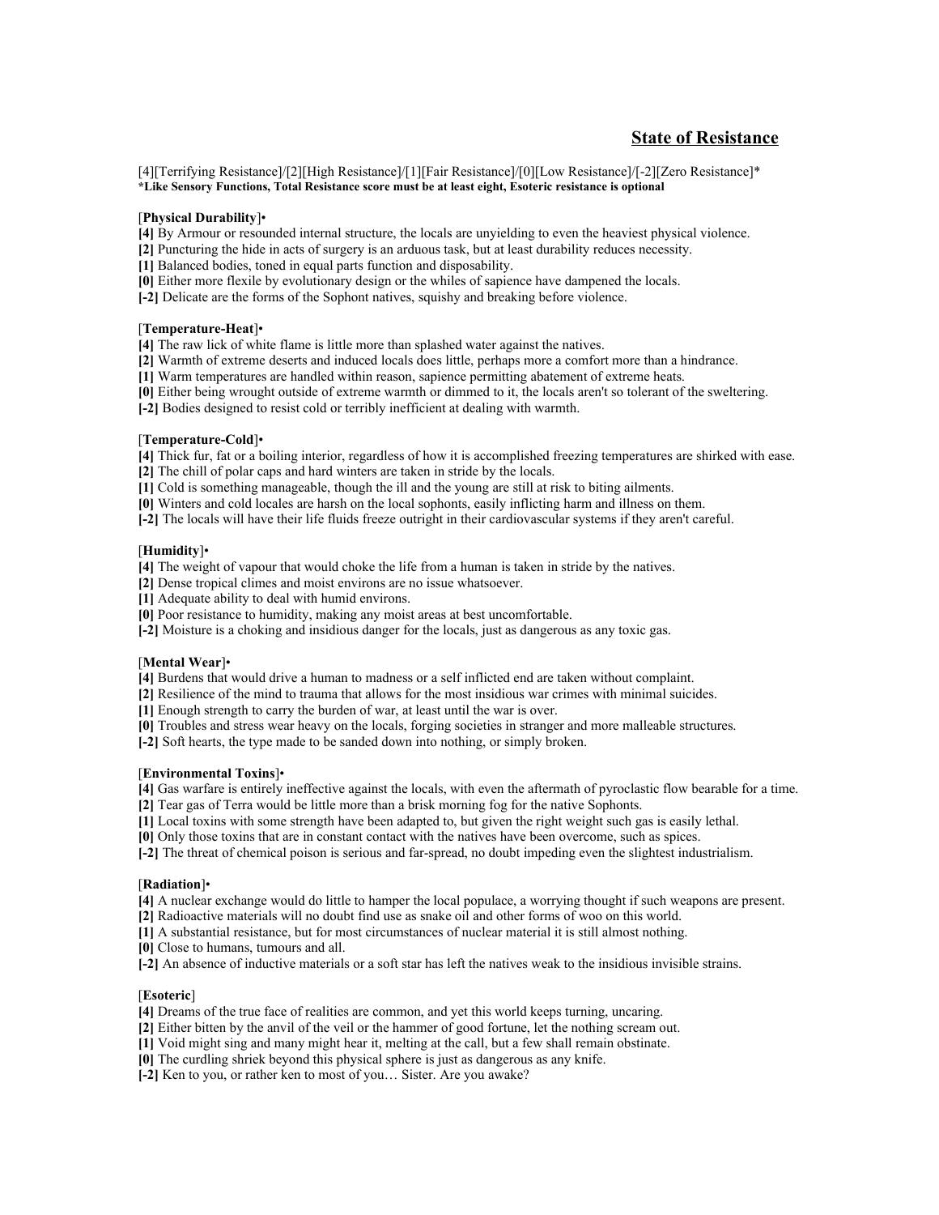## State of Resistance

[4][Terrifying Resistance]/[2][High Resistance]/[1][Fair Resistance]/[0][Low Resistance]/[-2][Zero Resistance]*
***Like Sensory Functions, Total Resistance score must be at least eight, Esoteric resistance is optional**

[**Physical Durability**]•
**[4]** By Armour or resounded internal structure, the locals are unyielding to even the heaviest physical violence.
**[2]** Puncturing the hide in acts of surgery is an arduous task, but at least durability reduces necessity.
**[1]** Balanced bodies, toned in equal parts function and disposability.
**[0]** Either more flexile by evolutionary design or the whiles of sapience have dampened the locals.
**[-2]** Delicate are the forms of the Sophont natives, squishy and breaking before violence.

[**Temperature-Heat**]•
**[4]** The raw lick of white flame is little more than splashed water against the natives.
**[2]** Warmth of extreme deserts and induced locals does little, perhaps more a comfort more than a hindrance.
**[1]** Warm temperatures are handled within reason, sapience permitting abatement of extreme heats.
**[0]** Either being wrought outside of extreme warmth or dimmed to it, the locals aren't so tolerant of the sweltering.
**[-2]** Bodies designed to resist cold or terribly inefficient at dealing with warmth.

[**Temperature-Cold**]•
**[4]** Thick fur, fat or a boiling interior, regardless of how it is accomplished freezing temperatures are shirked with ease.
**[2]** The chill of polar caps and hard winters are taken in stride by the locals.
**[1]** Cold is something manageable, though the ill and the young are still at risk to biting ailments.
**[0]** Winters and cold locales are harsh on the local sophonts, easily inflicting harm and illness on them.
**[-2]** The locals will have their life fluids freeze outright in their cardiovascular systems if they aren't careful.

[**Humidity**]•
**[4]** The weight of vapour that would choke the life from a human is taken in stride by the natives.
**[2]** Dense tropical climes and moist environs are no issue whatsoever.
**[1]** Adequate ability to deal with humid environs.
**[0]** Poor resistance to humidity, making any moist areas at best uncomfortable.
**[-2]** Moisture is a choking and insidious danger for the locals, just as dangerous as any toxic gas.

[**Mental Wear**]•
**[4]** Burdens that would drive a human to madness or a self inflicted end are taken without complaint.
**[2]** Resilience of the mind to trauma that allows for the most insidious war crimes with minimal suicides.
**[1]** Enough strength to carry the burden of war, at least until the war is over.
**[0]** Troubles and stress wear heavy on the locals, forging societies in stranger and more malleable structures.
**[-2]** Soft hearts, the type made to be sanded down into nothing, or simply broken.

[**Environmental Toxins**]•
**[4]** Gas warfare is entirely ineffective against the locals, with even the aftermath of pyroclastic flow bearable for a time.
**[2]** Tear gas of Terra would be little more than a brisk morning fog for the native Sophonts.
**[1]** Local toxins with some strength have been adapted to, but given the right weight such gas is easily lethal.
**[0]** Only those toxins that are in constant contact with the natives have been overcome, such as spices.
**[-2]** The threat of chemical poison is serious and far-spread, no doubt impeding even the slightest industrialism.

[**Radiation**]•
**[4]** A nuclear exchange would do little to hamper the local populace, a worrying thought if such weapons are present.
**[2]** Radioactive materials will no doubt find use as snake oil and other forms of woo on this world.
**[1]** A substantial resistance, but for most circumstances of nuclear material it is still almost nothing.
**[0]** Close to humans, tumours and all.
**[-2]** An absence of inductive materials or a soft star has left the natives weak to the insidious invisible strains.

[**Esoteric**]
**[4]** Dreams of the true face of realities are common, and yet this world keeps turning, uncaring.
**[2]** Either bitten by the anvil of the veil or the hammer of good fortune, let the nothing scream out.
**[1]** Void might sing and many might hear it, melting at the call, but a few shall remain obstinate.
**[0]** The curdling shriek beyond this physical sphere is just as dangerous as any knife.
**[-2]** Ken to you, or rather ken to most of you… Sister. Are you awake?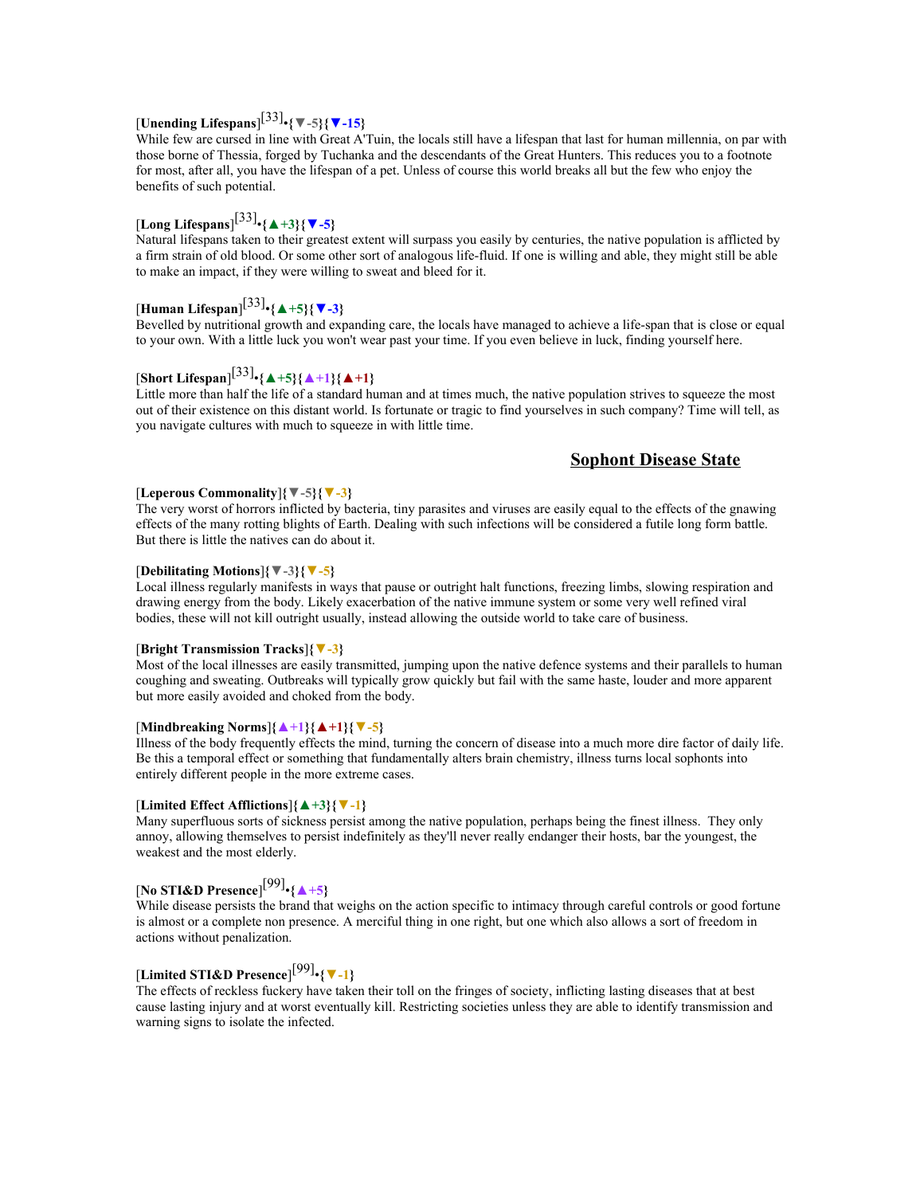[**Unending Lifespans**][33]•{▼-5}{▼-15}
While few are cursed in line with Great A'Tuin, the locals still have a lifespan that last for human millennia, on par with those borne of Thessia, forged by Tuchanka and the descendants of the Great Hunters. This reduces you to a footnote for most, after all, you have the lifespan of a pet. Unless of course this world breaks all but the few who enjoy the benefits of such potential.

[**Long Lifespans**][33]•{▲+3}{▼-5}
Natural lifespans taken to their greatest extent will surpass you easily by centuries, the native population is afflicted by a firm strain of old blood. Or some other sort of analogous life-fluid. If one is willing and able, they might still be able to make an impact, if they were willing to sweat and bleed for it.

[**Human Lifespan**][33]•{▲+5}{▼-3}
Bevelled by nutritional growth and expanding care, the locals have managed to achieve a life-span that is close or equal to your own. With a little luck you won't wear past your time. If you even believe in luck, finding yourself here.

[**Short Lifespan**][33]•{▲+5}{▲+1}{▲+1}
Little more than half the life of a standard human and at times much, the native population strives to squeeze the most out of their existence on this distant world. Is fortunate or tragic to find yourselves in such company? Time will tell, as you navigate cultures with much to squeeze in with little time.

## Sophont Disease State

[**Leperous Commonality**]{▼-5}{▼-3}
The very worst of horrors inflicted by bacteria, tiny parasites and viruses are easily equal to the effects of the gnawing effects of the many rotting blights of Earth. Dealing with such infections will be considered a futile long form battle. But there is little the natives can do about it.

[**Debilitating Motions**]{▼-3}{▼-5}
Local illness regularly manifests in ways that pause or outright halt functions, freezing limbs, slowing respiration and drawing energy from the body. Likely exacerbation of the native immune system or some very well refined viral bodies, these will not kill outright usually, instead allowing the outside world to take care of business.

[**Bright Transmission Tracks**]{▼-3}
Most of the local illnesses are easily transmitted, jumping upon the native defence systems and their parallels to human coughing and sweating. Outbreaks will typically grow quickly but fail with the same haste, louder and more apparent but more easily avoided and choked from the body.

[**Mindbreaking Norms**]{▲+1}{▲+1}{▼-5}
Illness of the body frequently effects the mind, turning the concern of disease into a much more dire factor of daily life. Be this a temporal effect or something that fundamentally alters brain chemistry, illness turns local sophonts into entirely different people in the more extreme cases.

[**Limited Effect Afflictions**]{▲+3}{▼-1}
Many superfluous sorts of sickness persist among the native population, perhaps being the finest illness. They only annoy, allowing themselves to persist indefinitely as they'll never really endanger their hosts, bar the youngest, the weakest and the most elderly.

[**No STI&D Presence**][99]•{▲+5}
While disease persists the brand that weighs on the action specific to intimacy through careful controls or good fortune is almost or a complete non presence. A merciful thing in one right, but one which also allows a sort of freedom in actions without penalization.

[**Limited STI&D Presence**][99]•{▼-1}
The effects of reckless fuckery have taken their toll on the fringes of society, inflicting lasting diseases that at best cause lasting injury and at worst eventually kill. Restricting societies unless they are able to identify transmission and warning signs to isolate the infected.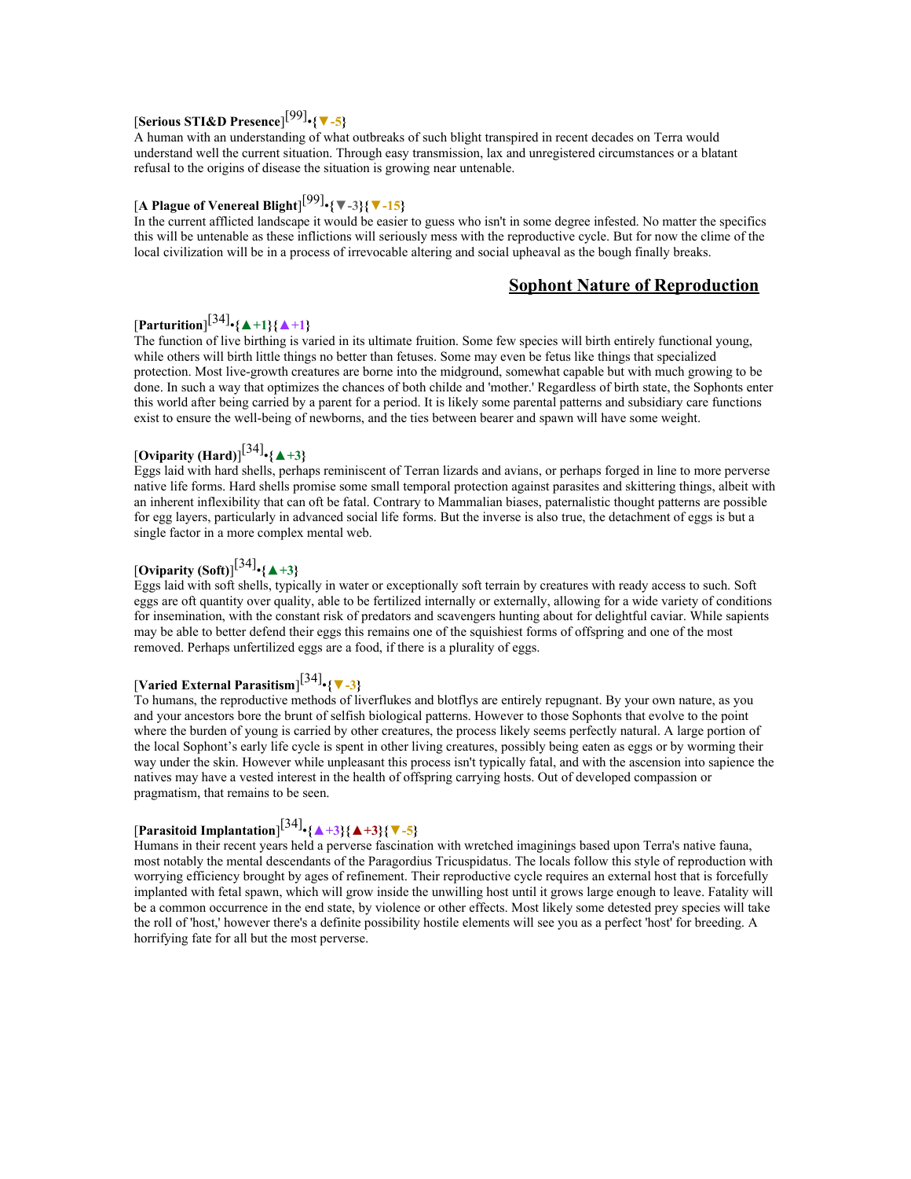[**Serious STI&D Presence**][99]•{▼-5}
A human with an understanding of what outbreaks of such blight transpired in recent decades on Terra would understand well the current situation. Through easy transmission, lax and unregistered circumstances or a blatant refusal to the origins of disease the situation is growing near untenable.

[**A Plague of Venereal Blight**][99]•{▼-3}{▼-15}
In the current afflicted landscape it would be easier to guess who isn't in some degree infested. No matter the specifics this will be untenable as these inflictions will seriously mess with the reproductive cycle. But for now the clime of the local civilization will be in a process of irrevocable altering and social upheaval as the bough finally breaks.

## Sophont Nature of Reproduction

[**Parturition**][34]•{▲+1}{▲+1}
The function of live birthing is varied in its ultimate fruition. Some few species will birth entirely functional young, while others will birth little things no better than fetuses. Some may even be fetus like things that specialized protection. Most live-growth creatures are borne into the midground, somewhat capable but with much growing to be done. In such a way that optimizes the chances of both childe and 'mother.' Regardless of birth state, the Sophonts enter this world after being carried by a parent for a period. It is likely some parental patterns and subsidiary care functions exist to ensure the well-being of newborns, and the ties between bearer and spawn will have some weight.

[**Oviparity (Hard)**][34]•{▲+3}
Eggs laid with hard shells, perhaps reminiscent of Terran lizards and avians, or perhaps forged in line to more perverse native life forms. Hard shells promise some small temporal protection against parasites and skittering things, albeit with an inherent inflexibility that can oft be fatal. Contrary to Mammalian biases, paternalistic thought patterns are possible for egg layers, particularly in advanced social life forms. But the inverse is also true, the detachment of eggs is but a single factor in a more complex mental web.

[**Oviparity (Soft)**][34]•{▲+3}
Eggs laid with soft shells, typically in water or exceptionally soft terrain by creatures with ready access to such. Soft eggs are oft quantity over quality, able to be fertilized internally or externally, allowing for a wide variety of conditions for insemination, with the constant risk of predators and scavengers hunting about for delightful caviar. While sapients may be able to better defend their eggs this remains one of the squishiest forms of offspring and one of the most removed. Perhaps unfertilized eggs are a food, if there is a plurality of eggs.

[**Varied External Parasitism**][34]•{▼-3}
To humans, the reproductive methods of liverflukes and blotflys are entirely repugnant. By your own nature, as you and your ancestors bore the brunt of selfish biological patterns. However to those Sophonts that evolve to the point where the burden of young is carried by other creatures, the process likely seems perfectly natural. A large portion of the local Sophont's early life cycle is spent in other living creatures, possibly being eaten as eggs or by worming their way under the skin. However while unpleasant this process isn't typically fatal, and with the ascension into sapience the natives may have a vested interest in the health of offspring carrying hosts. Out of developed compassion or pragmatism, that remains to be seen.

[**Parasitoid Implantation**][34]•{▲+3}{▲+3}{▼-5}
Humans in their recent years held a perverse fascination with wretched imaginings based upon Terra's native fauna, most notably the mental descendants of the Paragordius Tricuspidatus. The locals follow this style of reproduction with worrying efficiency brought by ages of refinement. Their reproductive cycle requires an external host that is forcefully implanted with fetal spawn, which will grow inside the unwilling host until it grows large enough to leave. Fatality will be a common occurrence in the end state, by violence or other effects. Most likely some detested prey species will take the roll of 'host,' however there's a definite possibility hostile elements will see you as a perfect 'host' for breeding. A horrifying fate for all but the most perverse.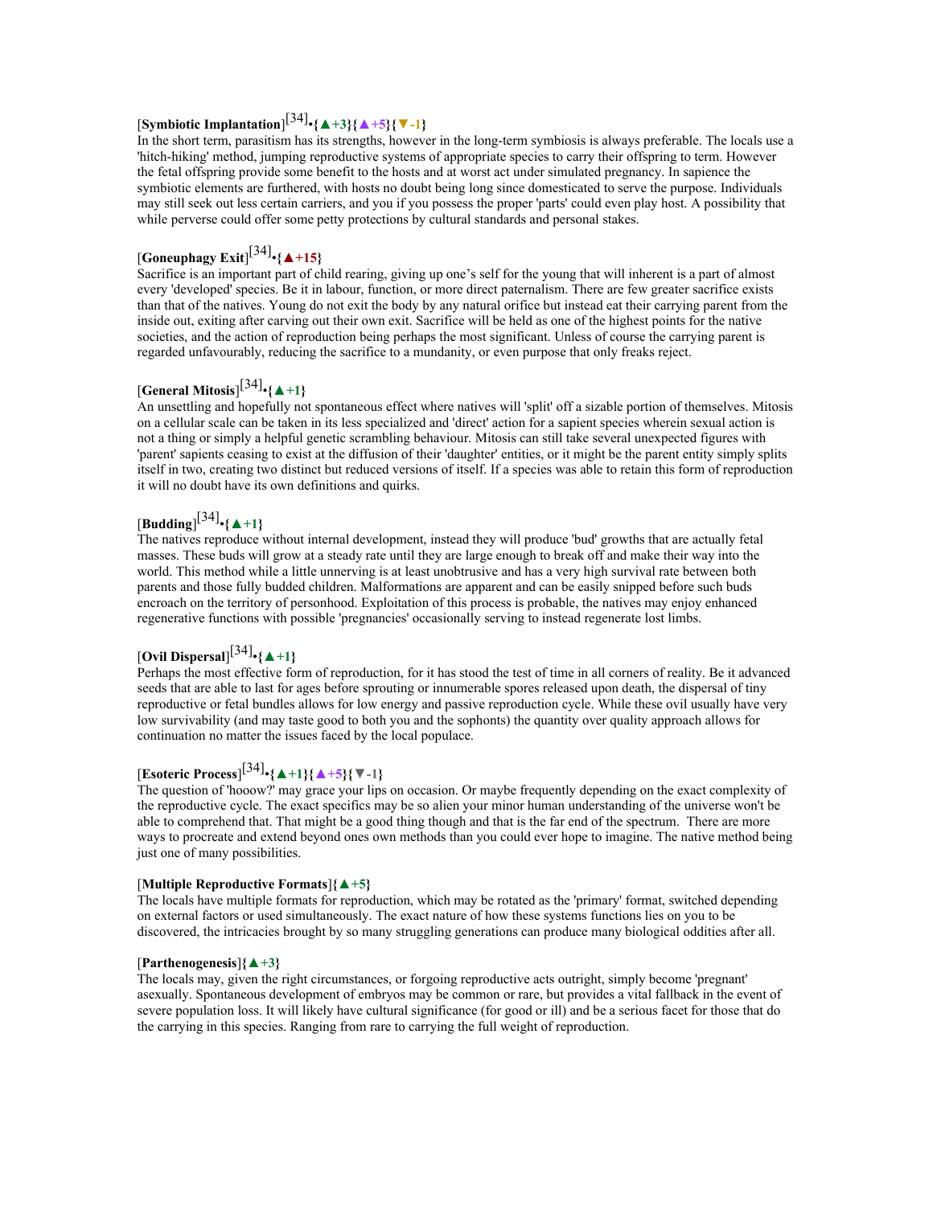[**Symbiotic Implantation**][34]•{▲+3}{▲+5}{▼-1}

In the short term, parasitism has its strengths, however in the long-term symbiosis is always preferable. The locals use a 'hitch-hiking' method, jumping reproductive systems of appropriate species to carry their offspring to term. However the fetal offspring provide some benefit to the hosts and at worst act under simulated pregnancy. In sapience the symbiotic elements are furthered, with hosts no doubt being long since domesticated to serve the purpose. Individuals may still seek out less certain carriers, and you if you possess the proper 'parts' could even play host. A possibility that while perverse could offer some petty protections by cultural standards and personal stakes.

[**Goneuphagy Exit**][34]•{▲+15}

Sacrifice is an important part of child rearing, giving up one's self for the young that will inherent is a part of almost every 'developed' species. Be it in labour, function, or more direct paternalism. There are few greater sacrifice exists than that of the natives. Young do not exit the body by any natural orifice but instead eat their carrying parent from the inside out, exiting after carving out their own exit. Sacrifice will be held as one of the highest points for the native societies, and the action of reproduction being perhaps the most significant. Unless of course the carrying parent is regarded unfavourably, reducing the sacrifice to a mundanity, or even purpose that only freaks reject.

[**General Mitosis**][34]•{▲+1}

An unsettling and hopefully not spontaneous effect where natives will 'split' off a sizable portion of themselves. Mitosis on a cellular scale can be taken in its less specialized and 'direct' action for a sapient species wherein sexual action is not a thing or simply a helpful genetic scrambling behaviour. Mitosis can still take several unexpected figures with 'parent' sapients ceasing to exist at the diffusion of their 'daughter' entities, or it might be the parent entity simply splits itself in two, creating two distinct but reduced versions of itself. If a species was able to retain this form of reproduction it will no doubt have its own definitions and quirks.

[**Budding**][34]•{▲+1}

The natives reproduce without internal development, instead they will produce 'bud' growths that are actually fetal masses. These buds will grow at a steady rate until they are large enough to break off and make their way into the world. This method while a little unnerving is at least unobtrusive and has a very high survival rate between both parents and those fully budded children. Malformations are apparent and can be easily snipped before such buds encroach on the territory of personhood. Exploitation of this process is probable, the natives may enjoy enhanced regenerative functions with possible 'pregnancies' occasionally serving to instead regenerate lost limbs.

[**Ovil Dispersal**][34]•{▲+1}

Perhaps the most effective form of reproduction, for it has stood the test of time in all corners of reality. Be it advanced seeds that are able to last for ages before sprouting or innumerable spores released upon death, the dispersal of tiny reproductive or fetal bundles allows for low energy and passive reproduction cycle. While these ovil usually have very low survivability (and may taste good to both you and the sophonts) the quantity over quality approach allows for continuation no matter the issues faced by the local populace.

[**Esoteric Process**][34]•{▲+1}{▲+5}{▼-1}

The question of 'hooow?' may grace your lips on occasion. Or maybe frequently depending on the exact complexity of the reproductive cycle. The exact specifics may be so alien your minor human understanding of the universe won't be able to comprehend that. That might be a good thing though and that is the far end of the spectrum. There are more ways to procreate and extend beyond ones own methods than you could ever hope to imagine. The native method being just one of many possibilities.

[**Multiple Reproductive Formats**]{▲+5}

The locals have multiple formats for reproduction, which may be rotated as the 'primary' format, switched depending on external factors or used simultaneously. The exact nature of how these systems functions lies on you to be discovered, the intricacies brought by so many struggling generations can produce many biological oddities after all.

[**Parthenogenesis**]{▲+3}

The locals may, given the right circumstances, or forgoing reproductive acts outright, simply become 'pregnant' asexually. Spontaneous development of embryos may be common or rare, but provides a vital fallback in the event of severe population loss. It will likely have cultural significance (for good or ill) and be a serious facet for those that do the carrying in this species. Ranging from rare to carrying the full weight of reproduction.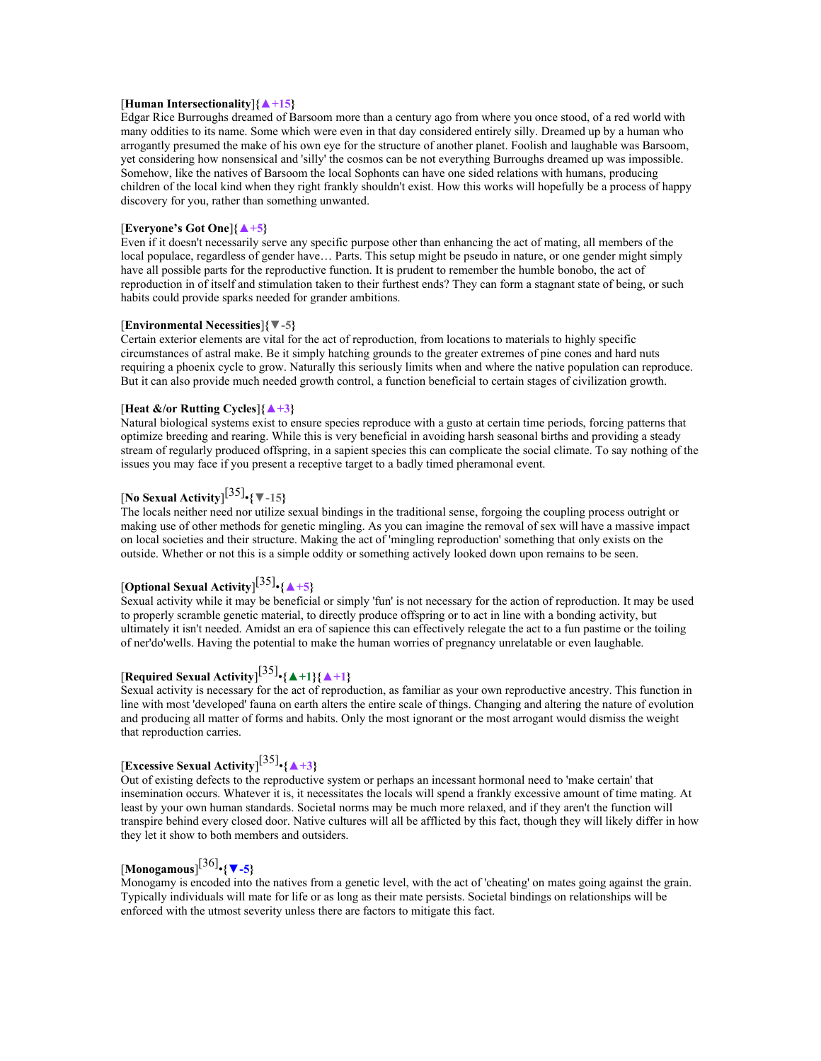[**Human Intersectionality**]{▲+15}
Edgar Rice Burroughs dreamed of Barsoom more than a century ago from where you once stood, of a red world with many oddities to its name. Some which were even in that day considered entirely silly. Dreamed up by a human who arrogantly presumed the make of his own eye for the structure of another planet. Foolish and laughable was Barsoom, yet considering how nonsensical and 'silly' the cosmos can be not everything Burroughs dreamed up was impossible. Somehow, like the natives of Barsoom the local Sophonts can have one sided relations with humans, producing children of the local kind when they right frankly shouldn't exist. How this works will hopefully be a process of happy discovery for you, rather than something unwanted.

[**Everyone's Got One**]{▲+5}
Even if it doesn't necessarily serve any specific purpose other than enhancing the act of mating, all members of the local populace, regardless of gender have… Parts. This setup might be pseudo in nature, or one gender might simply have all possible parts for the reproductive function. It is prudent to remember the humble bonobo, the act of reproduction in of itself and stimulation taken to their furthest ends? They can form a stagnant state of being, or such habits could provide sparks needed for grander ambitions.

[**Environmental Necessities**]{▼-5}
Certain exterior elements are vital for the act of reproduction, from locations to materials to highly specific circumstances of astral make. Be it simply hatching grounds to the greater extremes of pine cones and hard nuts requiring a phoenix cycle to grow. Naturally this seriously limits when and where the native population can reproduce. But it can also provide much needed growth control, a function beneficial to certain stages of civilization growth.

[**Heat &/or Rutting Cycles**]{▲+3}
Natural biological systems exist to ensure species reproduce with a gusto at certain time periods, forcing patterns that optimize breeding and rearing. While this is very beneficial in avoiding harsh seasonal births and providing a steady stream of regularly produced offspring, in a sapient species this can complicate the social climate. To say nothing of the issues you may face if you present a receptive target to a badly timed pheramonal event.

[**No Sexual Activity**][35]•{▼-15}
The locals neither need nor utilize sexual bindings in the traditional sense, forgoing the coupling process outright or making use of other methods for genetic mingling. As you can imagine the removal of sex will have a massive impact on local societies and their structure. Making the act of 'mingling reproduction' something that only exists on the outside. Whether or not this is a simple oddity or something actively looked down upon remains to be seen.

[**Optional Sexual Activity**][35]•{▲+5}
Sexual activity while it may be beneficial or simply 'fun' is not necessary for the action of reproduction. It may be used to properly scramble genetic material, to directly produce offspring or to act in line with a bonding activity, but ultimately it isn't needed. Amidst an era of sapience this can effectively relegate the act to a fun pastime or the toiling of ner'do'wells. Having the potential to make the human worries of pregnancy unrelatable or even laughable.

[**Required Sexual Activity**][35]•{▲+1}{▲+1}
Sexual activity is necessary for the act of reproduction, as familiar as your own reproductive ancestry. This function in line with most 'developed' fauna on earth alters the entire scale of things. Changing and altering the nature of evolution and producing all matter of forms and habits. Only the most ignorant or the most arrogant would dismiss the weight that reproduction carries.

[**Excessive Sexual Activity**][35]•{▲+3}
Out of existing defects to the reproductive system or perhaps an incessant hormonal need to 'make certain' that insemination occurs. Whatever it is, it necessitates the locals will spend a frankly excessive amount of time mating. At least by your own human standards. Societal norms may be much more relaxed, and if they aren't the function will transpire behind every closed door. Native cultures will all be afflicted by this fact, though they will likely differ in how they let it show to both members and outsiders.

[**Monogamous**][36]•{▼-5}
Monogamy is encoded into the natives from a genetic level, with the act of 'cheating' on mates going against the grain. Typically individuals will mate for life or as long as their mate persists. Societal bindings on relationships will be enforced with the utmost severity unless there are factors to mitigate this fact.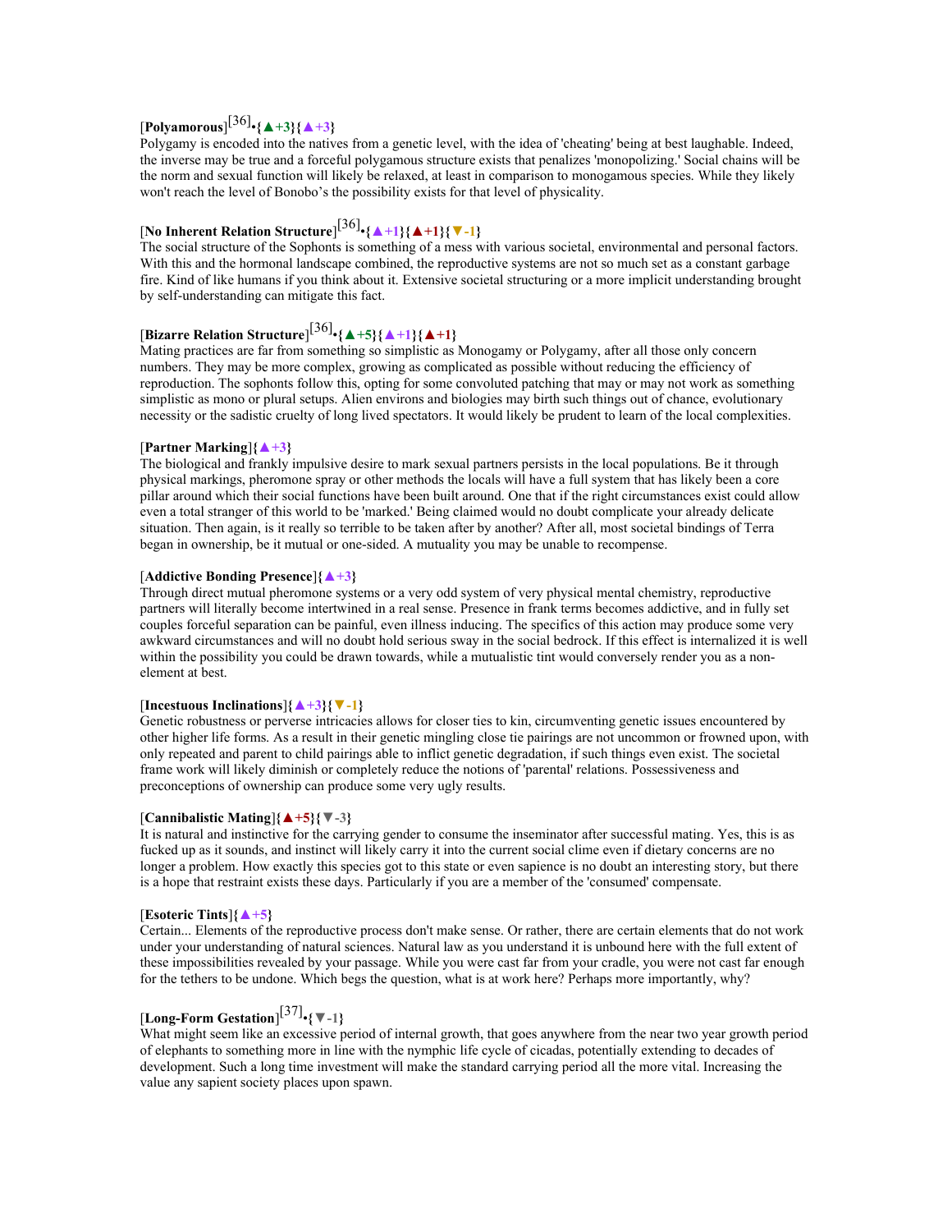[**Polyamorous**][36]•{▲+3}{▲+3}
Polygamy is encoded into the natives from a genetic level, with the idea of 'cheating' being at best laughable. Indeed, the inverse may be true and a forceful polygamous structure exists that penalizes 'monopolizing.' Social chains will be the norm and sexual function will likely be relaxed, at least in comparison to monogamous species. While they likely won't reach the level of Bonobo's the possibility exists for that level of physicality.

[**No Inherent Relation Structure**][36]•{▲+1}{▲+1}{▼-1}
The social structure of the Sophonts is something of a mess with various societal, environmental and personal factors. With this and the hormonal landscape combined, the reproductive systems are not so much set as a constant garbage fire. Kind of like humans if you think about it. Extensive societal structuring or a more implicit understanding brought by self-understanding can mitigate this fact.

[**Bizarre Relation Structure**][36]•{▲+5}{▲+1}{▲+1}
Mating practices are far from something so simplistic as Monogamy or Polygamy, after all those only concern numbers. They may be more complex, growing as complicated as possible without reducing the efficiency of reproduction. The sophonts follow this, opting for some convoluted patching that may or may not work as something simplistic as mono or plural setups. Alien environs and biologies may birth such things out of chance, evolutionary necessity or the sadistic cruelty of long lived spectators. It would likely be prudent to learn of the local complexities.

[**Partner Marking**]{▲+3}
The biological and frankly impulsive desire to mark sexual partners persists in the local populations. Be it through physical markings, pheromone spray or other methods the locals will have a full system that has likely been a core pillar around which their social functions have been built around. One that if the right circumstances exist could allow even a total stranger of this world to be 'marked.' Being claimed would no doubt complicate your already delicate situation. Then again, is it really so terrible to be taken after by another? After all, most societal bindings of Terra began in ownership, be it mutual or one-sided. A mutuality you may be unable to recompense.

[**Addictive Bonding Presence**]{▲+3}
Through direct mutual pheromone systems or a very odd system of very physical mental chemistry, reproductive partners will literally become intertwined in a real sense. Presence in frank terms becomes addictive, and in fully set couples forceful separation can be painful, even illness inducing. The specifics of this action may produce some very awkward circumstances and will no doubt hold serious sway in the social bedrock. If this effect is internalized it is well within the possibility you could be drawn towards, while a mutualistic tint would conversely render you as a non-element at best.

[**Incestuous Inclinations**]{▲+3}{▼-1}
Genetic robustness or perverse intricacies allows for closer ties to kin, circumventing genetic issues encountered by other higher life forms. As a result in their genetic mingling close tie pairings are not uncommon or frowned upon, with only repeated and parent to child pairings able to inflict genetic degradation, if such things even exist. The societal frame work will likely diminish or completely reduce the notions of 'parental' relations. Possessiveness and preconceptions of ownership can produce some very ugly results.

[**Cannibalistic Mating**]{▲+5}{▼-3}
It is natural and instinctive for the carrying gender to consume the inseminator after successful mating. Yes, this is as fucked up as it sounds, and instinct will likely carry it into the current social clime even if dietary concerns are no longer a problem. How exactly this species got to this state or even sapience is no doubt an interesting story, but there is a hope that restraint exists these days. Particularly if you are a member of the 'consumed' compensate.

[**Esoteric Tints**]{▲+5}
Certain... Elements of the reproductive process don't make sense. Or rather, there are certain elements that do not work under your understanding of natural sciences. Natural law as you understand it is unbound here with the full extent of these impossibilities revealed by your passage. While you were cast far from your cradle, you were not cast far enough for the tethers to be undone. Which begs the question, what is at work here? Perhaps more importantly, why?

[**Long-Form Gestation**][37]•{▼-1}
What might seem like an excessive period of internal growth, that goes anywhere from the near two year growth period of elephants to something more in line with the nymphic life cycle of cicadas, potentially extending to decades of development. Such a long time investment will make the standard carrying period all the more vital. Increasing the value any sapient society places upon spawn.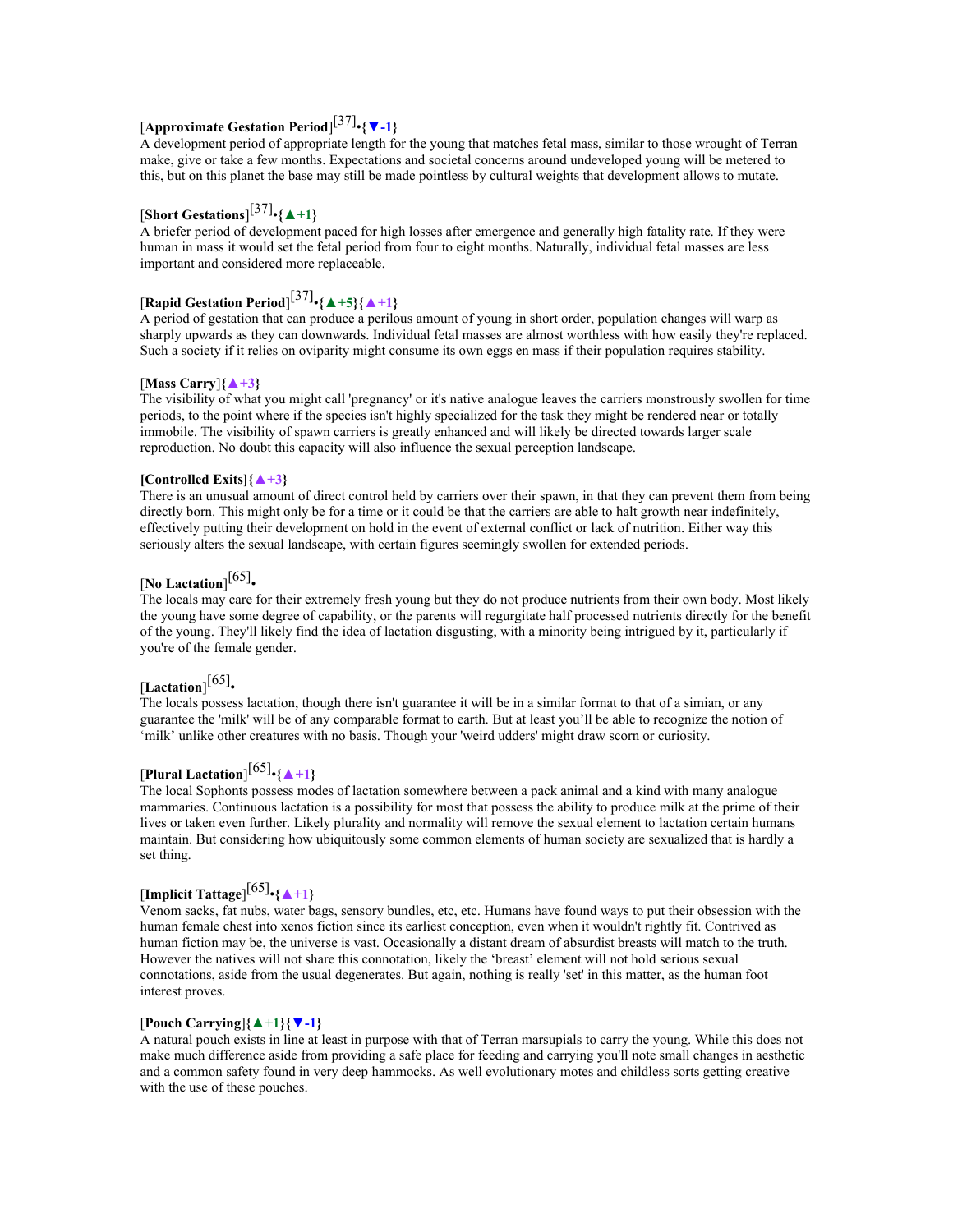[**Approximate Gestation Period**][37]•{▼-1}

A development period of appropriate length for the young that matches fetal mass, similar to those wrought of Terran make, give or take a few months. Expectations and societal concerns around undeveloped young will be metered to this, but on this planet the base may still be made pointless by cultural weights that development allows to mutate.

[**Short Gestations**][37]•{▲+1}

A briefer period of development paced for high losses after emergence and generally high fatality rate. If they were human in mass it would set the fetal period from four to eight months. Naturally, individual fetal masses are less important and considered more replaceable.

[**Rapid Gestation Period**][37]•{▲+5}{▲+1}

A period of gestation that can produce a perilous amount of young in short order, population changes will warp as sharply upwards as they can downwards. Individual fetal masses are almost worthless with how easily they're replaced. Such a society if it relies on oviparity might consume its own eggs en mass if their population requires stability.

[**Mass Carry**]{▲+3}

The visibility of what you might call 'pregnancy' or it's native analogue leaves the carriers monstrously swollen for time periods, to the point where if the species isn't highly specialized for the task they might be rendered near or totally immobile. The visibility of spawn carriers is greatly enhanced and will likely be directed towards larger scale reproduction. No doubt this capacity will also influence the sexual perception landscape.

**[Controlled Exits]**{▲+3}

There is an unusual amount of direct control held by carriers over their spawn, in that they can prevent them from being directly born. This might only be for a time or it could be that the carriers are able to halt growth near indefinitely, effectively putting their development on hold in the event of external conflict or lack of nutrition. Either way this seriously alters the sexual landscape, with certain figures seemingly swollen for extended periods.

[**No Lactation**][65]•

The locals may care for their extremely fresh young but they do not produce nutrients from their own body. Most likely the young have some degree of capability, or the parents will regurgitate half processed nutrients directly for the benefit of the young. They'll likely find the idea of lactation disgusting, with a minority being intrigued by it, particularly if you're of the female gender.

[**Lactation**][65]•

The locals possess lactation, though there isn't guarantee it will be in a similar format to that of a simian, or any guarantee the 'milk' will be of any comparable format to earth. But at least you'll be able to recognize the notion of 'milk' unlike other creatures with no basis. Though your 'weird udders' might draw scorn or curiosity.

[**Plural Lactation**][65]•{▲+1}

The local Sophonts possess modes of lactation somewhere between a pack animal and a kind with many analogue mammaries. Continuous lactation is a possibility for most that possess the ability to produce milk at the prime of their lives or taken even further. Likely plurality and normality will remove the sexual element to lactation certain humans maintain. But considering how ubiquitously some common elements of human society are sexualized that is hardly a set thing.

[**Implicit Tattage**][65]•{▲+1}

Venom sacks, fat nubs, water bags, sensory bundles, etc, etc. Humans have found ways to put their obsession with the human female chest into xenos fiction since its earliest conception, even when it wouldn't rightly fit. Contrived as human fiction may be, the universe is vast. Occasionally a distant dream of absurdist breasts will match to the truth. However the natives will not share this connotation, likely the 'breast' element will not hold serious sexual connotations, aside from the usual degenerates. But again, nothing is really 'set' in this matter, as the human foot interest proves.

[**Pouch Carrying**]{▲+1}{▼-1}

A natural pouch exists in line at least in purpose with that of Terran marsupials to carry the young. While this does not make much difference aside from providing a safe place for feeding and carrying you'll note small changes in aesthetic and a common safety found in very deep hammocks. As well evolutionary motes and childless sorts getting creative with the use of these pouches.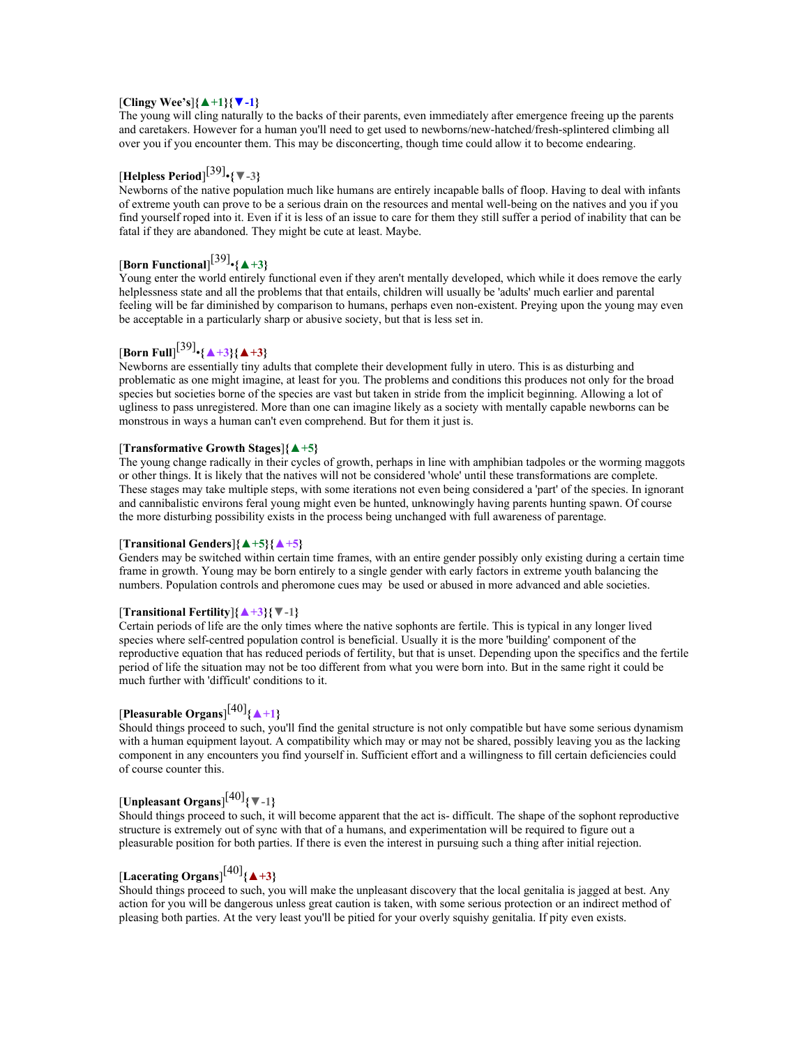[**Clingy Wee's**]{▲+1}{▼-1}
The young will cling naturally to the backs of their parents, even immediately after emergence freeing up the parents and caretakers. However for a human you'll need to get used to newborns/new-hatched/fresh-splintered climbing all over you if you encounter them. This may be disconcerting, though time could allow it to become endearing.

[**Helpless Period**][39]•{▼-3}
Newborns of the native population much like humans are entirely incapable balls of floop. Having to deal with infants of extreme youth can prove to be a serious drain on the resources and mental well-being on the natives and you if you find yourself roped into it. Even if it is less of an issue to care for them they still suffer a period of inability that can be fatal if they are abandoned. They might be cute at least. Maybe.

[**Born Functional**][39]•{▲+3}
Young enter the world entirely functional even if they aren't mentally developed, which while it does remove the early helplessness state and all the problems that that entails, children will usually be 'adults' much earlier and parental feeling will be far diminished by comparison to humans, perhaps even non-existent. Preying upon the young may even be acceptable in a particularly sharp or abusive society, but that is less set in.

[**Born Full**][39]•{▲+3}{▲+3}
Newborns are essentially tiny adults that complete their development fully in utero. This is as disturbing and problematic as one might imagine, at least for you. The problems and conditions this produces not only for the broad species but societies borne of the species are vast but taken in stride from the implicit beginning. Allowing a lot of ugliness to pass unregistered. More than one can imagine likely as a society with mentally capable newborns can be monstrous in ways a human can't even comprehend. But for them it just is.

[**Transformative Growth Stages**]{▲+5}
The young change radically in their cycles of growth, perhaps in line with amphibian tadpoles or the worming maggots or other things. It is likely that the natives will not be considered 'whole' until these transformations are complete. These stages may take multiple steps, with some iterations not even being considered a 'part' of the species. In ignorant and cannibalistic environs feral young might even be hunted, unknowingly having parents hunting spawn. Of course the more disturbing possibility exists in the process being unchanged with full awareness of parentage.

[**Transitional Genders**]{▲+5}{▲+5}
Genders may be switched within certain time frames, with an entire gender possibly only existing during a certain time frame in growth. Young may be born entirely to a single gender with early factors in extreme youth balancing the numbers. Population controls and pheromone cues may be used or abused in more advanced and able societies.

[**Transitional Fertility**]{▲+3}{▼-1}
Certain periods of life are the only times where the native sophonts are fertile. This is typical in any longer lived species where self-centred population control is beneficial. Usually it is the more 'building' component of the reproductive equation that has reduced periods of fertility, but that is unset. Depending upon the specifics and the fertile period of life the situation may not be too different from what you were born into. But in the same right it could be much further with 'difficult' conditions to it.

[**Pleasurable Organs**][40]{▲+1}
Should things proceed to such, you'll find the genital structure is not only compatible but have some serious dynamism with a human equipment layout. A compatibility which may or may not be shared, possibly leaving you as the lacking component in any encounters you find yourself in. Sufficient effort and a willingness to fill certain deficiencies could of course counter this.

[**Unpleasant Organs**][40]{▼-1}
Should things proceed to such, it will become apparent that the act is- difficult. The shape of the sophont reproductive structure is extremely out of sync with that of a humans, and experimentation will be required to figure out a pleasurable position for both parties. If there is even the interest in pursuing such a thing after initial rejection.

[**Lacerating Organs**][40]{▲+3}
Should things proceed to such, you will make the unpleasant discovery that the local genitalia is jagged at best. Any action for you will be dangerous unless great caution is taken, with some serious protection or an indirect method of pleasing both parties. At the very least you'll be pitied for your overly squishy genitalia. If pity even exists.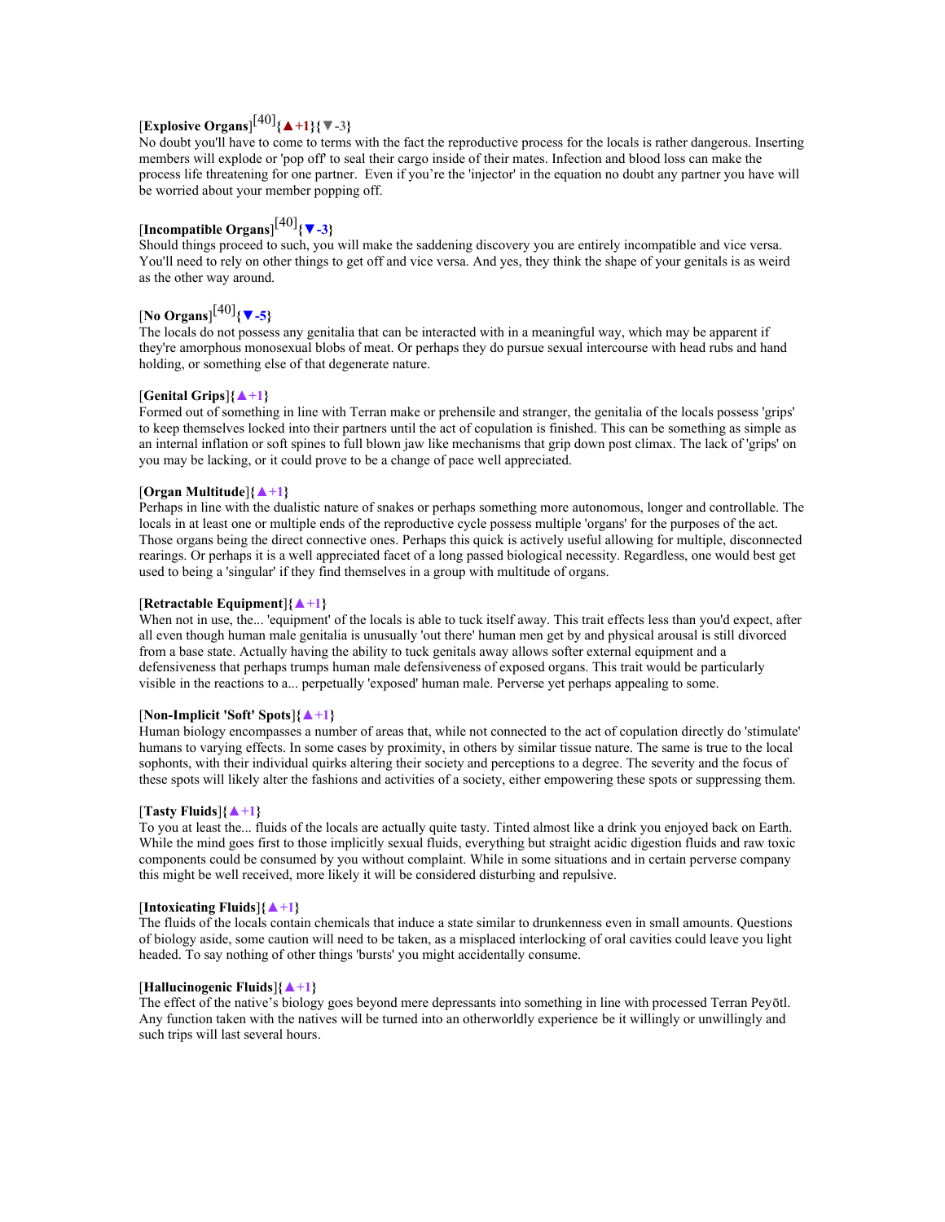[**Explosive Organs**][40]{▲+1}{▼-3}
No doubt you'll have to come to terms with the fact the reproductive process for the locals is rather dangerous. Inserting members will explode or 'pop off' to seal their cargo inside of their mates. Infection and blood loss can make the process life threatening for one partner. Even if you're the 'injector' in the equation no doubt any partner you have will be worried about your member popping off.

[**Incompatible Organs**][40]{▼-3}
Should things proceed to such, you will make the saddening discovery you are entirely incompatible and vice versa. You'll need to rely on other things to get off and vice versa. And yes, they think the shape of your genitals is as weird as the other way around.

[**No Organs**][40]{▼-5}
The locals do not possess any genitalia that can be interacted with in a meaningful way, which may be apparent if they're amorphous monosexual blobs of meat. Or perhaps they do pursue sexual intercourse with head rubs and hand holding, or something else of that degenerate nature.

[**Genital Grips**]{▲+1}
Formed out of something in line with Terran make or prehensile and stranger, the genitalia of the locals possess 'grips' to keep themselves locked into their partners until the act of copulation is finished. This can be something as simple as an internal inflation or soft spines to full blown jaw like mechanisms that grip down post climax. The lack of 'grips' on you may be lacking, or it could prove to be a change of pace well appreciated.

[**Organ Multitude**]{▲+1}
Perhaps in line with the dualistic nature of snakes or perhaps something more autonomous, longer and controllable. The locals in at least one or multiple ends of the reproductive cycle possess multiple 'organs' for the purposes of the act. Those organs being the direct connective ones. Perhaps this quick is actively useful allowing for multiple, disconnected rearings. Or perhaps it is a well appreciated facet of a long passed biological necessity. Regardless, one would best get used to being a 'singular' if they find themselves in a group with multitude of organs.

[**Retractable Equipment**]{▲+1}
When not in use, the... 'equipment' of the locals is able to tuck itself away. This trait effects less than you'd expect, after all even though human male genitalia is unusually 'out there' human men get by and physical arousal is still divorced from a base state. Actually having the ability to tuck genitals away allows softer external equipment and a defensiveness that perhaps trumps human male defensiveness of exposed organs. This trait would be particularly visible in the reactions to a... perpetually 'exposed' human male. Perverse yet perhaps appealing to some.

[**Non-Implicit 'Soft' Spots**]{▲+1}
Human biology encompasses a number of areas that, while not connected to the act of copulation directly do 'stimulate' humans to varying effects. In some cases by proximity, in others by similar tissue nature. The same is true to the local sophonts, with their individual quirks altering their society and perceptions to a degree. The severity and the focus of these spots will likely alter the fashions and activities of a society, either empowering these spots or suppressing them.

[**Tasty Fluids**]{▲+1}
To you at least the... fluids of the locals are actually quite tasty. Tinted almost like a drink you enjoyed back on Earth. While the mind goes first to those implicitly sexual fluids, everything but straight acidic digestion fluids and raw toxic components could be consumed by you without complaint. While in some situations and in certain perverse company this might be well received, more likely it will be considered disturbing and repulsive.

[**Intoxicating Fluids**]{▲+1}
The fluids of the locals contain chemicals that induce a state similar to drunkenness even in small amounts. Questions of biology aside, some caution will need to be taken, as a misplaced interlocking of oral cavities could leave you light headed. To say nothing of other things 'bursts' you might accidentally consume.

[**Hallucinogenic Fluids**]{▲+1}
The effect of the native's biology goes beyond mere depressants into something in line with processed Terran Peyōtl. Any function taken with the natives will be turned into an otherworldly experience be it willingly or unwillingly and such trips will last several hours.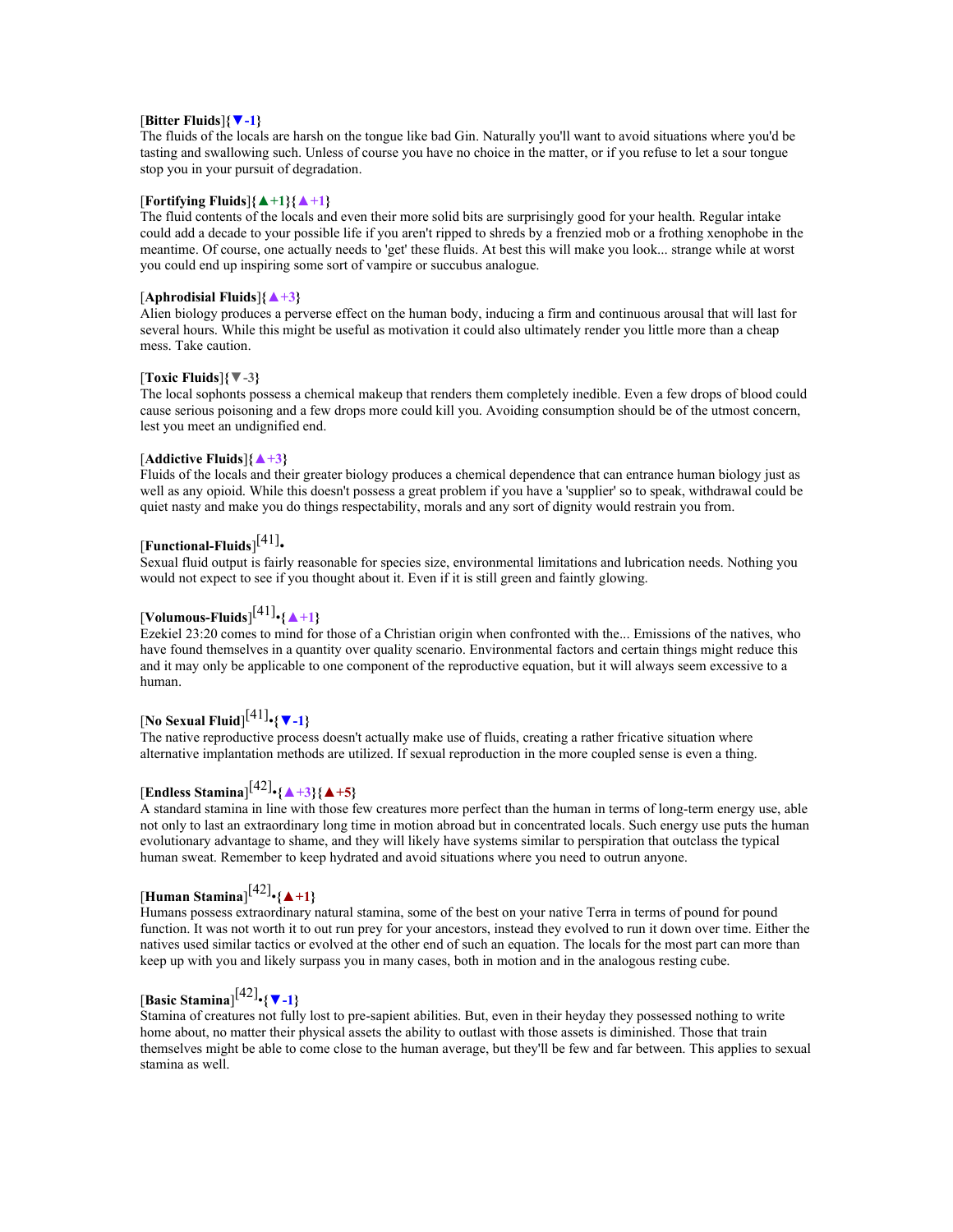[**Bitter Fluids**]{▼-1}
The fluids of the locals are harsh on the tongue like bad Gin. Naturally you'll want to avoid situations where you'd be tasting and swallowing such. Unless of course you have no choice in the matter, or if you refuse to let a sour tongue stop you in your pursuit of degradation.

[**Fortifying Fluids**]{▲+1}{▲+1}
The fluid contents of the locals and even their more solid bits are surprisingly good for your health. Regular intake could add a decade to your possible life if you aren't ripped to shreds by a frenzied mob or a frothing xenophobe in the meantime. Of course, one actually needs to 'get' these fluids. At best this will make you look... strange while at worst you could end up inspiring some sort of vampire or succubus analogue.

[**Aphrodisial Fluids**]{▲+3}
Alien biology produces a perverse effect on the human body, inducing a firm and continuous arousal that will last for several hours. While this might be useful as motivation it could also ultimately render you little more than a cheap mess. Take caution.

[**Toxic Fluids**]{▼-3}
The local sophonts possess a chemical makeup that renders them completely inedible. Even a few drops of blood could cause serious poisoning and a few drops more could kill you. Avoiding consumption should be of the utmost concern, lest you meet an undignified end.

[**Addictive Fluids**]{▲+3}
Fluids of the locals and their greater biology produces a chemical dependence that can entrance human biology just as well as any opioid. While this doesn't possess a great problem if you have a 'supplier' so to speak, withdrawal could be quiet nasty and make you do things respectability, morals and any sort of dignity would restrain you from.

[**Functional-Fluids**][41]•
Sexual fluid output is fairly reasonable for species size, environmental limitations and lubrication needs. Nothing you would not expect to see if you thought about it. Even if it is still green and faintly glowing.

[**Volumous-Fluids**][41]•{▲+1}
Ezekiel 23:20 comes to mind for those of a Christian origin when confronted with the... Emissions of the natives, who have found themselves in a quantity over quality scenario. Environmental factors and certain things might reduce this and it may only be applicable to one component of the reproductive equation, but it will always seem excessive to a human.

[**No Sexual Fluid**][41]•{▼-1}
The native reproductive process doesn't actually make use of fluids, creating a rather fricative situation where alternative implantation methods are utilized. If sexual reproduction in the more coupled sense is even a thing.

[**Endless Stamina**][42]•{▲+3}{▲+5}
A standard stamina in line with those few creatures more perfect than the human in terms of long-term energy use, able not only to last an extraordinary long time in motion abroad but in concentrated locals. Such energy use puts the human evolutionary advantage to shame, and they will likely have systems similar to perspiration that outclass the typical human sweat. Remember to keep hydrated and avoid situations where you need to outrun anyone.

[**Human Stamina**][42]•{▲+1}
Humans possess extraordinary natural stamina, some of the best on your native Terra in terms of pound for pound function. It was not worth it to out run prey for your ancestors, instead they evolved to run it down over time. Either the natives used similar tactics or evolved at the other end of such an equation. The locals for the most part can more than keep up with you and likely surpass you in many cases, both in motion and in the analogous resting cube.

[**Basic Stamina**][42]•{▼-1}
Stamina of creatures not fully lost to pre-sapient abilities. But, even in their heyday they possessed nothing to write home about, no matter their physical assets the ability to outlast with those assets is diminished. Those that train themselves might be able to come close to the human average, but they'll be few and far between. This applies to sexual stamina as well.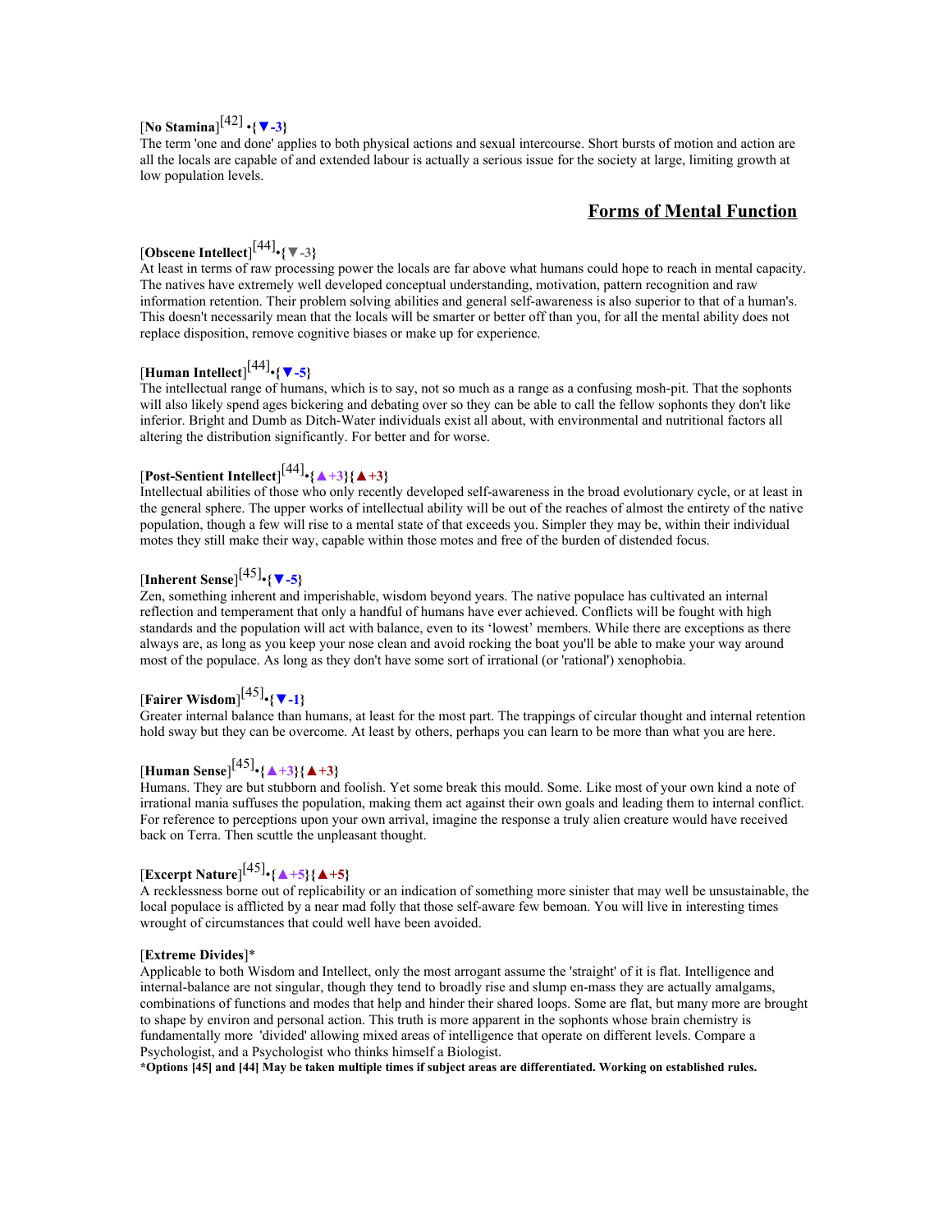[**No Stamina**][42] •{▼-3}
The term 'one and done' applies to both physical actions and sexual intercourse. Short bursts of motion and action are all the locals are capable of and extended labour is actually a serious issue for the society at large, limiting growth at low population levels.

## Forms of Mental Function

[**Obscene Intellect**][44]•{▼-3}
At least in terms of raw processing power the locals are far above what humans could hope to reach in mental capacity. The natives have extremely well developed conceptual understanding, motivation, pattern recognition and raw information retention. Their problem solving abilities and general self-awareness is also superior to that of a human's. This doesn't necessarily mean that the locals will be smarter or better off than you, for all the mental ability does not replace disposition, remove cognitive biases or make up for experience.

[**Human Intellect**][44]•{▼-5}
The intellectual range of humans, which is to say, not so much as a range as a confusing mosh-pit. That the sophonts will also likely spend ages bickering and debating over so they can be able to call the fellow sophonts they don't like inferior. Bright and Dumb as Ditch-Water individuals exist all about, with environmental and nutritional factors all altering the distribution significantly. For better and for worse.

[**Post-Sentient Intellect**][44]•{▲+3}{▲+3}
Intellectual abilities of those who only recently developed self-awareness in the broad evolutionary cycle, or at least in the general sphere. The upper works of intellectual ability will be out of the reaches of almost the entirety of the native population, though a few will rise to a mental state of that exceeds you. Simpler they may be, within their individual motes they still make their way, capable within those motes and free of the burden of distended focus.

[**Inherent Sense**][45]•{▼-5}
Zen, something inherent and imperishable, wisdom beyond years. The native populace has cultivated an internal reflection and temperament that only a handful of humans have ever achieved. Conflicts will be fought with high standards and the population will act with balance, even to its 'lowest' members. While there are exceptions as there always are, as long as you keep your nose clean and avoid rocking the boat you'll be able to make your way around most of the populace. As long as they don't have some sort of irrational (or 'rational') xenophobia.

[**Fairer Wisdom**][45]•{▼-1}
Greater internal balance than humans, at least for the most part. The trappings of circular thought and internal retention hold sway but they can be overcome. At least by others, perhaps you can learn to be more than what you are here.

[**Human Sense**][45]•{▲+3}{▲+3}
Humans. They are but stubborn and foolish. Yet some break this mould. Some. Like most of your own kind a note of irrational mania suffuses the population, making them act against their own goals and leading them to internal conflict. For reference to perceptions upon your own arrival, imagine the response a truly alien creature would have received back on Terra. Then scuttle the unpleasant thought.

[**Excerpt Nature**][45]•{▲+5}{▲+5}
A recklessness borne out of replicability or an indication of something more sinister that may well be unsustainable, the local populace is afflicted by a near mad folly that those self-aware few bemoan. You will live in interesting times wrought of circumstances that could well have been avoided.

[**Extreme Divides**]*
Applicable to both Wisdom and Intellect, only the most arrogant assume the 'straight' of it is flat. Intelligence and internal-balance are not singular, though they tend to broadly rise and slump en-mass they are actually amalgams, combinations of functions and modes that help and hinder their shared loops. Some are flat, but many more are brought to shape by environ and personal action. This truth is more apparent in the sophonts whose brain chemistry is fundamentally more 'divided' allowing mixed areas of intelligence that operate on different levels. Compare a Psychologist, and a Psychologist who thinks himself a Biologist.
**\*Options [45] and [44] May be taken multiple times if subject areas are differentiated. Working on established rules.**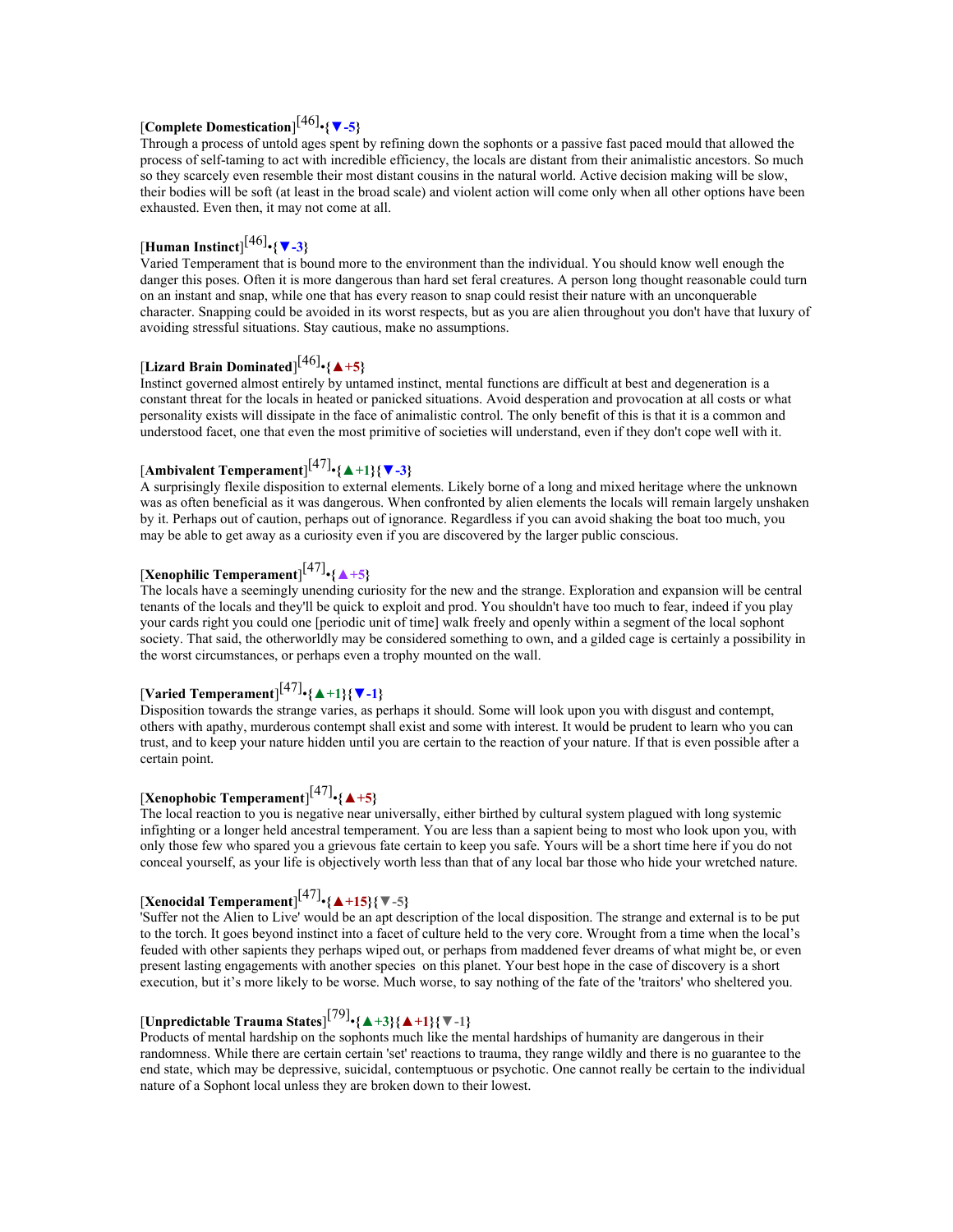[**Complete Domestication**][46]•{▼-5}

Through a process of untold ages spent by refining down the sophonts or a passive fast paced mould that allowed the process of self-taming to act with incredible efficiency, the locals are distant from their animalistic ancestors. So much so they scarcely even resemble their most distant cousins in the natural world. Active decision making will be slow, their bodies will be soft (at least in the broad scale) and violent action will come only when all other options have been exhausted. Even then, it may not come at all.

[**Human Instinct**][46]•{▼-3}

Varied Temperament that is bound more to the environment than the individual. You should know well enough the danger this poses. Often it is more dangerous than hard set feral creatures. A person long thought reasonable could turn on an instant and snap, while one that has every reason to snap could resist their nature with an unconquerable character. Snapping could be avoided in its worst respects, but as you are alien throughout you don't have that luxury of avoiding stressful situations. Stay cautious, make no assumptions.

[**Lizard Brain Dominated**][46]•{▲+5}

Instinct governed almost entirely by untamed instinct, mental functions are difficult at best and degeneration is a constant threat for the locals in heated or panicked situations. Avoid desperation and provocation at all costs or what personality exists will dissipate in the face of animalistic control. The only benefit of this is that it is a common and understood facet, one that even the most primitive of societies will understand, even if they don't cope well with it.

[**Ambivalent Temperament**][47]•{▲+1}{▼-3}

A surprisingly flexile disposition to external elements. Likely borne of a long and mixed heritage where the unknown was as often beneficial as it was dangerous. When confronted by alien elements the locals will remain largely unshaken by it. Perhaps out of caution, perhaps out of ignorance. Regardless if you can avoid shaking the boat too much, you may be able to get away as a curiosity even if you are discovered by the larger public conscious.

[**Xenophilic Temperament**][47]•{▲+5}

The locals have a seemingly unending curiosity for the new and the strange. Exploration and expansion will be central tenants of the locals and they'll be quick to exploit and prod. You shouldn't have too much to fear, indeed if you play your cards right you could one [periodic unit of time] walk freely and openly within a segment of the local sophont society. That said, the otherworldly may be considered something to own, and a gilded cage is certainly a possibility in the worst circumstances, or perhaps even a trophy mounted on the wall.

[**Varied Temperament**][47]•{▲+1}{▼-1}

Disposition towards the strange varies, as perhaps it should. Some will look upon you with disgust and contempt, others with apathy, murderous contempt shall exist and some with interest. It would be prudent to learn who you can trust, and to keep your nature hidden until you are certain to the reaction of your nature. If that is even possible after a certain point.

[**Xenophobic Temperament**][47]•{▲+5}

The local reaction to you is negative near universally, either birthed by cultural system plagued with long systemic infighting or a longer held ancestral temperament. You are less than a sapient being to most who look upon you, with only those few who spared you a grievous fate certain to keep you safe. Yours will be a short time here if you do not conceal yourself, as your life is objectively worth less than that of any local bar those who hide your wretched nature.

[**Xenocidal Temperament**][47]•{▲+15}{▼-5}

'Suffer not the Alien to Live' would be an apt description of the local disposition. The strange and external is to be put to the torch. It goes beyond instinct into a facet of culture held to the very core. Wrought from a time when the local's feuded with other sapients they perhaps wiped out, or perhaps from maddened fever dreams of what might be, or even present lasting engagements with another species on this planet. Your best hope in the case of discovery is a short execution, but it's more likely to be worse. Much worse, to say nothing of the fate of the 'traitors' who sheltered you.

[**Unpredictable Trauma States**][79]•{▲+3}{▲+1}{▼-1}

Products of mental hardship on the sophonts much like the mental hardships of humanity are dangerous in their randomness. While there are certain certain 'set' reactions to trauma, they range wildly and there is no guarantee to the end state, which may be depressive, suicidal, contemptuous or psychotic. One cannot really be certain to the individual nature of a Sophont local unless they are broken down to their lowest.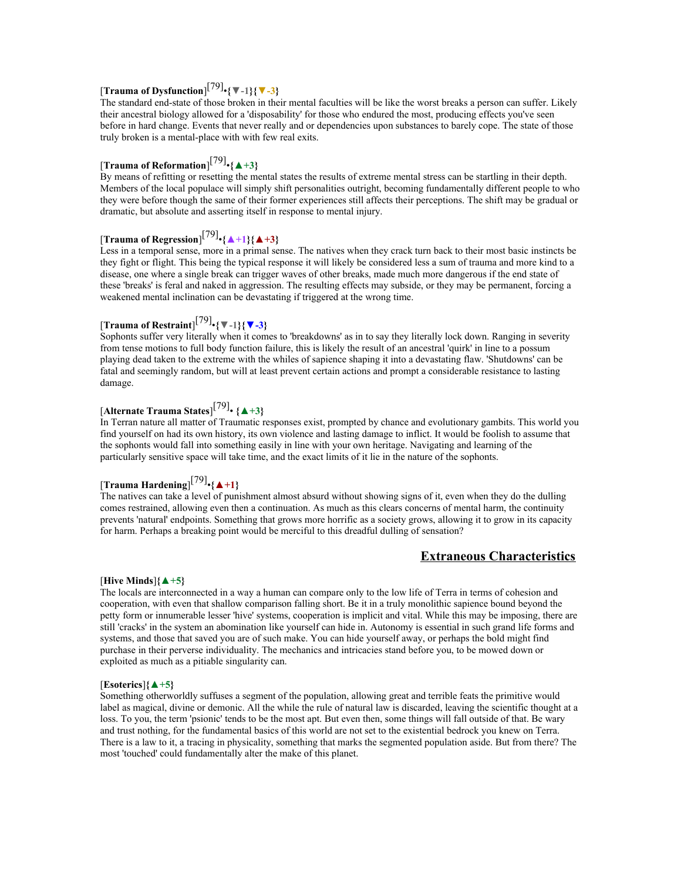[**Trauma of Dysfunction**][79]•{▼-1}{▼-3}
The standard end-state of those broken in their mental faculties will be like the worst breaks a person can suffer. Likely their ancestral biology allowed for a 'disposability' for those who endured the most, producing effects you've seen before in hard change. Events that never really and or dependencies upon substances to barely cope. The state of those truly broken is a mental-place with with few real exits.

[**Trauma of Reformation**][79]•{▲+3}
By means of refitting or resetting the mental states the results of extreme mental stress can be startling in their depth. Members of the local populace will simply shift personalities outright, becoming fundamentally different people to who they were before though the same of their former experiences still affects their perceptions. The shift may be gradual or dramatic, but absolute and asserting itself in response to mental injury.

[**Trauma of Regression**][79]•{▲+1}{▲+3}
Less in a temporal sense, more in a primal sense. The natives when they crack turn back to their most basic instincts be they fight or flight. This being the typical response it will likely be considered less a sum of trauma and more kind to a disease, one where a single break can trigger waves of other breaks, made much more dangerous if the end state of these 'breaks' is feral and naked in aggression. The resulting effects may subside, or they may be permanent, forcing a weakened mental inclination can be devastating if triggered at the wrong time.

[**Trauma of Restraint**][79]•{▼-1}{▼-3}
Sophonts suffer very literally when it comes to 'breakdowns' as in to say they literally lock down. Ranging in severity from tense motions to full body function failure, this is likely the result of an ancestral 'quirk' in line to a possum playing dead taken to the extreme with the whiles of sapience shaping it into a devastating flaw. 'Shutdowns' can be fatal and seemingly random, but will at least prevent certain actions and prompt a considerable resistance to lasting damage.

[**Alternate Trauma States**][79]• {▲+3}
In Terran nature all matter of Traumatic responses exist, prompted by chance and evolutionary gambits. This world you find yourself on had its own history, its own violence and lasting damage to inflict. It would be foolish to assume that the sophonts would fall into something easily in line with your own heritage. Navigating and learning of the particularly sensitive space will take time, and the exact limits of it lie in the nature of the sophonts.

[**Trauma Hardening**][79]•{▲+1}
The natives can take a level of punishment almost absurd without showing signs of it, even when they do the dulling comes restrained, allowing even then a continuation. As much as this clears concerns of mental harm, the continuity prevents 'natural' endpoints. Something that grows more horrific as a society grows, allowing it to grow in its capacity for harm. Perhaps a breaking point would be merciful to this dreadful dulling of sensation?

## Extraneous Characteristics

[**Hive Minds**]{▲+5}
The locals are interconnected in a way a human can compare only to the low life of Terra in terms of cohesion and cooperation, with even that shallow comparison falling short. Be it in a truly monolithic sapience bound beyond the petty form or innumerable lesser 'hive' systems, cooperation is implicit and vital. While this may be imposing, there are still 'cracks' in the system an abomination like yourself can hide in. Autonomy is essential in such grand life forms and systems, and those that saved you are of such make. You can hide yourself away, or perhaps the bold might find purchase in their perverse individuality. The mechanics and intricacies stand before you, to be mowed down or exploited as much as a pitiable singularity can.

[**Esoterics**]{▲+5}
Something otherworldly suffuses a segment of the population, allowing great and terrible feats the primitive would label as magical, divine or demonic. All the while the rule of natural law is discarded, leaving the scientific thought at a loss. To you, the term 'psionic' tends to be the most apt. But even then, some things will fall outside of that. Be wary and trust nothing, for the fundamental basics of this world are not set to the existential bedrock you knew on Terra. There is a law to it, a tracing in physicality, something that marks the segmented population aside. But from there? The most 'touched' could fundamentally alter the make of this planet.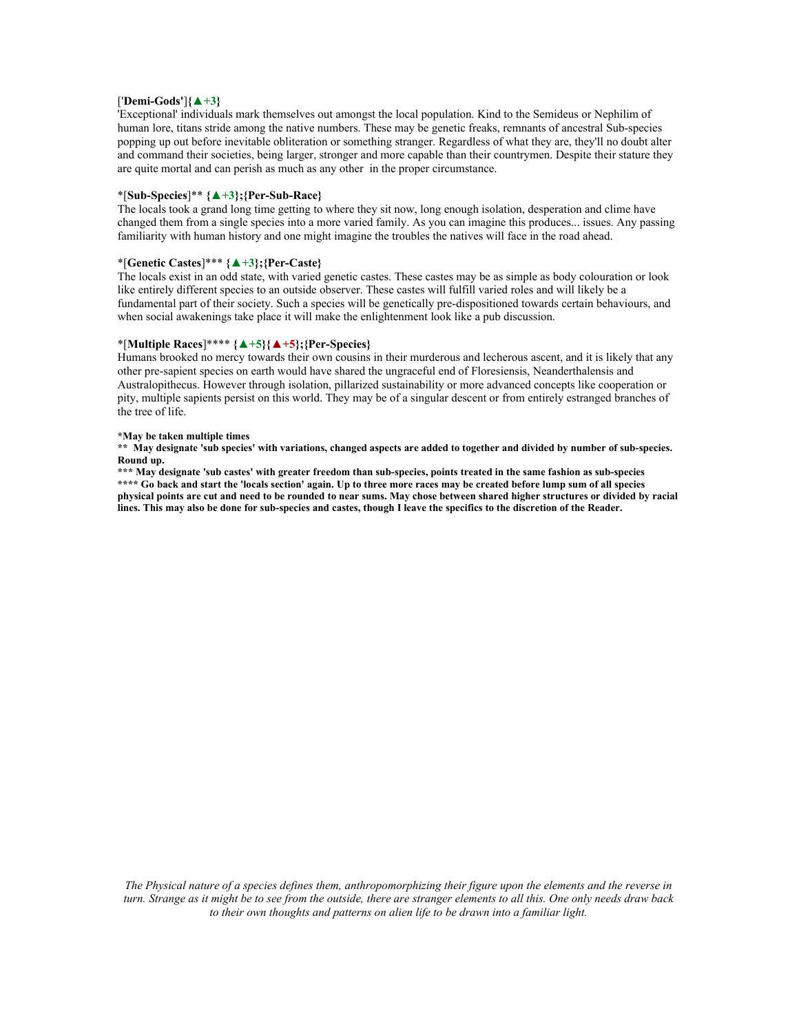['**Demi-Gods'**]**{▲+3}**
'Exceptional' individuals mark themselves out amongst the local population. Kind to the Semideus or Nephilim of human lore, titans stride among the native numbers. These may be genetic freaks, remnants of ancestral Sub-species popping up out before inevitable obliteration or something stranger. Regardless of what they are, they'll no doubt alter and command their societies, being larger, stronger and more capable than their countrymen. Despite their stature they are quite mortal and can perish as much as any other in the proper circumstance.

*[**Sub-Species**]** **{▲+3};{Per-Sub-Race}**
The locals took a grand long time getting to where they sit now, long enough isolation, desperation and clime have changed them from a single species into a more varied family. As you can imagine this produces... issues. Any passing familiarity with human history and one might imagine the troubles the natives will face in the road ahead.

*[**Genetic Castes**]*** **{▲+3};{Per-Caste}**
The locals exist in an odd state, with varied genetic castes. These castes may be as simple as body colouration or look like entirely different species to an outside observer. These castes will fulfill varied roles and will likely be a fundamental part of their society. Such a species will be genetically pre-dispositioned towards certain behaviours, and when social awakenings take place it will make the enlightenment look like a pub discussion.

*[**Multiple Races**]**** **{▲+5}{▲+5};{Per-Species}**
Humans brooked no mercy towards their own cousins in their murderous and lecherous ascent, and it is likely that any other pre-sapient species on earth would have shared the ungraceful end of Floresiensis, Neanderthalensis and Australopithecus. However through isolation, pillarized sustainability or more advanced concepts like cooperation or pity, multiple sapients persist on this world. They may be of a singular descent or from entirely estranged branches of the tree of life.

**\*May be taken multiple times**
**\*\* May designate 'sub species' with variations, changed aspects are added to together and divided by number of sub-species. Round up.**
**\*\*\* May designate 'sub castes' with greater freedom than sub-species, points treated in the same fashion as sub-species**
**\*\*\*\* Go back and start the 'locals section' again. Up to three more races may be created before lump sum of all species physical points are cut and need to be rounded to near sums. May chose between shared higher structures or divided by racial lines. This may also be done for sub-species and castes, though I leave the specifics to the discretion of the Reader.**

*The Physical nature of a species defines them, anthropomorphizing their figure upon the elements and the reverse in turn. Strange as it might be to see from the outside, there are stranger elements to all this. One only needs draw back to their own thoughts and patterns on alien life to be drawn into a familiar light.*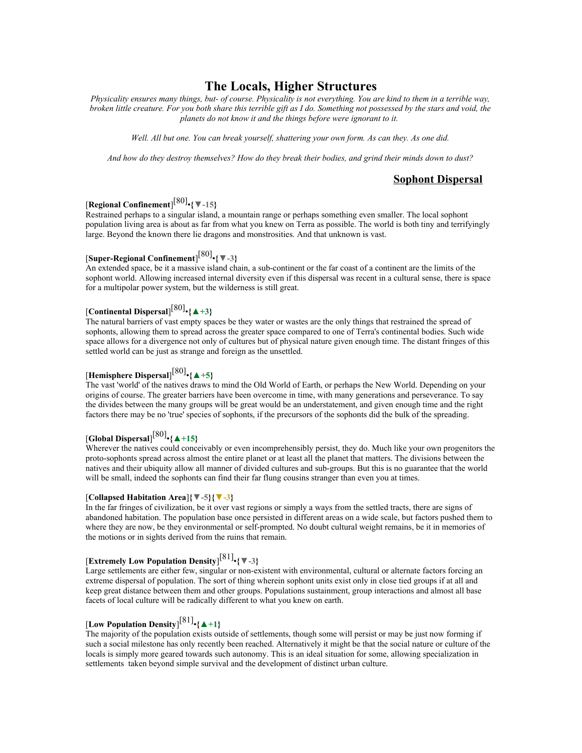# The Locals, Higher Structures

*Physicality ensures many things, but- of course. Physicality is not everything. You are kind to them in a terrible way, broken little creature. For you both share this terrible gift as I do. Something not possessed by the stars and void, the planets do not know it and the things before were ignorant to it.*

*Well. All but one. You can break yourself, shattering your own form. As can they. As one did.*

*And how do they destroy themselves? How do they break their bodies, and grind their minds down to dust?*

## Sophont Dispersal

[**Regional Confinement**][80]•{▼-15}
Restrained perhaps to a singular island, a mountain range or perhaps something even smaller. The local sophont population living area is about as far from what you knew on Terra as possible. The world is both tiny and terrifyingly large. Beyond the known there lie dragons and monstrosities. And that unknown is vast.

[**Super-Regional Confinement**][80]•{▼-3}
An extended space, be it a massive island chain, a sub-continent or the far coast of a continent are the limits of the sophont world. Allowing increased internal diversity even if this dispersal was recent in a cultural sense, there is space for a multipolar power system, but the wilderness is still great.

[**Continental Dispersal**][80]•{▲+3}
The natural barriers of vast empty spaces be they water or wastes are the only things that restrained the spread of sophonts, allowing them to spread across the greater space compared to one of Terra's continental bodies. Such wide space allows for a divergence not only of cultures but of physical nature given enough time. The distant fringes of this settled world can be just as strange and foreign as the unsettled.

[**Hemisphere Dispersal**][80]•{▲+5}
The vast 'world' of the natives draws to mind the Old World of Earth, or perhaps the New World. Depending on your origins of course. The greater barriers have been overcome in time, with many generations and perseverance. To say the divides between the many groups will be great would be an understatement, and given enough time and the right factors there may be no 'true' species of sophonts, if the precursors of the sophonts did the bulk of the spreading.

[**Global Dispersal**][80]•{▲+15}
Wherever the natives could conceivably or even incomprehensibly persist, they do. Much like your own progenitors the proto-sophonts spread across almost the entire planet or at least all the planet that matters. The divisions between the natives and their ubiquity allow all manner of divided cultures and sub-groups. But this is no guarantee that the world will be small, indeed the sophonts can find their far flung cousins stranger than even you at times.

[**Collapsed Habitation Area**]{▼-5}{▼-3}
In the far fringes of civilization, be it over vast regions or simply a ways from the settled tracts, there are signs of abandoned habitation. The population base once persisted in different areas on a wide scale, but factors pushed them to where they are now, be they environmental or self-prompted. No doubt cultural weight remains, be it in memories of the motions or in sights derived from the ruins that remain.

[**Extremely Low Population Density**][81]•{▼-3}
Large settlements are either few, singular or non-existent with environmental, cultural or alternate factors forcing an extreme dispersal of population. The sort of thing wherein sophont units exist only in close tied groups if at all and keep great distance between them and other groups. Populations sustainment, group interactions and almost all base facets of local culture will be radically different to what you knew on earth.

[**Low Population Density**][81]•{▲+1}
The majority of the population exists outside of settlements, though some will persist or may be just now forming if such a social milestone has only recently been reached. Alternatively it might be that the social nature or culture of the locals is simply more geared towards such autonomy. This is an ideal situation for some, allowing specialization in settlements taken beyond simple survival and the development of distinct urban culture.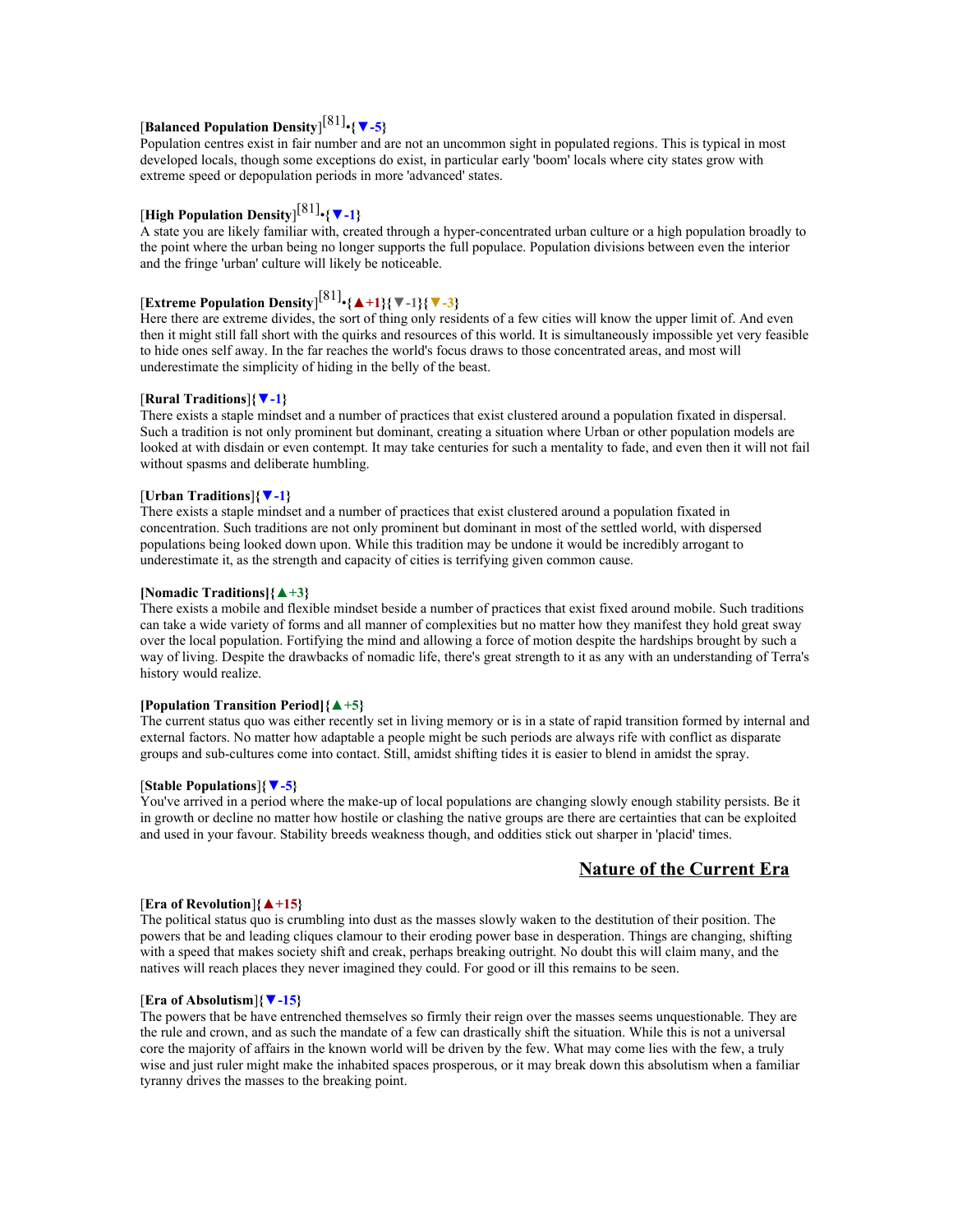[**Balanced Population Density**][81]•{▼-5}
Population centres exist in fair number and are not an uncommon sight in populated regions. This is typical in most developed locals, though some exceptions do exist, in particular early 'boom' locals where city states grow with extreme speed or depopulation periods in more 'advanced' states.

[**High Population Density**][81]•{▼-1}
A state you are likely familiar with, created through a hyper-concentrated urban culture or a high population broadly to the point where the urban being no longer supports the full populace. Population divisions between even the interior and the fringe 'urban' culture will likely be noticeable.

[**Extreme Population Density**][81]•{▲+1}{▼-1}{▼-3}
Here there are extreme divides, the sort of thing only residents of a few cities will know the upper limit of. And even then it might still fall short with the quirks and resources of this world. It is simultaneously impossible yet very feasible to hide ones self away. In the far reaches the world's focus draws to those concentrated areas, and most will underestimate the simplicity of hiding in the belly of the beast.

[**Rural Traditions**]{▼-1}
There exists a staple mindset and a number of practices that exist clustered around a population fixated in dispersal. Such a tradition is not only prominent but dominant, creating a situation where Urban or other population models are looked at with disdain or even contempt. It may take centuries for such a mentality to fade, and even then it will not fail without spasms and deliberate humbling.

[**Urban Traditions**]{▼-1}
There exists a staple mindset and a number of practices that exist clustered around a population fixated in concentration. Such traditions are not only prominent but dominant in most of the settled world, with dispersed populations being looked down upon. While this tradition may be undone it would be incredibly arrogant to underestimate it, as the strength and capacity of cities is terrifying given common cause.

**[Nomadic Traditions]{▲+3}**
There exists a mobile and flexible mindset beside a number of practices that exist fixed around mobile. Such traditions can take a wide variety of forms and all manner of complexities but no matter how they manifest they hold great sway over the local population. Fortifying the mind and allowing a force of motion despite the hardships brought by such a way of living. Despite the drawbacks of nomadic life, there's great strength to it as any with an understanding of Terra's history would realize.

**[Population Transition Period]{▲+5}**
The current status quo was either recently set in living memory or is in a state of rapid transition formed by internal and external factors. No matter how adaptable a people might be such periods are always rife with conflict as disparate groups and sub-cultures come into contact. Still, amidst shifting tides it is easier to blend in amidst the spray.

[**Stable Populations**]{▼-5}
You've arrived in a period where the make-up of local populations are changing slowly enough stability persists. Be it in growth or decline no matter how hostile or clashing the native groups are there are certainties that can be exploited and used in your favour. Stability breeds weakness though, and oddities stick out sharper in 'placid' times.

## Nature of the Current Era

[**Era of Revolution**]{▲+15}
The political status quo is crumbling into dust as the masses slowly waken to the destitution of their position. The powers that be and leading cliques clamour to their eroding power base in desperation. Things are changing, shifting with a speed that makes society shift and creak, perhaps breaking outright. No doubt this will claim many, and the natives will reach places they never imagined they could. For good or ill this remains to be seen.

[**Era of Absolutism**]{▼-15}
The powers that be have entrenched themselves so firmly their reign over the masses seems unquestionable. They are the rule and crown, and as such the mandate of a few can drastically shift the situation. While this is not a universal core the majority of affairs in the known world will be driven by the few. What may come lies with the few, a truly wise and just ruler might make the inhabited spaces prosperous, or it may break down this absolutism when a familiar tyranny drives the masses to the breaking point.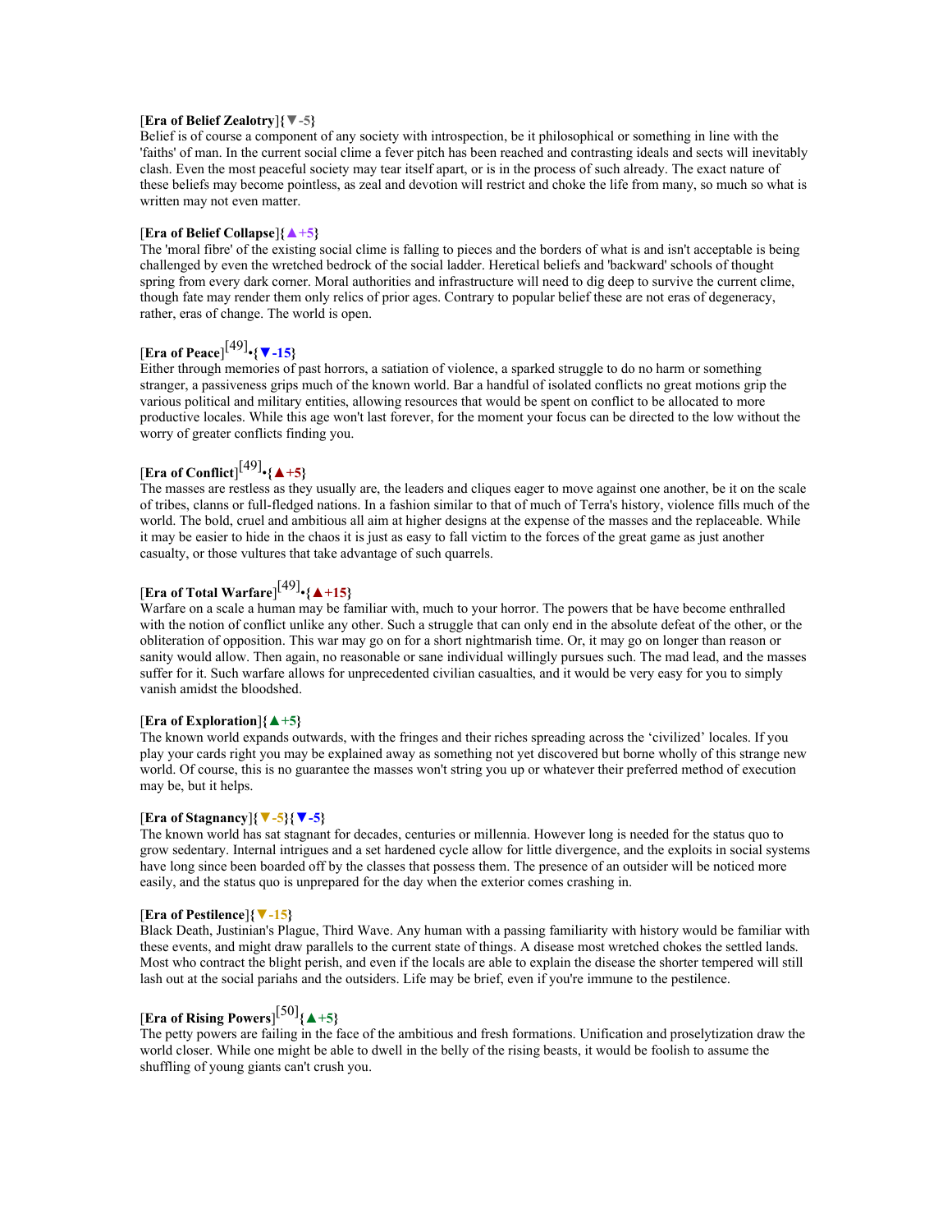[**Era of Belief Zealotry**]{▼-5}
Belief is of course a component of any society with introspection, be it philosophical or something in line with the 'faiths' of man. In the current social clime a fever pitch has been reached and contrasting ideals and sects will inevitably clash. Even the most peaceful society may tear itself apart, or is in the process of such already. The exact nature of these beliefs may become pointless, as zeal and devotion will restrict and choke the life from many, so much so what is written may not even matter.

[**Era of Belief Collapse**]{▲+5}
The 'moral fibre' of the existing social clime is falling to pieces and the borders of what is and isn't acceptable is being challenged by even the wretched bedrock of the social ladder. Heretical beliefs and 'backward' schools of thought spring from every dark corner. Moral authorities and infrastructure will need to dig deep to survive the current clime, though fate may render them only relics of prior ages. Contrary to popular belief these are not eras of degeneracy, rather, eras of change. The world is open.

[**Era of Peace**][49]•{▼-15}
Either through memories of past horrors, a satiation of violence, a sparked struggle to do no harm or something stranger, a passiveness grips much of the known world. Bar a handful of isolated conflicts no great motions grip the various political and military entities, allowing resources that would be spent on conflict to be allocated to more productive locales. While this age won't last forever, for the moment your focus can be directed to the low without the worry of greater conflicts finding you.

[**Era of Conflict**][49]•{▲+5}
The masses are restless as they usually are, the leaders and cliques eager to move against one another, be it on the scale of tribes, clans or full-fledged nations. In a fashion similar to that of much of Terra's history, violence fills much of the world. The bold, cruel and ambitious all aim at higher designs at the expense of the masses and the replaceable. While it may be easier to hide in the chaos it is just as easy to fall victim to the forces of the great game as just another casualty, or those vultures that take advantage of such quarrels.

[**Era of Total Warfare**][49]•{▲+15}
Warfare on a scale a human may be familiar with, much to your horror. The powers that be have become enthralled with the notion of conflict unlike any other. Such a struggle that can only end in the absolute defeat of the other, or the obliteration of opposition. This war may go on for a short nightmarish time. Or, it may go on longer than reason or sanity would allow. Then again, no reasonable or sane individual willingly pursues such. The mad lead, and the masses suffer for it. Such warfare allows for unprecedented civilian casualties, and it would be very easy for you to simply vanish amidst the bloodshed.

[**Era of Exploration**]{▲+5}
The known world expands outwards, with the fringes and their riches spreading across the 'civilized' locales. If you play your cards right you may be explained away as something not yet discovered but borne wholly of this strange new world. Of course, this is no guarantee the masses won't string you up or whatever their preferred method of execution may be, but it helps.

[**Era of Stagnancy**]{▼-5}{▼-5}
The known world has sat stagnant for decades, centuries or millennia. However long is needed for the status quo to grow sedentary. Internal intrigues and a set hardened cycle allow for little divergence, and the exploits in social systems have long since been boarded off by the classes that possess them. The presence of an outsider will be noticed more easily, and the status quo is unprepared for the day when the exterior comes crashing in.

[**Era of Pestilence**]{▼-15}
Black Death, Justinian's Plague, Third Wave. Any human with a passing familiarity with history would be familiar with these events, and might draw parallels to the current state of things. A disease most wretched chokes the settled lands. Most who contract the blight perish, and even if the locals are able to explain the disease the shorter tempered will still lash out at the social pariahs and the outsiders. Life may be brief, even if you're immune to the pestilence.

[**Era of Rising Powers**][50]{▲+5}
The petty powers are failing in the face of the ambitious and fresh formations. Unification and proselytization draw the world closer. While one might be able to dwell in the belly of the rising beasts, it would be foolish to assume the shuffling of young giants can't crush you.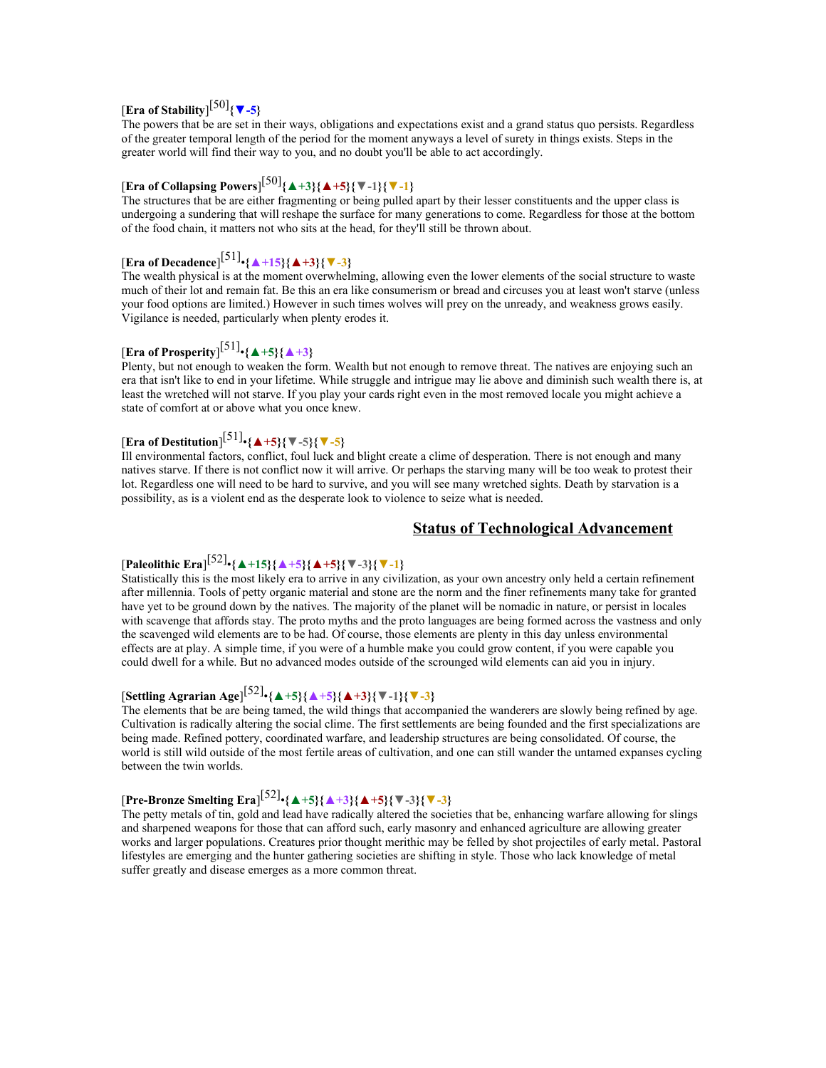[**Era of Stability**][50]{▼-5}
The powers that be are set in their ways, obligations and expectations exist and a grand status quo persists. Regardless of the greater temporal length of the period for the moment anyways a level of surety in things exists. Steps in the greater world will find their way to you, and no doubt you'll be able to act accordingly.

[**Era of Collapsing Powers**][50]{▲+3}{▲+5}{▼-1}{▼-1}
The structures that be are either fragmenting or being pulled apart by their lesser constituents and the upper class is undergoing a sundering that will reshape the surface for many generations to come. Regardless for those at the bottom of the food chain, it matters not who sits at the head, for they'll still be thrown about.

[**Era of Decadence**][51]•{▲+15}{▲+3}{▼-3}
The wealth physical is at the moment overwhelming, allowing even the lower elements of the social structure to waste much of their lot and remain fat. Be this an era like consumerism or bread and circuses you at least won't starve (unless your food options are limited.) However in such times wolves will prey on the unready, and weakness grows easily. Vigilance is needed, particularly when plenty erodes it.

[**Era of Prosperity**][51]•{▲+5}{▲+3}
Plenty, but not enough to weaken the form. Wealth but not enough to remove threat. The natives are enjoying such an era that isn't like to end in your lifetime. While struggle and intrigue may lie above and diminish such wealth there is, at least the wretched will not starve. If you play your cards right even in the most removed locale you might achieve a state of comfort at or above what you once knew.

[**Era of Destitution**][51]•{▲+5}{▼-5}{▼-5}
Ill environmental factors, conflict, foul luck and blight create a clime of desperation. There is not enough and many natives starve. If there is not conflict now it will arrive. Or perhaps the starving many will be too weak to protest their lot. Regardless one will need to be hard to survive, and you will see many wretched sights. Death by starvation is a possibility, as is a violent end as the desperate look to violence to seize what is needed.

## Status of Technological Advancement

[**Paleolithic Era**][52]•{▲+15}{▲+5}{▲+5}{▼-3}{▼-1}
Statistically this is the most likely era to arrive in any civilization, as your own ancestry only held a certain refinement after millennia. Tools of petty organic material and stone are the norm and the finer refinements many take for granted have yet to be ground down by the natives. The majority of the planet will be nomadic in nature, or persist in locales with scavenge that affords stay. The proto myths and the proto languages are being formed across the vastness and only the scavenged wild elements are to be had. Of course, those elements are plenty in this day unless environmental effects are at play. A simple time, if you were of a humble make you could grow content, if you were capable you could dwell for a while. But no advanced modes outside of the scrounged wild elements can aid you in injury.

[**Settling Agrarian Age**][52]•{▲+5}{▲+5}{▲+3}{▼-1}{▼-3}
The elements that be are being tamed, the wild things that accompanied the wanderers are slowly being refined by age. Cultivation is radically altering the social clime. The first settlements are being founded and the first specializations are being made. Refined pottery, coordinated warfare, and leadership structures are being consolidated. Of course, the world is still wild outside of the most fertile areas of cultivation, and one can still wander the untamed expanses cycling between the twin worlds.

[**Pre-Bronze Smelting Era**][52]•{▲+5}{▲+3}{▲+5}{▼-3}{▼-3}
The petty metals of tin, gold and lead have radically altered the societies that be, enhancing warfare allowing for slings and sharpened weapons for those that can afford such, early masonry and enhanced agriculture are allowing greater works and larger populations. Creatures prior thought merithic may be felled by shot projectiles of early metal. Pastoral lifestyles are emerging and the hunter gathering societies are shifting in style. Those who lack knowledge of metal suffer greatly and disease emerges as a more common threat.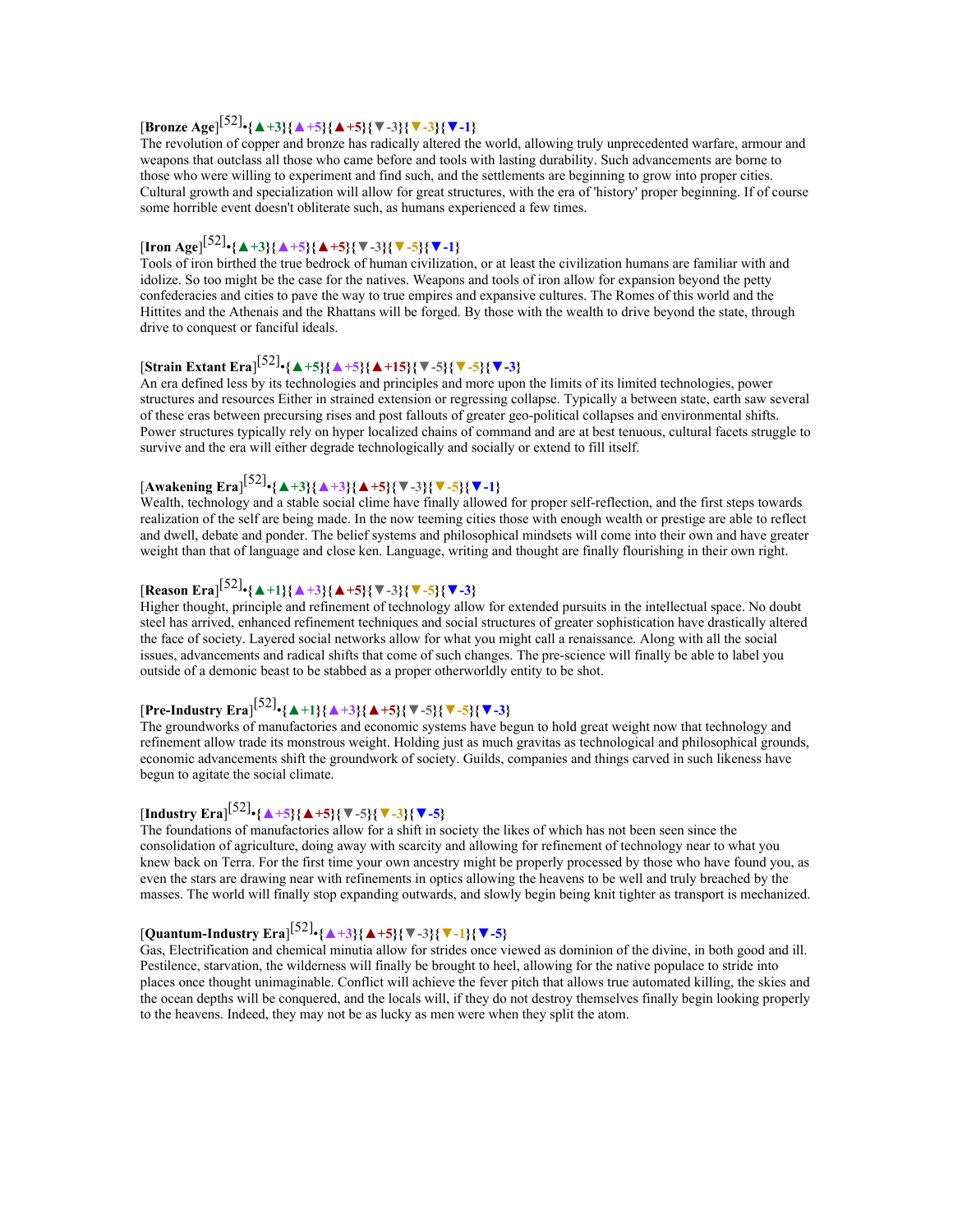[**Bronze Age**][52]•{▲+3}{▲+5}{▲+5}{▼-3}{▼-3}{▼-1}

The revolution of copper and bronze has radically altered the world, allowing truly unprecedented warfare, armour and weapons that outclass all those who came before and tools with lasting durability. Such advancements are borne to those who were willing to experiment and find such, and the settlements are beginning to grow into proper cities. Cultural growth and specialization will allow for great structures, with the era of 'history' proper beginning. If of course some horrible event doesn't obliterate such, as humans experienced a few times.

[**Iron Age**][52]•{▲+3}{▲+5}{▲+5}{▼-3}{▼-5}{▼-1}

Tools of iron birthed the true bedrock of human civilization, or at least the civilization humans are familiar with and idolize. So too might be the case for the natives. Weapons and tools of iron allow for expansion beyond the petty confederacies and cities to pave the way to true empires and expansive cultures. The Romes of this world and the Hittites and the Athenais and the Rhattans will be forged. By those with the wealth to drive beyond the state, through drive to conquest or fanciful ideals.

[**Strain Extant Era**][52]•{▲+5}{▲+5}{▲+15}{▼-5}{▼-5}{▼-3}

An era defined less by its technologies and principles and more upon the limits of its limited technologies, power structures and resources Either in strained extension or regressing collapse. Typically a between state, earth saw several of these eras between precursing rises and post fallouts of greater geo-political collapses and environmental shifts. Power structures typically rely on hyper localized chains of command and are at best tenuous, cultural facets struggle to survive and the era will either degrade technologically and socially or extend to fill itself.

[**Awakening Era**][52]•{▲+3}{▲+3}{▲+5}{▼-3}{▼-5}{▼-1}

Wealth, technology and a stable social clime have finally allowed for proper self-reflection, and the first steps towards realization of the self are being made. In the now teeming cities those with enough wealth or prestige are able to reflect and dwell, debate and ponder. The belief systems and philosophical mindsets will come into their own and have greater weight than that of language and close ken. Language, writing and thought are finally flourishing in their own right.

[**Reason Era**][52]•{▲+1}{▲+3}{▲+5}{▼-3}{▼-5}{▼-3}

Higher thought, principle and refinement of technology allow for extended pursuits in the intellectual space. No doubt steel has arrived, enhanced refinement techniques and social structures of greater sophistication have drastically altered the face of society. Layered social networks allow for what you might call a renaissance. Along with all the social issues, advancements and radical shifts that come of such changes. The pre-science will finally be able to label you outside of a demonic beast to be stabbed as a proper otherworldly entity to be shot.

[**Pre-Industry Era**][52]•{▲+1}{▲+3}{▲+5}{▼-5}{▼-5}{▼-3}

The groundworks of manufactories and economic systems have begun to hold great weight now that technology and refinement allow trade its monstrous weight. Holding just as much gravitas as technological and philosophical grounds, economic advancements shift the groundwork of society. Guilds, companies and things carved in such likeness have begun to agitate the social climate.

[**Industry Era**][52]•{▲+5}{▲+5}{▼-5}{▼-3}{▼-5}

The foundations of manufactories allow for a shift in society the likes of which has not been seen since the consolidation of agriculture, doing away with scarcity and allowing for refinement of technology near to what you knew back on Terra. For the first time your own ancestry might be properly processed by those who have found you, as even the stars are drawing near with refinements in optics allowing the heavens to be well and truly breached by the masses. The world will finally stop expanding outwards, and slowly begin being knit tighter as transport is mechanized.

[**Quantum-Industry Era**][52]•{▲+3}{▲+5}{▼-3}{▼-1}{▼-5}

Gas, Electrification and chemical minutia allow for strides once viewed as dominion of the divine, in both good and ill. Pestilence, starvation, the wilderness will finally be brought to heel, allowing for the native populace to stride into places once thought unimaginable. Conflict will achieve the fever pitch that allows true automated killing, the skies and the ocean depths will be conquered, and the locals will, if they do not destroy themselves finally begin looking properly to the heavens. Indeed, they may not be as lucky as men were when they split the atom.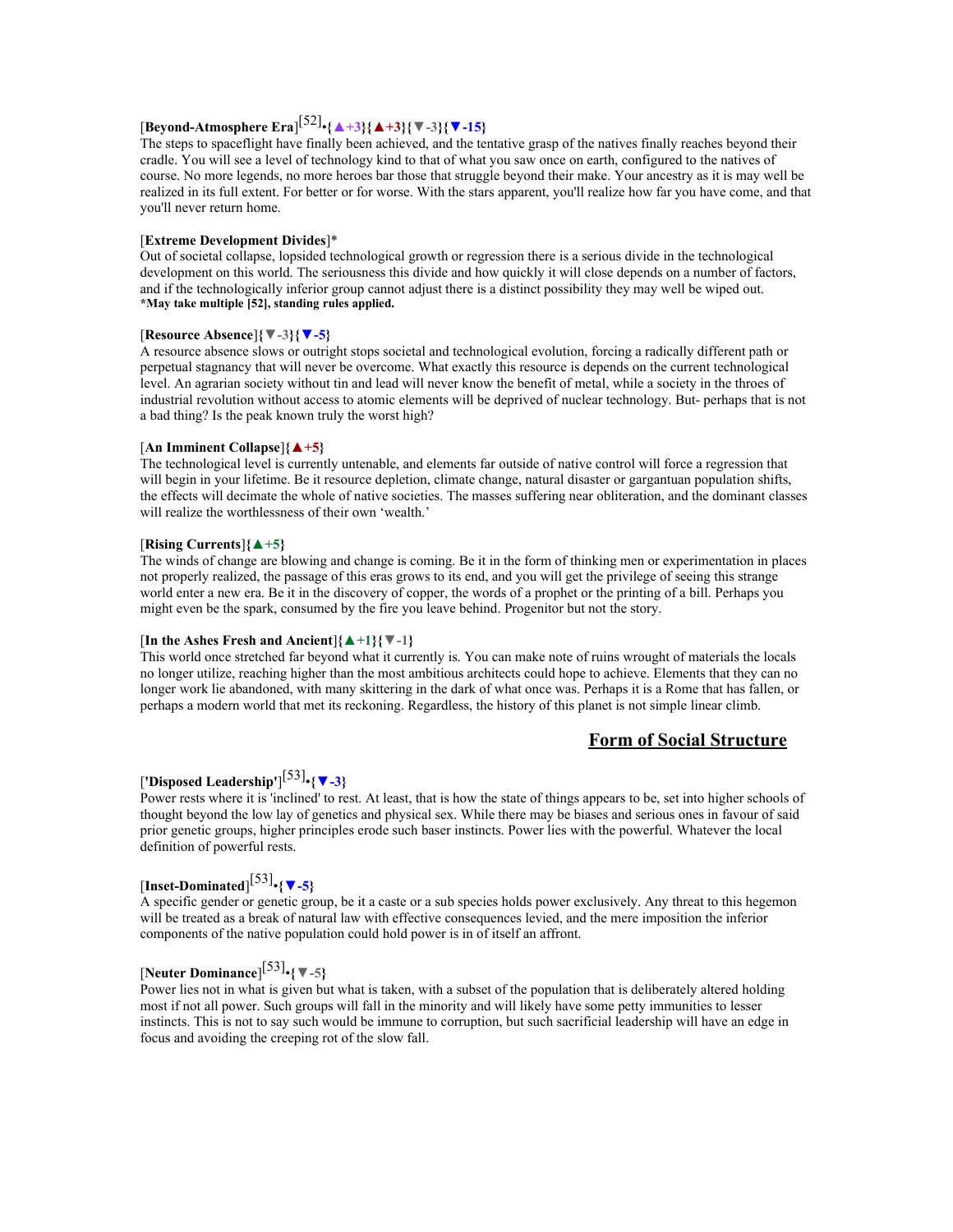[**Beyond-Atmosphere Era**][52]•{▲+3}{▲+3}{▼-3}{▼-15}
The steps to spaceflight have finally been achieved, and the tentative grasp of the natives finally reaches beyond their cradle. You will see a level of technology kind to that of what you saw once on earth, configured to the natives of course. No more legends, no more heroes bar those that struggle beyond their make. Your ancestry as it is may well be realized in its full extent. For better or for worse. With the stars apparent, you'll realize how far you have come, and that you'll never return home.

[**Extreme Development Divides**]*
Out of societal collapse, lopsided technological growth or regression there is a serious divide in the technological development on this world. The seriousness this divide and how quickly it will close depends on a number of factors, and if the technologically inferior group cannot adjust there is a distinct possibility they may well be wiped out.
***May take multiple [52], standing rules applied.**

[**Resource Absence**]{▼-3}{▼-5}
A resource absence slows or outright stops societal and technological evolution, forcing a radically different path or perpetual stagnancy that will never be overcome. What exactly this resource is depends on the current technological level. An agrarian society without tin and lead will never know the benefit of metal, while a society in the throes of industrial revolution without access to atomic elements will be deprived of nuclear technology. But- perhaps that is not a bad thing? Is the peak known truly the worst high?

[**An Imminent Collapse**]{▲+5}
The technological level is currently untenable, and elements far outside of native control will force a regression that will begin in your lifetime. Be it resource depletion, climate change, natural disaster or gargantuan population shifts, the effects will decimate the whole of native societies. The masses suffering near obliteration, and the dominant classes will realize the worthlessness of their own 'wealth.'

[**Rising Currents**]{▲+5}
The winds of change are blowing and change is coming. Be it in the form of thinking men or experimentation in places not properly realized, the passage of this eras grows to its end, and you will get the privilege of seeing this strange world enter a new era. Be it in the discovery of copper, the words of a prophet or the printing of a bill. Perhaps you might even be the spark, consumed by the fire you leave behind. Progenitor but not the story.

[**In the Ashes Fresh and Ancient**]{▲+1}{▼-1}
This world once stretched far beyond what it currently is. You can make note of ruins wrought of materials the locals no longer utilize, reaching higher than the most ambitious architects could hope to achieve. Elements that they can no longer work lie abandoned, with many skittering in the dark of what once was. Perhaps it is a Rome that has fallen, or perhaps a modern world that met its reckoning. Regardless, the history of this planet is not simple linear climb.

## Form of Social Structure

[**'Disposed Leadership'**][53]•{▼-3}
Power rests where it is 'inclined' to rest. At least, that is how the state of things appears to be, set into higher schools of thought beyond the low lay of genetics and physical sex. While there may be biases and serious ones in favour of said prior genetic groups, higher principles erode such baser instincts. Power lies with the powerful. Whatever the local definition of powerful rests.

[**Inset-Dominated**][53]•{▼-5}
A specific gender or genetic group, be it a caste or a sub species holds power exclusively. Any threat to this hegemon will be treated as a break of natural law with effective consequences levied, and the mere imposition the inferior components of the native population could hold power is in of itself an affront.

[**Neuter Dominance**][53]•{▼-5}
Power lies not in what is given but what is taken, with a subset of the population that is deliberately altered holding most if not all power. Such groups will fall in the minority and will likely have some petty immunities to lesser instincts. This is not to say such would be immune to corruption, but such sacrificial leadership will have an edge in focus and avoiding the creeping rot of the slow fall.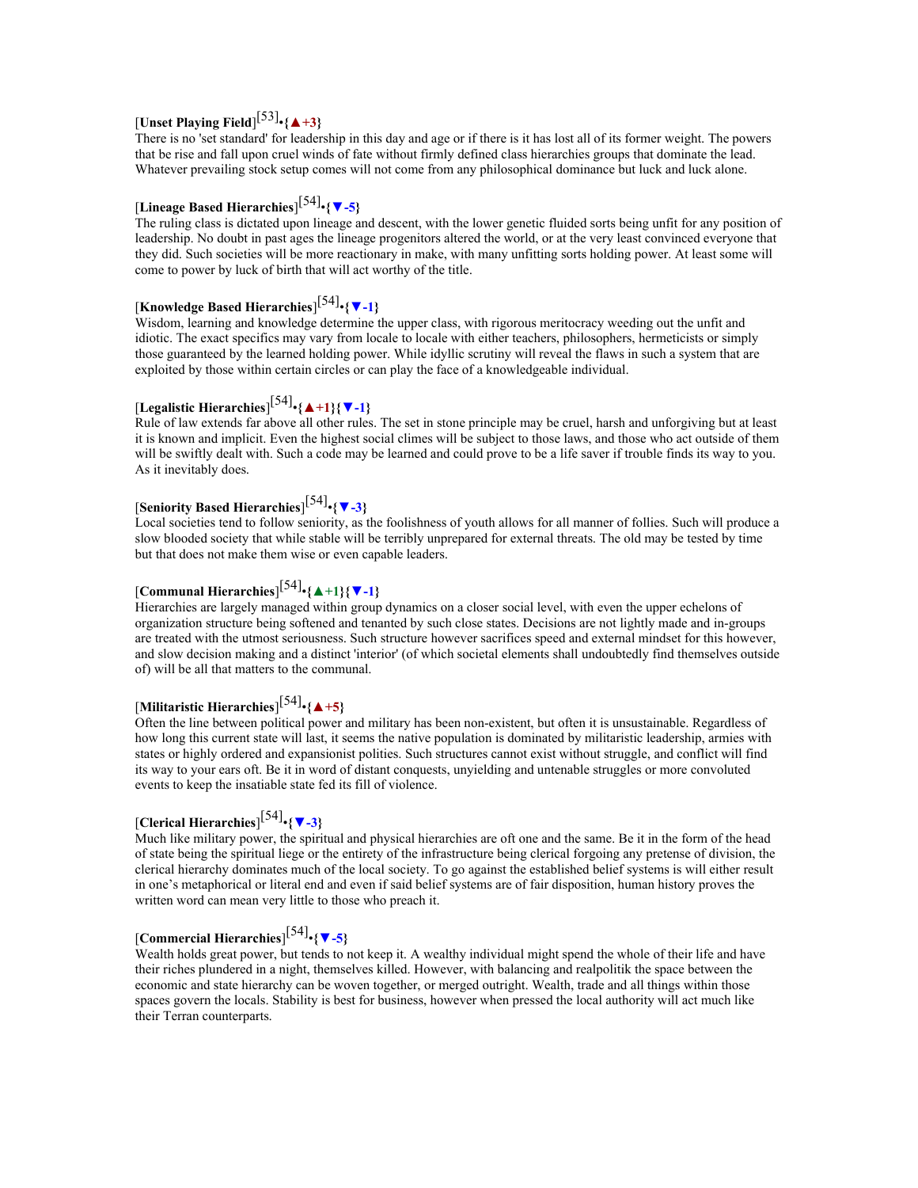[**Unset Playing Field**][53]•{▲+3}

There is no 'set standard' for leadership in this day and age or if there is it has lost all of its former weight. The powers that be rise and fall upon cruel winds of fate without firmly defined class hierarchies groups that dominate the lead. Whatever prevailing stock setup comes will not come from any philosophical dominance but luck and luck alone.

[**Lineage Based Hierarchies**][54]•{▼-5}

The ruling class is dictated upon lineage and descent, with the lower genetic fluided sorts being unfit for any position of leadership. No doubt in past ages the lineage progenitors altered the world, or at the very least convinced everyone that they did. Such societies will be more reactionary in make, with many unfitting sorts holding power. At least some will come to power by luck of birth that will act worthy of the title.

[**Knowledge Based Hierarchies**][54]•{▼-1}

Wisdom, learning and knowledge determine the upper class, with rigorous meritocracy weeding out the unfit and idiotic. The exact specifics may vary from locale to locale with either teachers, philosophers, hermeticists or simply those guaranteed by the learned holding power. While idyllic scrutiny will reveal the flaws in such a system that are exploited by those within certain circles or can play the face of a knowledgeable individual.

[**Legalistic Hierarchies**][54]•{▲+1}{▼-1}

Rule of law extends far above all other rules. The set in stone principle may be cruel, harsh and unforgiving but at least it is known and implicit. Even the highest social climes will be subject to those laws, and those who act outside of them will be swiftly dealt with. Such a code may be learned and could prove to be a life saver if trouble finds its way to you. As it inevitably does.

[**Seniority Based Hierarchies**][54]•{▼-3}

Local societies tend to follow seniority, as the foolishness of youth allows for all manner of follies. Such will produce a slow blooded society that while stable will be terribly unprepared for external threats. The old may be tested by time but that does not make them wise or even capable leaders.

[**Communal Hierarchies**][54]•{▲+1}{▼-1}

Hierarchies are largely managed within group dynamics on a closer social level, with even the upper echelons of organization structure being softened and tenanted by such close states. Decisions are not lightly made and in-groups are treated with the utmost seriousness. Such structure however sacrifices speed and external mindset for this however, and slow decision making and a distinct 'interior' (of which societal elements shall undoubtedly find themselves outside of) will be all that matters to the communal.

[**Militaristic Hierarchies**][54]•{▲+5}

Often the line between political power and military has been non-existent, but often it is unsustainable. Regardless of how long this current state will last, it seems the native population is dominated by militaristic leadership, armies with states or highly ordered and expansionist polities. Such structures cannot exist without struggle, and conflict will find its way to your ears oft. Be it in word of distant conquests, unyielding and untenable struggles or more convoluted events to keep the insatiable state fed its fill of violence.

[**Clerical Hierarchies**][54]•{▼-3}

Much like military power, the spiritual and physical hierarchies are oft one and the same. Be it in the form of the head of state being the spiritual liege or the entirety of the infrastructure being clerical forgoing any pretense of division, the clerical hierarchy dominates much of the local society. To go against the established belief systems is will either result in one's metaphorical or literal end and even if said belief systems are of fair disposition, human history proves the written word can mean very little to those who preach it.

[**Commercial Hierarchies**][54]•{▼-5}

Wealth holds great power, but tends to not keep it. A wealthy individual might spend the whole of their life and have their riches plundered in a night, themselves killed. However, with balancing and realpolitik the space between the economic and state hierarchy can be woven together, or merged outright. Wealth, trade and all things within those spaces govern the locals. Stability is best for business, however when pressed the local authority will act much like their Terran counterparts.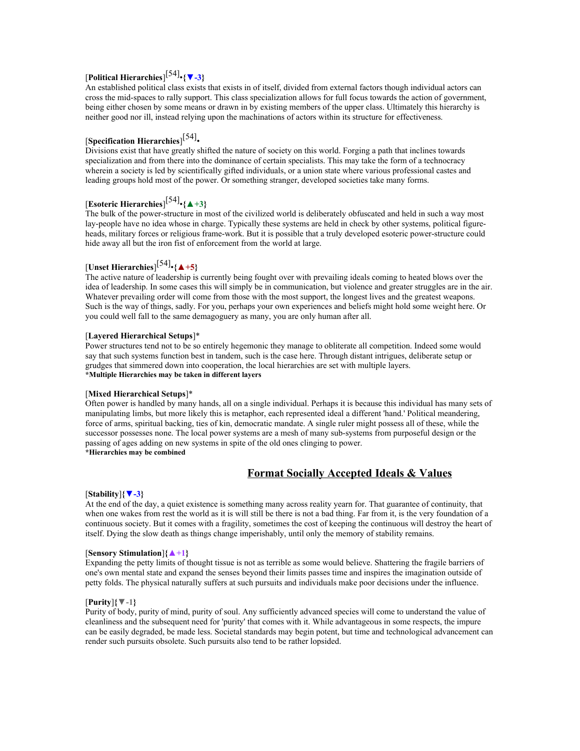[**Political Hierarchies**][54]•{▼-3}
An established political class exists that exists in of itself, divided from external factors though individual actors can cross the mid-spaces to rally support. This class specialization allows for full focus towards the action of government, being either chosen by some means or drawn in by existing members of the upper class. Ultimately this hierarchy is neither good nor ill, instead relying upon the machinations of actors within its structure for effectiveness.

[**Specification Hierarchies**][54]•
Divisions exist that have greatly shifted the nature of society on this world. Forging a path that inclines towards specialization and from there into the dominance of certain specialists. This may take the form of a technocracy wherein a society is led by scientifically gifted individuals, or a union state where various professional castes and leading groups hold most of the power. Or something stranger, developed societies take many forms.

[**Esoteric Hierarchies**][54]•{▲+3}
The bulk of the power-structure in most of the civilized world is deliberately obfuscated and held in such a way most lay-people have no idea whose in charge. Typically these systems are held in check by other systems, political figure-heads, military forces or religious frame-work. But it is possible that a truly developed esoteric power-structure could hide away all but the iron fist of enforcement from the world at large.

[**Unset Hierarchies**][54]•{▲+5}
The active nature of leadership is currently being fought over with prevailing ideals coming to heated blows over the idea of leadership. In some cases this will simply be in communication, but violence and greater struggles are in the air. Whatever prevailing order will come from those with the most support, the longest lives and the greatest weapons. Such is the way of things, sadly. For you, perhaps your own experiences and beliefs might hold some weight here. Or you could well fall to the same demagoguery as many, you are only human after all.

[**Layered Hierarchical Setups**]*
Power structures tend not to be so entirely hegemonic they manage to obliterate all competition. Indeed some would say that such systems function best in tandem, such is the case here. Through distant intrigues, deliberate setup or grudges that simmered down into cooperation, the local hierarchies are set with multiple layers.
**\*Multiple Hierarchies may be taken in different layers**

[**Mixed Hierarchical Setups**]*
Often power is handled by many hands, all on a single individual. Perhaps it is because this individual has many sets of manipulating limbs, but more likely this is metaphor, each represented ideal a different 'hand.' Political meandering, force of arms, spiritual backing, ties of kin, democratic mandate. A single ruler might possess all of these, while the successor possesses none. The local power systems are a mesh of many sub-systems from purposeful design or the passing of ages adding on new systems in spite of the old ones clinging to power.
**\*Hierarchies may be combined**

## Format Socially Accepted Ideals & Values

[**Stability**]{▼-3}
At the end of the day, a quiet existence is something many across reality yearn for. That guarantee of continuity, that when one wakes from rest the world as it is will still be there is not a bad thing. Far from it, is the very foundation of a continuous society. But it comes with a fragility, sometimes the cost of keeping the continuous will destroy the heart of itself. Dying the slow death as things change imperishably, until only the memory of stability remains.

[**Sensory Stimulation**]{▲+1}
Expanding the petty limits of thought tissue is not as terrible as some would believe. Shattering the fragile barriers of one's own mental state and expand the senses beyond their limits passes time and inspires the imagination outside of petty folds. The physical naturally suffers at such pursuits and individuals make poor decisions under the influence.

[**Purity**]{▼-1}
Purity of body, purity of mind, purity of soul. Any sufficiently advanced species will come to understand the value of cleanliness and the subsequent need for 'purity' that comes with it. While advantageous in some respects, the impure can be easily degraded, be made less. Societal standards may begin potent, but time and technological advancement can render such pursuits obsolete. Such pursuits also tend to be rather lopsided.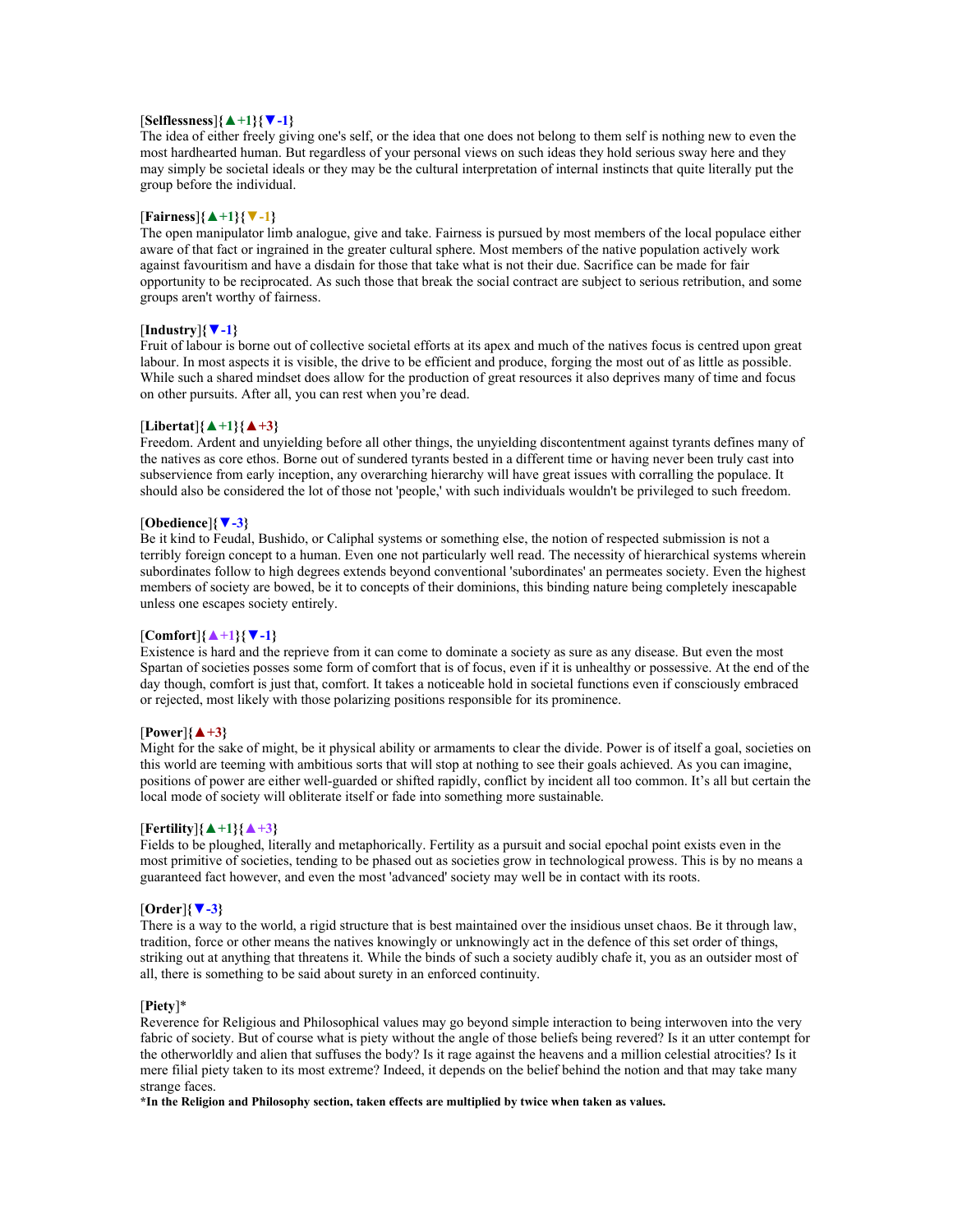[**Selflessness**]{▲+1}{▼-1}
The idea of either freely giving one's self, or the idea that one does not belong to them self is nothing new to even the most hardhearted human. But regardless of your personal views on such ideas they hold serious sway here and they may simply be societal ideals or they may be the cultural interpretation of internal instincts that quite literally put the group before the individual.

[**Fairness**]{▲+1}{▼-1}
The open manipulator limb analogue, give and take. Fairness is pursued by most members of the local populace either aware of that fact or ingrained in the greater cultural sphere. Most members of the native population actively work against favouritism and have a disdain for those that take what is not their due. Sacrifice can be made for fair opportunity to be reciprocated. As such those that break the social contract are subject to serious retribution, and some groups aren't worthy of fairness.

[**Industry**]{▼-1}
Fruit of labour is borne out of collective societal efforts at its apex and much of the natives focus is centred upon great labour. In most aspects it is visible, the drive to be efficient and produce, forging the most out of as little as possible. While such a shared mindset does allow for the production of great resources it also deprives many of time and focus on other pursuits. After all, you can rest when you're dead.

[**Libertat**]{▲+1}{▲+3}
Freedom. Ardent and unyielding before all other things, the unyielding discontentment against tyrants defines many of the natives as core ethos. Borne out of sundered tyrants bested in a different time or having never been truly cast into subservience from early inception, any overarching hierarchy will have great issues with corralling the populace. It should also be considered the lot of those not 'people,' with such individuals wouldn't be privileged to such freedom.

[**Obedience**]{▼-3}
Be it kind to Feudal, Bushido, or Caliphal systems or something else, the notion of respected submission is not a terribly foreign concept to a human. Even one not particularly well read. The necessity of hierarchical systems wherein subordinates follow to high degrees extends beyond conventional 'subordinates' an permeates society. Even the highest members of society are bowed, be it to concepts of their dominions, this binding nature being completely inescapable unless one escapes society entirely.

[**Comfort**]{▲+1}{▼-1}
Existence is hard and the reprieve from it can come to dominate a society as sure as any disease. But even the most Spartan of societies posses some form of comfort that is of focus, even if it is unhealthy or possessive. At the end of the day though, comfort is just that, comfort. It takes a noticeable hold in societal functions even if consciously embraced or rejected, most likely with those polarizing positions responsible for its prominence.

[**Power**]{▲+3}
Might for the sake of might, be it physical ability or armaments to clear the divide. Power is of itself a goal, societies on this world are teeming with ambitious sorts that will stop at nothing to see their goals achieved. As you can imagine, positions of power are either well-guarded or shifted rapidly, conflict by incident all too common. It's all but certain the local mode of society will obliterate itself or fade into something more sustainable.

[**Fertility**]{▲+1}{▲+3}
Fields to be ploughed, literally and metaphorically. Fertility as a pursuit and social epochal point exists even in the most primitive of societies, tending to be phased out as societies grow in technological prowess. This is by no means a guaranteed fact however, and even the most 'advanced' society may well be in contact with its roots.

[**Order**]{▼-3}
There is a way to the world, a rigid structure that is best maintained over the insidious unset chaos. Be it through law, tradition, force or other means the natives knowingly or unknowingly act in the defence of this set order of things, striking out at anything that threatens it. While the binds of such a society audibly chafe it, you as an outsider most of all, there is something to be said about surety in an enforced continuity.

[**Piety**]*
Reverence for Religious and Philosophical values may go beyond simple interaction to being interwoven into the very fabric of society. But of course what is piety without the angle of those beliefs being revered? Is it an utter contempt for the otherworldly and alien that suffuses the body? Is it rage against the heavens and a million celestial atrocities? Is it mere filial piety taken to its most extreme? Indeed, it depends on the belief behind the notion and that may take many strange faces.

**\*In the Religion and Philosophy section, taken effects are multiplied by twice when taken as values.**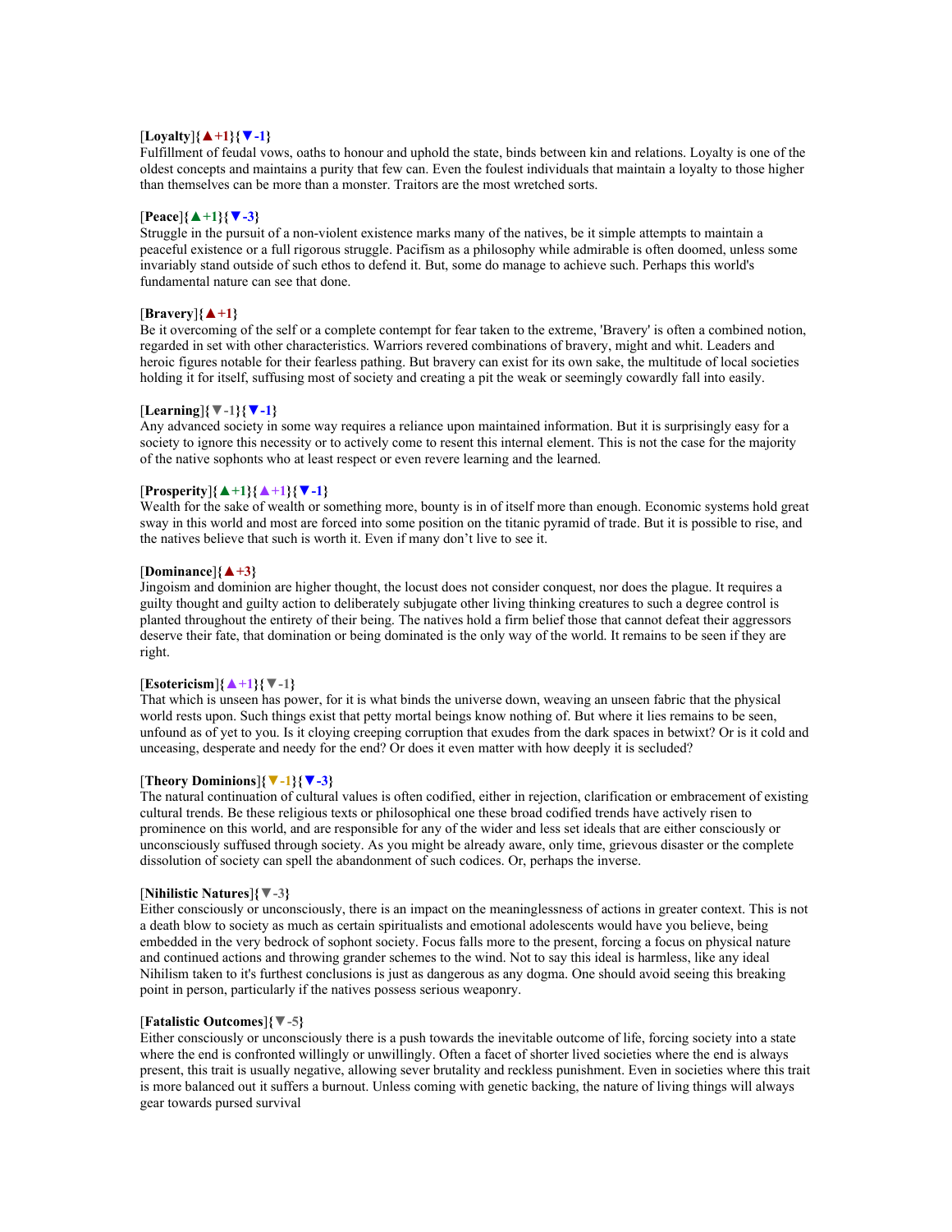**[Loyalty]{▲+1}{▼-1}**
Fulfillment of feudal vows, oaths to honour and uphold the state, binds between kin and relations. Loyalty is one of the oldest concepts and maintains a purity that few can. Even the foulest individuals that maintain a loyalty to those higher than themselves can be more than a monster. Traitors are the most wretched sorts.

**[Peace]{▲+1}{▼-3}**
Struggle in the pursuit of a non-violent existence marks many of the natives, be it simple attempts to maintain a peaceful existence or a full rigorous struggle. Pacifism as a philosophy while admirable is often doomed, unless some invariably stand outside of such ethos to defend it. But, some do manage to achieve such. Perhaps this world's fundamental nature can see that done.

**[Bravery]{▲+1}**
Be it overcoming of the self or a complete contempt for fear taken to the extreme, 'Bravery' is often a combined notion, regarded in set with other characteristics. Warriors revered combinations of bravery, might and whit. Leaders and heroic figures notable for their fearless pathing. But bravery can exist for its own sake, the multitude of local societies holding it for itself, suffusing most of society and creating a pit the weak or seemingly cowardly fall into easily.

**[Learning]{▼-1}{▼-1}**
Any advanced society in some way requires a reliance upon maintained information. But it is surprisingly easy for a society to ignore this necessity or to actively come to resent this internal element. This is not the case for the majority of the native sophonts who at least respect or even revere learning and the learned.

**[Prosperity]{▲+1}{▲+1}{▼-1}**
Wealth for the sake of wealth or something more, bounty is in of itself more than enough. Economic systems hold great sway in this world and most are forced into some position on the titanic pyramid of trade. But it is possible to rise, and the natives believe that such is worth it. Even if many don't live to see it.

**[Dominance]{▲+3}**
Jingoism and dominion are higher thought, the locust does not consider conquest, nor does the plague. It requires a guilty thought and guilty action to deliberately subjugate other living thinking creatures to such a degree control is planted throughout the entirety of their being. The natives hold a firm belief those that cannot defeat their aggressors deserve their fate, that domination or being dominated is the only way of the world. It remains to be seen if they are right.

**[Esotericism]{▲+1}{▼-1}**
That which is unseen has power, for it is what binds the universe down, weaving an unseen fabric that the physical world rests upon. Such things exist that petty mortal beings know nothing of. But where it lies remains to be seen, unfound as of yet to you. Is it cloying creeping corruption that exudes from the dark spaces in betwixt? Or is it cold and unceasing, desperate and needy for the end? Or does it even matter with how deeply it is secluded?

**[Theory Dominions]{▼-1}{▼-3}**
The natural continuation of cultural values is often codified, either in rejection, clarification or embracement of existing cultural trends. Be these religious texts or philosophical one these broad codified trends have actively risen to prominence on this world, and are responsible for any of the wider and less set ideals that are either consciously or unconsciously suffused through society. As you might be already aware, only time, grievous disaster or the complete dissolution of society can spell the abandonment of such codices. Or, perhaps the inverse.

**[Nihilistic Natures]{▼-3}**
Either consciously or unconsciously, there is an impact on the meaninglessness of actions in greater context. This is not a death blow to society as much as certain spiritualists and emotional adolescents would have you believe, being embedded in the very bedrock of sophont society. Focus falls more to the present, forcing a focus on physical nature and continued actions and throwing grander schemes to the wind. Not to say this ideal is harmless, like any ideal Nihilism taken to it's furthest conclusions is just as dangerous as any dogma. One should avoid seeing this breaking point in person, particularly if the natives possess serious weaponry.

**[Fatalistic Outcomes]{▼-5}**
Either consciously or unconsciously there is a push towards the inevitable outcome of life, forcing society into a state where the end is confronted willingly or unwillingly. Often a facet of shorter lived societies where the end is always present, this trait is usually negative, allowing sever brutality and reckless punishment. Even in societies where this trait is more balanced out it suffers a burnout. Unless coming with genetic backing, the nature of living things will always gear towards pursed survival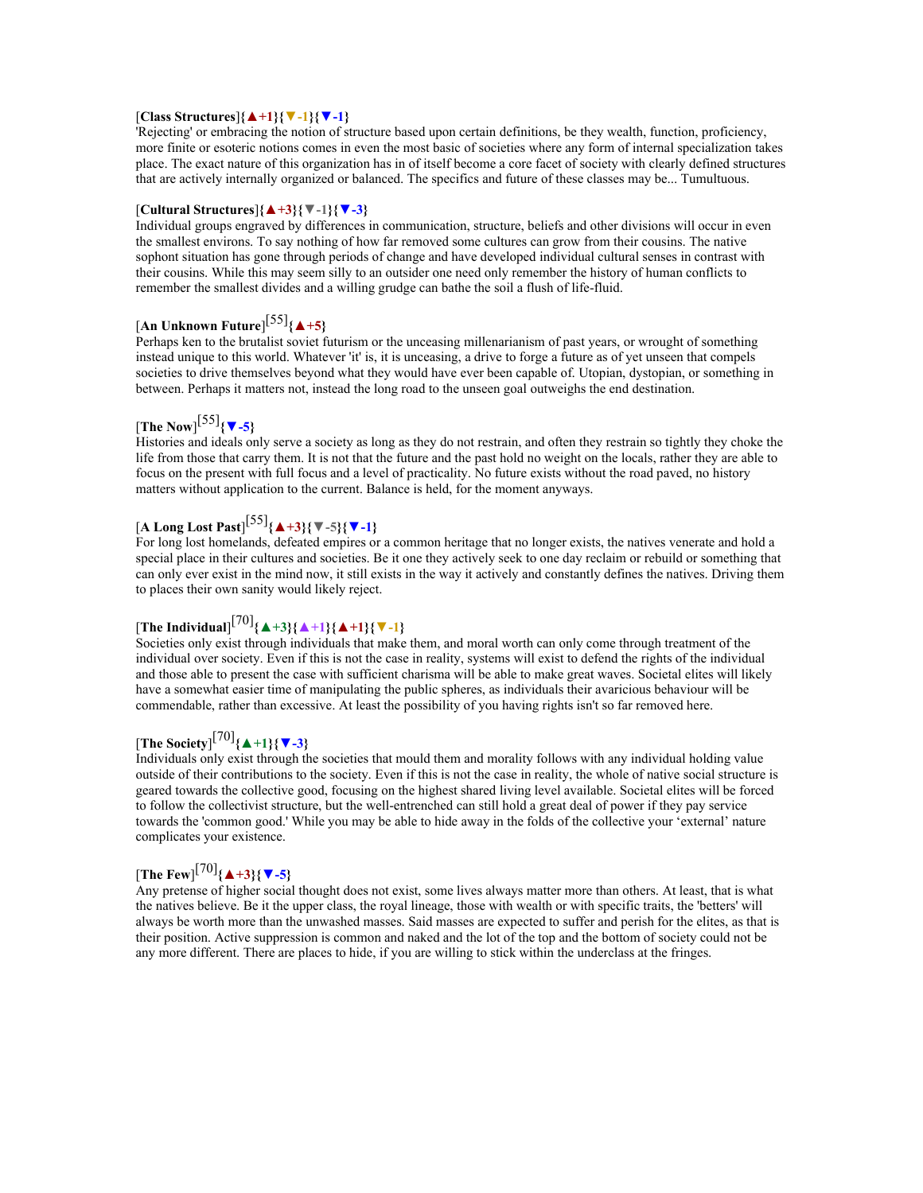**[Class Structures]{▲+1}{▼-1}{▼-1}**
'Rejecting' or embracing the notion of structure based upon certain definitions, be they wealth, function, proficiency, more finite or esoteric notions comes in even the most basic of societies where any form of internal specialization takes place. The exact nature of this organization has in of itself become a core facet of society with clearly defined structures that are actively internally organized or balanced. The specifics and future of these classes may be... Tumultuous.

**[Cultural Structures]{▲+3}{▼-1}{▼-3}**
Individual groups engraved by differences in communication, structure, beliefs and other divisions will occur in even the smallest environs. To say nothing of how far removed some cultures can grow from their cousins. The native sophont situation has gone through periods of change and have developed individual cultural senses in contrast with their cousins. While this may seem silly to an outsider one need only remember the history of human conflicts to remember the smallest divides and a willing grudge can bathe the soil a flush of life-fluid.

**[An Unknown Future]**[55]**{▲+5}**
Perhaps ken to the brutalist soviet futurism or the unceasing millenarianism of past years, or wrought of something instead unique to this world. Whatever 'it' is, it is unceasing, a drive to forge a future as of yet unseen that compels societies to drive themselves beyond what they would have ever been capable of. Utopian, dystopian, or something in between. Perhaps it matters not, instead the long road to the unseen goal outweighs the end destination.

**[The Now]**[55]**{▼-5}**
Histories and ideals only serve a society as long as they do not restrain, and often they restrain so tightly they choke the life from those that carry them. It is not that the future and the past hold no weight on the locals, rather they are able to focus on the present with full focus and a level of practicality. No future exists without the road paved, no history matters without application to the current. Balance is held, for the moment anyways.

**[A Long Lost Past]**[55]**{▲+3}{▼-5}{▼-1}**
For long lost homelands, defeated empires or a common heritage that no longer exists, the natives venerate and hold a special place in their cultures and societies. Be it one they actively seek to one day reclaim or rebuild or something that can only ever exist in the mind now, it still exists in the way it actively and constantly defines the natives. Driving them to places their own sanity would likely reject.

**[The Individual]**[70]**{▲+3}{▲+1}{▲+1}{▼-1}**
Societies only exist through individuals that make them, and moral worth can only come through treatment of the individual over society. Even if this is not the case in reality, systems will exist to defend the rights of the individual and those able to present the case with sufficient charisma will be able to make great waves. Societal elites will likely have a somewhat easier time of manipulating the public spheres, as individuals their avaricious behaviour will be commendable, rather than excessive. At least the possibility of you having rights isn't so far removed here.

**[The Society]**[70]**{▲+1}{▼-3}**
Individuals only exist through the societies that mould them and morality follows with any individual holding value outside of their contributions to the society. Even if this is not the case in reality, the whole of native social structure is geared towards the collective good, focusing on the highest shared living level available. Societal elites will be forced to follow the collectivist structure, but the well-entrenched can still hold a great deal of power if they pay service towards the 'common good.' While you may be able to hide away in the folds of the collective your 'external' nature complicates your existence.

**[The Few]**[70]**{▲+3}{▼-5}**
Any pretense of higher social thought does not exist, some lives always matter more than others. At least, that is what the natives believe. Be it the upper class, the royal lineage, those with wealth or with specific traits, the 'betters' will always be worth more than the unwashed masses. Said masses are expected to suffer and perish for the elites, as that is their position. Active suppression is common and naked and the lot of the top and the bottom of society could not be any more different. There are places to hide, if you are willing to stick within the underclass at the fringes.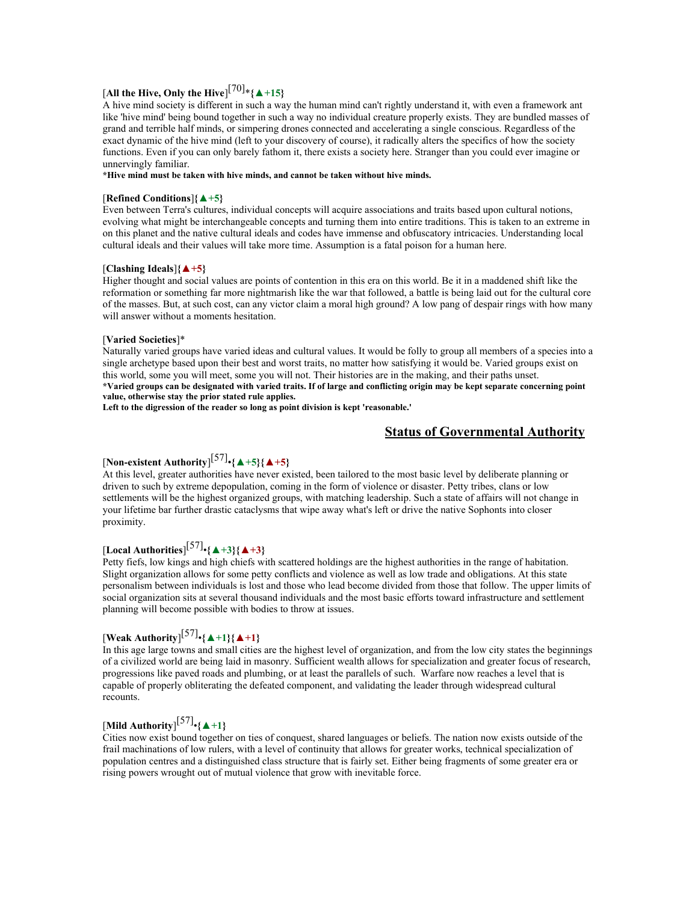[**All the Hive, Only the Hive**][70]*{▲+15}
A hive mind society is different in such a way the human mind can't rightly understand it, with even a framework ant like 'hive mind' being bound together in such a way no individual creature properly exists. They are bundled masses of grand and terrible half minds, or simpering drones connected and accelerating a single conscious. Regardless of the exact dynamic of the hive mind (left to your discovery of course), it radically alters the specifics of how the society functions. Even if you can only barely fathom it, there exists a society here. Stranger than you could ever imagine or unnervingly familiar.
***Hive mind must be taken with hive minds, and cannot be taken without hive minds.**

[**Refined Conditions**]{▲+5}
Even between Terra's cultures, individual concepts will acquire associations and traits based upon cultural notions, evolving what might be interchangeable concepts and turning them into entire traditions. This is taken to an extreme in on this planet and the native cultural ideals and codes have immense and obfuscatory intricacies. Understanding local cultural ideals and their values will take more time. Assumption is a fatal poison for a human here.

[**Clashing Ideals**]{▲+5}
Higher thought and social values are points of contention in this era on this world. Be it in a maddened shift like the reformation or something far more nightmarish like the war that followed, a battle is being laid out for the cultural core of the masses. But, at such cost, can any victor claim a moral high ground? A low pang of despair rings with how many will answer without a moments hesitation.

[**Varied Societies**]*
Naturally varied groups have varied ideas and cultural values. It would be folly to group all members of a species into a single archetype based upon their best and worst traits, no matter how satisfying it would be. Varied groups exist on this world, some you will meet, some you will not. Their histories are in the making, and their paths unset.
***Varied groups can be designated with varied traits. If of large and conflicting origin may be kept separate concerning point value, otherwise stay the prior stated rule applies.**
**Left to the digression of the reader so long as point division is kept 'reasonable.'**

## Status of Governmental Authority

[**Non-existent Authority**][57]•{▲+5}{▲+5}
At this level, greater authorities have never existed, been tailored to the most basic level by deliberate planning or driven to such by extreme depopulation, coming in the form of violence or disaster. Petty tribes, clans or low settlements will be the highest organized groups, with matching leadership. Such a state of affairs will not change in your lifetime bar further drastic cataclysms that wipe away what's left or drive the native Sophonts into closer proximity.

[**Local Authorities**][57]•{▲+3}{▲+3}
Petty fiefs, low kings and high chiefs with scattered holdings are the highest authorities in the range of habitation. Slight organization allows for some petty conflicts and violence as well as low trade and obligations. At this state personalism between individuals is lost and those who lead become divided from those that follow. The upper limits of social organization sits at several thousand individuals and the most basic efforts toward infrastructure and settlement planning will become possible with bodies to throw at issues.

[**Weak Authority**][57]•{▲+1}{▲+1}
In this age large towns and small cities are the highest level of organization, and from the low city states the beginnings of a civilized world are being laid in masonry. Sufficient wealth allows for specialization and greater focus of research, progressions like paved roads and plumbing, or at least the parallels of such. Warfare now reaches a level that is capable of properly obliterating the defeated component, and validating the leader through widespread cultural recounts.

[**Mild Authority**][57]•{▲+1}
Cities now exist bound together on ties of conquest, shared languages or beliefs. The nation now exists outside of the frail machinations of low rulers, with a level of continuity that allows for greater works, technical specialization of population centres and a distinguished class structure that is fairly set. Either being fragments of some greater era or rising powers wrought out of mutual violence that grow with inevitable force.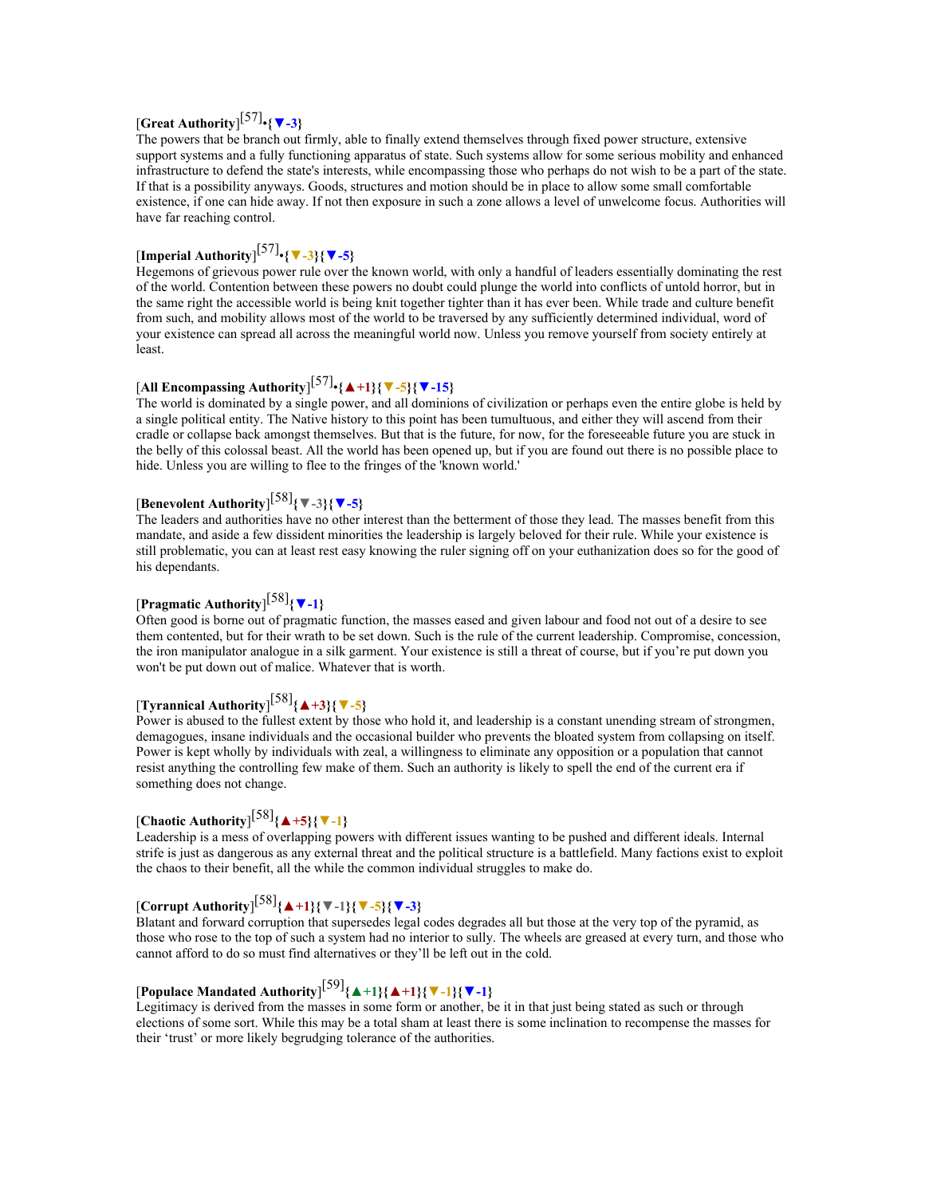**[Great Authority]**[57]•{▼-3}
The powers that be branch out firmly, able to finally extend themselves through fixed power structure, extensive support systems and a fully functioning apparatus of state. Such systems allow for some serious mobility and enhanced infrastructure to defend the state's interests, while encompassing those who perhaps do not wish to be a part of the state. If that is a possibility anyways. Goods, structures and motion should be in place to allow some small comfortable existence, if one can hide away. If not then exposure in such a zone allows a level of unwelcome focus. Authorities will have far reaching control.

**[Imperial Authority]**[57]•{▼-3}{▼-5}
Hegemons of grievous power rule over the known world, with only a handful of leaders essentially dominating the rest of the world. Contention between these powers no doubt could plunge the world into conflicts of untold horror, but in the same right the accessible world is being knit together tighter than it has ever been. While trade and culture benefit from such, and mobility allows most of the world to be traversed by any sufficiently determined individual, word of your existence can spread all across the meaningful world now. Unless you remove yourself from society entirely at least.

**[All Encompassing Authority]**[57]•{▲+1}{▼-5}{▼-15}
The world is dominated by a single power, and all dominions of civilization or perhaps even the entire globe is held by a single political entity. The Native history to this point has been tumultuous, and either they will ascend from their cradle or collapse back amongst themselves. But that is the future, for now, for the foreseeable future you are stuck in the belly of this colossal beast. All the world has been opened up, but if you are found out there is no possible place to hide. Unless you are willing to flee to the fringes of the 'known world.'

**[Benevolent Authority]**[58]{▼-3}{▼-5}
The leaders and authorities have no other interest than the betterment of those they lead. The masses benefit from this mandate, and aside a few dissident minorities the leadership is largely beloved for their rule. While your existence is still problematic, you can at least rest easy knowing the ruler signing off on your euthanization does so for the good of his dependants.

**[Pragmatic Authority]**[58]{▼-1}
Often good is borne out of pragmatic function, the masses eased and given labour and food not out of a desire to see them contented, but for their wrath to be set down. Such is the rule of the current leadership. Compromise, concession, the iron manipulator analogue in a silk garment. Your existence is still a threat of course, but if you're put down you won't be put down out of malice. Whatever that is worth.

**[Tyrannical Authority]**[58]{▲+3}{▼-5}
Power is abused to the fullest extent by those who hold it, and leadership is a constant unending stream of strongmen, demagogues, insane individuals and the occasional builder who prevents the bloated system from collapsing on itself. Power is kept wholly by individuals with zeal, a willingness to eliminate any opposition or a population that cannot resist anything the controlling few make of them. Such an authority is likely to spell the end of the current era if something does not change.

**[Chaotic Authority]**[58]{▲+5}{▼-1}
Leadership is a mess of overlapping powers with different issues wanting to be pushed and different ideals. Internal strife is just as dangerous as any external threat and the political structure is a battlefield. Many factions exist to exploit the chaos to their benefit, all the while the common individual struggles to make do.

**[Corrupt Authority]**[58]{▲+1}{▼-1}{▼-5}{▼-3}
Blatant and forward corruption that supersedes legal codes degrades all but those at the very top of the pyramid, as those who rose to the top of such a system had no interior to sully. The wheels are greased at every turn, and those who cannot afford to do so must find alternatives or they'll be left out in the cold.

**[Populace Mandated Authority]**[59]{▲+1}{▲+1}{▼-1}{▼-1}
Legitimacy is derived from the masses in some form or another, be it in that just being stated as such or through elections of some sort. While this may be a total sham at least there is some inclination to recompense the masses for their 'trust' or more likely begrudging tolerance of the authorities.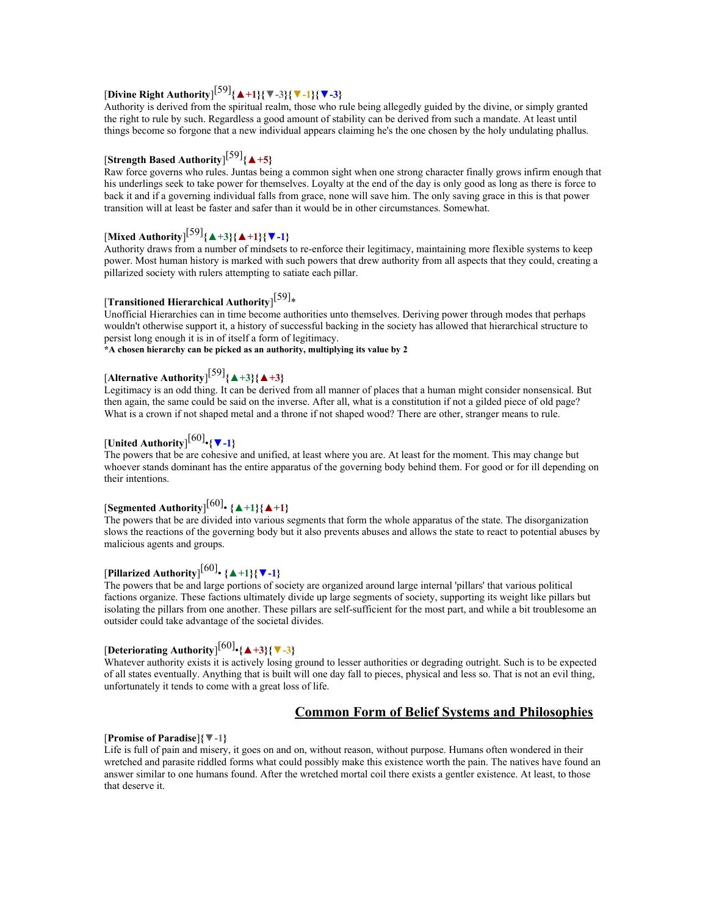[**Divine Right Authority**][59]{▲+1}{▼-3}{▼-1}{▼-3}
Authority is derived from the spiritual realm, those who rule being allegedly guided by the divine, or simply granted the right to rule by such. Regardless a good amount of stability can be derived from such a mandate. At least until things become so forgone that a new individual appears claiming he's the one chosen by the holy undulating phallus.

[**Strength Based Authority**][59]{▲+5}
Raw force governs who rules. Juntas being a common sight when one strong character finally grows infirm enough that his underlings seek to take power for themselves. Loyalty at the end of the day is only good as long as there is force to back it and if a governing individual falls from grace, none will save him. The only saving grace in this is that power transition will at least be faster and safer than it would be in other circumstances. Somewhat.

[**Mixed Authority**][59]{▲+3}{▲+1}{▼-1}
Authority draws from a number of mindsets to re-enforce their legitimacy, maintaining more flexible systems to keep power. Most human history is marked with such powers that drew authority from all aspects that they could, creating a pillarized society with rulers attempting to satiate each pillar.

[**Transitioned Hierarchical Authority**][59]*
Unofficial Hierarchies can in time become authorities unto themselves. Deriving power through modes that perhaps wouldn't otherwise support it, a history of successful backing in the society has allowed that hierarchical structure to persist long enough it is in of itself a form of legitimacy.
**\*A chosen hierarchy can be picked as an authority, multiplying its value by 2**

[**Alternative Authority**][59]{▲+3}{▲+3}
Legitimacy is an odd thing. It can be derived from all manner of places that a human might consider nonsensical. But then again, the same could be said on the inverse. After all, what is a constitution if not a gilded piece of old page? What is a crown if not shaped metal and a throne if not shaped wood? There are other, stranger means to rule.

[**United Authority**][60]•{▼-1}
The powers that be are cohesive and unified, at least where you are. At least for the moment. This may change but whoever stands dominant has the entire apparatus of the governing body behind them. For good or for ill depending on their intentions.

[**Segmented Authority**][60]• {▲+1}{▲+1}
The powers that be are divided into various segments that form the whole apparatus of the state. The disorganization slows the reactions of the governing body but it also prevents abuses and allows the state to react to potential abuses by malicious agents and groups.

[**Pillarized Authority**][60]• {▲+1}{▼-1}
The powers that be and large portions of society are organized around large internal 'pillars' that various political factions organize. These factions ultimately divide up large segments of society, supporting its weight like pillars but isolating the pillars from one another. These pillars are self-sufficient for the most part, and while a bit troublesome an outsider could take advantage of the societal divides.

[**Deteriorating Authority**][60]•{▲+3}{▼-3}
Whatever authority exists it is actively losing ground to lesser authorities or degrading outright. Such is to be expected of all states eventually. Anything that is built will one day fall to pieces, physical and less so. That is not an evil thing, unfortunately it tends to come with a great loss of life.

## Common Form of Belief Systems and Philosophies

[**Promise of Paradise**]{▼-1}
Life is full of pain and misery, it goes on and on, without reason, without purpose. Humans often wondered in their wretched and parasite riddled forms what could possibly make this existence worth the pain. The natives have found an answer similar to one humans found. After the wretched mortal coil there exists a gentler existence. At least, to those that deserve it.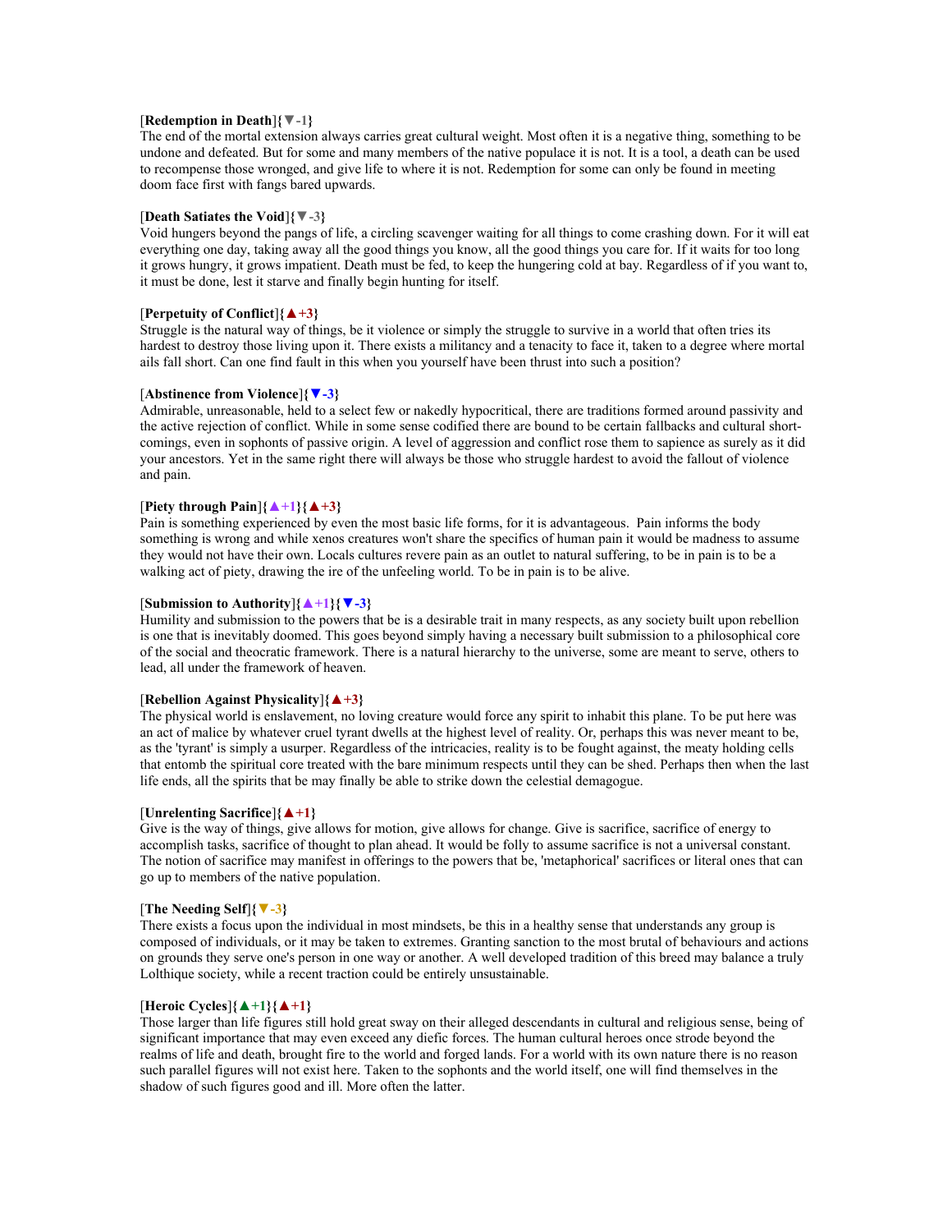[**Redemption in Death**]{▼-1}
The end of the mortal extension always carries great cultural weight. Most often it is a negative thing, something to be undone and defeated. But for some and many members of the native populace it is not. It is a tool, a death can be used to recompense those wronged, and give life to where it is not. Redemption for some can only be found in meeting doom face first with fangs bared upwards.

[**Death Satiates the Void**]{▼-3}
Void hungers beyond the pangs of life, a circling scavenger waiting for all things to come crashing down. For it will eat everything one day, taking away all the good things you know, all the good things you care for. If it waits for too long it grows hungry, it grows impatient. Death must be fed, to keep the hungering cold at bay. Regardless of if you want to, it must be done, lest it starve and finally begin hunting for itself.

[**Perpetuity of Conflict**]{▲+3}
Struggle is the natural way of things, be it violence or simply the struggle to survive in a world that often tries its hardest to destroy those living upon it. There exists a militancy and a tenacity to face it, taken to a degree where mortal ails fall short. Can one find fault in this when you yourself have been thrust into such a position?

[**Abstinence from Violence**]{▼-3}
Admirable, unreasonable, held to a select few or nakedly hypocritical, there are traditions formed around passivity and the active rejection of conflict. While in some sense codified there are bound to be certain fallbacks and cultural short-comings, even in sophonts of passive origin. A level of aggression and conflict rose them to sapience as surely as it did your ancestors. Yet in the same right there will always be those who struggle hardest to avoid the fallout of violence and pain.

[**Piety through Pain**]{▲+1}{▲+3}
Pain is something experienced by even the most basic life forms, for it is advantageous. Pain informs the body something is wrong and while xenos creatures won't share the specifics of human pain it would be madness to assume they would not have their own. Locals cultures revere pain as an outlet to natural suffering, to be in pain is to be a walking act of piety, drawing the ire of the unfeeling world. To be in pain is to be alive.

[**Submission to Authority**]{▲+1}{▼-3}
Humility and submission to the powers that be is a desirable trait in many respects, as any society built upon rebellion is one that is inevitably doomed. This goes beyond simply having a necessary built submission to a philosophical core of the social and theocratic framework. There is a natural hierarchy to the universe, some are meant to serve, others to lead, all under the framework of heaven.

[**Rebellion Against Physicality**]{▲+3}
The physical world is enslavement, no loving creature would force any spirit to inhabit this plane. To be put here was an act of malice by whatever cruel tyrant dwells at the highest level of reality. Or, perhaps this was never meant to be, as the 'tyrant' is simply a usurper. Regardless of the intricacies, reality is to be fought against, the meaty holding cells that entomb the spiritual core treated with the bare minimum respects until they can be shed. Perhaps then when the last life ends, all the spirits that be may finally be able to strike down the celestial demagogue.

[**Unrelenting Sacrifice**]{▲+1}
Give is the way of things, give allows for motion, give allows for change. Give is sacrifice, sacrifice of energy to accomplish tasks, sacrifice of thought to plan ahead. It would be folly to assume sacrifice is not a universal constant. The notion of sacrifice may manifest in offerings to the powers that be, 'metaphorical' sacrifices or literal ones that can go up to members of the native population.

[**The Needing Self**]{▼-3}
There exists a focus upon the individual in most mindsets, be this in a healthy sense that understands any group is composed of individuals, or it may be taken to extremes. Granting sanction to the most brutal of behaviours and actions on grounds they serve one's person in one way or another. A well developed tradition of this breed may balance a truly Lolthique society, while a recent traction could be entirely unsustainable.

[**Heroic Cycles**]{▲+1}{▲+1}
Those larger than life figures still hold great sway on their alleged descendants in cultural and religious sense, being of significant importance that may even exceed any diefic forces. The human cultural heroes once strode beyond the realms of life and death, brought fire to the world and forged lands. For a world with its own nature there is no reason such parallel figures will not exist here. Taken to the sophonts and the world itself, one will find themselves in the shadow of such figures good and ill. More often the latter.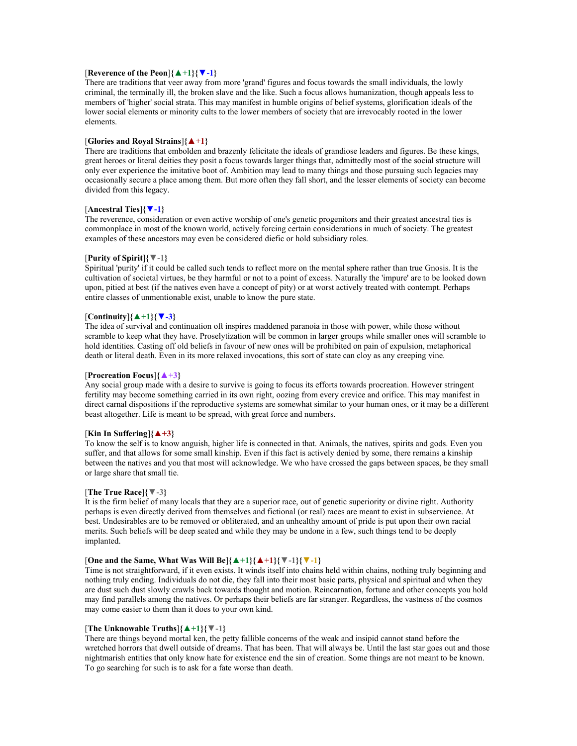[**Reverence of the Peon**]{**▲+1**}{**▼-1**}
There are traditions that veer away from more 'grand' figures and focus towards the small individuals, the lowly criminal, the terminally ill, the broken slave and the like. Such a focus allows humanization, though appeals less to members of 'higher' social strata. This may manifest in humble origins of belief systems, glorification ideals of the lower social elements or minority cults to the lower members of society that are irrevocably rooted in the lower elements.

[**Glories and Royal Strains**]{**▲+1**}
There are traditions that embolden and brazenly felicitate the ideals of grandiose leaders and figures. Be these kings, great heroes or literal deities they posit a focus towards larger things that, admittedly most of the social structure will only ever experience the imitative boot of. Ambition may lead to many things and those pursuing such legacies may occasionally secure a place among them. But more often they fall short, and the lesser elements of society can become divided from this legacy.

[**Ancestral Ties**]{**▼-1**}
The reverence, consideration or even active worship of one's genetic progenitors and their greatest ancestral ties is commonplace in most of the known world, actively forcing certain considerations in much of society. The greatest examples of these ancestors may even be considered diefic or hold subsidiary roles.

[**Purity of Spirit**]{**▼-1**}
Spiritual 'purity' if it could be called such tends to reflect more on the mental sphere rather than true Gnosis. It is the cultivation of societal virtues, be they harmful or not to a point of excess. Naturally the 'impure' are to be looked down upon, pitied at best (if the natives even have a concept of pity) or at worst actively treated with contempt. Perhaps entire classes of unmentionable exist, unable to know the pure state.

[**Continuity**]{**▲+1**}{**▼-3**}
The idea of survival and continuation oft inspires maddened paranoia in those with power, while those without scramble to keep what they have. Proselytization will be common in larger groups while smaller ones will scramble to hold identities. Casting off old beliefs in favour of new ones will be prohibited on pain of expulsion, metaphorical death or literal death. Even in its more relaxed invocations, this sort of state can cloy as any creeping vine.

[**Procreation Focus**]{**▲+3**}
Any social group made with a desire to survive is going to focus its efforts towards procreation. However stringent fertility may become something carried in its own right, oozing from every crevice and orifice. This may manifest in direct carnal dispositions if the reproductive systems are somewhat similar to your human ones, or it may be a different beast altogether. Life is meant to be spread, with great force and numbers.

[**Kin In Suffering**]{**▲+3**}
To know the self is to know anguish, higher life is connected in that. Animals, the natives, spirits and gods. Even you suffer, and that allows for some small kinship. Even if this fact is actively denied by some, there remains a kinship between the natives and you that most will acknowledge. We who have crossed the gaps between spaces, be they small or large share that small tie.

[**The True Race**]{**▼-3**}
It is the firm belief of many locals that they are a superior race, out of genetic superiority or divine right. Authority perhaps is even directly derived from themselves and fictional (or real) races are meant to exist in subservience. At best. Undesirables are to be removed or obliterated, and an unhealthy amount of pride is put upon their own racial merits. Such beliefs will be deep seated and while they may be undone in a few, such things tend to be deeply implanted.

[**One and the Same, What Was Will Be**]{**▲+1**}{**▲+1**}{**▼-1**}{**▼-1**}
Time is not straightforward, if it even exists. It winds itself into chains held within chains, nothing truly beginning and nothing truly ending. Individuals do not die, they fall into their most basic parts, physical and spiritual and when they are dust such dust slowly crawls back towards thought and motion. Reincarnation, fortune and other concepts you hold may find parallels among the natives. Or perhaps their beliefs are far stranger. Regardless, the vastness of the cosmos may come easier to them than it does to your own kind.

[**The Unknowable Truths**]{**▲+1**}{**▼-1**}
There are things beyond mortal ken, the petty fallible concerns of the weak and insipid cannot stand before the wretched horrors that dwell outside of dreams. That has been. That will always be. Until the last star goes out and those nightmarish entities that only know hate for existence end the sin of creation. Some things are not meant to be known. To go searching for such is to ask for a fate worse than death.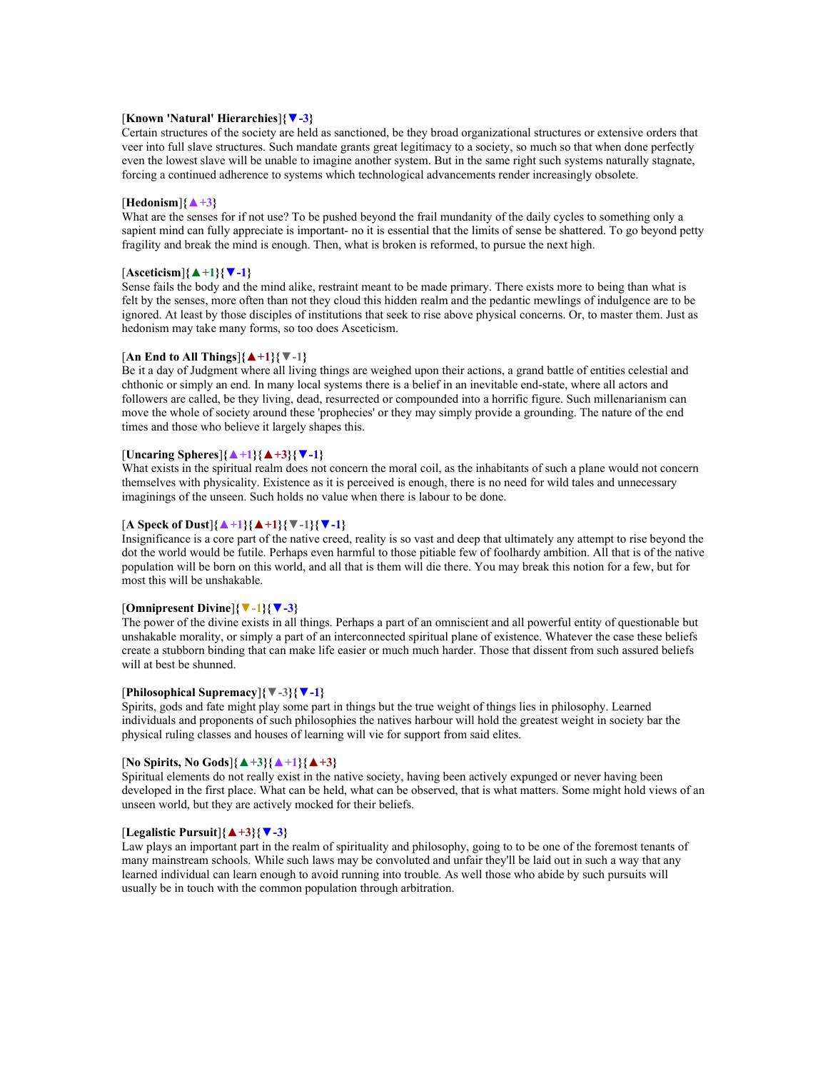[**Known 'Natural' Hierarchies**]{▼-3}
Certain structures of the society are held as sanctioned, be they broad organizational structures or extensive orders that veer into full slave structures. Such mandate grants great legitimacy to a society, so much so that when done perfectly even the lowest slave will be unable to imagine another system. But in the same right such systems naturally stagnate, forcing a continued adherence to systems which technological advancements render increasingly obsolete.

[**Hedonism**]{▲+3}
What are the senses for if not use? To be pushed beyond the frail mundanity of the daily cycles to something only a sapient mind can fully appreciate is important- no it is essential that the limits of sense be shattered. To go beyond petty fragility and break the mind is enough. Then, what is broken is reformed, to pursue the next high.

[**Asceticism**]{▲+1}{▼-1}
Sense fails the body and the mind alike, restraint meant to be made primary. There exists more to being than what is felt by the senses, more often than not they cloud this hidden realm and the pedantic mewlings of indulgence are to be ignored. At least by those disciples of institutions that seek to rise above physical concerns. Or, to master them. Just as hedonism may take many forms, so too does Asceticism.

[**An End to All Things**]{▲+1}{▼-1}
Be it a day of Judgment where all living things are weighed upon their actions, a grand battle of entities celestial and chthonic or simply an end. In many local systems there is a belief in an inevitable end-state, where all actors and followers are called, be they living, dead, resurrected or compounded into a horrific figure. Such millenarianism can move the whole of society around these 'prophecies' or they may simply provide a grounding. The nature of the end times and those who believe it largely shapes this.

[**Uncaring Spheres**]{▲+1}{▲+3}{▼-1}
What exists in the spiritual realm does not concern the moral coil, as the inhabitants of such a plane would not concern themselves with physicality. Existence as it is perceived is enough, there is no need for wild tales and unnecessary imaginings of the unseen. Such holds no value when there is labour to be done.

[**A Speck of Dust**]{▲+1}{▲+1}{▼-1}{▼-1}
Insignificance is a core part of the native creed, reality is so vast and deep that ultimately any attempt to rise beyond the dot the world would be futile. Perhaps even harmful to those pitiable few of foolhardy ambition. All that is of the native population will be born on this world, and all that is them will die there. You may break this notion for a few, but for most this will be unshakable.

[**Omnipresent Divine**]{▼-1}{▼-3}
The power of the divine exists in all things. Perhaps a part of an omniscient and all powerful entity of questionable but unshakable morality, or simply a part of an interconnected spiritual plane of existence. Whatever the case these beliefs create a stubborn binding that can make life easier or much much harder. Those that dissent from such assured beliefs will at best be shunned.

[**Philosophical Supremacy**]{▼-3}{▼-1}
Spirits, gods and fate might play some part in things but the true weight of things lies in philosophy. Learned individuals and proponents of such philosophies the natives harbour will hold the greatest weight in society bar the physical ruling classes and houses of learning will vie for support from said elites.

[**No Spirits, No Gods**]{▲+3}{▲+1}{▲+3}
Spiritual elements do not really exist in the native society, having been actively expunged or never having been developed in the first place. What can be held, what can be observed, that is what matters. Some might hold views of an unseen world, but they are actively mocked for their beliefs.

[**Legalistic Pursuit**]{▲+3}{▼-3}
Law plays an important part in the realm of spirituality and philosophy, going to to be one of the foremost tenants of many mainstream schools. While such laws may be convoluted and unfair they'll be laid out in such a way that any learned individual can learn enough to avoid running into trouble. As well those who abide by such pursuits will usually be in touch with the common population through arbitration.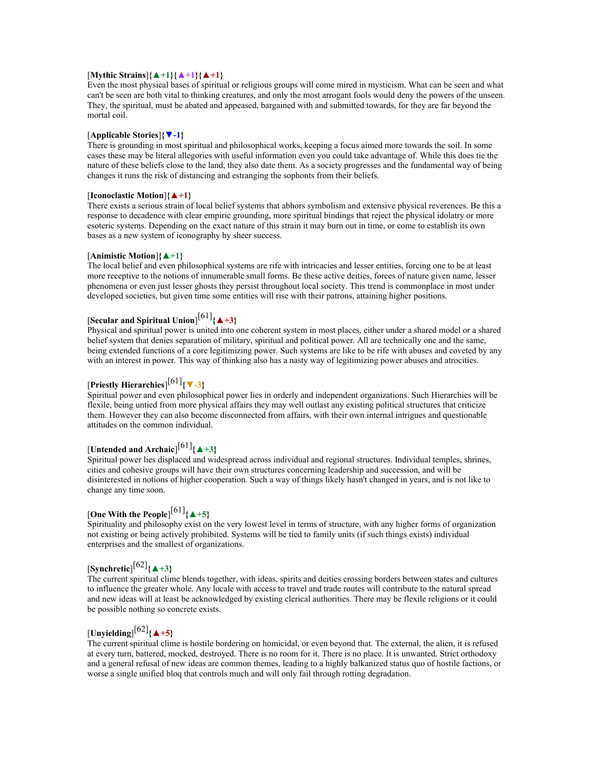[**Mythic Strains**]{▲+1}{▲+1}{▲+1}
Even the most physical bases of spiritual or religious groups will come mired in mysticism. What can be seen and what can't be seen are both vital to thinking creatures, and only the most arrogant fools would deny the powers of the unseen. They, the spiritual, must be abated and appeased, bargained with and submitted towards, for they are far beyond the mortal coil.

[**Applicable Stories**]{▼-1}
There is grounding in most spiritual and philosophical works, keeping a focus aimed more towards the soil. In some cases these may be literal allegories with useful information even you could take advantage of. While this does tie the nature of these beliefs close to the land, they also date them. As a society progresses and the fundamental way of being changes it runs the risk of distancing and estranging the sophonts from their beliefs.

[**Iconoclastic Motion**]{▲+1}
There exists a serious strain of local belief systems that abhors symbolism and extensive physical reverences. Be this a response to decadence with clear empiric grounding, more spiritual bindings that reject the physical idolatry or more esoteric systems. Depending on the exact nature of this strain it may burn out in time, or come to establish its own bases as a new system of iconography by sheer success.

[**Animistic Motion**]{▲+1}
The local belief and even philosophical systems are rife with intricacies and lesser entities, forcing one to be at least more receptive to the notions of innumerable small forms. Be these active deities, forces of nature given name, lesser phenomena or even just lesser ghosts they persist throughout local society. This trend is commonplace in most under developed societies, but given time some entities will rise with their patrons, attaining higher positions.

[**Secular and Spiritual Union**][61]{▲+3}
Physical and spiritual power is united into one coherent system in most places, either under a shared model or a shared belief system that denies separation of military, spiritual and political power. All are technically one and the same, being extended functions of a core legitimizing power. Such systems are like to be rife with abuses and coveted by any with an interest in power. This way of thinking also has a nasty way of legitimizing power abuses and atrocities.

[**Priestly Hierarchies**][61]{▼-3}
Spiritual power and even philosophical power lies in orderly and independent organizations. Such Hierarchies will be flexile, being untied from more physical affairs they may well outlast any existing political structures that criticize them. However they can also become disconnected from affairs, with their own internal intrigues and questionable attitudes on the common individual.

[**Untended and Archaic**][61]{▲+3}
Spiritual power lies displaced and widespread across individual and regional structures. Individual temples, shrines, cities and cohesive groups will have their own structures concerning leadership and succession, and will be disinterested in notions of higher cooperation. Such a way of things likely hasn't changed in years, and is not like to change any time soon.

[**One With the People**][61]{▲+5}
Spirituality and philosophy exist on the very lowest level in terms of structure, with any higher forms of organization not existing or being actively prohibited. Systems will be tied to family units (if such things exists) individual enterprises and the smallest of organizations.

[**Synchretic**][62]{▲+3}
The current spiritual clime blends together, with ideas, spirits and deities crossing borders between states and cultures to influence the greater whole. Any locale with access to travel and trade routes will contribute to the natural spread and new ideas will at least be acknowledged by existing clerical authorities. There may be flexile religions or it could be possible nothing so concrete exists.

[**Unyielding**][62]{▲+5}
The current spiritual clime is hostile bordering on homicidal, or even beyond that. The external, the alien, it is refused at every turn, battered, mocked, destroyed. There is no room for it. There is no place. It is unwanted. Strict orthodoxy and a general refusal of new ideas are common themes, leading to a highly balkanized status quo of hostile factions, or worse a single unified bloq that controls much and will only fail through rotting degradation.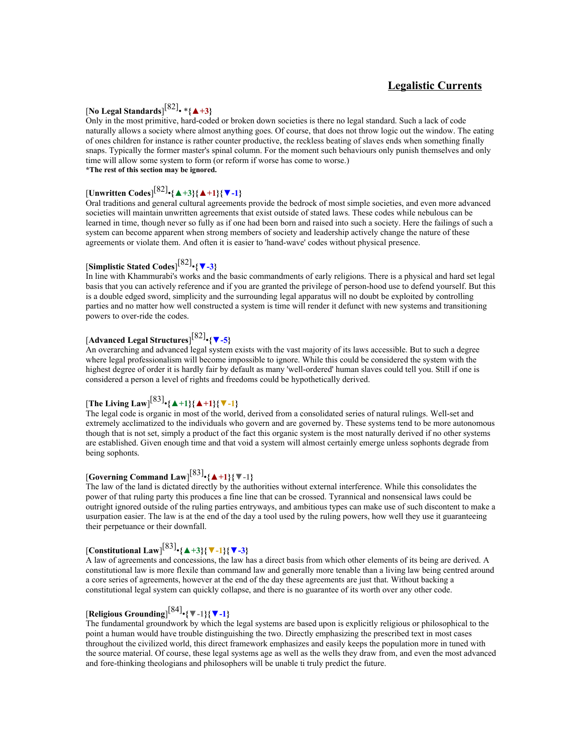## Legalistic Currents

**[No Legal Standards]**[82]• *{▲+3}
Only in the most primitive, hard-coded or broken down societies is there no legal standard. Such a lack of code naturally allows a society where almost anything goes. Of course, that does not throw logic out the window. The eating of ones children for instance is rather counter productive, the reckless beating of slaves ends when something finally snaps. Typically the former master's spinal column. For the moment such behaviours only punish themselves and only time will allow some system to form (or reform if worse has come to worse.)
**\*The rest of this section may be ignored.**

**[Unwritten Codes]**[82]•{▲+3}{▲+1}{▼-1}
Oral traditions and general cultural agreements provide the bedrock of most simple societies, and even more advanced societies will maintain unwritten agreements that exist outside of stated laws. These codes while nebulous can be learned in time, though never so fully as if one had been born and raised into such a society. Here the failings of such a system can become apparent when strong members of society and leadership actively change the nature of these agreements or violate them. And often it is easier to 'hand-wave' codes without physical presence.

**[Simplistic Stated Codes]**[82]•{▼-3}
In line with Khammurabi's works and the basic commandments of early religions. There is a physical and hard set legal basis that you can actively reference and if you are granted the privilege of person-hood use to defend yourself. But this is a double edged sword, simplicity and the surrounding legal apparatus will no doubt be exploited by controlling parties and no matter how well constructed a system is time will render it defunct with new systems and transitioning powers to over-ride the codes.

**[Advanced Legal Structures]**[82]•{▼-5}
An overarching and advanced legal system exists with the vast majority of its laws accessible. But to such a degree where legal professionalism will become impossible to ignore. While this could be considered the system with the highest degree of order it is hardly fair by default as many 'well-ordered' human slaves could tell you. Still if one is considered a person a level of rights and freedoms could be hypothetically derived.

**[The Living Law]**[83]•{▲+1}{▲+1}{▼-1}
The legal code is organic in most of the world, derived from a consolidated series of natural rulings. Well-set and extremely acclimatized to the individuals who govern and are governed by. These systems tend to be more autonomous though that is not set, simply a product of the fact this organic system is the most naturally derived if no other systems are established. Given enough time and that void a system will almost certainly emerge unless sophonts degrade from being sophonts.

**[Governing Command Law]**[83]•{▲+1}{▼-1}
The law of the land is dictated directly by the authorities without external interference. While this consolidates the power of that ruling party this produces a fine line that can be crossed. Tyrannical and nonsensical laws could be outright ignored outside of the ruling parties entryways, and ambitious types can make use of such discontent to make a usurpation easier. The law is at the end of the day a tool used by the ruling powers, how well they use it guaranteeing their perpetuance or their downfall.

**[Constitutional Law]**[83]•{▲+3}{▼-1}{▼-3}
A law of agreements and concessions, the law has a direct basis from which other elements of its being are derived. A constitutional law is more flexile than command law and generally more tenable than a living law being centred around a core series of agreements, however at the end of the day these agreements are just that. Without backing a constitutional legal system can quickly collapse, and there is no guarantee of its worth over any other code.

**[Religious Grounding]**[84]•{▼-1}{▼-1}
The fundamental groundwork by which the legal systems are based upon is explicitly religious or philosophical to the point a human would have trouble distinguishing the two. Directly emphasizing the prescribed text in most cases throughout the civilized world, this direct framework emphasizes and easily keeps the population more in tuned with the source material. Of course, these legal systems age as well as the wells they draw from, and even the most advanced and fore-thinking theologians and philosophers will be unable ti truly predict the future.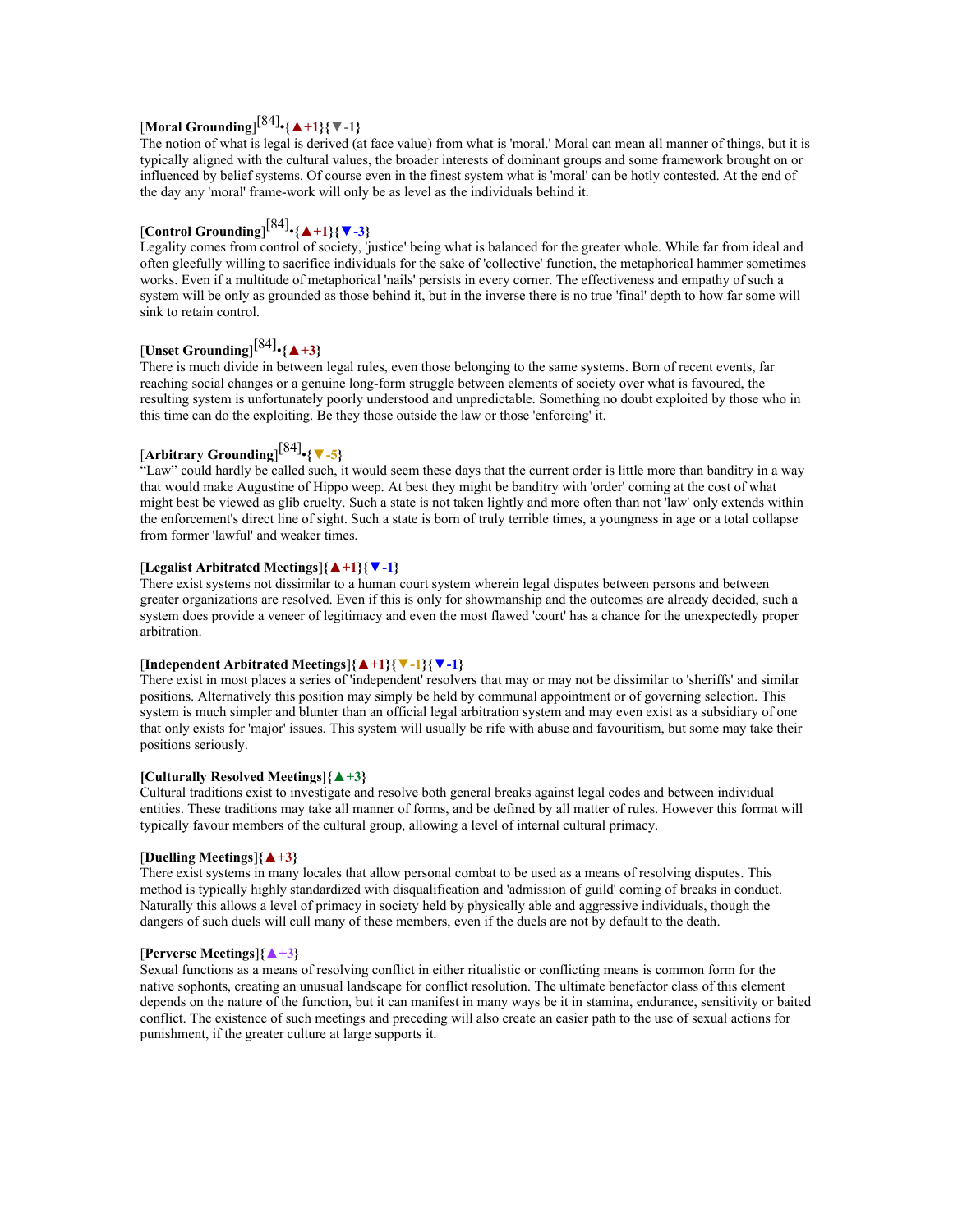[**Moral Grounding**][84]•{▲+1}{▼-1}
The notion of what is legal is derived (at face value) from what is 'moral.' Moral can mean all manner of things, but it is typically aligned with the cultural values, the broader interests of dominant groups and some framework brought on or influenced by belief systems. Of course even in the finest system what is 'moral' can be hotly contested. At the end of the day any 'moral' frame-work will only be as level as the individuals behind it.

[**Control Grounding**][84]•{▲+1}{▼-3}
Legality comes from control of society, 'justice' being what is balanced for the greater whole. While far from ideal and often gleefully willing to sacrifice individuals for the sake of 'collective' function, the metaphorical hammer sometimes works. Even if a multitude of metaphorical 'nails' persists in every corner. The effectiveness and empathy of such a system will be only as grounded as those behind it, but in the inverse there is no true 'final' depth to how far some will sink to retain control.

[**Unset Grounding**][84]•{▲+3}
There is much divide in between legal rules, even those belonging to the same systems. Born of recent events, far reaching social changes or a genuine long-form struggle between elements of society over what is favoured, the resulting system is unfortunately poorly understood and unpredictable. Something no doubt exploited by those who in this time can do the exploiting. Be they those outside the law or those 'enforcing' it.

[**Arbitrary Grounding**][84]•{▼-5}
"Law" could hardly be called such, it would seem these days that the current order is little more than banditry in a way that would make Augustine of Hippo weep. At best they might be banditry with 'order' coming at the cost of what might best be viewed as glib cruelty. Such a state is not taken lightly and more often than not 'law' only extends within the enforcement's direct line of sight. Such a state is born of truly terrible times, a youngness in age or a total collapse from former 'lawful' and weaker times.

[**Legalist Arbitrated Meetings**]{▲+1}{▼-1}
There exist systems not dissimilar to a human court system wherein legal disputes between persons and between greater organizations are resolved. Even if this is only for showmanship and the outcomes are already decided, such a system does provide a veneer of legitimacy and even the most flawed 'court' has a chance for the unexpectedly proper arbitration.

[**Independent Arbitrated Meetings**]{▲+1}{▼-1}{▼-1}
There exist in most places a series of 'independent' resolvers that may or may not be dissimilar to 'sheriffs' and similar positions. Alternatively this position may simply be held by communal appointment or of governing selection. This system is much simpler and blunter than an official legal arbitration system and may even exist as a subsidiary of one that only exists for 'major' issues. This system will usually be rife with abuse and favouritism, but some may take their positions seriously.

**[Culturally Resolved Meetings]**{▲+3}
Cultural traditions exist to investigate and resolve both general breaks against legal codes and between individual entities. These traditions may take all manner of forms, and be defined by all matter of rules. However this format will typically favour members of the cultural group, allowing a level of internal cultural primacy.

[**Duelling Meetings**]{▲+3}
There exist systems in many locales that allow personal combat to be used as a means of resolving disputes. This method is typically highly standardized with disqualification and 'admission of guild' coming of breaks in conduct. Naturally this allows a level of primacy in society held by physically able and aggressive individuals, though the dangers of such duels will cull many of these members, even if the duels are not by default to the death.

[**Perverse Meetings**]{▲+3}
Sexual functions as a means of resolving conflict in either ritualistic or conflicting means is common form for the native sophonts, creating an unusual landscape for conflict resolution. The ultimate benefactor class of this element depends on the nature of the function, but it can manifest in many ways be it in stamina, endurance, sensitivity or baited conflict. The existence of such meetings and preceding will also create an easier path to the use of sexual actions for punishment, if the greater culture at large supports it.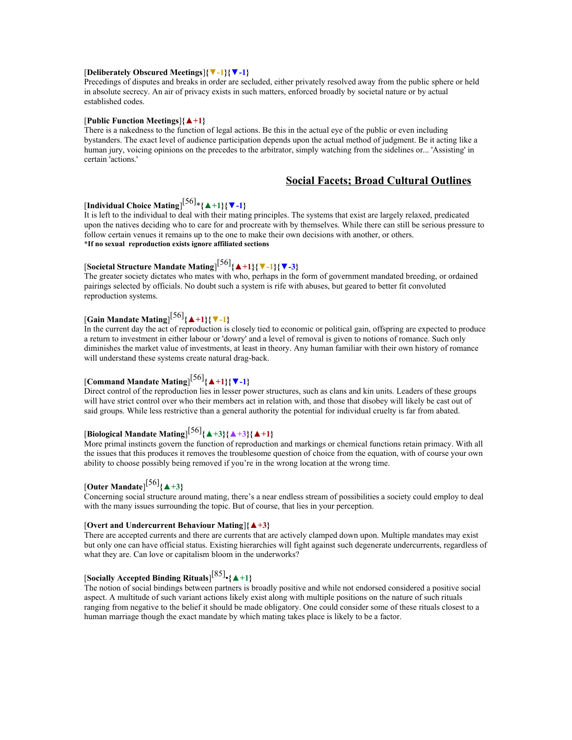[**Deliberately Obscured Meetings**]{▼-1}{▼-1}
Precedings of disputes and breaks in order are secluded, either privately resolved away from the public sphere or held in absolute secrecy. An air of privacy exists in such matters, enforced broadly by societal nature or by actual established codes.

[**Public Function Meetings**]{▲+1}
There is a nakedness to the function of legal actions. Be this in the actual eye of the public or even including bystanders. The exact level of audience participation depends upon the actual method of judgment. Be it acting like a human jury, voicing opinions on the precedes to the arbitrator, simply watching from the sidelines or... 'Assisting' in certain 'actions.'

## Social Facets; Broad Cultural Outlines

[**Individual Choice Mating**][56]*{▲+1}{▼-1}
It is left to the individual to deal with their mating principles. The systems that exist are largely relaxed, predicated upon the natives deciding who to care for and procreate with by themselves. While there can still be serious pressure to follow certain venues it remains up to the one to make their own decisions with another, or others.
**\*If no sexual reproduction exists ignore affiliated sections**

[**Societal Structure Mandate Mating**][56]{▲+1}{▼-1}{▼-3}
The greater society dictates who mates with who, perhaps in the form of government mandated breeding, or ordained pairings selected by officials. No doubt such a system is rife with abuses, but geared to better fit convoluted reproduction systems.

[**Gain Mandate Mating**][56]{▲+1}{▼-1}
In the current day the act of reproduction is closely tied to economic or political gain, offspring are expected to produce a return to investment in either labour or 'dowry' and a level of removal is given to notions of romance. Such only diminishes the market value of investments, at least in theory. Any human familiar with their own history of romance will understand these systems create natural drag-back.

[**Command Mandate Mating**][56]{▲+1}{▼-1}
Direct control of the reproduction lies in lesser power structures, such as clans and kin units. Leaders of these groups will have strict control over who their members act in relation with, and those that disobey will likely be cast out of said groups. While less restrictive than a general authority the potential for individual cruelty is far from abated.

[**Biological Mandate Mating**][56]{▲+3}{▲+3}{▲+1}
More primal instincts govern the function of reproduction and markings or chemical functions retain primacy. With all the issues that this produces it removes the troublesome question of choice from the equation, with of course your own ability to choose possibly being removed if you're in the wrong location at the wrong time.

[**Outer Mandate**][56]{▲+3}
Concerning social structure around mating, there's a near endless stream of possibilities a society could employ to deal with the many issues surrounding the topic. But of course, that lies in your perception.

[**Overt and Undercurrent Behaviour Mating**]{▲+3}
There are accepted currents and there are currents that are actively clamped down upon. Multiple mandates may exist but only one can have official status. Existing hierarchies will fight against such degenerate undercurrents, regardless of what they are. Can love or capitalism bloom in the underworks?

[**Socially Accepted Binding Rituals**][85]•{▲+1}
The notion of social bindings between partners is broadly positive and while not endorsed considered a positive social aspect. A multitude of such variant actions likely exist along with multiple positions on the nature of such rituals ranging from negative to the belief it should be made obligatory. One could consider some of these rituals closest to a human marriage though the exact mandate by which mating takes place is likely to be a factor.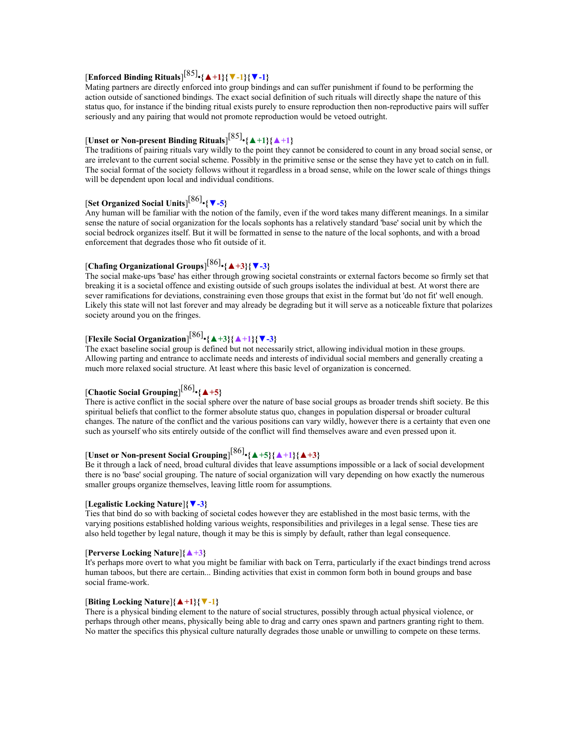[**Enforced Binding Rituals**][85]•{▲+1}{▼-1}{▼-1}
Mating partners are directly enforced into group bindings and can suffer punishment if found to be performing the action outside of sanctioned bindings. The exact social definition of such rituals will directly shape the nature of this status quo, for instance if the binding ritual exists purely to ensure reproduction then non-reproductive pairs will suffer seriously and any pairing that would not promote reproduction would be vetoed outright.

[**Unset or Non-present Binding Rituals**][85]•{▲+1}{▲+1}
The traditions of pairing rituals vary wildly to the point they cannot be considered to count in any broad social sense, or are irrelevant to the current social scheme. Possibly in the primitive sense or the sense they have yet to catch on in full. The social format of the society follows without it regardless in a broad sense, while on the lower scale of things things will be dependent upon local and individual conditions.

[**Set Organized Social Units**][86]•{▼-5}
Any human will be familiar with the notion of the family, even if the word takes many different meanings. In a similar sense the nature of social organization for the locals sophonts has a relatively standard 'base' social unit by which the social bedrock organizes itself. But it will be formatted in sense to the nature of the local sophonts, and with a broad enforcement that degrades those who fit outside of it.

[**Chafing Organizational Groups**][86]•{▲+3}{▼-3}
The social make-ups 'base' has either through growing societal constraints or external factors become so firmly set that breaking it is a societal offence and existing outside of such groups isolates the individual at best. At worst there are sever ramifications for deviations, constraining even those groups that exist in the format but 'do not fit' well enough. Likely this state will not last forever and may already be degrading but it will serve as a noticeable fixture that polarizes society around you on the fringes.

[**Flexile Social Organization**][86]•{▲+3}{▲+1}{▼-3}
The exact baseline social group is defined but not necessarily strict, allowing individual motion in these groups. Allowing parting and entrance to acclimate needs and interests of individual social members and generally creating a much more relaxed social structure. At least where this basic level of organization is concerned.

[**Chaotic Social Grouping**][86]•{▲+5}
There is active conflict in the social sphere over the nature of base social groups as broader trends shift society. Be this spiritual beliefs that conflict to the former absolute status quo, changes in population dispersal or broader cultural changes. The nature of the conflict and the various positions can vary wildly, however there is a certainty that even one such as yourself who sits entirely outside of the conflict will find themselves aware and even pressed upon it.

[**Unset or Non-present Social Grouping**][86]•{▲+5}{▲+1}{▲+3}
Be it through a lack of need, broad cultural divides that leave assumptions impossible or a lack of social development there is no 'base' social grouping. The nature of social organization will vary depending on how exactly the numerous smaller groups organize themselves, leaving little room for assumptions.

[**Legalistic Locking Nature**]{▼-3}
Ties that bind do so with backing of societal codes however they are established in the most basic terms, with the varying positions established holding various weights, responsibilities and privileges in a legal sense. These ties are also held together by legal nature, though it may be this is simply by default, rather than legal consequence.

[**Perverse Locking Nature**]{▲+3}
It's perhaps more overt to what you might be familiar with back on Terra, particularly if the exact bindings trend across human taboos, but there are certain... Binding activities that exist in common form both in bound groups and base social frame-work.

[**Biting Locking Nature**]{▲+1}{▼-1}
There is a physical binding element to the nature of social structures, possibly through actual physical violence, or perhaps through other means, physically being able to drag and carry ones spawn and partners granting right to them. No matter the specifics this physical culture naturally degrades those unable or unwilling to compete on these terms.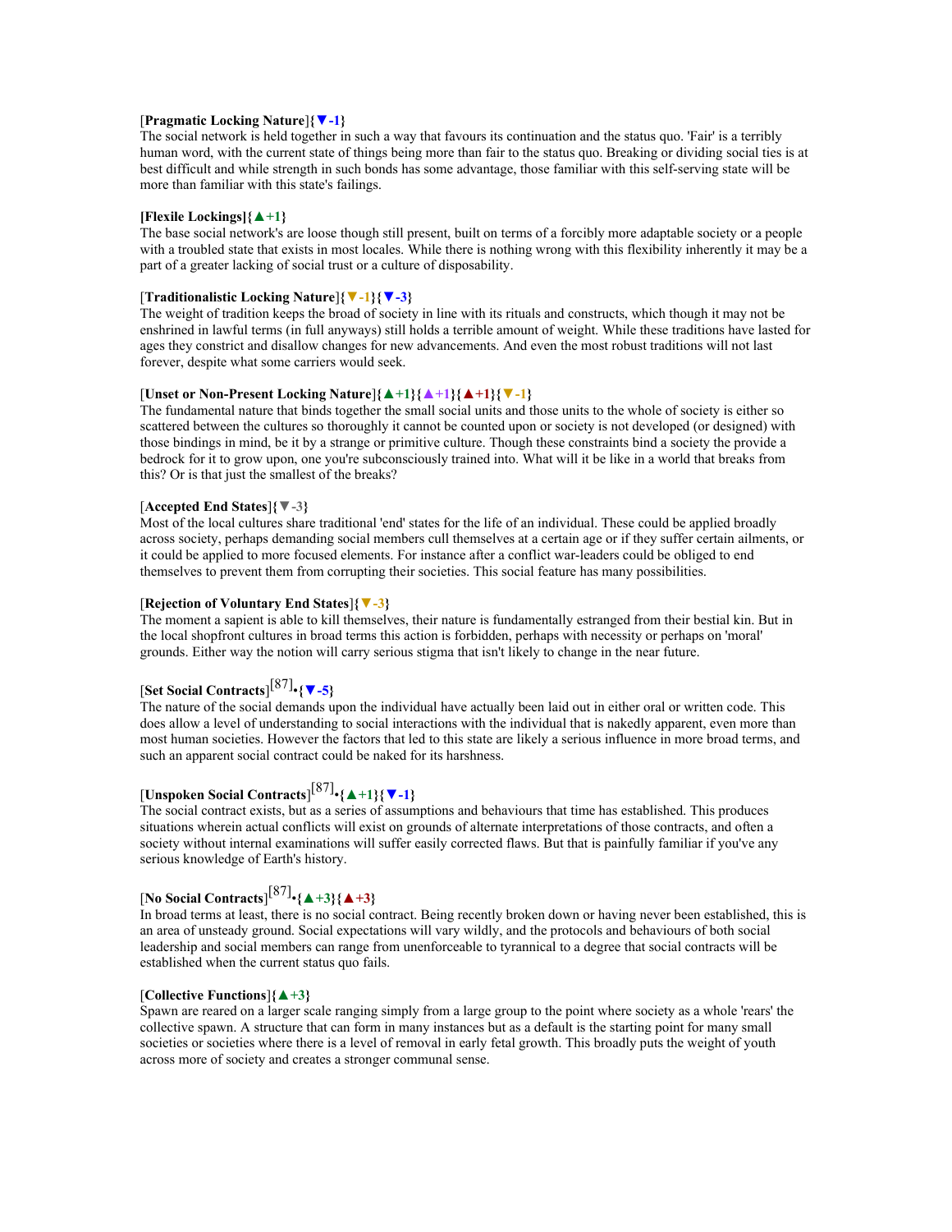[**Pragmatic Locking Nature**]{▼-1}
The social network is held together in such a way that favours its continuation and the status quo. 'Fair' is a terribly human word, with the current state of things being more than fair to the status quo. Breaking or dividing social ties is at best difficult and while strength in such bonds has some advantage, those familiar with this self-serving state will be more than familiar with this state's failings.

**[Flexile Lockings]{▲+1}**
The base social network's are loose though still present, built on terms of a forcibly more adaptable society or a people with a troubled state that exists in most locales. While there is nothing wrong with this flexibility inherently it may be a part of a greater lacking of social trust or a culture of disposability.

[**Traditionalistic Locking Nature**]{▼-1}{▼-3}
The weight of tradition keeps the broad of society in line with its rituals and constructs, which though it may not be enshrined in lawful terms (in full anyways) still holds a terrible amount of weight. While these traditions have lasted for ages they constrict and disallow changes for new advancements. And even the most robust traditions will not last forever, despite what some carriers would seek.

[**Unset or Non-Present Locking Nature**]{▲+1}{▲+1}{▲+1}{▼-1}
The fundamental nature that binds together the small social units and those units to the whole of society is either so scattered between the cultures so thoroughly it cannot be counted upon or society is not developed (or designed) with those bindings in mind, be it by a strange or primitive culture. Though these constraints bind a society the provide a bedrock for it to grow upon, one you're subconsciously trained into. What will it be like in a world that breaks from this? Or is that just the smallest of the breaks?

[**Accepted End States**]{▼-3}
Most of the local cultures share traditional 'end' states for the life of an individual. These could be applied broadly across society, perhaps demanding social members cull themselves at a certain age or if they suffer certain ailments, or it could be applied to more focused elements. For instance after a conflict war-leaders could be obliged to end themselves to prevent them from corrupting their societies. This social feature has many possibilities.

[**Rejection of Voluntary End States**]{▼-3}
The moment a sapient is able to kill themselves, their nature is fundamentally estranged from their bestial kin. But in the local shopfront cultures in broad terms this action is forbidden, perhaps with necessity or perhaps on 'moral' grounds. Either way the notion will carry serious stigma that isn't likely to change in the near future.

[**Set Social Contracts**][87]•{▼-5}
The nature of the social demands upon the individual have actually been laid out in either oral or written code. This does allow a level of understanding to social interactions with the individual that is nakedly apparent, even more than most human societies. However the factors that led to this state are likely a serious influence in more broad terms, and such an apparent social contract could be naked for its harshness.

[**Unspoken Social Contracts**][87]•{▲+1}{▼-1}
The social contract exists, but as a series of assumptions and behaviours that time has established. This produces situations wherein actual conflicts will exist on grounds of alternate interpretations of those contracts, and often a society without internal examinations will suffer easily corrected flaws. But that is painfully familiar if you've any serious knowledge of Earth's history.

[**No Social Contracts**][87]•{▲+3}{▲+3}
In broad terms at least, there is no social contract. Being recently broken down or having never been established, this is an area of unsteady ground. Social expectations will vary wildly, and the protocols and behaviours of both social leadership and social members can range from unenforceable to tyrannical to a degree that social contracts will be established when the current status quo fails.

[**Collective Functions**]{▲+3}
Spawn are reared on a larger scale ranging simply from a large group to the point where society as a whole 'rears' the collective spawn. A structure that can form in many instances but as a default is the starting point for many small societies or societies where there is a level of removal in early fetal growth. This broadly puts the weight of youth across more of society and creates a stronger communal sense.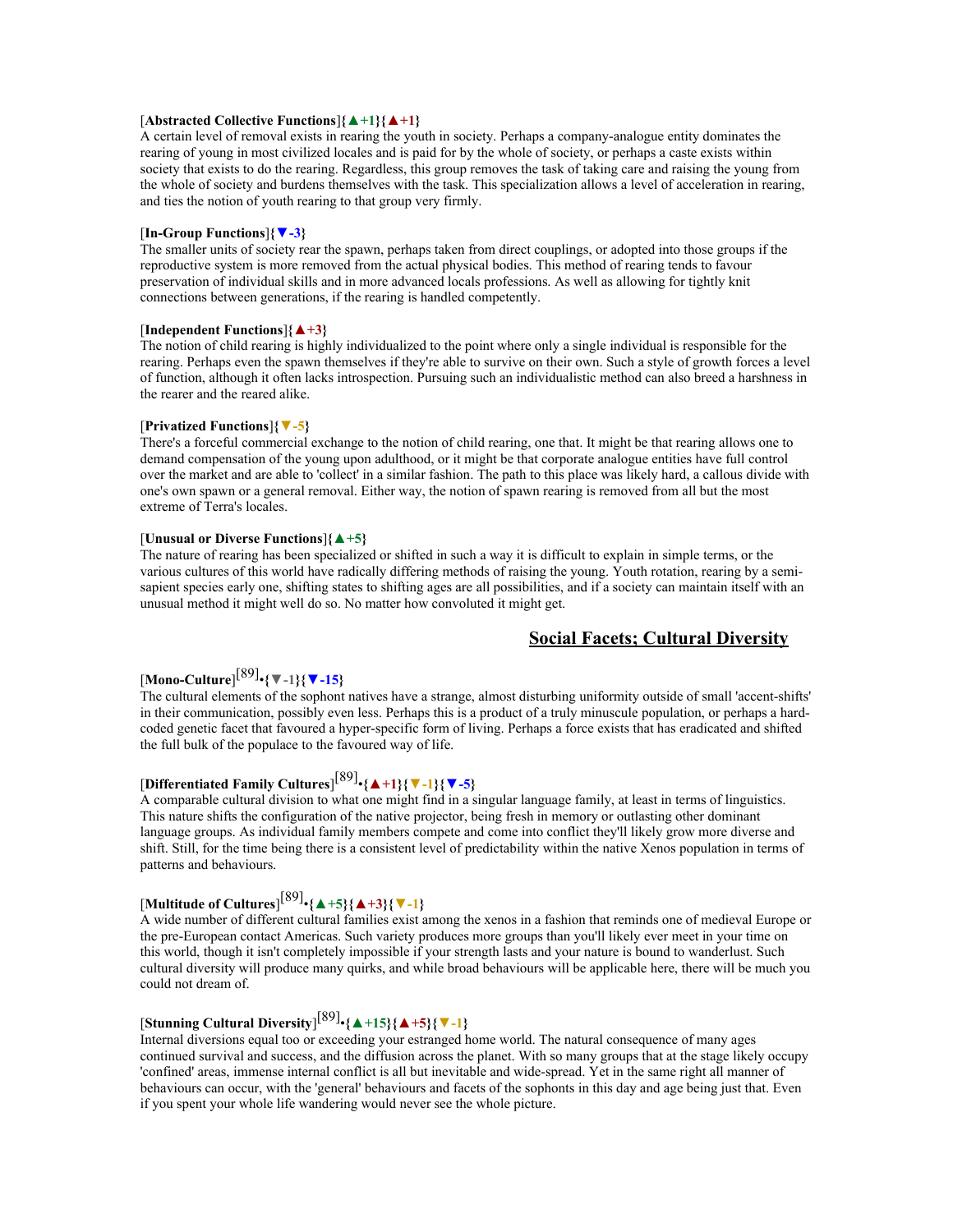[**Abstracted Collective Functions**]{▲+1}{▲+1}
A certain level of removal exists in rearing the youth in society. Perhaps a company-analogue entity dominates the rearing of young in most civilized locales and is paid for by the whole of society, or perhaps a caste exists within society that exists to do the rearing. Regardless, this group removes the task of taking care and raising the young from the whole of society and burdens themselves with the task. This specialization allows a level of acceleration in rearing, and ties the notion of youth rearing to that group very firmly.

[**In-Group Functions**]{▼-3}
The smaller units of society rear the spawn, perhaps taken from direct couplings, or adopted into those groups if the reproductive system is more removed from the actual physical bodies. This method of rearing tends to favour preservation of individual skills and in more advanced locals professions. As well as allowing for tightly knit connections between generations, if the rearing is handled competently.

[**Independent Functions**]{▲+3}
The notion of child rearing is highly individualized to the point where only a single individual is responsible for the rearing. Perhaps even the spawn themselves if they're able to survive on their own. Such a style of growth forces a level of function, although it often lacks introspection. Pursuing such an individualistic method can also breed a harshness in the rearer and the reared alike.

[**Privatized Functions**]{▼-5}
There's a forceful commercial exchange to the notion of child rearing, one that. It might be that rearing allows one to demand compensation of the young upon adulthood, or it might be that corporate analogue entities have full control over the market and are able to 'collect' in a similar fashion. The path to this place was likely hard, a callous divide with one's own spawn or a general removal. Either way, the notion of spawn rearing is removed from all but the most extreme of Terra's locales.

[**Unusual or Diverse Functions**]{▲+5}
The nature of rearing has been specialized or shifted in such a way it is difficult to explain in simple terms, or the various cultures of this world have radically differing methods of raising the young. Youth rotation, rearing by a semi-sapient species early one, shifting states to shifting ages are all possibilities, and if a society can maintain itself with an unusual method it might well do so. No matter how convoluted it might get.

## Social Facets; Cultural Diversity

[**Mono-Culture**][89]•{▼-1}{▼-15}
The cultural elements of the sophont natives have a strange, almost disturbing uniformity outside of small 'accent-shifts' in their communication, possibly even less. Perhaps this is a product of a truly minuscule population, or perhaps a hard-coded genetic facet that favoured a hyper-specific form of living. Perhaps a force exists that has eradicated and shifted the full bulk of the populace to the favoured way of life.

[**Differentiated Family Cultures**][89]•{▲+1}{▼-1}{▼-5}
A comparable cultural division to what one might find in a singular language family, at least in terms of linguistics. This nature shifts the configuration of the native projector, being fresh in memory or outlasting other dominant language groups. As individual family members compete and come into conflict they'll likely grow more diverse and shift. Still, for the time being there is a consistent level of predictability within the native Xenos population in terms of patterns and behaviours.

[**Multitude of Cultures**][89]•{▲+5}{▲+3}{▼-1}
A wide number of different cultural families exist among the xenos in a fashion that reminds one of medieval Europe or the pre-European contact Americas. Such variety produces more groups than you'll likely ever meet in your time on this world, though it isn't completely impossible if your strength lasts and your nature is bound to wanderlust. Such cultural diversity will produce many quirks, and while broad behaviours will be applicable here, there will be much you could not dream of.

[**Stunning Cultural Diversity**][89]•{▲+15}{▲+5}{▼-1}
Internal diversions equal too or exceeding your estranged home world. The natural consequence of many ages continued survival and success, and the diffusion across the planet. With so many groups that at the stage likely occupy 'confined' areas, immense internal conflict is all but inevitable and wide-spread. Yet in the same right all manner of behaviours can occur, with the 'general' behaviours and facets of the sophonts in this day and age being just that. Even if you spent your whole life wandering would never see the whole picture.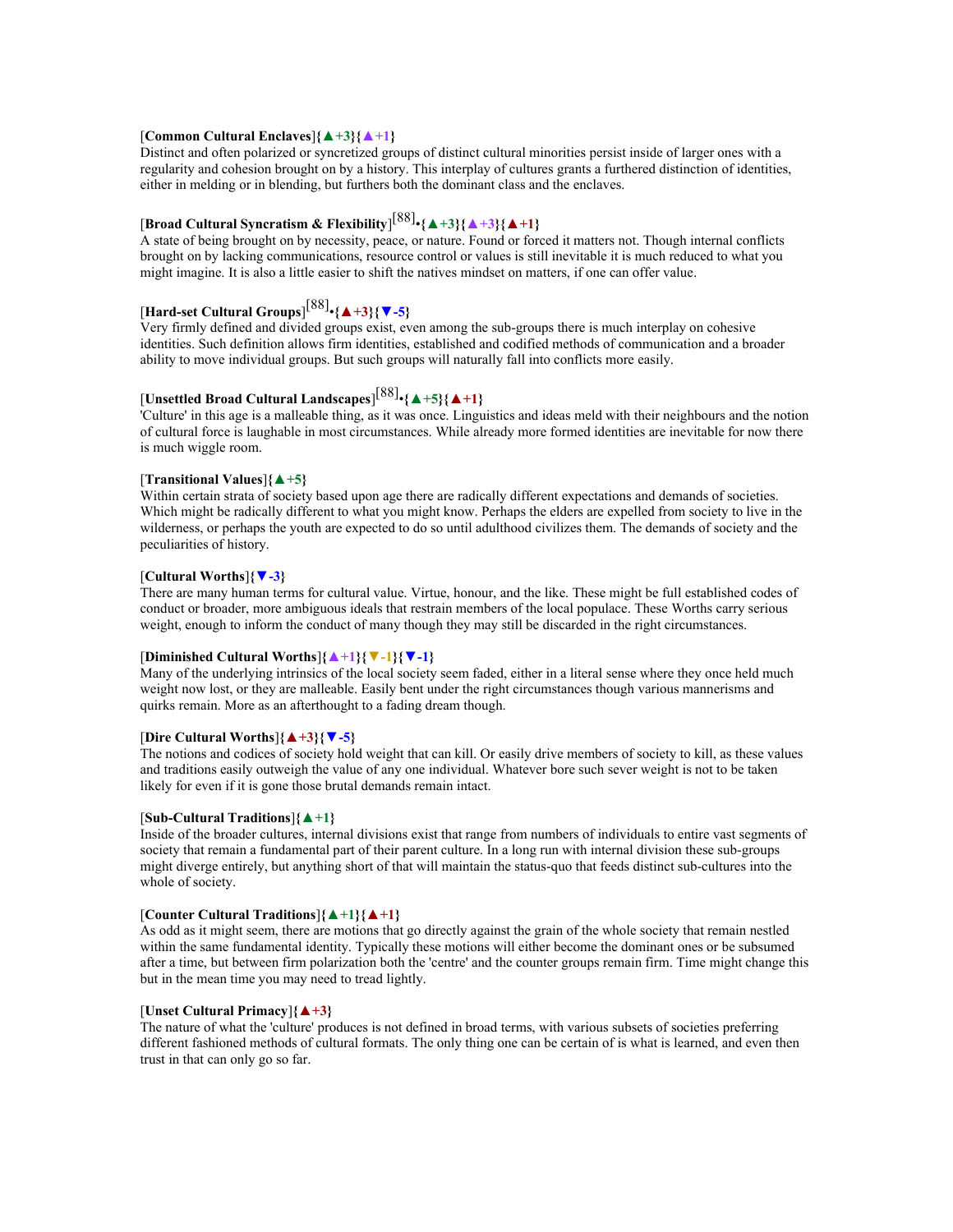**[Common Cultural Enclaves]{▲+3}{▲+1}**
Distinct and often polarized or syncretized groups of distinct cultural minorities persist inside of larger ones with a regularity and cohesion brought on by a history. This interplay of cultures grants a furthered distinction of identities, either in melding or in blending, but furthers both the dominant class and the enclaves.

**[Broad Cultural Syncratism & Flexibility]**[88]•**{▲+3}{▲+3}{▲+1}**
A state of being brought on by necessity, peace, or nature. Found or forced it matters not. Though internal conflicts brought on by lacking communications, resource control or values is still inevitable it is much reduced to what you might imagine. It is also a little easier to shift the natives mindset on matters, if one can offer value.

**[Hard-set Cultural Groups]**[88]•**{▲+3}{▼-5}**
Very firmly defined and divided groups exist, even among the sub-groups there is much interplay on cohesive identities. Such definition allows firm identities, established and codified methods of communication and a broader ability to move individual groups. But such groups will naturally fall into conflicts more easily.

**[Unsettled Broad Cultural Landscapes]**[88]•**{▲+5}{▲+1}**
'Culture' in this age is a malleable thing, as it was once. Linguistics and ideas meld with their neighbours and the notion of cultural force is laughable in most circumstances. While already more formed identities are inevitable for now there is much wiggle room.

**[Transitional Values]{▲+5}**
Within certain strata of society based upon age there are radically different expectations and demands of societies. Which might be radically different to what you might know. Perhaps the elders are expelled from society to live in the wilderness, or perhaps the youth are expected to do so until adulthood civilizes them. The demands of society and the peculiarities of history.

**[Cultural Worths]{▼-3}**
There are many human terms for cultural value. Virtue, honour, and the like. These might be full established codes of conduct or broader, more ambiguous ideals that restrain members of the local populace. These Worths carry serious weight, enough to inform the conduct of many though they may still be discarded in the right circumstances.

**[Diminished Cultural Worths]{▲+1}{▼-1}{▼-1}**
Many of the underlying intrinsics of the local society seem faded, either in a literal sense where they once held much weight now lost, or they are malleable. Easily bent under the right circumstances though various mannerisms and quirks remain. More as an afterthought to a fading dream though.

**[Dire Cultural Worths]{▲+3}{▼-5}**
The notions and codices of society hold weight that can kill. Or easily drive members of society to kill, as these values and traditions easily outweigh the value of any one individual. Whatever bore such sever weight is not to be taken likely for even if it is gone those brutal demands remain intact.

**[Sub-Cultural Traditions]{▲+1}**
Inside of the broader cultures, internal divisions exist that range from numbers of individuals to entire vast segments of society that remain a fundamental part of their parent culture. In a long run with internal division these sub-groups might diverge entirely, but anything short of that will maintain the status-quo that feeds distinct sub-cultures into the whole of society.

**[Counter Cultural Traditions]{▲+1}{▲+1}**
As odd as it might seem, there are motions that go directly against the grain of the whole society that remain nestled within the same fundamental identity. Typically these motions will either become the dominant ones or be subsumed after a time, but between firm polarization both the 'centre' and the counter groups remain firm. Time might change this but in the mean time you may need to tread lightly.

**[Unset Cultural Primacy]{▲+3}**
The nature of what the 'culture' produces is not defined in broad terms, with various subsets of societies preferring different fashioned methods of cultural formats. The only thing one can be certain of is what is learned, and even then trust in that can only go so far.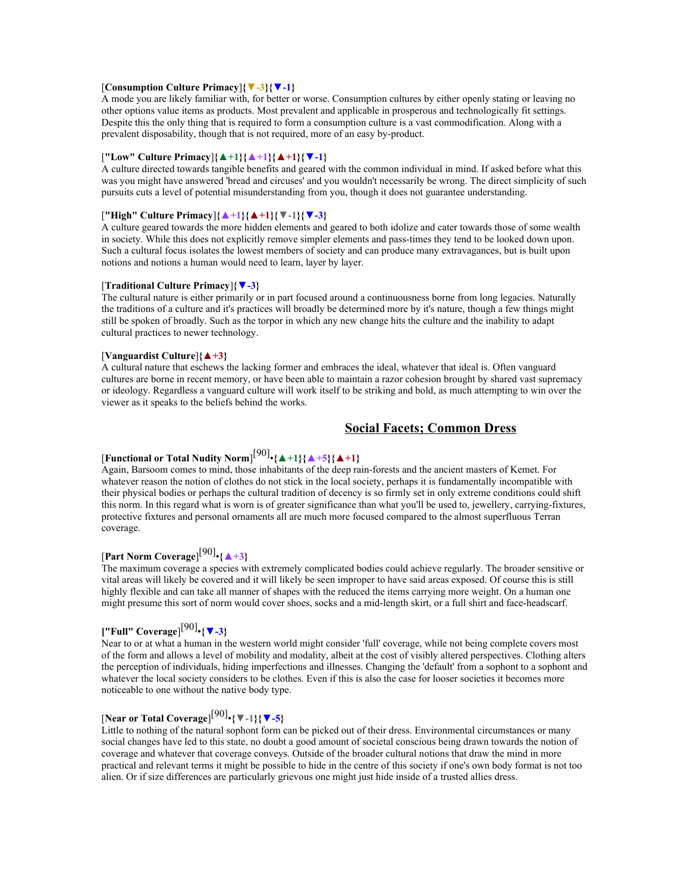[**Consumption Culture Primacy**]{▼-3}{▼-1}
A mode you are likely familiar with, for better or worse. Consumption cultures by either openly stating or leaving no other options value items as products. Most prevalent and applicable in prosperous and technologically fit settings. Despite this the only thing that is required to form a consumption culture is a vast commodification. Along with a prevalent disposability, though that is not required, more of an easy by-product.

[**"Low" Culture Primacy**]{▲+1}{▲+1}{▲+1}{▼-1}
A culture directed towards tangible benefits and geared with the common individual in mind. If asked before what this was you might have answered 'bread and circuses' and you wouldn't necessarily be wrong. The direct simplicity of such pursuits cuts a level of potential misunderstanding from you, though it does not guarantee understanding.

[**"High" Culture Primacy**]{▲+1}{▲+1}{▼-1}{▼-3}
A culture geared towards the more hidden elements and geared to both idolize and cater towards those of some wealth in society. While this does not explicitly remove simpler elements and pass-times they tend to be looked down upon. Such a cultural focus isolates the lowest members of society and can produce many extravagances, but is built upon notions and notions a human would need to learn, layer by layer.

[**Traditional Culture Primacy**]{▼-3}
The cultural nature is either primarily or in part focused around a continuousness borne from long legacies. Naturally the traditions of a culture and it's practices will broadly be determined more by it's nature, though a few things might still be spoken of broadly. Such as the torpor in which any new change hits the culture and the inability to adapt cultural practices to newer technology.

[**Vanguardist Culture**]{▲+3}
A cultural nature that eschews the lacking former and embraces the ideal, whatever that ideal is. Often vanguard cultures are borne in recent memory, or have been able to maintain a razor cohesion brought by shared vast supremacy or ideology. Regardless a vanguard culture will work itself to be striking and bold, as much attempting to win over the viewer as it speaks to the beliefs behind the works.

## Social Facets; Common Dress

[**Functional or Total Nudity Norm**][90]•{▲+1}{▲+5}{▲+1}
Again, Barsoom comes to mind, those inhabitants of the deep rain-forests and the ancient masters of Kemet. For whatever reason the notion of clothes do not stick in the local society, perhaps it is fundamentally incompatible with their physical bodies or perhaps the cultural tradition of decency is so firmly set in only extreme conditions could shift this norm. In this regard what is worn is of greater significance than what you'll be used to, jewellery, carrying-fixtures, protective fixtures and personal ornaments all are much more focused compared to the almost superfluous Terran coverage.

[**Part Norm Coverage**][90]•{▲+3}
The maximum coverage a species with extremely complicated bodies could achieve regularly. The broader sensitive or vital areas will likely be covered and it will likely be seen improper to have said areas exposed. Of course this is still highly flexible and can take all manner of shapes with the reduced the items carrying more weight. On a human one might presume this sort of norm would cover shoes, socks and a mid-length skirt, or a full shirt and face-headscarf.

[**"Full" Coverage**][90]•{▼-3}
Near to or at what a human in the western world might consider 'full' coverage, while not being complete covers most of the form and allows a level of mobility and modality, albeit at the cost of visibly altered perspectives. Clothing alters the perception of individuals, hiding imperfections and illnesses. Changing the 'default' from a sophont to a sophont and whatever the local society considers to be clothes. Even if this is also the case for looser societies it becomes more noticeable to one without the native body type.

[**Near or Total Coverage**][90]•{▼-1}{▼-5}
Little to nothing of the natural sophont form can be picked out of their dress. Environmental circumstances or many social changes have led to this state, no doubt a good amount of societal conscious being drawn towards the notion of coverage and whatever that coverage conveys. Outside of the broader cultural notions that draw the mind in more practical and relevant terms it might be possible to hide in the centre of this society if one's own body format is not too alien. Or if size differences are particularly grievous one might just hide inside of a trusted allies dress.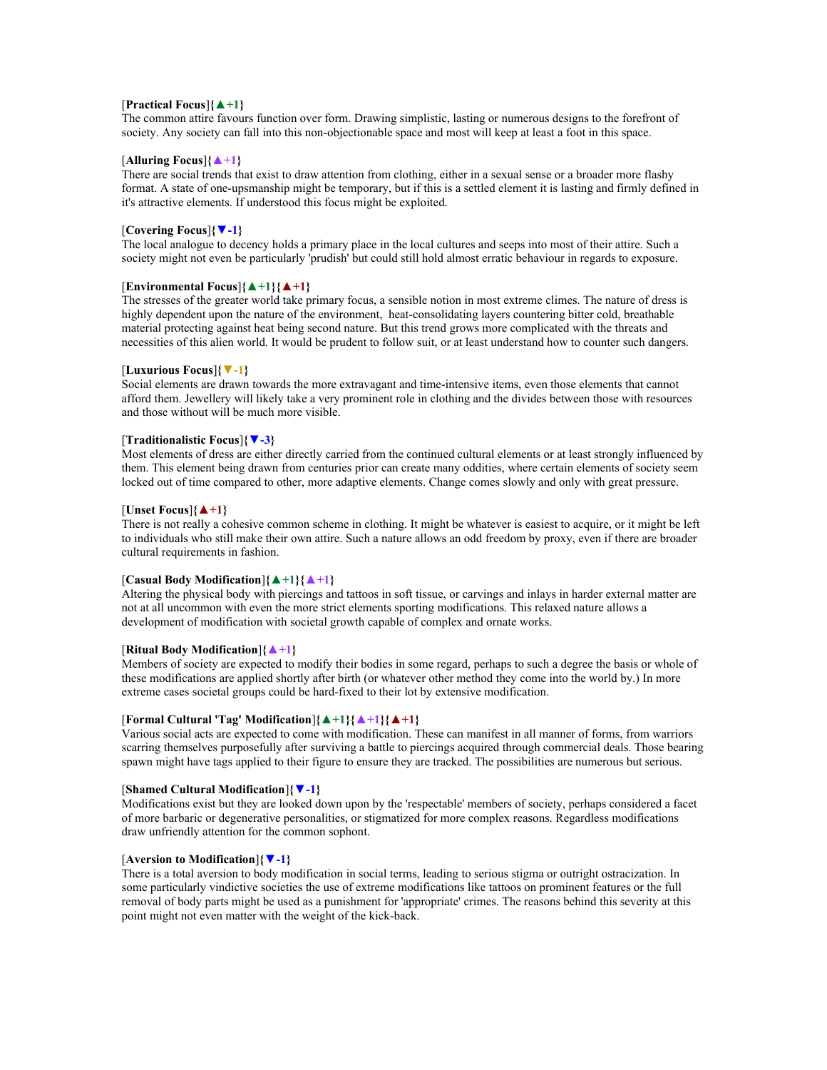[**Practical Focus**]{▲+1}
The common attire favours function over form. Drawing simplistic, lasting or numerous designs to the forefront of society. Any society can fall into this non-objectionable space and most will keep at least a foot in this space.

[**Alluring Focus**]{▲+1}
There are social trends that exist to draw attention from clothing, either in a sexual sense or a broader more flashy format. A state of one-upsmanship might be temporary, but if this is a settled element it is lasting and firmly defined in it's attractive elements. If understood this focus might be exploited.

[**Covering Focus**]{▼-1}
The local analogue to decency holds a primary place in the local cultures and seeps into most of their attire. Such a society might not even be particularly 'prudish' but could still hold almost erratic behaviour in regards to exposure.

[**Environmental Focus**]{▲+1}{▲+1}
The stresses of the greater world take primary focus, a sensible notion in most extreme climes. The nature of dress is highly dependent upon the nature of the environment, heat-consolidating layers countering bitter cold, breathable material protecting against heat being second nature. But this trend grows more complicated with the threats and necessities of this alien world. It would be prudent to follow suit, or at least understand how to counter such dangers.

[**Luxurious Focus**]{▼-1}
Social elements are drawn towards the more extravagant and time-intensive items, even those elements that cannot afford them. Jewellery will likely take a very prominent role in clothing and the divides between those with resources and those without will be much more visible.

[**Traditionalistic Focus**]{▼-3}
Most elements of dress are either directly carried from the continued cultural elements or at least strongly influenced by them. This element being drawn from centuries prior can create many oddities, where certain elements of society seem locked out of time compared to other, more adaptive elements. Change comes slowly and only with great pressure.

[**Unset Focus**]{▲+1}
There is not really a cohesive common scheme in clothing. It might be whatever is easiest to acquire, or it might be left to individuals who still make their own attire. Such a nature allows an odd freedom by proxy, even if there are broader cultural requirements in fashion.

[**Casual Body Modification**]{▲+1}{▲+1}
Altering the physical body with piercings and tattoos in soft tissue, or carvings and inlays in harder external matter are not at all uncommon with even the more strict elements sporting modifications. This relaxed nature allows a development of modification with societal growth capable of complex and ornate works.

[**Ritual Body Modification**]{▲+1}
Members of society are expected to modify their bodies in some regard, perhaps to such a degree the basis or whole of these modifications are applied shortly after birth (or whatever other method they come into the world by.) In more extreme cases societal groups could be hard-fixed to their lot by extensive modification.

[**Formal Cultural 'Tag' Modification**]{▲+1}{▲+1}{▲+1}
Various social acts are expected to come with modification. These can manifest in all manner of forms, from warriors scarring themselves purposefully after surviving a battle to piercings acquired through commercial deals. Those bearing spawn might have tags applied to their figure to ensure they are tracked. The possibilities are numerous but serious.

[**Shamed Cultural Modification**]{▼-1}
Modifications exist but they are looked down upon by the 'respectable' members of society, perhaps considered a facet of more barbaric or degenerative personalities, or stigmatized for more complex reasons. Regardless modifications draw unfriendly attention for the common sophont.

[**Aversion to Modification**]{▼-1}
There is a total aversion to body modification in social terms, leading to serious stigma or outright ostracization. In some particularly vindictive societies the use of extreme modifications like tattoos on prominent features or the full removal of body parts might be used as a punishment for 'appropriate' crimes. The reasons behind this severity at this point might not even matter with the weight of the kick-back.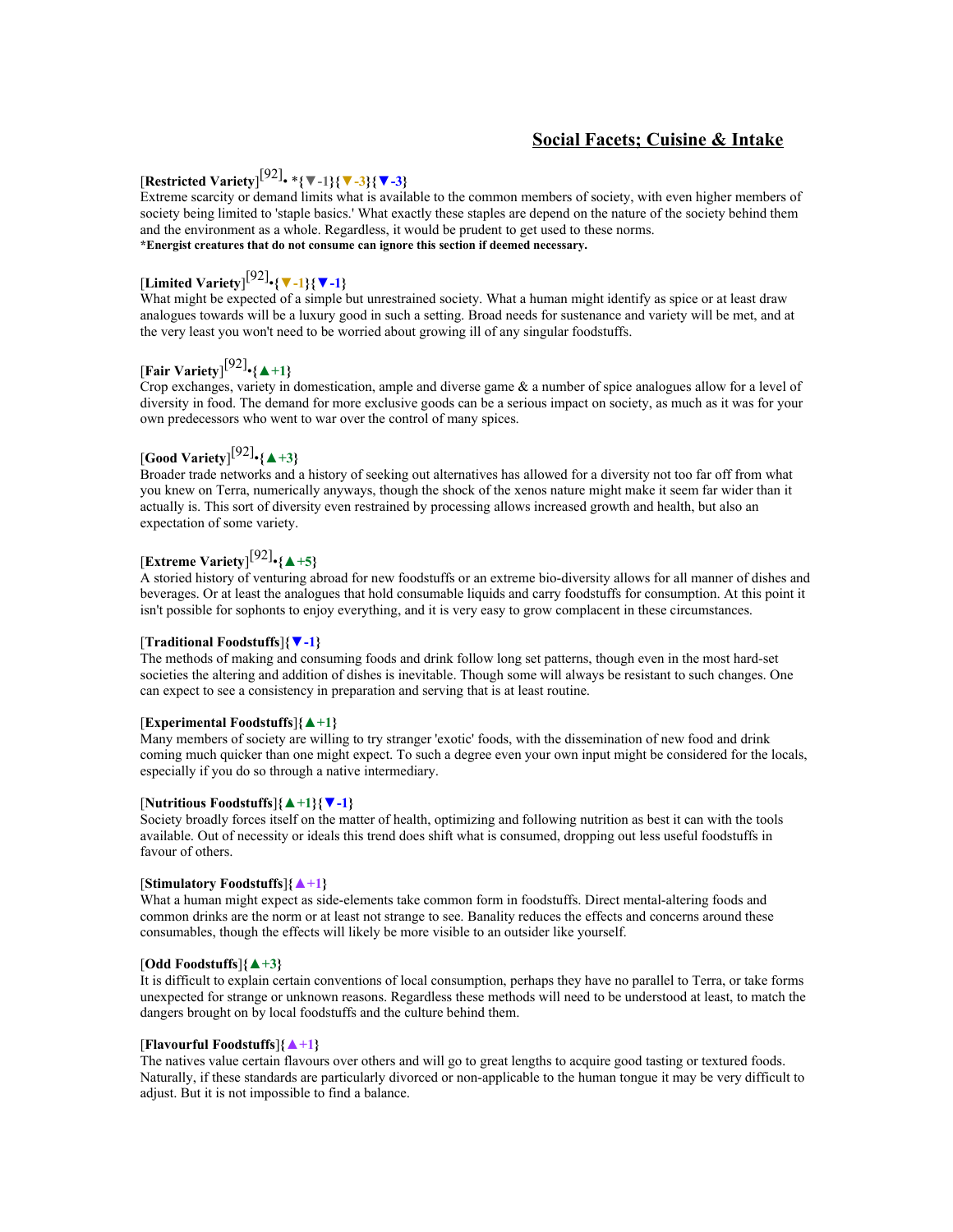## Social Facets; Cuisine & Intake

**[Restricted Variety]**[92]• *{▼-1}{▼-3}{▼-3}

Extreme scarcity or demand limits what is available to the common members of society, with even higher members of society being limited to 'staple basics.' What exactly these staples are depend on the nature of the society behind them and the environment as a whole. Regardless, it would be prudent to get used to these norms.

***Energist creatures that do not consume can ignore this section if deemed necessary.**

**[Limited Variety]**[92]•{▼-1}{▼-1}

What might be expected of a simple but unrestrained society. What a human might identify as spice or at least draw analogues towards will be a luxury good in such a setting. Broad needs for sustenance and variety will be met, and at the very least you won't need to be worried about growing ill of any singular foodstuffs.

**[Fair Variety]**[92]•{▲+1}

Crop exchanges, variety in domestication, ample and diverse game & a number of spice analogues allow for a level of diversity in food. The demand for more exclusive goods can be a serious impact on society, as much as it was for your own predecessors who went to war over the control of many spices.

**[Good Variety]**[92]•{▲+3}

Broader trade networks and a history of seeking out alternatives has allowed for a diversity not too far off from what you knew on Terra, numerically anyways, though the shock of the xenos nature might make it seem far wider than it actually is. This sort of diversity even restrained by processing allows increased growth and health, but also an expectation of some variety.

**[Extreme Variety]**[92]•{▲+5}

A storied history of venturing abroad for new foodstuffs or an extreme bio-diversity allows for all manner of dishes and beverages. Or at least the analogues that hold consumable liquids and carry foodstuffs for consumption. At this point it isn't possible for sophonts to enjoy everything, and it is very easy to grow complacent in these circumstances.

**[Traditional Foodstuffs]**{▼-1}

The methods of making and consuming foods and drink follow long set patterns, though even in the most hard-set societies the altering and addition of dishes is inevitable. Though some will always be resistant to such changes. One can expect to see a consistency in preparation and serving that is at least routine.

**[Experimental Foodstuffs]**{▲+1}

Many members of society are willing to try stranger 'exotic' foods, with the dissemination of new food and drink coming much quicker than one might expect. To such a degree even your own input might be considered for the locals, especially if you do so through a native intermediary.

**[Nutritious Foodstuffs]**{▲+1}{▼-1}

Society broadly forces itself on the matter of health, optimizing and following nutrition as best it can with the tools available. Out of necessity or ideals this trend does shift what is consumed, dropping out less useful foodstuffs in favour of others.

**[Stimulatory Foodstuffs]**{▲+1}

What a human might expect as side-elements take common form in foodstuffs. Direct mental-altering foods and common drinks are the norm or at least not strange to see. Banality reduces the effects and concerns around these consumables, though the effects will likely be more visible to an outsider like yourself.

**[Odd Foodstuffs]**{▲+3}

It is difficult to explain certain conventions of local consumption, perhaps they have no parallel to Terra, or take forms unexpected for strange or unknown reasons. Regardless these methods will need to be understood at least, to match the dangers brought on by local foodstuffs and the culture behind them.

**[Flavourful Foodstuffs]**{▲+1}

The natives value certain flavours over others and will go to great lengths to acquire good tasting or textured foods. Naturally, if these standards are particularly divorced or non-applicable to the human tongue it may be very difficult to adjust. But it is not impossible to find a balance.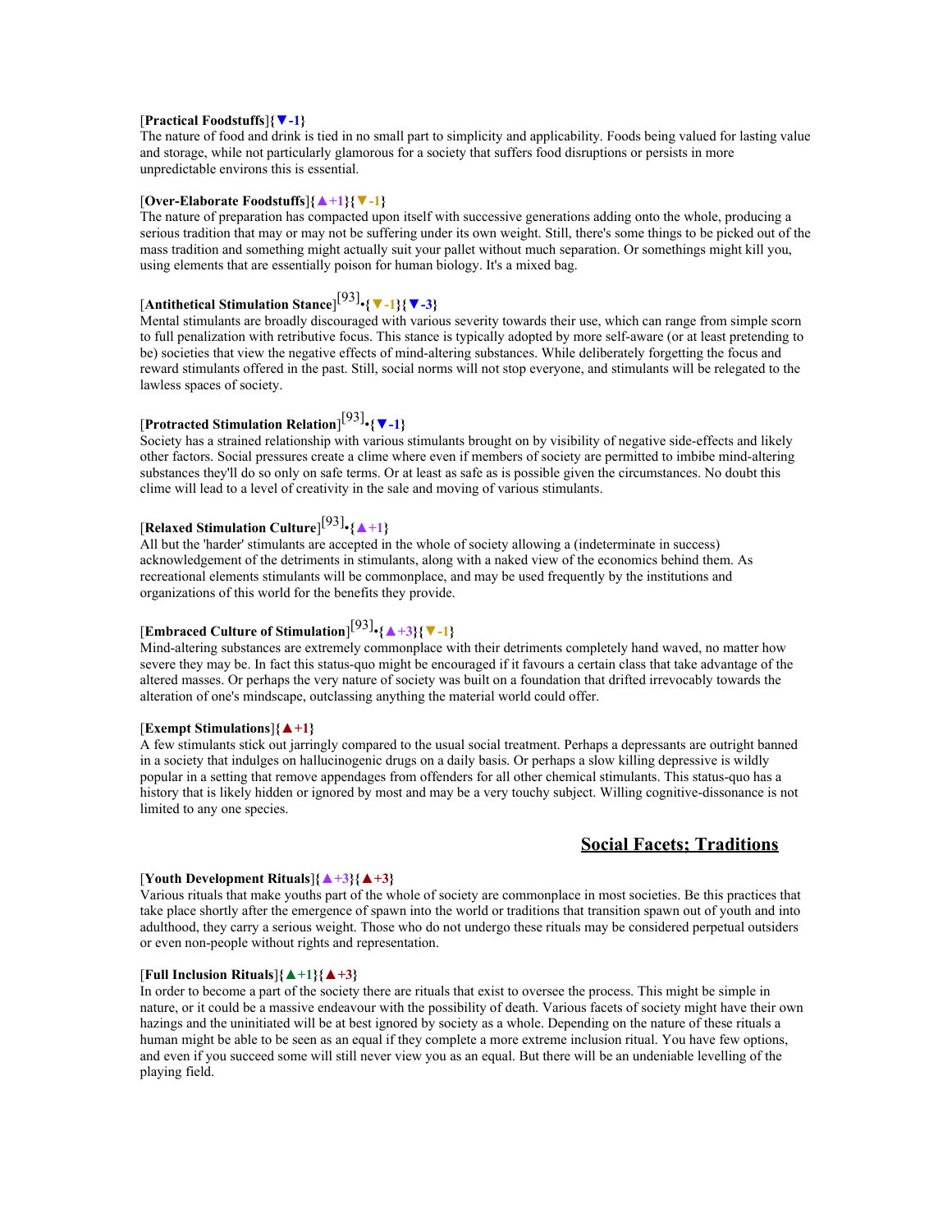[**Practical Foodstuffs**]{**▼-1**}
The nature of food and drink is tied in no small part to simplicity and applicability. Foods being valued for lasting value and storage, while not particularly glamorous for a society that suffers food disruptions or persists in more unpredictable environs this is essential.

[**Over-Elaborate Foodstuffs**]{**▲+1**}{**▼-1**}
The nature of preparation has compacted upon itself with successive generations adding onto the whole, producing a serious tradition that may or may not be suffering under its own weight. Still, there's some things to be picked out of the mass tradition and something might actually suit your pallet without much separation. Or somethings might kill you, using elements that are essentially poison for human biology. It's a mixed bag.

[**Antithetical Stimulation Stance**][93]•{**▼-1**}{**▼-3**}
Mental stimulants are broadly discouraged with various severity towards their use, which can range from simple scorn to full penalization with retributive focus. This stance is typically adopted by more self-aware (or at least pretending to be) societies that view the negative effects of mind-altering substances. While deliberately forgetting the focus and reward stimulants offered in the past. Still, social norms will not stop everyone, and stimulants will be relegated to the lawless spaces of society.

[**Protracted Stimulation Relation**][93]•{**▼-1**}
Society has a strained relationship with various stimulants brought on by visibility of negative side-effects and likely other factors. Social pressures create a clime where even if members of society are permitted to imbibe mind-altering substances they'll do so only on safe terms. Or at least as safe as is possible given the circumstances. No doubt this clime will lead to a level of creativity in the sale and moving of various stimulants.

[**Relaxed Stimulation Culture**][93]•{**▲+1**}
All but the 'harder' stimulants are accepted in the whole of society allowing a (indeterminate in success) acknowledgement of the detriments in stimulants, along with a naked view of the economics behind them. As recreational elements stimulants will be commonplace, and may be used frequently by the institutions and organizations of this world for the benefits they provide.

[**Embraced Culture of Stimulation**][93]•{**▲+3**}{**▼-1**}
Mind-altering substances are extremely commonplace with their detriments completely hand waved, no matter how severe they may be. In fact this status-quo might be encouraged if it favours a certain class that take advantage of the altered masses. Or perhaps the very nature of society was built on a foundation that drifted irrevocably towards the alteration of one's mindscape, outclassing anything the material world could offer.

[**Exempt Stimulations**]{**▲+1**}
A few stimulants stick out jarringly compared to the usual social treatment. Perhaps a depressants are outright banned in a society that indulges on hallucinogenic drugs on a daily basis. Or perhaps a slow killing depressive is wildly popular in a setting that remove appendages from offenders for all other chemical stimulants. This status-quo has a history that is likely hidden or ignored by most and may be a very touchy subject. Willing cognitive-dissonance is not limited to any one species.

## Social Facets; Traditions

[**Youth Development Rituals**]{**▲+3**}{**▲+3**}
Various rituals that make youths part of the whole of society are commonplace in most societies. Be this practices that take place shortly after the emergence of spawn into the world or traditions that transition spawn out of youth and into adulthood, they carry a serious weight. Those who do not undergo these rituals may be considered perpetual outsiders or even non-people without rights and representation.

[**Full Inclusion Rituals**]{**▲+1**}{**▲+3**}
In order to become a part of the society there are rituals that exist to oversee the process. This might be simple in nature, or it could be a massive endeavour with the possibility of death. Various facets of society might have their own hazings and the uninitiated will be at best ignored by society as a whole. Depending on the nature of these rituals a human might be able to be seen as an equal if they complete a more extreme inclusion ritual. You have few options, and even if you succeed some will still never view you as an equal. But there will be an undeniable levelling of the playing field.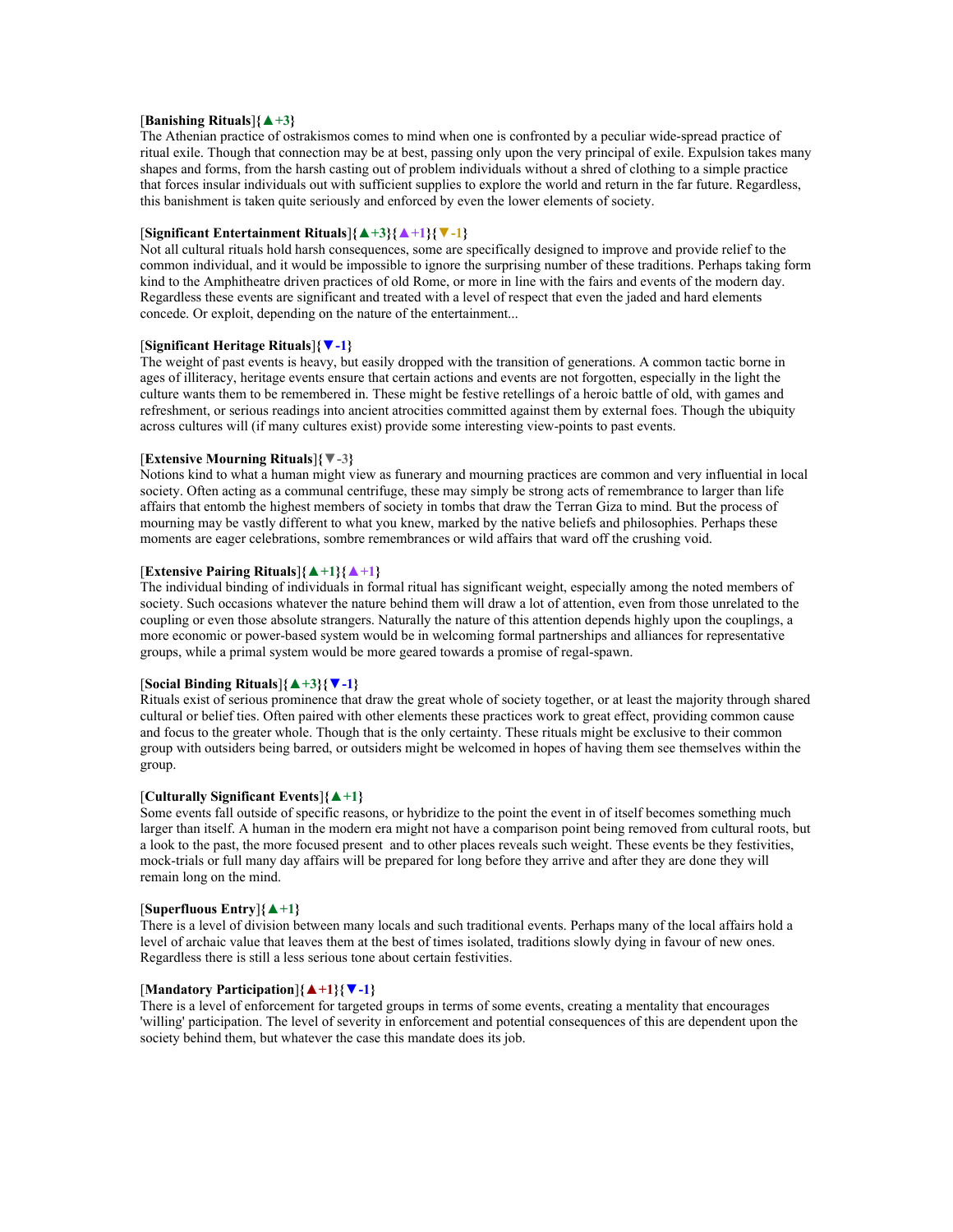[**Banishing Rituals**]{**▲+3**}
The Athenian practice of ostrakismos comes to mind when one is confronted by a peculiar wide-spread practice of ritual exile. Though that connection may be at best, passing only upon the very principal of exile. Expulsion takes many shapes and forms, from the harsh casting out of problem individuals without a shred of clothing to a simple practice that forces insular individuals out with sufficient supplies to explore the world and return in the far future. Regardless, this banishment is taken quite seriously and enforced by even the lower elements of society.

[**Significant Entertainment Rituals**]{**▲+3**}{**▲+1**}{**▼-1**}
Not all cultural rituals hold harsh consequences, some are specifically designed to improve and provide relief to the common individual, and it would be impossible to ignore the surprising number of these traditions. Perhaps taking form kind to the Amphitheatre driven practices of old Rome, or more in line with the fairs and events of the modern day. Regardless these events are significant and treated with a level of respect that even the jaded and hard elements concede. Or exploit, depending on the nature of the entertainment...

[**Significant Heritage Rituals**]{**▼-1**}
The weight of past events is heavy, but easily dropped with the transition of generations. A common tactic borne in ages of illiteracy, heritage events ensure that certain actions and events are not forgotten, especially in the light the culture wants them to be remembered in. These might be festive retellings of a heroic battle of old, with games and refreshment, or serious readings into ancient atrocities committed against them by external foes. Though the ubiquity across cultures will (if many cultures exist) provide some interesting view-points to past events.

[**Extensive Mourning Rituals**]{▼-3}
Notions kind to what a human might view as funerary and mourning practices are common and very influential in local society. Often acting as a communal centrifuge, these may simply be strong acts of remembrance to larger than life affairs that entomb the highest members of society in tombs that draw the Terran Giza to mind. But the process of mourning may be vastly different to what you knew, marked by the native beliefs and philosophies. Perhaps these moments are eager celebrations, sombre remembrances or wild affairs that ward off the crushing void.

[**Extensive Pairing Rituals**]{**▲+1**}{**▲+1**}
The individual binding of individuals in formal ritual has significant weight, especially among the noted members of society. Such occasions whatever the nature behind them will draw a lot of attention, even from those unrelated to the coupling or even those absolute strangers. Naturally the nature of this attention depends highly upon the couplings, a more economic or power-based system would be in welcoming formal partnerships and alliances for representative groups, while a primal system would be more geared towards a promise of regal-spawn.

[**Social Binding Rituals**]{**▲+3**}{**▼-1**}
Rituals exist of serious prominence that draw the great whole of society together, or at least the majority through shared cultural or belief ties. Often paired with other elements these practices work to great effect, providing common cause and focus to the greater whole. Though that is the only certainty. These rituals might be exclusive to their common group with outsiders being barred, or outsiders might be welcomed in hopes of having them see themselves within the group.

[**Culturally Significant Events**]{**▲+1**}
Some events fall outside of specific reasons, or hybridize to the point the event in of itself becomes something much larger than itself. A human in the modern era might not have a comparison point being removed from cultural roots, but a look to the past, the more focused present and to other places reveals such weight. These events be they festivities, mock-trials or full many day affairs will be prepared for long before they arrive and after they are done they will remain long on the mind.

[**Superfluous Entry**]{**▲+1**}
There is a level of division between many locals and such traditional events. Perhaps many of the local affairs hold a level of archaic value that leaves them at the best of times isolated, traditions slowly dying in favour of new ones. Regardless there is still a less serious tone about certain festivities.

[**Mandatory Participation**]{**▲+1**}{**▼-1**}
There is a level of enforcement for targeted groups in terms of some events, creating a mentality that encourages 'willing' participation. The level of severity in enforcement and potential consequences of this are dependent upon the society behind them, but whatever the case this mandate does its job.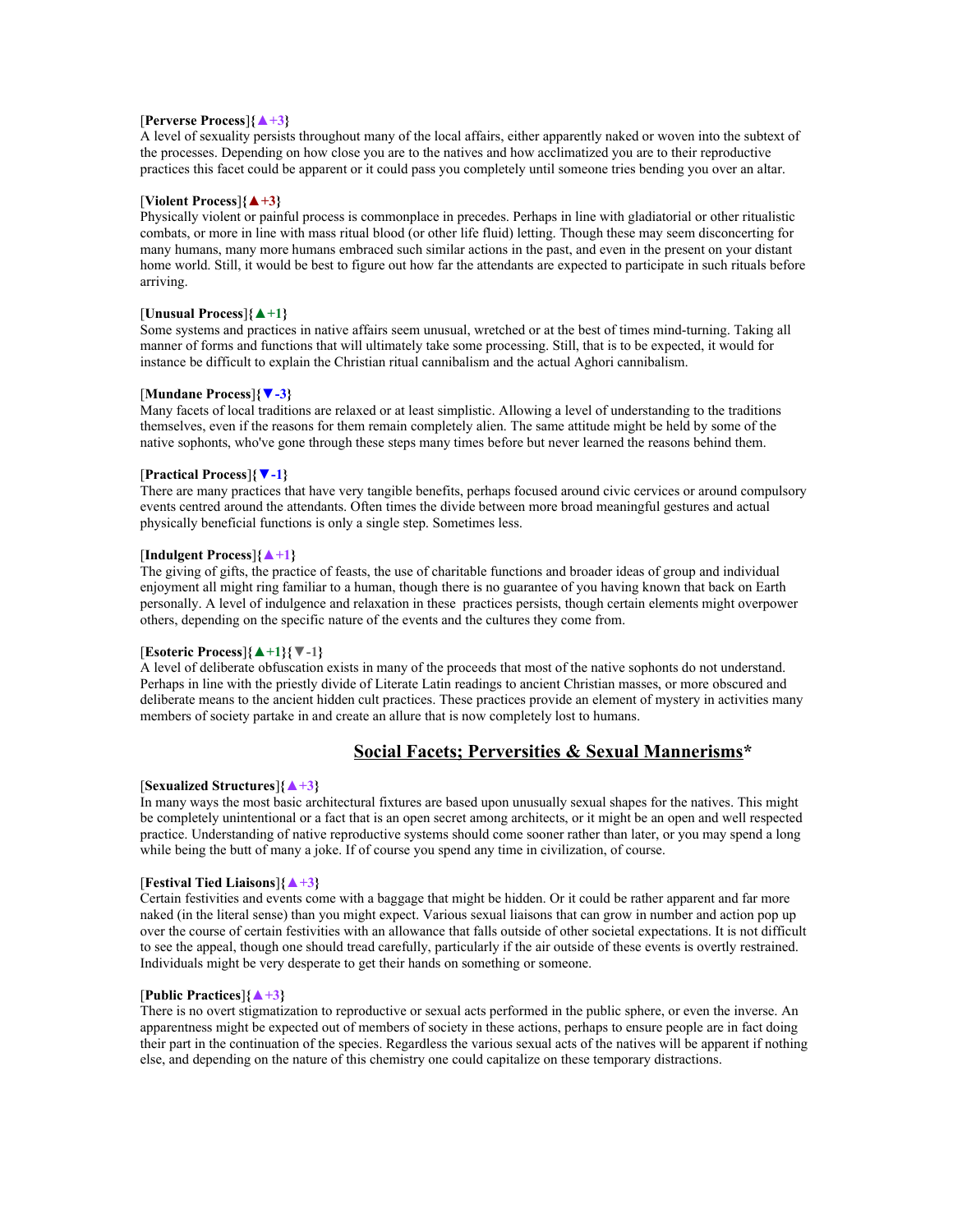[**Perverse Process**]{▲+3}
A level of sexuality persists throughout many of the local affairs, either apparently naked or woven into the subtext of the processes. Depending on how close you are to the natives and how acclimatized you are to their reproductive practices this facet could be apparent or it could pass you completely until someone tries bending you over an altar.

[**Violent Process**]{▲+3}
Physically violent or painful process is commonplace in precedes. Perhaps in line with gladiatorial or other ritualistic combats, or more in line with mass ritual blood (or other life fluid) letting. Though these may seem disconcerting for many humans, many more humans embraced such similar actions in the past, and even in the present on your distant home world. Still, it would be best to figure out how far the attendants are expected to participate in such rituals before arriving.

[**Unusual Process**]{▲+1}
Some systems and practices in native affairs seem unusual, wretched or at the best of times mind-turning. Taking all manner of forms and functions that will ultimately take some processing. Still, that is to be expected, it would for instance be difficult to explain the Christian ritual cannibalism and the actual Aghori cannibalism.

[**Mundane Process**]{▼-3}
Many facets of local traditions are relaxed or at least simplistic. Allowing a level of understanding to the traditions themselves, even if the reasons for them remain completely alien. The same attitude might be held by some of the native sophonts, who've gone through these steps many times before but never learned the reasons behind them.

[**Practical Process**]{▼-1}
There are many practices that have very tangible benefits, perhaps focused around civic cervices or around compulsory events centred around the attendants. Often times the divide between more broad meaningful gestures and actual physically beneficial functions is only a single step. Sometimes less.

[**Indulgent Process**]{▲+1}
The giving of gifts, the practice of feasts, the use of charitable functions and broader ideas of group and individual enjoyment all might ring familiar to a human, though there is no guarantee of you having known that back on Earth personally. A level of indulgence and relaxation in these practices persists, though certain elements might overpower others, depending on the specific nature of the events and the cultures they come from.

[**Esoteric Process**]{▲+1}{▼-1}
A level of deliberate obfuscation exists in many of the proceeds that most of the native sophonts do not understand. Perhaps in line with the priestly divide of Literate Latin readings to ancient Christian masses, or more obscured and deliberate means to the ancient hidden cult practices. These practices provide an element of mystery in activities many members of society partake in and create an allure that is now completely lost to humans.

## Social Facets; Perversities & Sexual Mannerisms*

[**Sexualized Structures**]{▲+3}
In many ways the most basic architectural fixtures are based upon unusually sexual shapes for the natives. This might be completely unintentional or a fact that is an open secret among architects, or it might be an open and well respected practice. Understanding of native reproductive systems should come sooner rather than later, or you may spend a long while being the butt of many a joke. If of course you spend any time in civilization, of course.

[**Festival Tied Liaisons**]{▲+3}
Certain festivities and events come with a baggage that might be hidden. Or it could be rather apparent and far more naked (in the literal sense) than you might expect. Various sexual liaisons that can grow in number and action pop up over the course of certain festivities with an allowance that falls outside of other societal expectations. It is not difficult to see the appeal, though one should tread carefully, particularly if the air outside of these events is overtly restrained. Individuals might be very desperate to get their hands on something or someone.

[**Public Practices**]{▲+3}
There is no overt stigmatization to reproductive or sexual acts performed in the public sphere, or even the inverse. An apparentness might be expected out of members of society in these actions, perhaps to ensure people are in fact doing their part in the continuation of the species. Regardless the various sexual acts of the natives will be apparent if nothing else, and depending on the nature of this chemistry one could capitalize on these temporary distractions.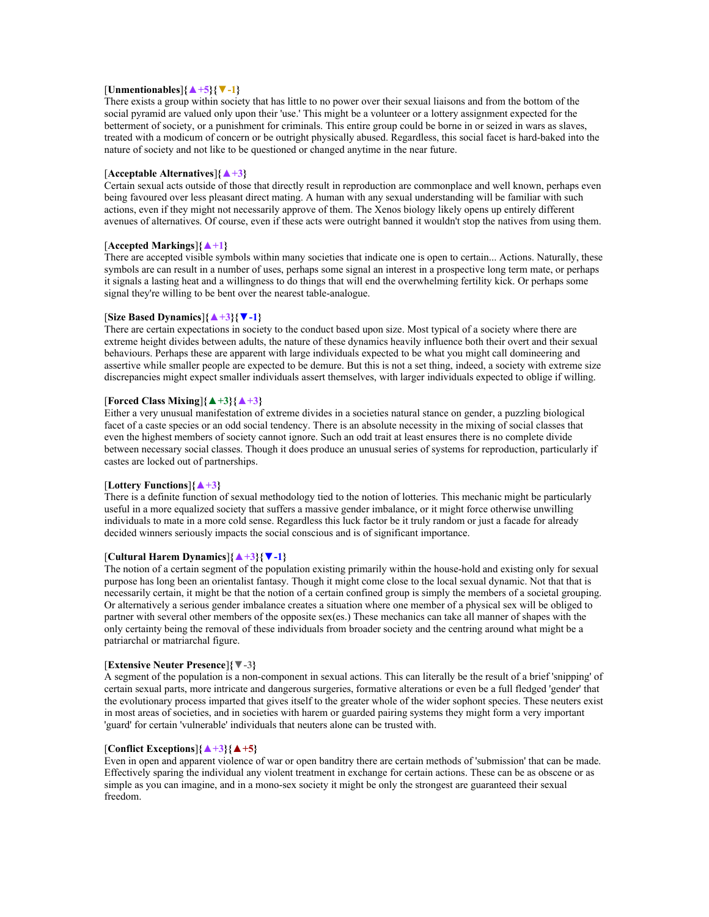[**Unmentionables**]{▲+5}{▼-1}
There exists a group within society that has little to no power over their sexual liaisons and from the bottom of the social pyramid are valued only upon their 'use.' This might be a volunteer or a lottery assignment expected for the betterment of society, or a punishment for criminals. This entire group could be borne in or seized in wars as slaves, treated with a modicum of concern or be outright physically abused. Regardless, this social facet is hard-baked into the nature of society and not like to be questioned or changed anytime in the near future.

[**Acceptable Alternatives**]{▲+3}
Certain sexual acts outside of those that directly result in reproduction are commonplace and well known, perhaps even being favoured over less pleasant direct mating. A human with any sexual understanding will be familiar with such actions, even if they might not necessarily approve of them. The Xenos biology likely opens up entirely different avenues of alternatives. Of course, even if these acts were outright banned it wouldn't stop the natives from using them.

[**Accepted Markings**]{▲+1}
There are accepted visible symbols within many societies that indicate one is open to certain... Actions. Naturally, these symbols are can result in a number of uses, perhaps some signal an interest in a prospective long term mate, or perhaps it signals a lasting heat and a willingness to do things that will end the overwhelming fertility kick. Or perhaps some signal they're willing to be bent over the nearest table-analogue.

[**Size Based Dynamics**]{▲+3}{▼-1}
There are certain expectations in society to the conduct based upon size. Most typical of a society where there are extreme height divides between adults, the nature of these dynamics heavily influence both their overt and their sexual behaviours. Perhaps these are apparent with large individuals expected to be what you might call domineering and assertive while smaller people are expected to be demure. But this is not a set thing, indeed, a society with extreme size discrepancies might expect smaller individuals assert themselves, with larger individuals expected to oblige if willing.

[**Forced Class Mixing**]{▲+3}{▲+3}
Either a very unusual manifestation of extreme divides in a societies natural stance on gender, a puzzling biological facet of a caste species or an odd social tendency. There is an absolute necessity in the mixing of social classes that even the highest members of society cannot ignore. Such an odd trait at least ensures there is no complete divide between necessary social classes. Though it does produce an unusual series of systems for reproduction, particularly if castes are locked out of partnerships.

[**Lottery Functions**]{▲+3}
There is a definite function of sexual methodology tied to the notion of lotteries. This mechanic might be particularly useful in a more equalized society that suffers a massive gender imbalance, or it might force otherwise unwilling individuals to mate in a more cold sense. Regardless this luck factor be it truly random or just a facade for already decided winners seriously impacts the social conscious and is of significant importance.

[**Cultural Harem Dynamics**]{▲+3}{▼-1}
The notion of a certain segment of the population existing primarily within the house-hold and existing only for sexual purpose has long been an orientalist fantasy. Though it might come close to the local sexual dynamic. Not that that is necessarily certain, it might be that the notion of a certain confined group is simply the members of a societal grouping. Or alternatively a serious gender imbalance creates a situation where one member of a physical sex will be obliged to partner with several other members of the opposite sex(es.) These mechanics can take all manner of shapes with the only certainty being the removal of these individuals from broader society and the centring around what might be a patriarchal or matriarchal figure.

[**Extensive Neuter Presence**]{▼-3}
A segment of the population is a non-component in sexual actions. This can literally be the result of a brief 'snipping' of certain sexual parts, more intricate and dangerous surgeries, formative alterations or even be a full fledged 'gender' that the evolutionary process imparted that gives itself to the greater whole of the wider sophont species. These neuters exist in most areas of societies, and in societies with harem or guarded pairing systems they might form a very important 'guard' for certain 'vulnerable' individuals that neuters alone can be trusted with.

[**Conflict Exceptions**]{▲+3}{▲+5}
Even in open and apparent violence of war or open banditry there are certain methods of 'submission' that can be made. Effectively sparing the individual any violent treatment in exchange for certain actions. These can be as obscene or as simple as you can imagine, and in a mono-sex society it might be only the strongest are guaranteed their sexual freedom.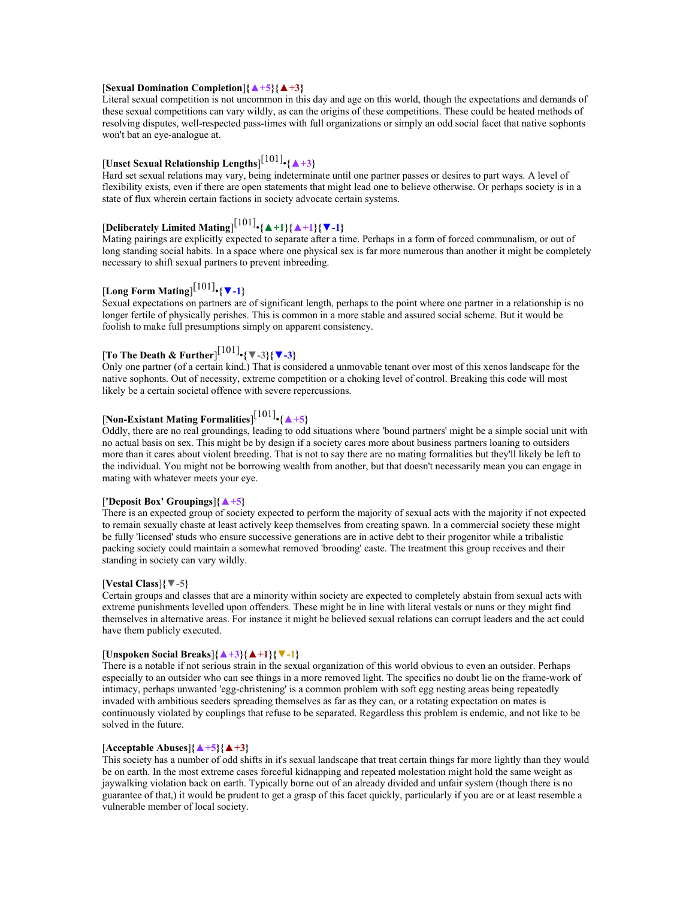[**Sexual Domination Completion**]{▲+5}{▲+3}
Literal sexual competition is not uncommon in this day and age on this world, though the expectations and demands of these sexual competitions can vary wildly, as can the origins of these competitions. These could be heated methods of resolving disputes, well-respected pass-times with full organizations or simply an odd social facet that native sophonts won't bat an eye-analogue at.

[**Unset Sexual Relationship Lengths**][101]•{▲+3}
Hard set sexual relations may vary, being indeterminate until one partner passes or desires to part ways. A level of flexibility exists, even if there are open statements that might lead one to believe otherwise. Or perhaps society is in a state of flux wherein certain factions in society advocate certain systems.

[**Deliberately Limited Mating**][101]•{▲+1}{▲+1}{▼-1}
Mating pairings are explicitly expected to separate after a time. Perhaps in a form of forced communalism, or out of long standing social habits. In a space where one physical sex is far more numerous than another it might be completely necessary to shift sexual partners to prevent inbreeding.

[**Long Form Mating**][101]•{▼-1}
Sexual expectations on partners are of significant length, perhaps to the point where one partner in a relationship is no longer fertile of physically perishes. This is common in a more stable and assured social scheme. But it would be foolish to make full presumptions simply on apparent consistency.

[**To The Death & Further**][101]•{▼-3}{▼-3}
Only one partner (of a certain kind.) That is considered a unmovable tenant over most of this xenos landscape for the native sophonts. Out of necessity, extreme competition or a choking level of control. Breaking this code will most likely be a certain societal offence with severe repercussions.

[**Non-Existant Mating Formalities**][101]•{▲+5}
Oddly, there are no real groundings, leading to odd situations where 'bound partners' might be a simple social unit with no actual basis on sex. This might be by design if a society cares more about business partners loaning to outsiders more than it cares about violent breeding. That is not to say there are no mating formalities but they'll likely be left to the individual. You might not be borrowing wealth from another, but that doesn't necessarily mean you can engage in mating with whatever meets your eye.

[**'Deposit Box' Groupings**]{▲+5}
There is an expected group of society expected to perform the majority of sexual acts with the majority if not expected to remain sexually chaste at least actively keep themselves from creating spawn. In a commercial society these might be fully 'licensed' studs who ensure successive generations are in active debt to their progenitor while a tribalistic packing society could maintain a somewhat removed 'brooding' caste. The treatment this group receives and their standing in society can vary wildly.

[**Vestal Class**]{▼-5}
Certain groups and classes that are a minority within society are expected to completely abstain from sexual acts with extreme punishments levelled upon offenders. These might be in line with literal vestals or nuns or they might find themselves in alternative areas. For instance it might be believed sexual relations can corrupt leaders and the act could have them publicly executed.

[**Unspoken Social Breaks**]{▲+3}{▲+1}{▼-1}
There is a notable if not serious strain in the sexual organization of this world obvious to even an outsider. Perhaps especially to an outsider who can see things in a more removed light. The specifics no doubt lie on the frame-work of intimacy, perhaps unwanted 'egg-christening' is a common problem with soft egg nesting areas being repeatedly invaded with ambitious seeders spreading themselves as far as they can, or a rotating expectation on mates is continuously violated by couplings that refuse to be separated. Regardless this problem is endemic, and not like to be solved in the future.

[**Acceptable Abuses**]{▲+5}{▲+3}
This society has a number of odd shifts in it's sexual landscape that treat certain things far more lightly than they would be on earth. In the most extreme cases forceful kidnapping and repeated molestation might hold the same weight as jaywalking violation back on earth. Typically borne out of an already divided and unfair system (though there is no guarantee of that,) it would be prudent to get a grasp of this facet quickly, particularly if you are or at least resemble a vulnerable member of local society.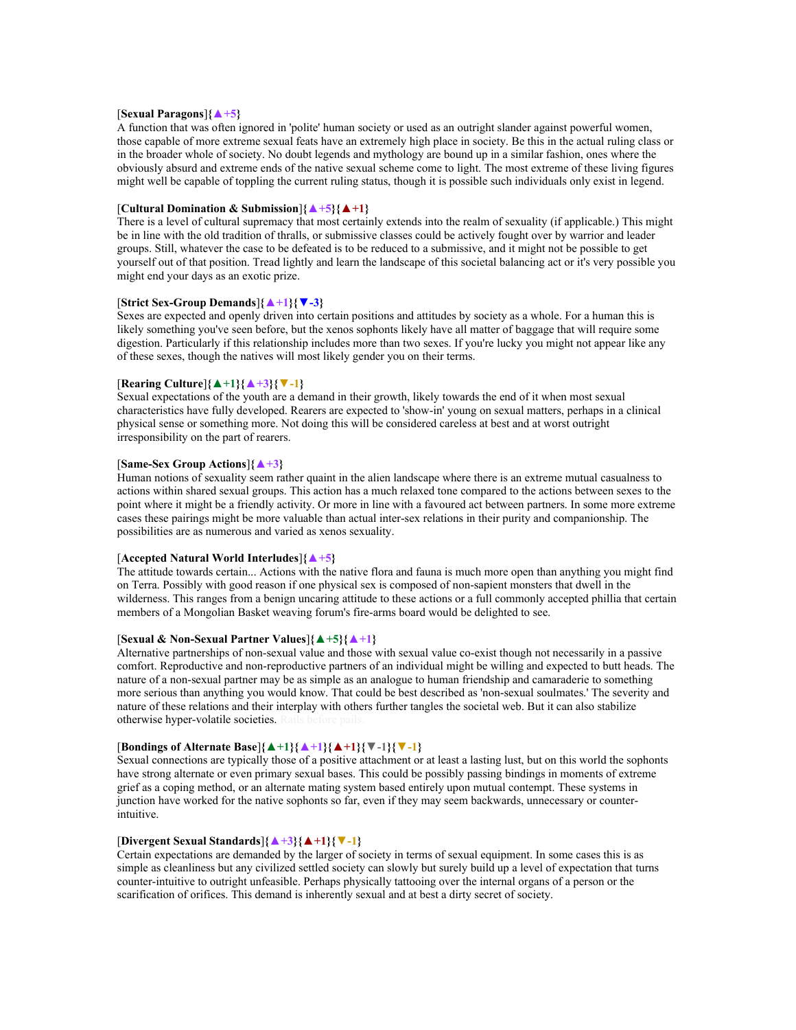[**Sexual Paragons**]{▲+5}
A function that was often ignored in 'polite' human society or used as an outright slander against powerful women, those capable of more extreme sexual feats have an extremely high place in society. Be this in the actual ruling class or in the broader whole of society. No doubt legends and mythology are bound up in a similar fashion, ones where the obviously absurd and extreme ends of the native sexual scheme come to light. The most extreme of these living figures might well be capable of toppling the current ruling status, though it is possible such individuals only exist in legend.

[**Cultural Domination & Submission**]{▲+5}{▲+1}
There is a level of cultural supremacy that most certainly extends into the realm of sexuality (if applicable.) This might be in line with the old tradition of thralls, or submissive classes could be actively fought over by warrior and leader groups. Still, whatever the case to be defeated is to be reduced to a submissive, and it might not be possible to get yourself out of that position. Tread lightly and learn the landscape of this societal balancing act or it's very possible you might end your days as an exotic prize.

[**Strict Sex-Group Demands**]{▲+1}{▼-3}
Sexes are expected and openly driven into certain positions and attitudes by society as a whole. For a human this is likely something you've seen before, but the xenos sophonts likely have all matter of baggage that will require some digestion. Particularly if this relationship includes more than two sexes. If you're lucky you might not appear like any of these sexes, though the natives will most likely gender you on their terms.

[**Rearing Culture**]{▲+1}{▲+3}{▼-1}
Sexual expectations of the youth are a demand in their growth, likely towards the end of it when most sexual characteristics have fully developed. Rearers are expected to 'show-in' young on sexual matters, perhaps in a clinical physical sense or something more. Not doing this will be considered careless at best and at worst outright irresponsibility on the part of rearers.

[**Same-Sex Group Actions**]{▲+3}
Human notions of sexuality seem rather quaint in the alien landscape where there is an extreme mutual casualness to actions within shared sexual groups. This action has a much relaxed tone compared to the actions between sexes to the point where it might be a friendly activity. Or more in line with a favoured act between partners. In some more extreme cases these pairings might be more valuable than actual inter-sex relations in their purity and companionship. The possibilities are as numerous and varied as xenos sexuality.

[**Accepted Natural World Interludes**]{▲+5}
The attitude towards certain... Actions with the native flora and fauna is much more open than anything you might find on Terra. Possibly with good reason if one physical sex is composed of non-sapient monsters that dwell in the wilderness. This ranges from a benign uncaring attitude to these actions or a full commonly accepted phillia that certain members of a Mongolian Basket weaving forum's fire-arms board would be delighted to see.

[**Sexual & Non-Sexual Partner Values**]{▲+5}{▲+1}
Alternative partnerships of non-sexual value and those with sexual value co-exist though not necessarily in a passive comfort. Reproductive and non-reproductive partners of an individual might be willing and expected to butt heads. The nature of a non-sexual partner may be as simple as an analogue to human friendship and camaraderie to something more serious than anything you would know. That could be best described as 'non-sexual soulmates.' The severity and nature of these relations and their interplay with others further tangles the societal web. But it can also stabilize otherwise hyper-volatile societies. Rails before pails.

[**Bondings of Alternate Base**]{▲+1}{▲+1}{▲+1}{▼-1}{▼-1}
Sexual connections are typically those of a positive attachment or at least a lasting lust, but on this world the sophonts have strong alternate or even primary sexual bases. This could be possibly passing bindings in moments of extreme grief as a coping method, or an alternate mating system based entirely upon mutual contempt. These systems in junction have worked for the native sophonts so far, even if they may seem backwards, unnecessary or counter-intuitive.

[**Divergent Sexual Standards**]{▲+3}{▲+1}{▼-1}
Certain expectations are demanded by the larger of society in terms of sexual equipment. In some cases this is as simple as cleanliness but any civilized settled society can slowly but surely build up a level of expectation that turns counter-intuitive to outright unfeasible. Perhaps physically tattooing over the internal organs of a person or the scarification of orifices. This demand is inherently sexual and at best a dirty secret of society.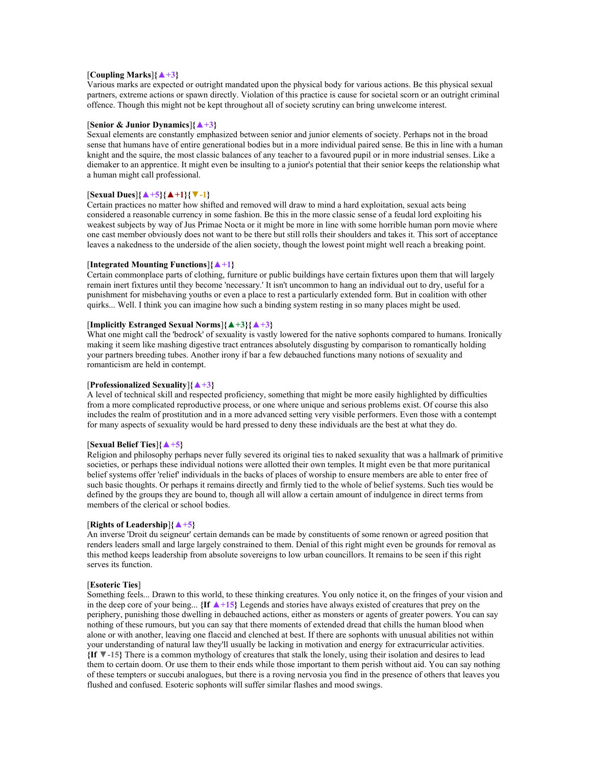[**Coupling Marks**]{▲+3}
Various marks are expected or outright mandated upon the physical body for various actions. Be this physical sexual partners, extreme actions or spawn directly. Violation of this practice is cause for societal scorn or an outright criminal offence. Though this might not be kept throughout all of society scrutiny can bring unwelcome interest.

[**Senior & Junior Dynamics**]{▲+3}
Sexual elements are constantly emphasized between senior and junior elements of society. Perhaps not in the broad sense that humans have of entire generational bodies but in a more individual paired sense. Be this in line with a human knight and the squire, the most classic balances of any teacher to a favoured pupil or in more industrial senses. Like a diemaker to an apprentice. It might even be insulting to a junior's potential that their senior keeps the relationship what a human might call professional.

[**Sexual Dues**]{▲+5}{▲+1}{▼-1}
Certain practices no matter how shifted and removed will draw to mind a hard exploitation, sexual acts being considered a reasonable currency in some fashion. Be this in the more classic sense of a feudal lord exploiting his weakest subjects by way of Jus Primae Nocta or it might be more in line with some horrible human porn movie where one cast member obviously does not want to be there but still rolls their shoulders and takes it. This sort of acceptance leaves a nakedness to the underside of the alien society, though the lowest point might well reach a breaking point.

[**Integrated Mounting Functions**]{▲+1}
Certain commonplace parts of clothing, furniture or public buildings have certain fixtures upon them that will largely remain inert fixtures until they become 'necessary.' It isn't uncommon to hang an individual out to dry, useful for a punishment for misbehaving youths or even a place to rest a particularly extended form. But in coalition with other quirks... Well. I think you can imagine how such a binding system resting in so many places might be used.

[**Implicitly Estranged Sexual Norms**]{▲+3}{▲+3}
What one might call the 'bedrock' of sexuality is vastly lowered for the native sophonts compared to humans. Ironically making it seem like mashing digestive tract entrances absolutely disgusting by comparison to romantically holding your partners breeding tubes. Another irony if bar a few debauched functions many notions of sexuality and romanticism are held in contempt.

[**Professionalized Sexuality**]{▲+3}
A level of technical skill and respected proficiency, something that might be more easily highlighted by difficulties from a more complicated reproductive process, or one where unique and serious problems exist. Of course this also includes the realm of prostitution and in a more advanced setting very visible performers. Even those with a contempt for many aspects of sexuality would be hard pressed to deny these individuals are the best at what they do.

[**Sexual Belief Ties**]{▲+5}
Religion and philosophy perhaps never fully severed its original ties to naked sexuality that was a hallmark of primitive societies, or perhaps these individual notions were allotted their own temples. It might even be that more puritanical belief systems offer 'relief' individuals in the backs of places of worship to ensure members are able to enter free of such basic thoughts. Or perhaps it remains directly and firmly tied to the whole of belief systems. Such ties would be defined by the groups they are bound to, though all will allow a certain amount of indulgence in direct terms from members of the clerical or school bodies.

[**Rights of Leadership**]{▲+5}
An inverse 'Droit du seigneur' certain demands can be made by constituents of some renown or agreed position that renders leaders small and large largely constrained to them. Denial of this right might even be grounds for removal as this method keeps leadership from absolute sovereigns to low urban councillors. It remains to be seen if this right serves its function.

[**Esoteric Ties**]
Something feels... Drawn to this world, to these thinking creatures. You only notice it, on the fringes of your vision and in the deep core of your being... **{If ▲+15}** Legends and stories have always existed of creatures that prey on the periphery, punishing those dwelling in debauched actions, either as monsters or agents of greater powers. You can say nothing of these rumours, but you can say that there moments of extended dread that chills the human blood when alone or with another, leaving one flaccid and clenched at best. If there are sophonts with unusual abilities not within your understanding of natural law they'll usually be lacking in motivation and energy for extracurricular activities. **{If ▼-15}** There is a common mythology of creatures that stalk the lonely, using their isolation and desires to lead them to certain doom. Or use them to their ends while those important to them perish without aid. You can say nothing of these tempters or succubi analogues, but there is a roving nervosia you find in the presence of others that leaves you flushed and confused. Esoteric sophonts will suffer similar flashes and mood swings.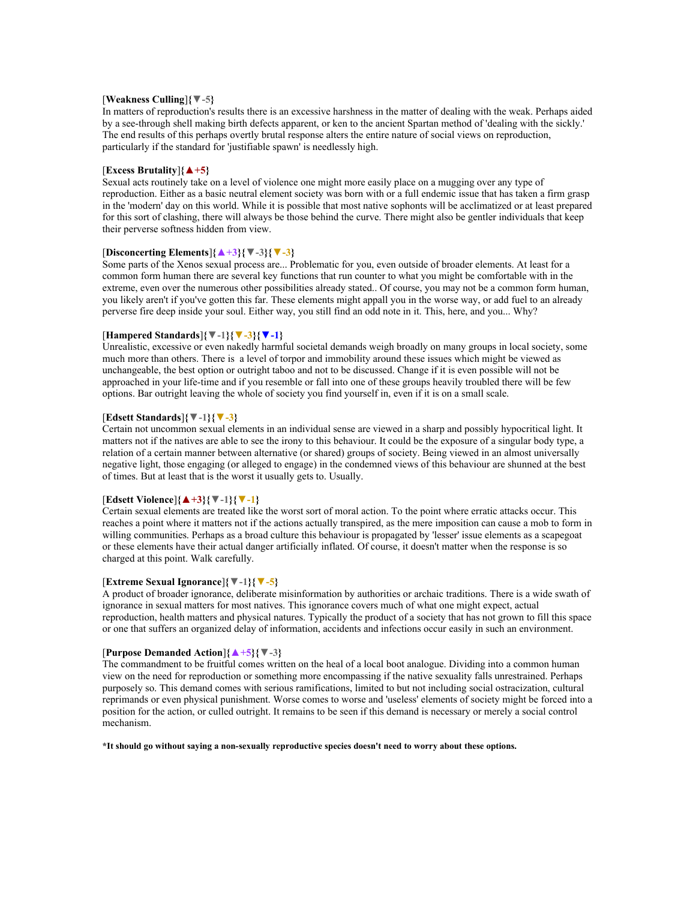[**Weakness Culling**]{▼-5}
In matters of reproduction's results there is an excessive harshness in the matter of dealing with the weak. Perhaps aided by a see-through shell making birth defects apparent, or ken to the ancient Spartan method of 'dealing with the sickly.' The end results of this perhaps overtly brutal response alters the entire nature of social views on reproduction, particularly if the standard for 'justifiable spawn' is needlessly high.

[**Excess Brutality**]{▲+5}
Sexual acts routinely take on a level of violence one might more easily place on a mugging over any type of reproduction. Either as a basic neutral element society was born with or a full endemic issue that has taken a firm grasp in the 'modern' day on this world. While it is possible that most native sophonts will be acclimatized or at least prepared for this sort of clashing, there will always be those behind the curve. There might also be gentler individuals that keep their perverse softness hidden from view.

[**Disconcerting Elements**]{▲+3}{▼-3}{▼-3}
Some parts of the Xenos sexual process are... Problematic for you, even outside of broader elements. At least for a common form human there are several key functions that run counter to what you might be comfortable with in the extreme, even over the numerous other possibilities already stated.. Of course, you may not be a common form human, you likely aren't if you've gotten this far. These elements might appall you in the worse way, or add fuel to an already perverse fire deep inside your soul. Either way, you still find an odd note in it. This, here, and you... Why?

[**Hampered Standards**]{▼-1}{▼-3}{▼-1}
Unrealistic, excessive or even nakedly harmful societal demands weigh broadly on many groups in local society, some much more than others. There is a level of torpor and immobility around these issues which might be viewed as unchangeable, the best option or outright taboo and not to be discussed. Change if it is even possible will not be approached in your life-time and if you resemble or fall into one of these groups heavily troubled there will be few options. Bar outright leaving the whole of society you find yourself in, even if it is on a small scale.

[**Edsett Standards**]{▼-1}{▼-3}
Certain not uncommon sexual elements in an individual sense are viewed in a sharp and possibly hypocritical light. It matters not if the natives are able to see the irony to this behaviour. It could be the exposure of a singular body type, a relation of a certain manner between alternative (or shared) groups of society. Being viewed in an almost universally negative light, those engaging (or alleged to engage) in the condemned views of this behaviour are shunned at the best of times. But at least that is the worst it usually gets to. Usually.

[**Edsett Violence**]{▲+3}{▼-1}{▼-1}
Certain sexual elements are treated like the worst sort of moral action. To the point where erratic attacks occur. This reaches a point where it matters not if the actions actually transpired, as the mere imposition can cause a mob to form in willing communities. Perhaps as a broad culture this behaviour is propagated by 'lesser' issue elements as a scapegoat or these elements have their actual danger artificially inflated. Of course, it doesn't matter when the response is so charged at this point. Walk carefully.

[**Extreme Sexual Ignorance**]{▼-1}{▼-5}
A product of broader ignorance, deliberate misinformation by authorities or archaic traditions. There is a wide swath of ignorance in sexual matters for most natives. This ignorance covers much of what one might expect, actual reproduction, health matters and physical natures. Typically the product of a society that has not grown to fill this space or one that suffers an organized delay of information, accidents and infections occur easily in such an environment.

[**Purpose Demanded Action**]{▲+5}{▼-3}
The commandment to be fruitful comes written on the heal of a local boot analogue. Dividing into a common human view on the need for reproduction or something more encompassing if the native sexuality falls unrestrained. Perhaps purposely so. This demand comes with serious ramifications, limited to but not including social ostracization, cultural reprimands or even physical punishment. Worse comes to worse and 'useless' elements of society might be forced into a position for the action, or culled outright. It remains to be seen if this demand is necessary or merely a social control mechanism.

***It should go without saying a non-sexually reproductive species doesn't need to worry about these options.**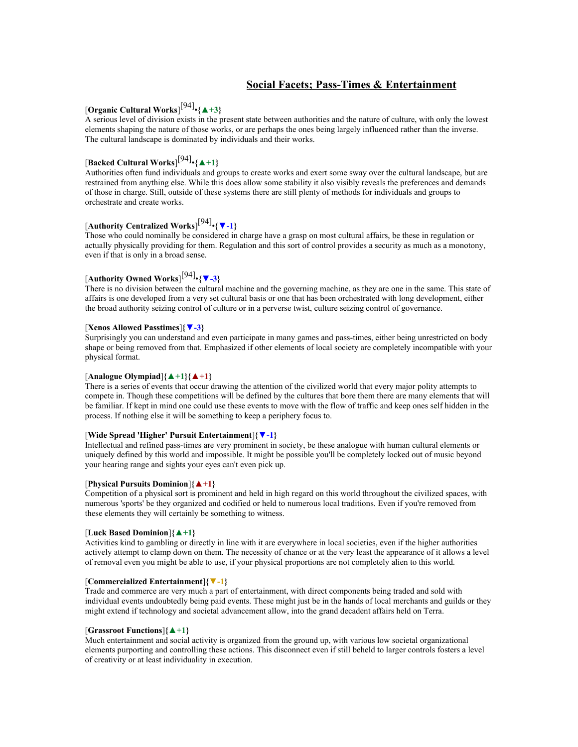## Social Facets; Pass-Times & Entertainment

**[Organic Cultural Works]**[94]•**{▲+3}**
A serious level of division exists in the present state between authorities and the nature of culture, with only the lowest elements shaping the nature of those works, or are perhaps the ones being largely influenced rather than the inverse. The cultural landscape is dominated by individuals and their works.

**[Backed Cultural Works]**[94]•**{▲+1}**
Authorities often fund individuals and groups to create works and exert some sway over the cultural landscape, but are restrained from anything else. While this does allow some stability it also visibly reveals the preferences and demands of those in charge. Still, outside of these systems there are still plenty of methods for individuals and groups to orchestrate and create works.

**[Authority Centralized Works]**[94]•**{▼-1}**
Those who could nominally be considered in charge have a grasp on most cultural affairs, be these in regulation or actually physically providing for them. Regulation and this sort of control provides a security as much as a monotony, even if that is only in a broad sense.

**[Authority Owned Works]**[94]•**{▼-3}**
There is no division between the cultural machine and the governing machine, as they are one in the same. This state of affairs is one developed from a very set cultural basis or one that has been orchestrated with long development, either the broad authority seizing control of culture or in a perverse twist, culture seizing control of governance.

**[Xenos Allowed Passtimes]{▼-3}**
Surprisingly you can understand and even participate in many games and pass-times, either being unrestricted on body shape or being removed from that. Emphasized if other elements of local society are completely incompatible with your physical format.

**[Analogue Olympiad]{▲+1}{▲+1}**
There is a series of events that occur drawing the attention of the civilized world that every major polity attempts to compete in. Though these competitions will be defined by the cultures that bore them there are many elements that will be familiar. If kept in mind one could use these events to move with the flow of traffic and keep ones self hidden in the process. If nothing else it will be something to keep a periphery focus to.

**[Wide Spread 'Higher' Pursuit Entertainment]{▼-1}**
Intellectual and refined pass-times are very prominent in society, be these analogue with human cultural elements or uniquely defined by this world and impossible. It might be possible you'll be completely locked out of music beyond your hearing range and sights your eyes can't even pick up.

**[Physical Pursuits Dominion]{▲+1}**
Competition of a physical sort is prominent and held in high regard on this world throughout the civilized spaces, with numerous 'sports' be they organized and codified or held to numerous local traditions. Even if you're removed from these elements they will certainly be something to witness.

**[Luck Based Dominion]{▲+1}**
Activities kind to gambling or directly in line with it are everywhere in local societies, even if the higher authorities actively attempt to clamp down on them. The necessity of chance or at the very least the appearance of it allows a level of removal even you might be able to use, if your physical proportions are not completely alien to this world.

**[Commercialized Entertainment]{▼-1}**
Trade and commerce are very much a part of entertainment, with direct components being traded and sold with individual events undoubtedly being paid events. These might just be in the hands of local merchants and guilds or they might extend if technology and societal advancement allow, into the grand decadent affairs held on Terra.

**[Grassroot Functions]{▲+1}**
Much entertainment and social activity is organized from the ground up, with various low societal organizational elements purporting and controlling these actions. This disconnect even if still beheld to larger controls fosters a level of creativity or at least individuality in execution.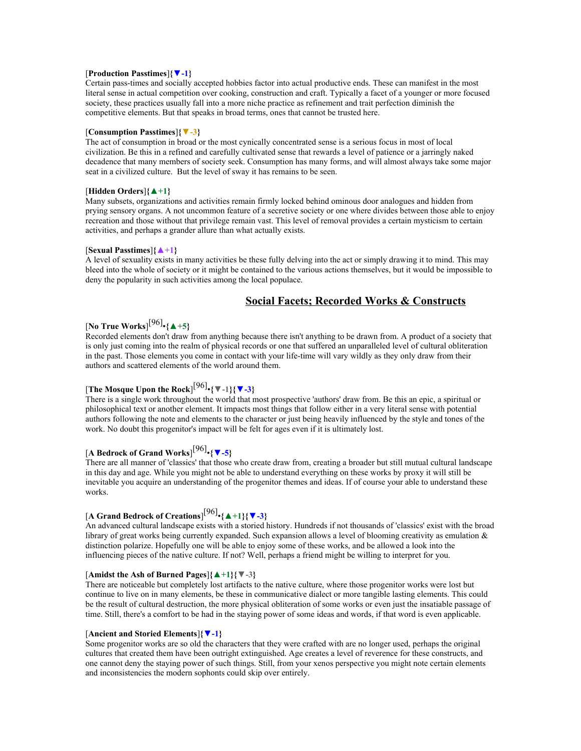[**Production Passtimes**]{▼-1}
Certain pass-times and socially accepted hobbies factor into actual productive ends. These can manifest in the most literal sense in actual competition over cooking, construction and craft. Typically a facet of a younger or more focused society, these practices usually fall into a more niche practice as refinement and trait perfection diminish the competitive elements. But that speaks in broad terms, ones that cannot be trusted here.

[**Consumption Passtimes**]{▼-3}
The act of consumption in broad or the most cynically concentrated sense is a serious focus in most of local civilization. Be this in a refined and carefully cultivated sense that rewards a level of patience or a jarringly naked decadence that many members of society seek. Consumption has many forms, and will almost always take some major seat in a civilized culture. But the level of sway it has remains to be seen.

[**Hidden Orders**]{▲+1}
Many subsets, organizations and activities remain firmly locked behind ominous door analogues and hidden from prying sensory organs. A not uncommon feature of a secretive society or one where divides between those able to enjoy recreation and those without that privilege remain vast. This level of removal provides a certain mysticism to certain activities, and perhaps a grander allure than what actually exists.

[**Sexual Passtimes**]{▲+1}
A level of sexuality exists in many activities be these fully delving into the act or simply drawing it to mind. This may bleed into the whole of society or it might be contained to the various actions themselves, but it would be impossible to deny the popularity in such activities among the local populace.

## Social Facets; Recorded Works & Constructs

[**No True Works**][96]•{▲+5}
Recorded elements don't draw from anything because there isn't anything to be drawn from. A product of a society that is only just coming into the realm of physical records or one that suffered an unparalleled level of cultural obliteration in the past. Those elements you come in contact with your life-time will vary wildly as they only draw from their authors and scattered elements of the world around them.

[**The Mosque Upon the Rock**][96]•{▼-1}{▼-3}
There is a single work throughout the world that most prospective 'authors' draw from. Be this an epic, a spiritual or philosophical text or another element. It impacts most things that follow either in a very literal sense with potential authors following the note and elements to the character or just being heavily influenced by the style and tones of the work. No doubt this progenitor's impact will be felt for ages even if it is ultimately lost.

[**A Bedrock of Grand Works**][96]•{▼-5}
There are all manner of 'classics' that those who create draw from, creating a broader but still mutual cultural landscape in this day and age. While you might not be able to understand everything on these works by proxy it will still be inevitable you acquire an understanding of the progenitor themes and ideas. If of course your able to understand these works.

[**A Grand Bedrock of Creations**][96]•{▲+1}{▼-3}
An advanced cultural landscape exists with a storied history. Hundreds if not thousands of 'classics' exist with the broad library of great works being currently expanded. Such expansion allows a level of blooming creativity as emulation & distinction polarize. Hopefully one will be able to enjoy some of these works, and be allowed a look into the influencing pieces of the native culture. If not? Well, perhaps a friend might be willing to interpret for you.

[**Amidst the Ash of Burned Pages**]{▲+1}{▼-3}
There are noticeable but completely lost artifacts to the native culture, where those progenitor works were lost but continue to live on in many elements, be these in communicative dialect or more tangible lasting elements. This could be the result of cultural destruction, the more physical obliteration of some works or even just the insatiable passage of time. Still, there's a comfort to be had in the staying power of some ideas and words, if that word is even applicable.

[**Ancient and Storied Elements**]{▼-1}
Some progenitor works are so old the characters that they were crafted with are no longer used, perhaps the original cultures that created them have been outright extinguished. Age creates a level of reverence for these constructs, and one cannot deny the staying power of such things. Still, from your xenos perspective you might note certain elements and inconsistencies the modern sophonts could skip over entirely.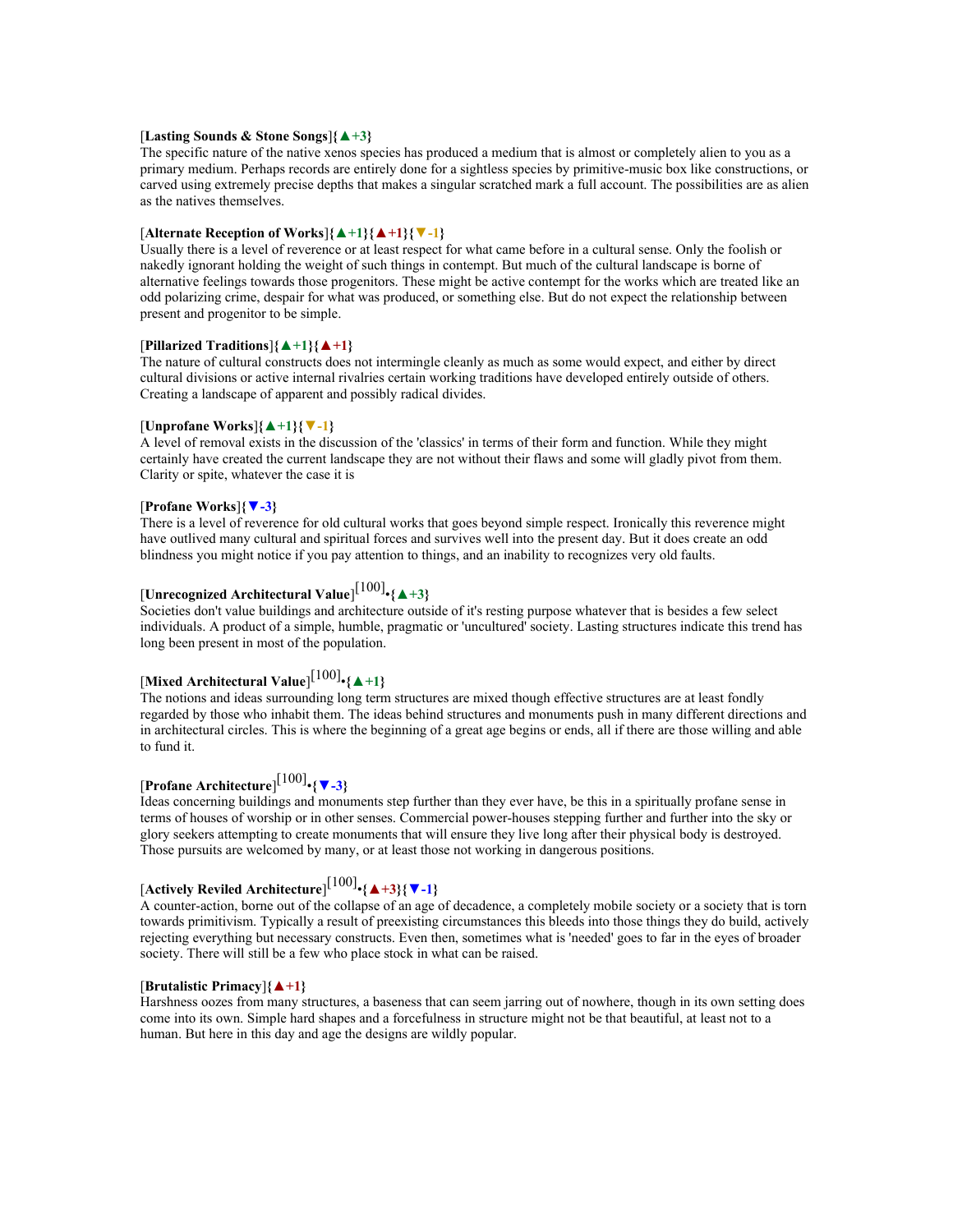**[Lasting Sounds & Stone Songs]{▲+3}**
The specific nature of the native xenos species has produced a medium that is almost or completely alien to you as a primary medium. Perhaps records are entirely done for a sightless species by primitive-music box like constructions, or carved using extremely precise depths that makes a singular scratched mark a full account. The possibilities are as alien as the natives themselves.

**[Alternate Reception of Works]{▲+1}{▲+1}{▼-1}**
Usually there is a level of reverence or at least respect for what came before in a cultural sense. Only the foolish or nakedly ignorant holding the weight of such things in contempt. But much of the cultural landscape is borne of alternative feelings towards those progenitors. These might be active contempt for the works which are treated like an odd polarizing crime, despair for what was produced, or something else. But do not expect the relationship between present and progenitor to be simple.

**[Pillarized Traditions]{▲+1}{▲+1}**
The nature of cultural constructs does not intermingle cleanly as much as some would expect, and either by direct cultural divisions or active internal rivalries certain working traditions have developed entirely outside of others. Creating a landscape of apparent and possibly radical divides.

**[Unprofane Works]{▲+1}{▼-1}**
A level of removal exists in the discussion of the 'classics' in terms of their form and function. While they might certainly have created the current landscape they are not without their flaws and some will gladly pivot from them. Clarity or spite, whatever the case it is

**[Profane Works]{▼-3}**
There is a level of reverence for old cultural works that goes beyond simple respect. Ironically this reverence might have outlived many cultural and spiritual forces and survives well into the present day. But it does create an odd blindness you might notice if you pay attention to things, and an inability to recognizes very old faults.

**[Unrecognized Architectural Value]**[100]**•{▲+3}**
Societies don't value buildings and architecture outside of it's resting purpose whatever that is besides a few select individuals. A product of a simple, humble, pragmatic or 'uncultured' society. Lasting structures indicate this trend has long been present in most of the population.

**[Mixed Architectural Value]**[100]**•{▲+1}**
The notions and ideas surrounding long term structures are mixed though effective structures are at least fondly regarded by those who inhabit them. The ideas behind structures and monuments push in many different directions and in architectural circles. This is where the beginning of a great age begins or ends, all if there are those willing and able to fund it.

**[Profane Architecture]**[100]**•{▼-3}**
Ideas concerning buildings and monuments step further than they ever have, be this in a spiritually profane sense in terms of houses of worship or in other senses. Commercial power-houses stepping further and further into the sky or glory seekers attempting to create monuments that will ensure they live long after their physical body is destroyed. Those pursuits are welcomed by many, or at least those not working in dangerous positions.

**[Actively Reviled Architecture]**[100]**•{▲+3}{▼-1}**
A counter-action, borne out of the collapse of an age of decadence, a completely mobile society or a society that is torn towards primitivism. Typically a result of preexisting circumstances this bleeds into those things they do build, actively rejecting everything but necessary constructs. Even then, sometimes what is 'needed' goes to far in the eyes of broader society. There will still be a few who place stock in what can be raised.

**[Brutalistic Primacy]{▲+1}**
Harshness oozes from many structures, a baseness that can seem jarring out of nowhere, though in its own setting does come into its own. Simple hard shapes and a forcefulness in structure might not be that beautiful, at least not to a human. But here in this day and age the designs are wildly popular.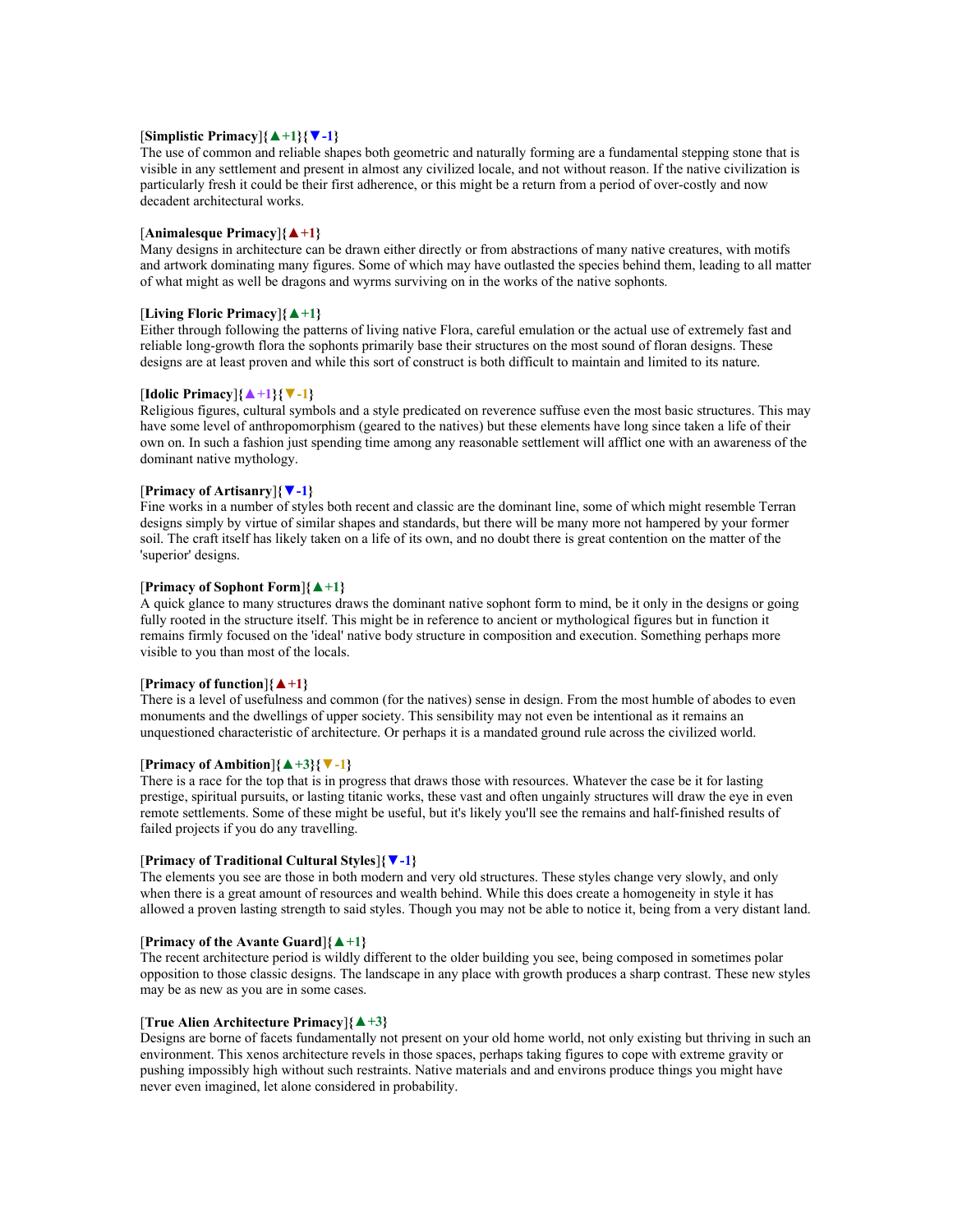**[Simplistic Primacy]{▲+1}{▼-1}**
The use of common and reliable shapes both geometric and naturally forming are a fundamental stepping stone that is visible in any settlement and present in almost any civilized locale, and not without reason. If the native civilization is particularly fresh it could be their first adherence, or this might be a return from a period of over-costly and now decadent architectural works.

**[Animalesque Primacy]{▲+1}**
Many designs in architecture can be drawn either directly or from abstractions of many native creatures, with motifs and artwork dominating many figures. Some of which may have outlasted the species behind them, leading to all matter of what might as well be dragons and wyrms surviving on in the works of the native sophonts.

**[Living Floric Primacy]{▲+1}**
Either through following the patterns of living native Flora, careful emulation or the actual use of extremely fast and reliable long-growth flora the sophonts primarily base their structures on the most sound of floran designs. These designs are at least proven and while this sort of construct is both difficult to maintain and limited to its nature.

**[Idolic Primacy]{▲+1}{▼-1}**
Religious figures, cultural symbols and a style predicated on reverence suffuse even the most basic structures. This may have some level of anthropomorphism (geared to the natives) but these elements have long since taken a life of their own on. In such a fashion just spending time among any reasonable settlement will afflict one with an awareness of the dominant native mythology.

**[Primacy of Artisanry]{▼-1}**
Fine works in a number of styles both recent and classic are the dominant line, some of which might resemble Terran designs simply by virtue of similar shapes and standards, but there will be many more not hampered by your former soil. The craft itself has likely taken on a life of its own, and no doubt there is great contention on the matter of the 'superior' designs.

**[Primacy of Sophont Form]{▲+1}**
A quick glance to many structures draws the dominant native sophont form to mind, be it only in the designs or going fully rooted in the structure itself. This might be in reference to ancient or mythological figures but in function it remains firmly focused on the 'ideal' native body structure in composition and execution. Something perhaps more visible to you than most of the locals.

**[Primacy of function]{▲+1}**
There is a level of usefulness and common (for the natives) sense in design. From the most humble of abodes to even monuments and the dwellings of upper society. This sensibility may not even be intentional as it remains an unquestioned characteristic of architecture. Or perhaps it is a mandated ground rule across the civilized world.

**[Primacy of Ambition]{▲+3}{▼-1}**
There is a race for the top that is in progress that draws those with resources. Whatever the case be it for lasting prestige, spiritual pursuits, or lasting titanic works, these vast and often ungainly structures will draw the eye in even remote settlements. Some of these might be useful, but it's likely you'll see the remains and half-finished results of failed projects if you do any travelling.

**[Primacy of Traditional Cultural Styles]{▼-1}**
The elements you see are those in both modern and very old structures. These styles change very slowly, and only when there is a great amount of resources and wealth behind. While this does create a homogeneity in style it has allowed a proven lasting strength to said styles. Though you may not be able to notice it, being from a very distant land.

**[Primacy of the Avante Guard]{▲+1}**
The recent architecture period is wildly different to the older building you see, being composed in sometimes polar opposition to those classic designs. The landscape in any place with growth produces a sharp contrast. These new styles may be as new as you are in some cases.

**[True Alien Architecture Primacy]{▲+3}**
Designs are borne of facets fundamentally not present on your old home world, not only existing but thriving in such an environment. This xenos architecture revels in those spaces, perhaps taking figures to cope with extreme gravity or pushing impossibly high without such restraints. Native materials and and environs produce things you might have never even imagined, let alone considered in probability.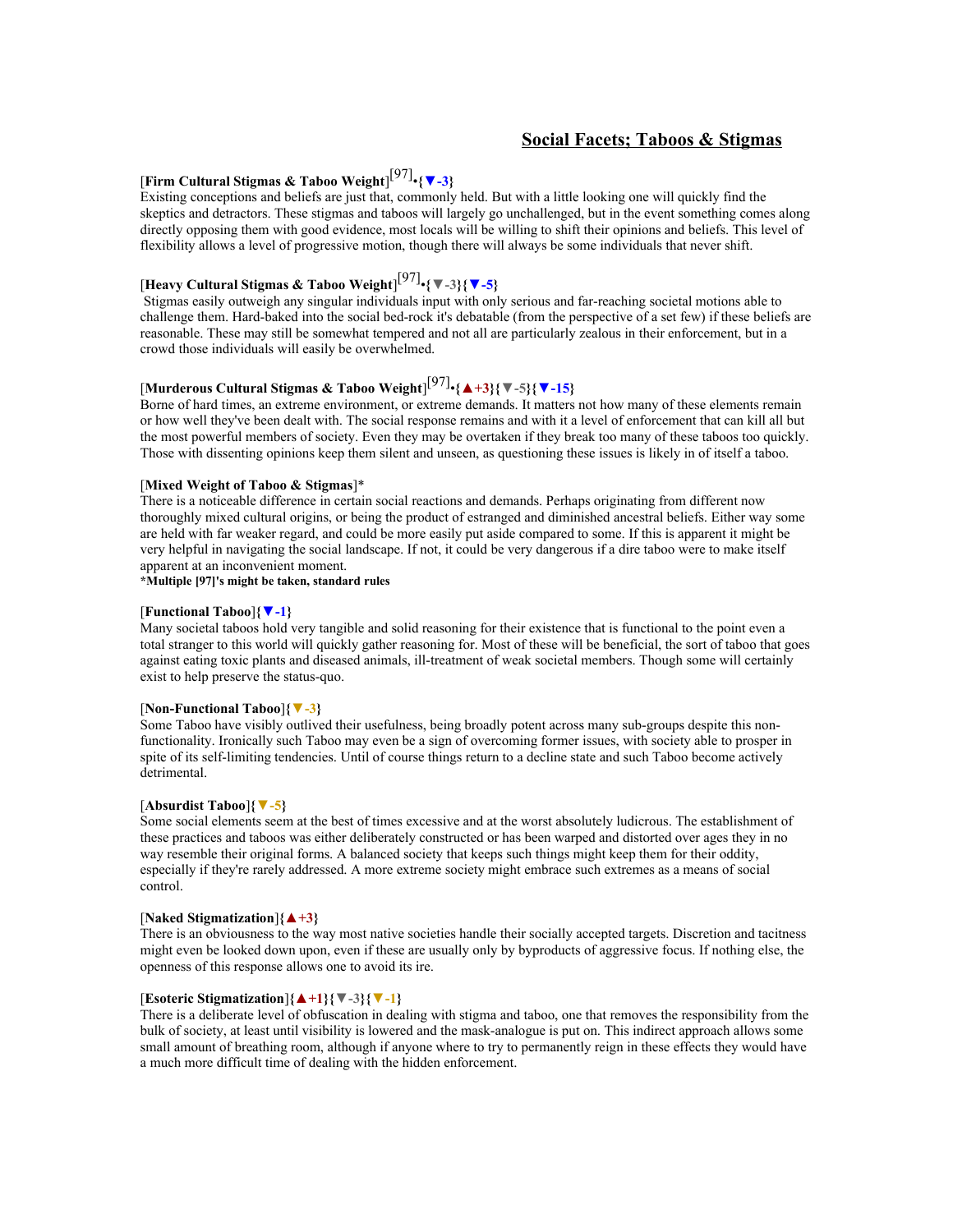## Social Facets; Taboos & Stigmas

[**Firm Cultural Stigmas & Taboo Weight**][97]•{▼-3}
Existing conceptions and beliefs are just that, commonly held. But with a little looking one will quickly find the skeptics and detractors. These stigmas and taboos will largely go unchallenged, but in the event something comes along directly opposing them with good evidence, most locals will be willing to shift their opinions and beliefs. This level of flexibility allows a level of progressive motion, though there will always be some individuals that never shift.

[**Heavy Cultural Stigmas & Taboo Weight**][97]•{▼-3}{▼-5}
Stigmas easily outweigh any singular individuals input with only serious and far-reaching societal motions able to challenge them. Hard-baked into the social bed-rock it's debatable (from the perspective of a set few) if these beliefs are reasonable. These may still be somewhat tempered and not all are particularly zealous in their enforcement, but in a crowd those individuals will easily be overwhelmed.

[**Murderous Cultural Stigmas & Taboo Weight**][97]•{▲+3}{▼-5}{▼-15}
Borne of hard times, an extreme environment, or extreme demands. It matters not how many of these elements remain or how well they've been dealt with. The social response remains and with it a level of enforcement that can kill all but the most powerful members of society. Even they may be overtaken if they break too many of these taboos too quickly. Those with dissenting opinions keep them silent and unseen, as questioning these issues is likely in of itself a taboo.

[**Mixed Weight of Taboo & Stigmas**]*
There is a noticeable difference in certain social reactions and demands. Perhaps originating from different now thoroughly mixed cultural origins, or being the product of estranged and diminished ancestral beliefs. Either way some are held with far weaker regard, and could be more easily put aside compared to some. If this is apparent it might be very helpful in navigating the social landscape. If not, it could be very dangerous if a dire taboo were to make itself apparent at an inconvenient moment.
***Multiple [97]'s might be taken, standard rules**

[**Functional Taboo**]{▼-1}
Many societal taboos hold very tangible and solid reasoning for their existence that is functional to the point even a total stranger to this world will quickly gather reasoning for. Most of these will be beneficial, the sort of taboo that goes against eating toxic plants and diseased animals, ill-treatment of weak societal members. Though some will certainly exist to help preserve the status-quo.

[**Non-Functional Taboo**]{▼-3}
Some Taboo have visibly outlived their usefulness, being broadly potent across many sub-groups despite this non-functionality. Ironically such Taboo may even be a sign of overcoming former issues, with society able to prosper in spite of its self-limiting tendencies. Until of course things return to a decline state and such Taboo become actively detrimental.

[**Absurdist Taboo**]{▼-5}
Some social elements seem at the best of times excessive and at the worst absolutely ludicrous. The establishment of these practices and taboos was either deliberately constructed or has been warped and distorted over ages they in no way resemble their original forms. A balanced society that keeps such things might keep them for their oddity, especially if they're rarely addressed. A more extreme society might embrace such extremes as a means of social control.

[**Naked Stigmatization**]{▲+3}
There is an obviousness to the way most native societies handle their socially accepted targets. Discretion and tacitness might even be looked down upon, even if these are usually only by byproducts of aggressive focus. If nothing else, the openness of this response allows one to avoid its ire.

[**Esoteric Stigmatization**]{▲+1}{▼-3}{▼-1}
There is a deliberate level of obfuscation in dealing with stigma and taboo, one that removes the responsibility from the bulk of society, at least until visibility is lowered and the mask-analogue is put on. This indirect approach allows some small amount of breathing room, although if anyone where to try to permanently reign in these effects they would have a much more difficult time of dealing with the hidden enforcement.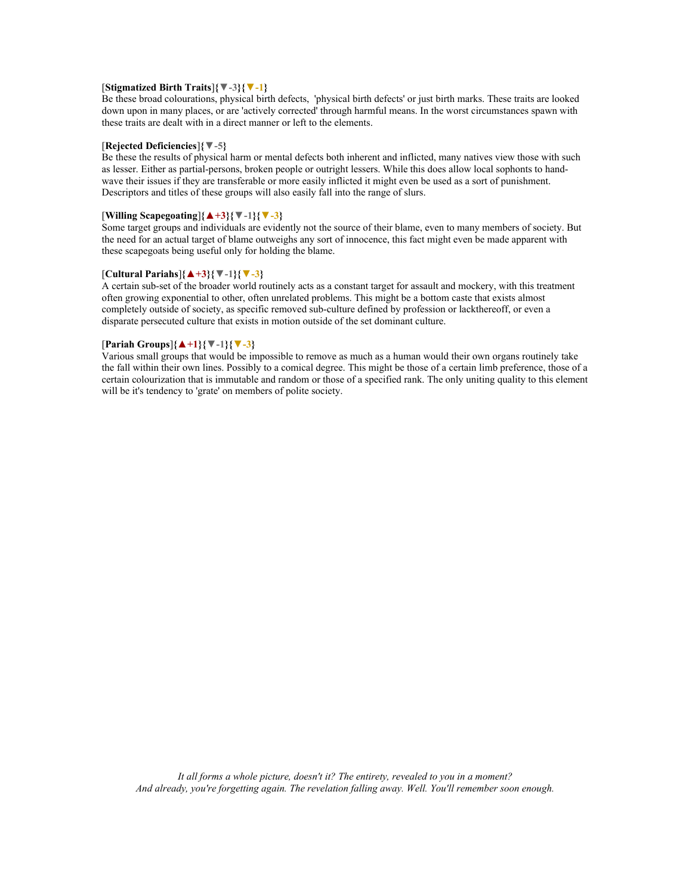[**Stigmatized Birth Traits**]{▼-3}{▼-1}
Be these broad colourations, physical birth defects, 'physical birth defects' or just birth marks. These traits are looked down upon in many places, or are 'actively corrected' through harmful means. In the worst circumstances spawn with these traits are dealt with in a direct manner or left to the elements.

[**Rejected Deficiencies**]{▼-5}
Be these the results of physical harm or mental defects both inherent and inflicted, many natives view those with such as lesser. Either as partial-persons, broken people or outright lessers. While this does allow local sophonts to hand-wave their issues if they are transferable or more easily inflicted it might even be used as a sort of punishment. Descriptors and titles of these groups will also easily fall into the range of slurs.

[**Willing Scapegoating**]{▲+3}{▼-1}{▼-3}
Some target groups and individuals are evidently not the source of their blame, even to many members of society. But the need for an actual target of blame outweighs any sort of innocence, this fact might even be made apparent with these scapegoats being useful only for holding the blame.

[**Cultural Pariahs**]{▲+3}{▼-1}{▼-3}
A certain sub-set of the broader world routinely acts as a constant target for assault and mockery, with this treatment often growing exponential to other, often unrelated problems. This might be a bottom caste that exists almost completely outside of society, as specific removed sub-culture defined by profession or lackthereoff, or even a disparate persecuted culture that exists in motion outside of the set dominant culture.

[**Pariah Groups**]{▲+1}{▼-1}{▼-3}
Various small groups that would be impossible to remove as much as a human would their own organs routinely take the fall within their own lines. Possibly to a comical degree. This might be those of a certain limb preference, those of a certain colourization that is immutable and random or those of a specified rank. The only uniting quality to this element will be it's tendency to 'grate' on members of polite society.

*It all forms a whole picture, doesn't it? The entirety, revealed to you in a moment?*
*And already, you're forgetting again. The revelation falling away. Well. You'll remember soon enough.*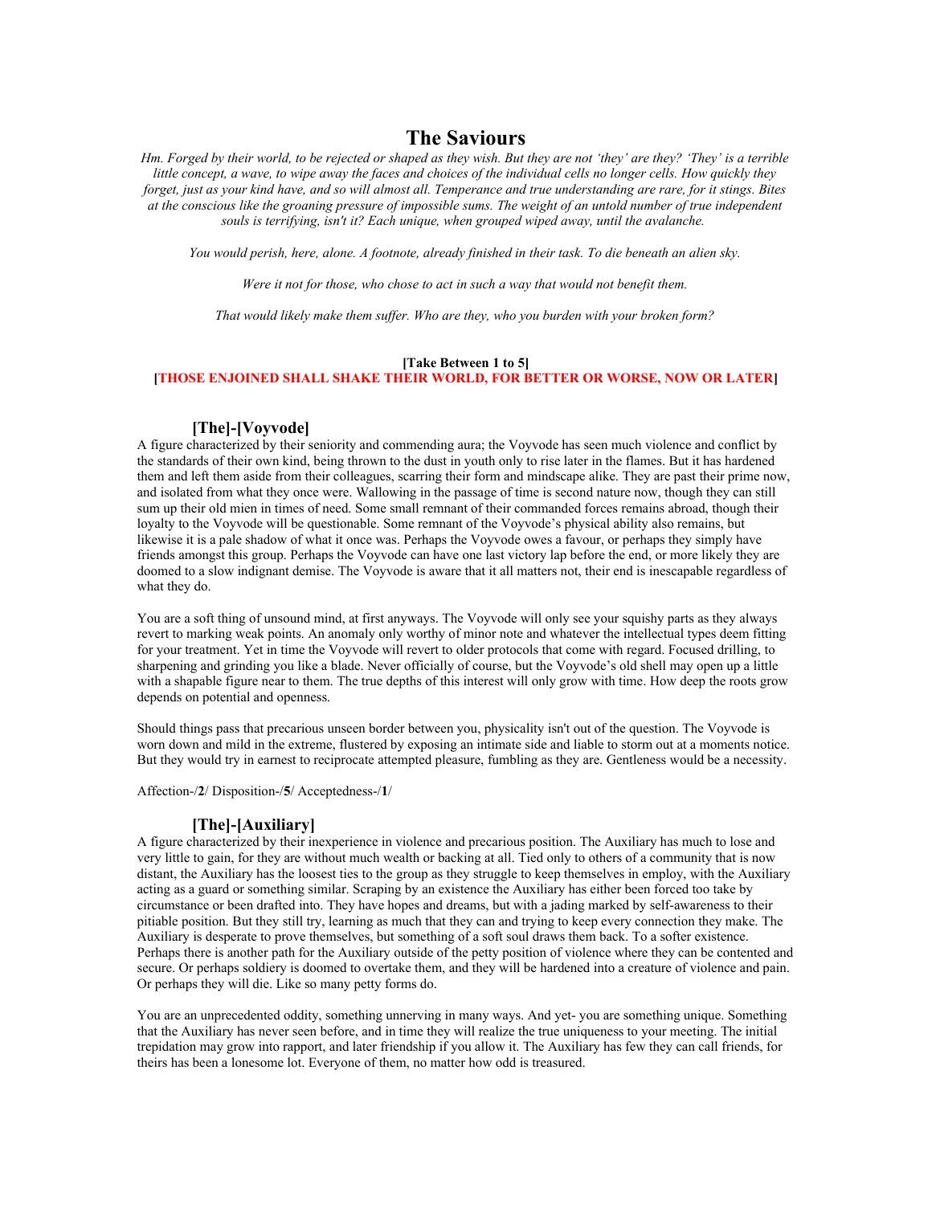# The Saviours

*Hm. Forged by their world, to be rejected or shaped as they wish. But they are not 'they' are they? 'They' is a terrible little concept, a wave, to wipe away the faces and choices of the individual cells no longer cells. How quickly they forget, just as your kind have, and so will almost all. Temperance and true understanding are rare, for it stings. Bites at the conscious like the groaning pressure of impossible sums. The weight of an untold number of true independent souls is terrifying, isn't it? Each unique, when grouped wiped away, until the avalanche.*

*You would perish, here, alone. A footnote, already finished in their task. To die beneath an alien sky.*

*Were it not for those, who chose to act in such a way that would not benefit them.*

*That would likely make them suffer. Who are they, who you burden with your broken form?*

**[Take Between 1 to 5]**
**[THOSE ENJOINED SHALL SHAKE THEIR WORLD, FOR BETTER OR WORSE, NOW OR LATER]**

### [The]-[Voyvode]

A figure characterized by their seniority and commending aura; the Voyvode has seen much violence and conflict by the standards of their own kind, being thrown to the dust in youth only to rise later in the flames. But it has hardened them and left them aside from their colleagues, scarring their form and mindscape alike. They are past their prime now, and isolated from what they once were. Wallowing in the passage of time is second nature now, though they can still sum up their old mien in times of need. Some small remnant of their commanded forces remains abroad, though their loyalty to the Voyvode will be questionable. Some remnant of the Voyvode's physical ability also remains, but likewise it is a pale shadow of what it once was. Perhaps the Voyvode owes a favour, or perhaps they simply have friends amongst this group. Perhaps the Voyvode can have one last victory lap before the end, or more likely they are doomed to a slow indignant demise. The Voyvode is aware that it all matters not, their end is inescapable regardless of what they do.

You are a soft thing of unsound mind, at first anyways. The Voyvode will only see your squishy parts as they always revert to marking weak points. An anomaly only worthy of minor note and whatever the intellectual types deem fitting for your treatment. Yet in time the Voyvode will revert to older protocols that come with regard. Focused drilling, to sharpening and grinding you like a blade. Never officially of course, but the Voyvode's old shell may open up a little with a shapable figure near to them. The true depths of this interest will only grow with time. How deep the roots grow depends on potential and openness.

Should things pass that precarious unseen border between you, physicality isn't out of the question. The Voyvode is worn down and mild in the extreme, flustered by exposing an intimate side and liable to storm out at a moments notice. But they would try in earnest to reciprocate attempted pleasure, fumbling as they are. Gentleness would be a necessity.

Affection-/**2**/ Disposition-/**5**/ Acceptedness-/**1**/

### [The]-[Auxiliary]

A figure characterized by their inexperience in violence and precarious position. The Auxiliary has much to lose and very little to gain, for they are without much wealth or backing at all. Tied only to others of a community that is now distant, the Auxiliary has the loosest ties to the group as they struggle to keep themselves in employ, with the Auxiliary acting as a guard or something similar. Scraping by an existence the Auxiliary has either been forced too take by circumstance or been drafted into. They have hopes and dreams, but with a jading marked by self-awareness to their pitiable position. But they still try, learning as much that they can and trying to keep every connection they make. The Auxiliary is desperate to prove themselves, but something of a soft soul draws them back. To a softer existence. Perhaps there is another path for the Auxiliary outside of the petty position of violence where they can be contented and secure. Or perhaps soldiery is doomed to overtake them, and they will be hardened into a creature of violence and pain. Or perhaps they will die. Like so many petty forms do.

You are an unprecedented oddity, something unnerving in many ways. And yet- you are something unique. Something that the Auxiliary has never seen before, and in time they will realize the true uniqueness to your meeting. The initial trepidation may grow into rapport, and later friendship if you allow it. The Auxiliary has few they can call friends, for theirs has been a lonesome lot. Everyone of them, no matter how odd is treasured.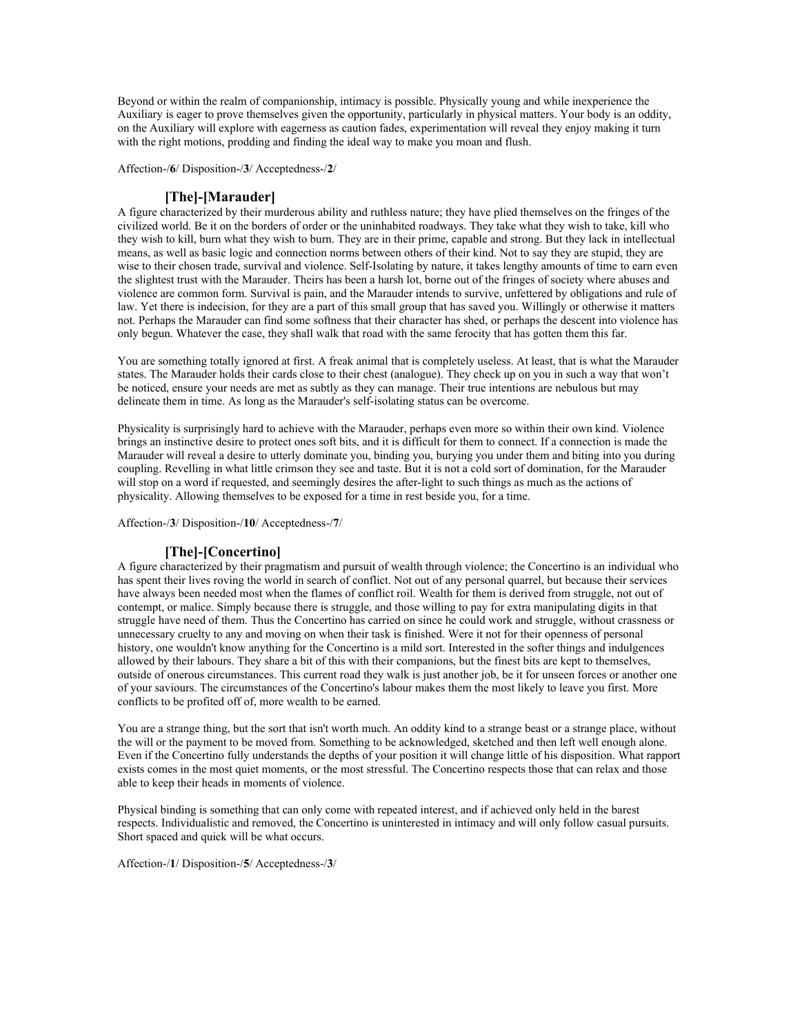Beyond or within the realm of companionship, intimacy is possible. Physically young and while inexperience the Auxiliary is eager to prove themselves given the opportunity, particularly in physical matters. Your body is an oddity, on the Auxiliary will explore with eagerness as caution fades, experimentation will reveal they enjoy making it turn with the right motions, prodding and finding the ideal way to make you moan and flush.

Affection-/**6**/ Disposition-/**3**/ Acceptedness-/**2**/

### [The]-[Marauder]

A figure characterized by their murderous ability and ruthless nature; they have plied themselves on the fringes of the civilized world. Be it on the borders of order or the uninhabited roadways. They take what they wish to take, kill who they wish to kill, burn what they wish to burn. They are in their prime, capable and strong. But they lack in intellectual means, as well as basic logic and connection norms between others of their kind. Not to say they are stupid, they are wise to their chosen trade, survival and violence. Self-Isolating by nature, it takes lengthy amounts of time to earn even the slightest trust with the Marauder. Theirs has been a harsh lot, borne out of the fringes of society where abuses and violence are common form. Survival is pain, and the Marauder intends to survive, unfettered by obligations and rule of law. Yet there is indecision, for they are a part of this small group that has saved you. Willingly or otherwise it matters not. Perhaps the Marauder can find some softness that their character has shed, or perhaps the descent into violence has only begun. Whatever the case, they shall walk that road with the same ferocity that has gotten them this far.

You are something totally ignored at first. A freak animal that is completely useless. At least, that is what the Marauder states. The Marauder holds their cards close to their chest (analogue). They check up on you in such a way that won't be noticed, ensure your needs are met as subtly as they can manage. Their true intentions are nebulous but may delineate them in time. As long as the Marauder's self-isolating status can be overcome.

Physicality is surprisingly hard to achieve with the Marauder, perhaps even more so within their own kind. Violence brings an instinctive desire to protect ones soft bits, and it is difficult for them to connect. If a connection is made the Marauder will reveal a desire to utterly dominate you, binding you, burying you under them and biting into you during coupling. Revelling in what little crimson they see and taste. But it is not a cold sort of domination, for the Marauder will stop on a word if requested, and seemingly desires the after-light to such things as much as the actions of physicality. Allowing themselves to be exposed for a time in rest beside you, for a time.

Affection-/**3**/ Disposition-/**10**/ Acceptedness-/**7**/

### [The]-[Concertino]

A figure characterized by their pragmatism and pursuit of wealth through violence; the Concertino is an individual who has spent their lives roving the world in search of conflict. Not out of any personal quarrel, but because their services have always been needed most when the flames of conflict roil. Wealth for them is derived from struggle, not out of contempt, or malice. Simply because there is struggle, and those willing to pay for extra manipulating digits in that struggle have need of them. Thus the Concertino has carried on since he could work and struggle, without crassness or unnecessary cruelty to any and moving on when their task is finished. Were it not for their openness of personal history, one wouldn't know anything for the Concertino is a mild sort. Interested in the softer things and indulgences allowed by their labours. They share a bit of this with their companions, but the finest bits are kept to themselves, outside of onerous circumstances. This current road they walk is just another job, be it for unseen forces or another one of your saviours. The circumstances of the Concertino's labour makes them the most likely to leave you first. More conflicts to be profited off of, more wealth to be earned.

You are a strange thing, but the sort that isn't worth much. An oddity kind to a strange beast or a strange place, without the will or the payment to be moved from. Something to be acknowledged, sketched and then left well enough alone. Even if the Concertino fully understands the depths of your position it will change little of his disposition. What rapport exists comes in the most quiet moments, or the most stressful. The Concertino respects those that can relax and those able to keep their heads in moments of violence.

Physical binding is something that can only come with repeated interest, and if achieved only held in the barest respects. Individualistic and removed, the Concertino is uninterested in intimacy and will only follow casual pursuits. Short spaced and quick will be what occurs.

Affection-/**1**/ Disposition-/**5**/ Acceptedness-/**3**/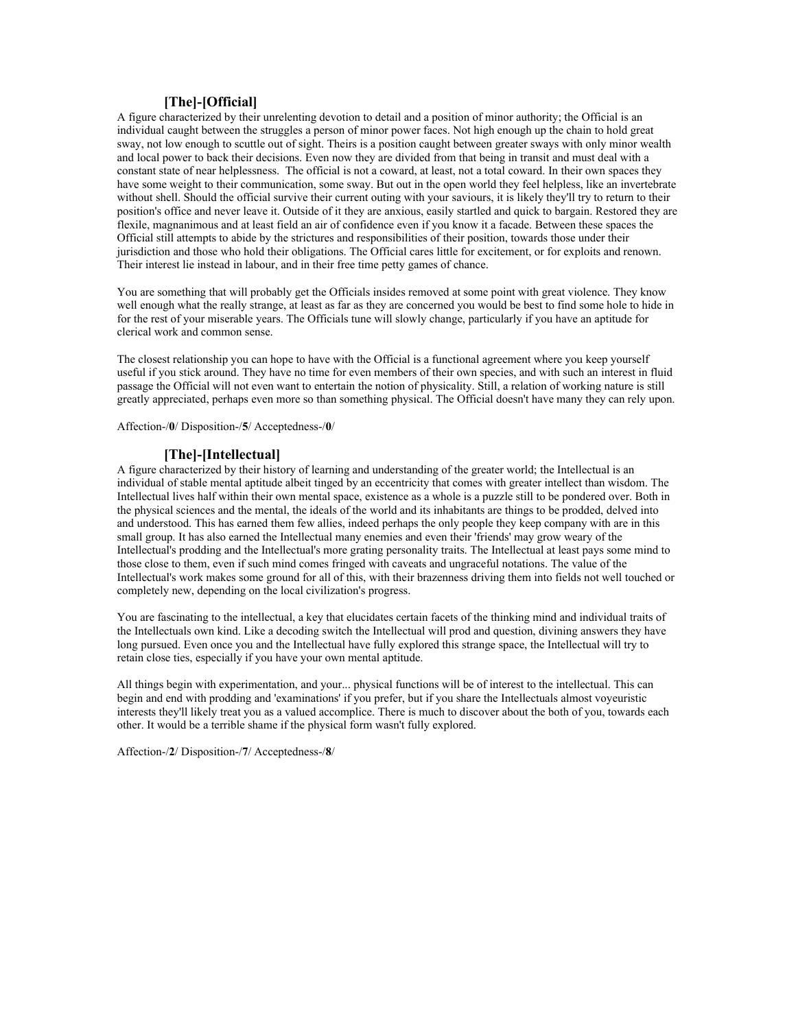### [The]-[Official]

A figure characterized by their unrelenting devotion to detail and a position of minor authority; the Official is an individual caught between the struggles a person of minor power faces. Not high enough up the chain to hold great sway, not low enough to scuttle out of sight. Theirs is a position caught between greater sways with only minor wealth and local power to back their decisions. Even now they are divided from that being in transit and must deal with a constant state of near helplessness.  The official is not a coward, at least, not a total coward. In their own spaces they have some weight to their communication, some sway. But out in the open world they feel helpless, like an invertebrate without shell. Should the official survive their current outing with your saviours, it is likely they'll try to return to their position's office and never leave it. Outside of it they are anxious, easily startled and quick to bargain. Restored they are flexile, magnanimous and at least field an air of confidence even if you know it a facade. Between these spaces the Official still attempts to abide by the strictures and responsibilities of their position, towards those under their jurisdiction and those who hold their obligations. The Official cares little for excitement, or for exploits and renown. Their interest lie instead in labour, and in their free time petty games of chance.

You are something that will probably get the Officials insides removed at some point with great violence. They know well enough what the really strange, at least as far as they are concerned you would be best to find some hole to hide in for the rest of your miserable years. The Officials tune will slowly change, particularly if you have an aptitude for clerical work and common sense.

The closest relationship you can hope to have with the Official is a functional agreement where you keep yourself useful if you stick around. They have no time for even members of their own species, and with such an interest in fluid passage the Official will not even want to entertain the notion of physicality. Still, a relation of working nature is still greatly appreciated, perhaps even more so than something physical. The Official doesn't have many they can rely upon.

Affection-/**0**/ Disposition-/**5**/ Acceptedness-/**0**/

### [The]-[Intellectual]

A figure characterized by their history of learning and understanding of the greater world; the Intellectual is an individual of stable mental aptitude albeit tinged by an eccentricity that comes with greater intellect than wisdom. The Intellectual lives half within their own mental space, existence as a whole is a puzzle still to be pondered over. Both in the physical sciences and the mental, the ideals of the world and its inhabitants are things to be prodded, delved into and understood. This has earned them few allies, indeed perhaps the only people they keep company with are in this small group. It has also earned the Intellectual many enemies and even their 'friends' may grow weary of the Intellectual's prodding and the Intellectual's more grating personality traits. The Intellectual at least pays some mind to those close to them, even if such mind comes fringed with caveats and ungraceful notations. The value of the Intellectual's work makes some ground for all of this, with their brazenness driving them into fields not well touched or completely new, depending on the local civilization's progress.

You are fascinating to the intellectual, a key that elucidates certain facets of the thinking mind and individual traits of the Intellectuals own kind. Like a decoding switch the Intellectual will prod and question, divining answers they have long pursued. Even once you and the Intellectual have fully explored this strange space, the Intellectual will try to retain close ties, especially if you have your own mental aptitude.

All things begin with experimentation, and your... physical functions will be of interest to the intellectual. This can begin and end with prodding and 'examinations' if you prefer, but if you share the Intellectuals almost voyeuristic interests they'll likely treat you as a valued accomplice. There is much to discover about the both of you, towards each other. It would be a terrible shame if the physical form wasn't fully explored.

Affection-/**2**/ Disposition-/**7**/ Acceptedness-/**8**/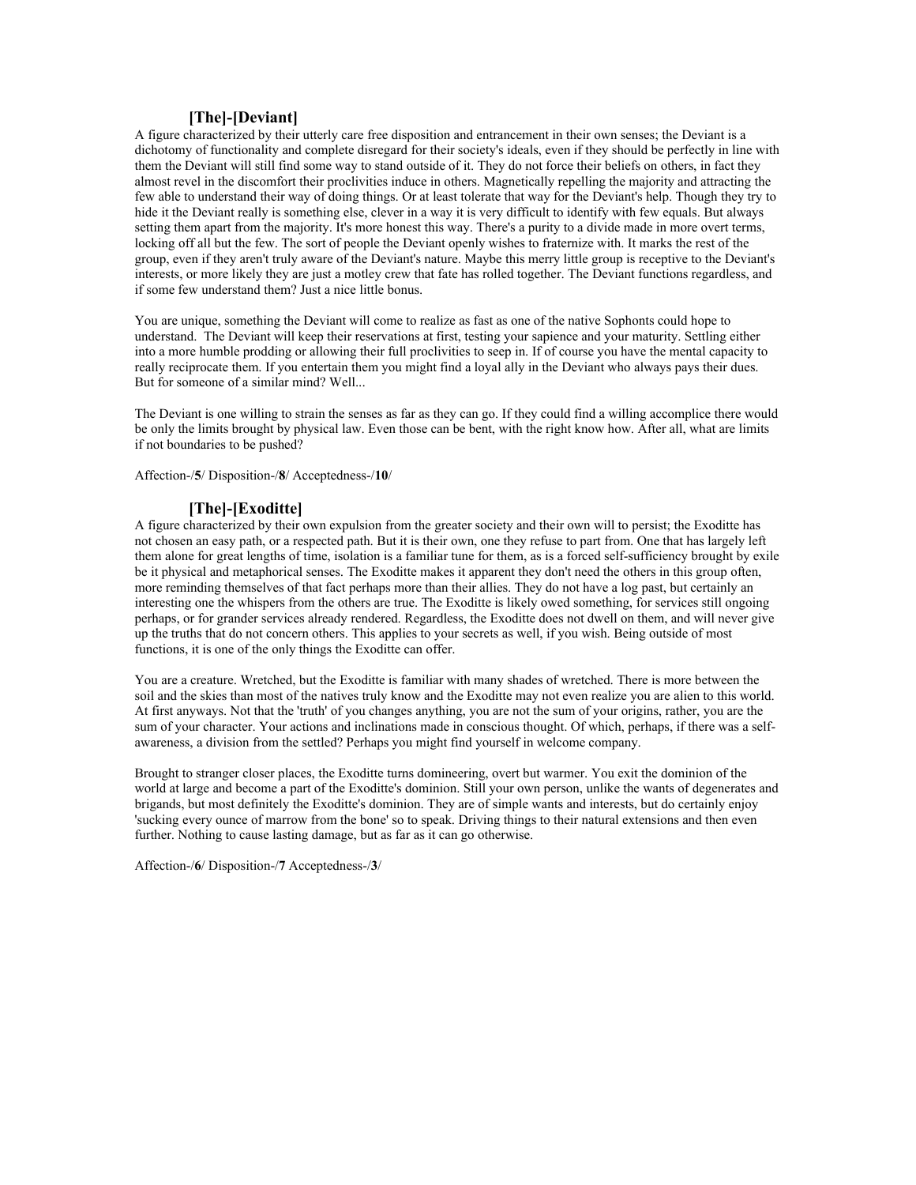### [The]-[Deviant]

A figure characterized by their utterly care free disposition and entrancement in their own senses; the Deviant is a dichotomy of functionality and complete disregard for their society's ideals, even if they should be perfectly in line with them the Deviant will still find some way to stand outside of it. They do not force their beliefs on others, in fact they almost revel in the discomfort their proclivities induce in others. Magnetically repelling the majority and attracting the few able to understand their way of doing things. Or at least tolerate that way for the Deviant's help. Though they try to hide it the Deviant really is something else, clever in a way it is very difficult to identify with few equals. But always setting them apart from the majority. It's more honest this way. There's a purity to a divide made in more overt terms, locking off all but the few. The sort of people the Deviant openly wishes to fraternize with. It marks the rest of the group, even if they aren't truly aware of the Deviant's nature. Maybe this merry little group is receptive to the Deviant's interests, or more likely they are just a motley crew that fate has rolled together. The Deviant functions regardless, and if some few understand them? Just a nice little bonus.

You are unique, something the Deviant will come to realize as fast as one of the native Sophonts could hope to understand. The Deviant will keep their reservations at first, testing your sapience and your maturity. Settling either into a more humble prodding or allowing their full proclivities to seep in. If of course you have the mental capacity to really reciprocate them. If you entertain them you might find a loyal ally in the Deviant who always pays their dues. But for someone of a similar mind? Well...

The Deviant is one willing to strain the senses as far as they can go. If they could find a willing accomplice there would be only the limits brought by physical law. Even those can be bent, with the right know how. After all, what are limits if not boundaries to be pushed?

Affection-/**5**/ Disposition-/**8**/ Acceptedness-/**10**/

### [The]-[Exoditte]

A figure characterized by their own expulsion from the greater society and their own will to persist; the Exoditte has not chosen an easy path, or a respected path. But it is their own, one they refuse to part from. One that has largely left them alone for great lengths of time, isolation is a familiar tune for them, as is a forced self-sufficiency brought by exile be it physical and metaphorical senses. The Exoditte makes it apparent they don't need the others in this group often, more reminding themselves of that fact perhaps more than their allies. They do not have a log past, but certainly an interesting one the whispers from the others are true. The Exoditte is likely owed something, for services still ongoing perhaps, or for grander services already rendered. Regardless, the Exoditte does not dwell on them, and will never give up the truths that do not concern others. This applies to your secrets as well, if you wish. Being outside of most functions, it is one of the only things the Exoditte can offer.

You are a creature. Wretched, but the Exoditte is familiar with many shades of wretched. There is more between the soil and the skies than most of the natives truly know and the Exoditte may not even realize you are alien to this world. At first anyways. Not that the 'truth' of you changes anything, you are not the sum of your origins, rather, you are the sum of your character. Your actions and inclinations made in conscious thought. Of which, perhaps, if there was a self-awareness, a division from the settled? Perhaps you might find yourself in welcome company.

Brought to stranger closer places, the Exoditte turns domineering, overt but warmer. You exit the dominion of the world at large and become a part of the Exoditte's dominion. Still your own person, unlike the wants of degenerates and brigands, but most definitely the Exoditte's dominion. They are of simple wants and interests, but do certainly enjoy 'sucking every ounce of marrow from the bone' so to speak. Driving things to their natural extensions and then even further. Nothing to cause lasting damage, but as far as it can go otherwise.

Affection-/**6**/ Disposition-/**7** Acceptedness-/**3**/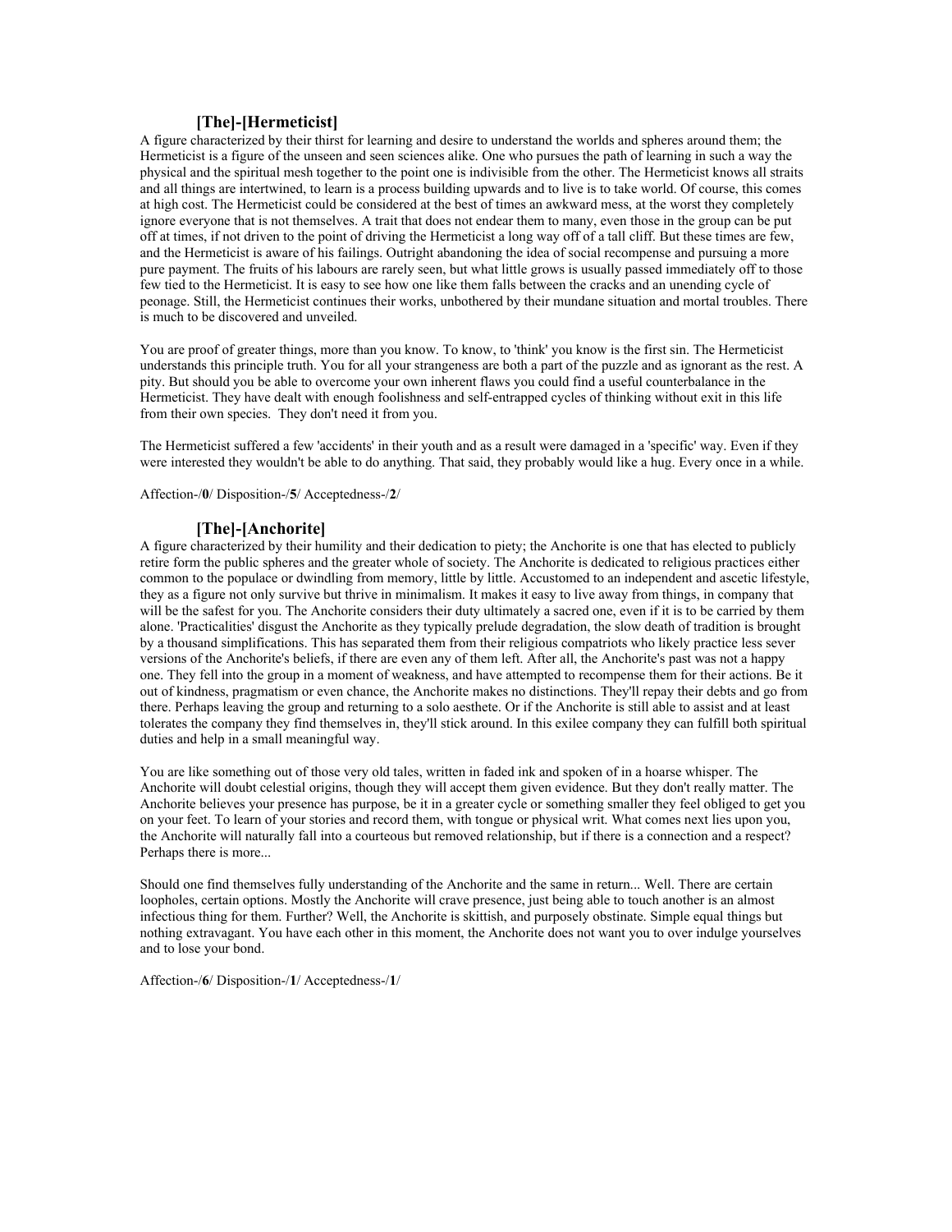### [The]-[Hermeticist]

A figure characterized by their thirst for learning and desire to understand the worlds and spheres around them; the Hermeticist is a figure of the unseen and seen sciences alike. One who pursues the path of learning in such a way the physical and the spiritual mesh together to the point one is indivisible from the other. The Hermeticist knows all straits and all things are intertwined, to learn is a process building upwards and to live is to take world. Of course, this comes at high cost. The Hermeticist could be considered at the best of times an awkward mess, at the worst they completely ignore everyone that is not themselves. A trait that does not endear them to many, even those in the group can be put off at times, if not driven to the point of driving the Hermeticist a long way off of a tall cliff. But these times are few, and the Hermeticist is aware of his failings. Outright abandoning the idea of social recompense and pursuing a more pure payment. The fruits of his labours are rarely seen, but what little grows is usually passed immediately off to those few tied to the Hermeticist. It is easy to see how one like them falls between the cracks and an unending cycle of peonage. Still, the Hermeticist continues their works, unbothered by their mundane situation and mortal troubles. There is much to be discovered and unveiled.

You are proof of greater things, more than you know. To know, to 'think' you know is the first sin. The Hermeticist understands this principle truth. You for all your strangeness are both a part of the puzzle and as ignorant as the rest. A pity. But should you be able to overcome your own inherent flaws you could find a useful counterbalance in the Hermeticist. They have dealt with enough foolishness and self-entrapped cycles of thinking without exit in this life from their own species. They don't need it from you.

The Hermeticist suffered a few 'accidents' in their youth and as a result were damaged in a 'specific' way. Even if they were interested they wouldn't be able to do anything. That said, they probably would like a hug. Every once in a while.

Affection-/**0**/ Disposition-/**5**/ Acceptedness-/**2**/

### [The]-[Anchorite]

A figure characterized by their humility and their dedication to piety; the Anchorite is one that has elected to publicly retire form the public spheres and the greater whole of society. The Anchorite is dedicated to religious practices either common to the populace or dwindling from memory, little by little. Accustomed to an independent and ascetic lifestyle, they as a figure not only survive but thrive in minimalism. It makes it easy to live away from things, in company that will be the safest for you. The Anchorite considers their duty ultimately a sacred one, even if it is to be carried by them alone. 'Practicalities' disgust the Anchorite as they typically prelude degradation, the slow death of tradition is brought by a thousand simplifications. This has separated them from their religious compatriots who likely practice less sever versions of the Anchorite's beliefs, if there are even any of them left. After all, the Anchorite's past was not a happy one. They fell into the group in a moment of weakness, and have attempted to recompense them for their actions. Be it out of kindness, pragmatism or even chance, the Anchorite makes no distinctions. They'll repay their debts and go from there. Perhaps leaving the group and returning to a solo aesthete. Or if the Anchorite is still able to assist and at least tolerates the company they find themselves in, they'll stick around. In this exilee company they can fulfill both spiritual duties and help in a small meaningful way.

You are like something out of those very old tales, written in faded ink and spoken of in a hoarse whisper. The Anchorite will doubt celestial origins, though they will accept them given evidence. But they don't really matter. The Anchorite believes your presence has purpose, be it in a greater cycle or something smaller they feel obliged to get you on your feet. To learn of your stories and record them, with tongue or physical writ. What comes next lies upon you, the Anchorite will naturally fall into a courteous but removed relationship, but if there is a connection and a respect? Perhaps there is more...

Should one find themselves fully understanding of the Anchorite and the same in return... Well. There are certain loopholes, certain options. Mostly the Anchorite will crave presence, just being able to touch another is an almost infectious thing for them. Further? Well, the Anchorite is skittish, and purposely obstinate. Simple equal things but nothing extravagant. You have each other in this moment, the Anchorite does not want you to over indulge yourselves and to lose your bond.

Affection-/**6**/ Disposition-/**1**/ Acceptedness-/**1**/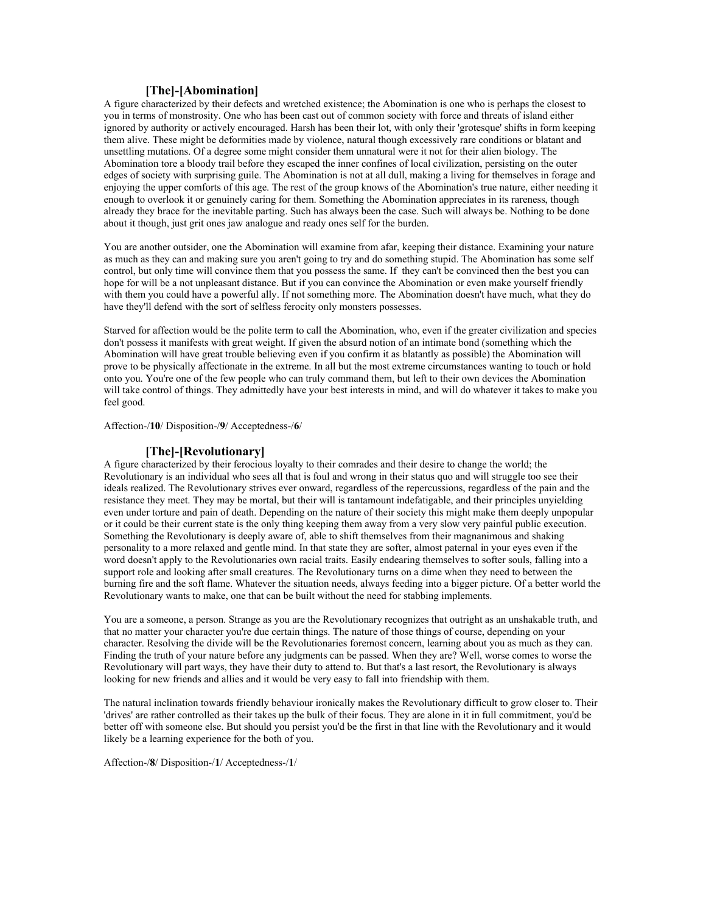### [The]-[Abomination]

A figure characterized by their defects and wretched existence; the Abomination is one who is perhaps the closest to you in terms of monstrosity. One who has been cast out of common society with force and threats of island either ignored by authority or actively encouraged. Harsh has been their lot, with only their 'grotesque' shifts in form keeping them alive. These might be deformities made by violence, natural though excessively rare conditions or blatant and unsettling mutations. Of a degree some might consider them unnatural were it not for their alien biology. The Abomination tore a bloody trail before they escaped the inner confines of local civilization, persisting on the outer edges of society with surprising guile. The Abomination is not at all dull, making a living for themselves in forage and enjoying the upper comforts of this age. The rest of the group knows of the Abomination's true nature, either needing it enough to overlook it or genuinely caring for them. Something the Abomination appreciates in its rareness, though already they brace for the inevitable parting. Such has always been the case. Such will always be. Nothing to be done about it though, just grit ones jaw analogue and ready ones self for the burden.

You are another outsider, one the Abomination will examine from afar, keeping their distance. Examining your nature as much as they can and making sure you aren't going to try and do something stupid. The Abomination has some self control, but only time will convince them that you possess the same. If they can't be convinced then the best you can hope for will be a not unpleasant distance. But if you can convince the Abomination or even make yourself friendly with them you could have a powerful ally. If not something more. The Abomination doesn't have much, what they do have they'll defend with the sort of selfless ferocity only monsters possesses.

Starved for affection would be the polite term to call the Abomination, who, even if the greater civilization and species don't possess it manifests with great weight. If given the absurd notion of an intimate bond (something which the Abomination will have great trouble believing even if you confirm it as blatantly as possible) the Abomination will prove to be physically affectionate in the extreme. In all but the most extreme circumstances wanting to touch or hold onto you. You're one of the few people who can truly command them, but left to their own devices the Abomination will take control of things. They admittedly have your best interests in mind, and will do whatever it takes to make you feel good.

Affection-/**10**/ Disposition-/**9**/ Acceptedness-/**6**/

### [The]-[Revolutionary]

A figure characterized by their ferocious loyalty to their comrades and their desire to change the world; the Revolutionary is an individual who sees all that is foul and wrong in their status quo and will struggle too see their ideals realized. The Revolutionary strives ever onward, regardless of the repercussions, regardless of the pain and the resistance they meet. They may be mortal, but their will is tantamount indefatigable, and their principles unyielding even under torture and pain of death. Depending on the nature of their society this might make them deeply unpopular or it could be their current state is the only thing keeping them away from a very slow very painful public execution. Something the Revolutionary is deeply aware of, able to shift themselves from their magnanimous and shaking personality to a more relaxed and gentle mind. In that state they are softer, almost paternal in your eyes even if the word doesn't apply to the Revolutionaries own racial traits. Easily endearing themselves to softer souls, falling into a support role and looking after small creatures. The Revolutionary turns on a dime when they need to between the burning fire and the soft flame. Whatever the situation needs, always feeding into a bigger picture. Of a better world the Revolutionary wants to make, one that can be built without the need for stabbing implements.

You are a someone, a person. Strange as you are the Revolutionary recognizes that outright as an unshakable truth, and that no matter your character you're due certain things. The nature of those things of course, depending on your character. Resolving the divide will be the Revolutionaries foremost concern, learning about you as much as they can. Finding the truth of your nature before any judgments can be passed. When they are? Well, worse comes to worse the Revolutionary will part ways, they have their duty to attend to. But that's a last resort, the Revolutionary is always looking for new friends and allies and it would be very easy to fall into friendship with them.

The natural inclination towards friendly behaviour ironically makes the Revolutionary difficult to grow closer to. Their 'drives' are rather controlled as their takes up the bulk of their focus. They are alone in it in full commitment, you'd be better off with someone else. But should you persist you'd be the first in that line with the Revolutionary and it would likely be a learning experience for the both of you.

Affection-/**8**/ Disposition-/**1**/ Acceptedness-/**1**/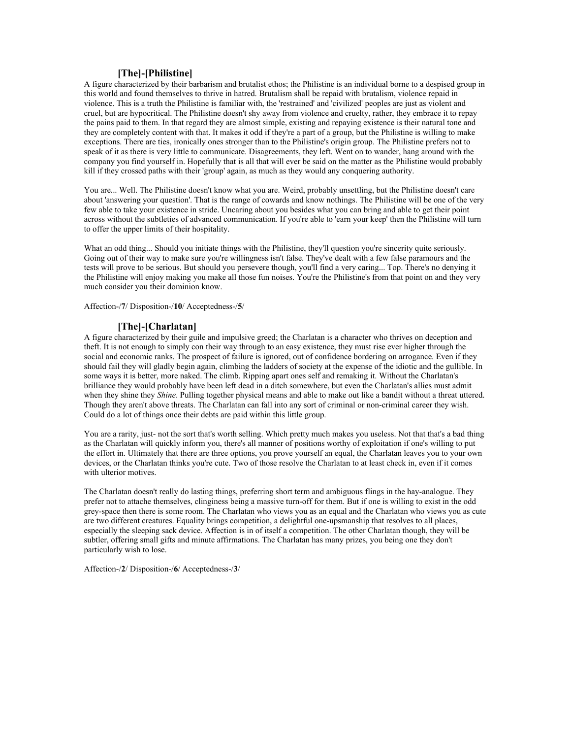### [The]-[Philistine]

A figure characterized by their barbarism and brutalist ethos; the Philistine is an individual borne to a despised group in this world and found themselves to thrive in hatred. Brutalism shall be repaid with brutalism, violence repaid in violence. This is a truth the Philistine is familiar with, the 'restrained' and 'civilized' peoples are just as violent and cruel, but are hypocritical. The Philistine doesn't shy away from violence and cruelty, rather, they embrace it to repay the pains paid to them. In that regard they are almost simple, existing and repaying existence is their natural tone and they are completely content with that. It makes it odd if they're a part of a group, but the Philistine is willing to make exceptions. There are ties, ironically ones stronger than to the Philistine's origin group. The Philistine prefers not to speak of it as there is very little to communicate. Disagreements, they left. Went on to wander, hang around with the company you find yourself in. Hopefully that is all that will ever be said on the matter as the Philistine would probably kill if they crossed paths with their 'group' again, as much as they would any conquering authority.

You are... Well. The Philistine doesn't know what you are. Weird, probably unsettling, but the Philistine doesn't care about 'answering your question'. That is the range of cowards and know nothings. The Philistine will be one of the very few able to take your existence in stride. Uncaring about you besides what you can bring and able to get their point across without the subtleties of advanced communication. If you're able to 'earn your keep' then the Philistine will turn to offer the upper limits of their hospitality.

What an odd thing... Should you initiate things with the Philistine, they'll question you're sincerity quite seriously. Going out of their way to make sure you're willingness isn't false. They've dealt with a few false paramours and the tests will prove to be serious. But should you persevere though, you'll find a very caring... Top. There's no denying it the Philistine will enjoy making you make all those fun noises. You're the Philistine's from that point on and they very much consider you their dominion know.

Affection-/**7**/ Disposition-/**10**/ Acceptedness-/**5**/

### [The]-[Charlatan]

A figure characterized by their guile and impulsive greed; the Charlatan is a character who thrives on deception and theft. It is not enough to simply con their way through to an easy existence, they must rise ever higher through the social and economic ranks. The prospect of failure is ignored, out of confidence bordering on arrogance. Even if they should fail they will gladly begin again, climbing the ladders of society at the expense of the idiotic and the gullible. In some ways it is better, more naked. The climb. Ripping apart ones self and remaking it. Without the Charlatan's brilliance they would probably have been left dead in a ditch somewhere, but even the Charlatan's allies must admit when they shine they *Shine*. Pulling together physical means and able to make out like a bandit without a threat uttered. Though they aren't above threats. The Charlatan can fall into any sort of criminal or non-criminal career they wish. Could do a lot of things once their debts are paid within this little group.

You are a rarity, just- not the sort that's worth selling. Which pretty much makes you useless. Not that that's a bad thing as the Charlatan will quickly inform you, there's all manner of positions worthy of exploitation if one's willing to put the effort in. Ultimately that there are three options, you prove yourself an equal, the Charlatan leaves you to your own devices, or the Charlatan thinks you're cute. Two of those resolve the Charlatan to at least check in, even if it comes with ulterior motives.

The Charlatan doesn't really do lasting things, preferring short term and ambiguous flings in the hay-analogue. They prefer not to attache themselves, clinginess being a massive turn-off for them. But if one is willing to exist in the odd grey-space then there is some room. The Charlatan who views you as an equal and the Charlatan who views you as cute are two different creatures. Equality brings competition, a delightful one-upsmanship that resolves to all places, especially the sleeping sack device. Affection is in of itself a competition. The other Charlatan though, they will be subtler, offering small gifts and minute affirmations. The Charlatan has many prizes, you being one they don't particularly wish to lose.

Affection-/**2**/ Disposition-/**6**/ Acceptedness-/**3**/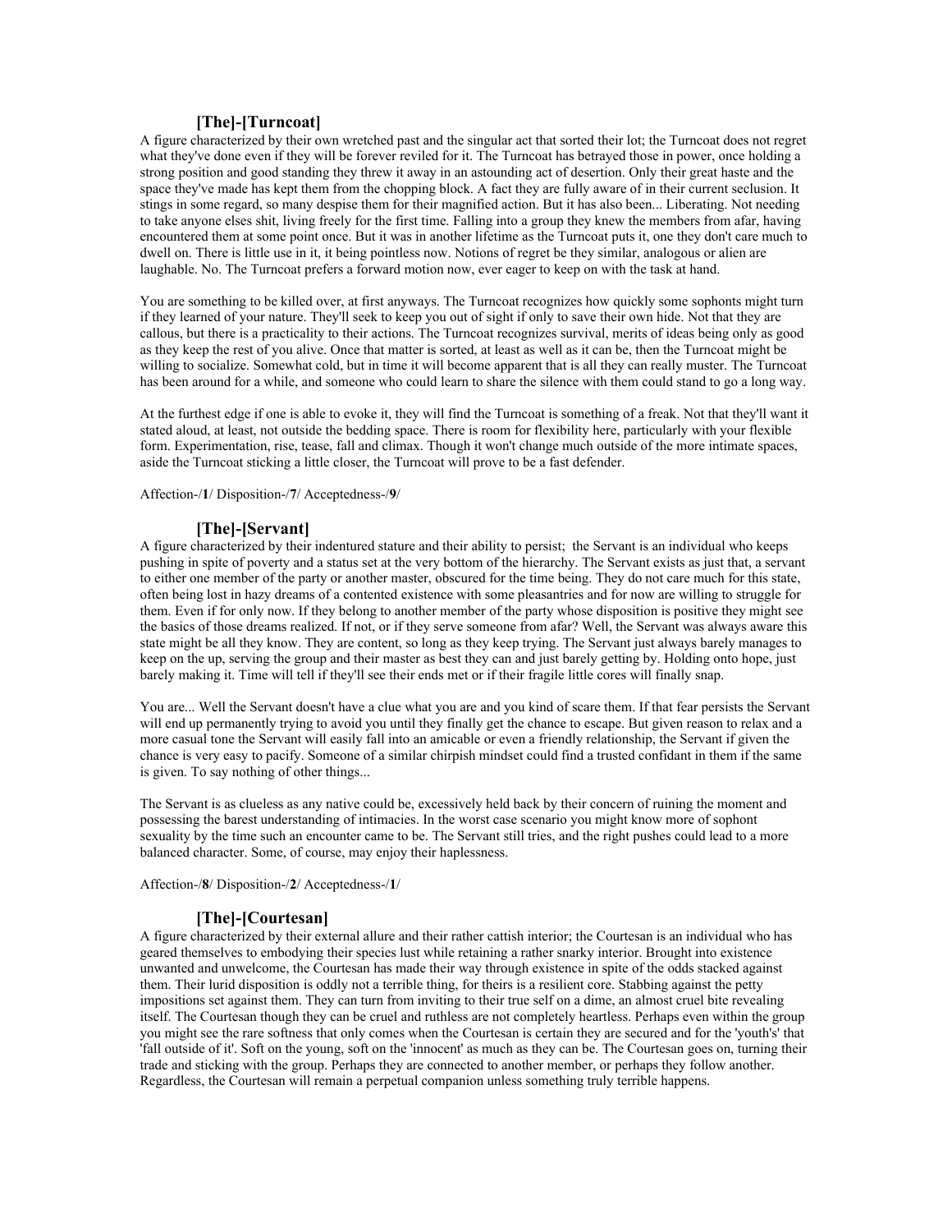### [The]-[Turncoat]

A figure characterized by their own wretched past and the singular act that sorted their lot; the Turncoat does not regret what they've done even if they will be forever reviled for it. The Turncoat has betrayed those in power, once holding a strong position and good standing they threw it away in an astounding act of desertion. Only their great haste and the space they've made has kept them from the chopping block. A fact they are fully aware of in their current seclusion. It stings in some regard, so many despise them for their magnified action. But it has also been... Liberating. Not needing to take anyone elses shit, living freely for the first time. Falling into a group they knew the members from afar, having encountered them at some point once. But it was in another lifetime as the Turncoat puts it, one they don't care much to dwell on. There is little use in it, it being pointless now. Notions of regret be they similar, analogous or alien are laughable. No. The Turncoat prefers a forward motion now, ever eager to keep on with the task at hand.

You are something to be killed over, at first anyways. The Turncoat recognizes how quickly some sophonts might turn if they learned of your nature. They'll seek to keep you out of sight if only to save their own hide. Not that they are callous, but there is a practicality to their actions. The Turncoat recognizes survival, merits of ideas being only as good as they keep the rest of you alive. Once that matter is sorted, at least as well as it can be, then the Turncoat might be willing to socialize. Somewhat cold, but in time it will become apparent that is all they can really muster. The Turncoat has been around for a while, and someone who could learn to share the silence with them could stand to go a long way.

At the furthest edge if one is able to evoke it, they will find the Turncoat is something of a freak. Not that they'll want it stated aloud, at least, not outside the bedding space. There is room for flexibility here, particularly with your flexible form. Experimentation, rise, tease, fall and climax. Though it won't change much outside of the more intimate spaces, aside the Turncoat sticking a little closer, the Turncoat will prove to be a fast defender.

Affection-/**1**/ Disposition-/**7**/ Acceptedness-/**9**/

### [The]-[Servant]

A figure characterized by their indentured stature and their ability to persist; the Servant is an individual who keeps pushing in spite of poverty and a status set at the very bottom of the hierarchy. The Servant exists as just that, a servant to either one member of the party or another master, obscured for the time being. They do not care much for this state, often being lost in hazy dreams of a contented existence with some pleasantries and for now are willing to struggle for them. Even if for only now. If they belong to another member of the party whose disposition is positive they might see the basics of those dreams realized. If not, or if they serve someone from afar? Well, the Servant was always aware this state might be all they know. They are content, so long as they keep trying. The Servant just always barely manages to keep on the up, serving the group and their master as best they can and just barely getting by. Holding onto hope, just barely making it. Time will tell if they'll see their ends met or if their fragile little cores will finally snap.

You are... Well the Servant doesn't have a clue what you are and you kind of scare them. If that fear persists the Servant will end up permanently trying to avoid you until they finally get the chance to escape. But given reason to relax and a more casual tone the Servant will easily fall into an amicable or even a friendly relationship, the Servant if given the chance is very easy to pacify. Someone of a similar chirpish mindset could find a trusted confidant in them if the same is given. To say nothing of other things...

The Servant is as clueless as any native could be, excessively held back by their concern of ruining the moment and possessing the barest understanding of intimacies. In the worst case scenario you might know more of sophont sexuality by the time such an encounter came to be. The Servant still tries, and the right pushes could lead to a more balanced character. Some, of course, may enjoy their haplessness.

Affection-/**8**/ Disposition-/**2**/ Acceptedness-/**1**/

### [The]-[Courtesan]

A figure characterized by their external allure and their rather cattish interior; the Courtesan is an individual who has geared themselves to embodying their species lust while retaining a rather snarky interior. Brought into existence unwanted and unwelcome, the Courtesan has made their way through existence in spite of the odds stacked against them. Their lurid disposition is oddly not a terrible thing, for theirs is a resilient core. Stabbing against the petty impositions set against them. They can turn from inviting to their true self on a dime, an almost cruel bite revealing itself. The Courtesan though they can be cruel and ruthless are not completely heartless. Perhaps even within the group you might see the rare softness that only comes when the Courtesan is certain they are secured and for the 'youth's' that 'fall outside of it'. Soft on the young, soft on the 'innocent' as much as they can be. The Courtesan goes on, turning their trade and sticking with the group. Perhaps they are connected to another member, or perhaps they follow another. Regardless, the Courtesan will remain a perpetual companion unless something truly terrible happens.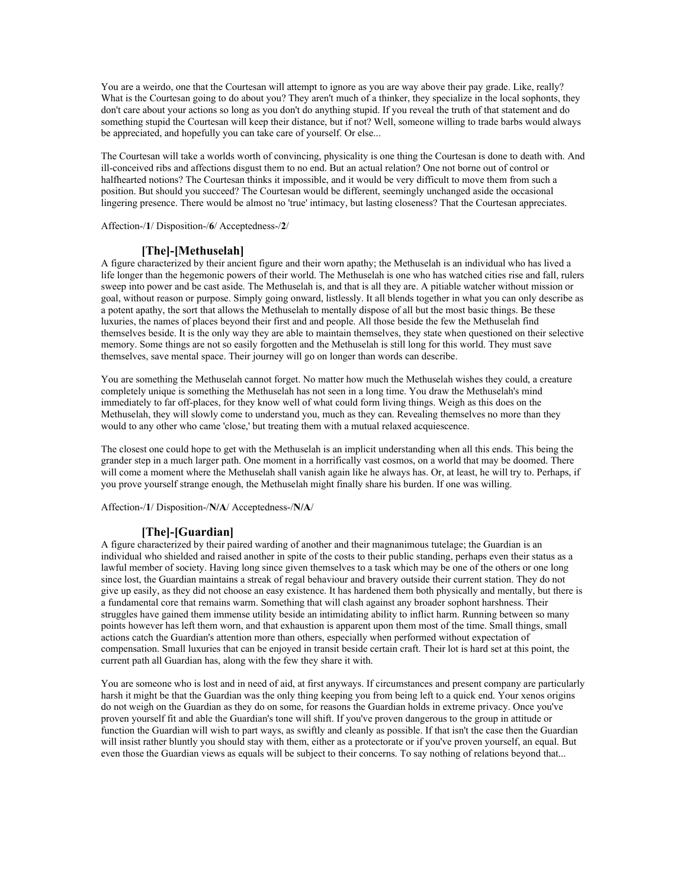You are a weirdo, one that the Courtesan will attempt to ignore as you are way above their pay grade. Like, really? What is the Courtesan going to do about you? They aren't much of a thinker, they specialize in the local sophonts, they don't care about your actions so long as you don't do anything stupid. If you reveal the truth of that statement and do something stupid the Courtesan will keep their distance, but if not? Well, someone willing to trade barbs would always be appreciated, and hopefully you can take care of yourself. Or else...

The Courtesan will take a worlds worth of convincing, physicality is one thing the Courtesan is done to death with. And ill-conceived ribs and affections disgust them to no end. But an actual relation? One not borne out of control or halfhearted notions? The Courtesan thinks it impossible, and it would be very difficult to move them from such a position. But should you succeed? The Courtesan would be different, seemingly unchanged aside the occasional lingering presence. There would be almost no 'true' intimacy, but lasting closeness? That the Courtesan appreciates.

Affection-/**1**/ Disposition-/**6**/ Acceptedness-/**2**/

### [The]-[Methuselah]

A figure characterized by their ancient figure and their worn apathy; the Methuselah is an individual who has lived a life longer than the hegemonic powers of their world. The Methuselah is one who has watched cities rise and fall, rulers sweep into power and be cast aside. The Methuselah is, and that is all they are. A pitiable watcher without mission or goal, without reason or purpose. Simply going onward, listlessly. It all blends together in what you can only describe as a potent apathy, the sort that allows the Methuselah to mentally dispose of all but the most basic things. Be these luxuries, the names of places beyond their first and and people. All those beside the few the Methuselah find themselves beside. It is the only way they are able to maintain themselves, they state when questioned on their selective memory. Some things are not so easily forgotten and the Methuselah is still long for this world. They must save themselves, save mental space. Their journey will go on longer than words can describe.

You are something the Methuselah cannot forget. No matter how much the Methuselah wishes they could, a creature completely unique is something the Methuselah has not seen in a long time. You draw the Methuselah's mind immediately to far off-places, for they know well of what could form living things. Weigh as this does on the Methuselah, they will slowly come to understand you, much as they can. Revealing themselves no more than they would to any other who came 'close,' but treating them with a mutual relaxed acquiescence.

The closest one could hope to get with the Methuselah is an implicit understanding when all this ends. This being the grander step in a much larger path. One moment in a horrifically vast cosmos, on a world that may be doomed. There will come a moment where the Methuselah shall vanish again like he always has. Or, at least, he will try to. Perhaps, if you prove yourself strange enough, the Methuselah might finally share his burden. If one was willing.

Affection-/**1**/ Disposition-/**N/A**/ Acceptedness-/**N/A**/

### [The]-[Guardian]

A figure characterized by their paired warding of another and their magnanimous tutelage; the Guardian is an individual who shielded and raised another in spite of the costs to their public standing, perhaps even their status as a lawful member of society. Having long since given themselves to a task which may be one of the others or one long since lost, the Guardian maintains a streak of regal behaviour and bravery outside their current station. They do not give up easily, as they did not choose an easy existence. It has hardened them both physically and mentally, but there is a fundamental core that remains warm. Something that will clash against any broader sophont harshness. Their struggles have gained them immense utility beside an intimidating ability to inflict harm. Running between so many points however has left them worn, and that exhaustion is apparent upon them most of the time. Small things, small actions catch the Guardian's attention more than others, especially when performed without expectation of compensation. Small luxuries that can be enjoyed in transit beside certain craft. Their lot is hard set at this point, the current path all Guardian has, along with the few they share it with.

You are someone who is lost and in need of aid, at first anyways. If circumstances and present company are particularly harsh it might be that the Guardian was the only thing keeping you from being left to a quick end. Your xenos origins do not weigh on the Guardian as they do on some, for reasons the Guardian holds in extreme privacy. Once you've proven yourself fit and able the Guardian's tone will shift. If you've proven dangerous to the group in attitude or function the Guardian will wish to part ways, as swiftly and cleanly as possible. If that isn't the case then the Guardian will insist rather bluntly you should stay with them, either as a protectorate or if you've proven yourself, an equal. But even those the Guardian views as equals will be subject to their concerns. To say nothing of relations beyond that...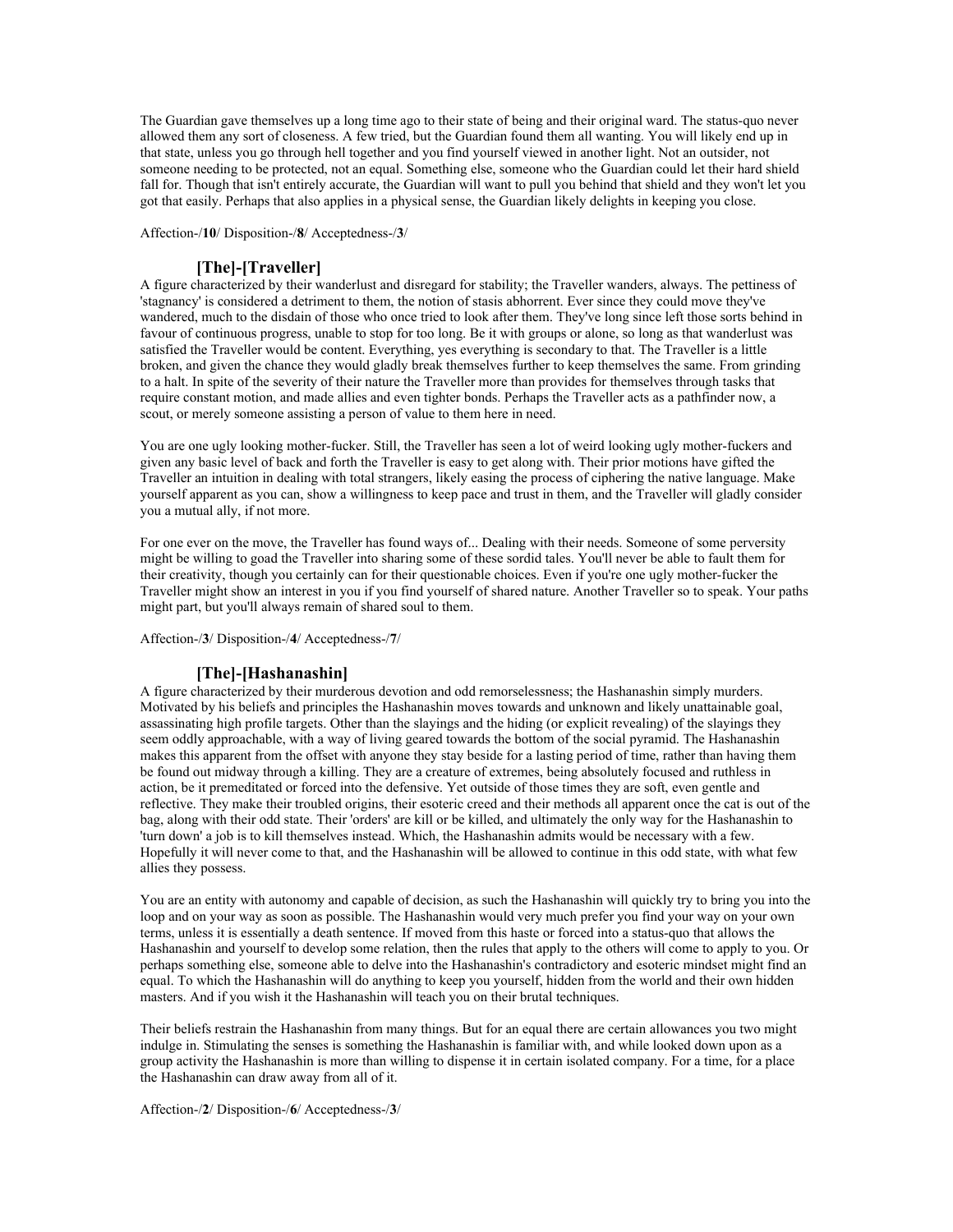The Guardian gave themselves up a long time ago to their state of being and their original ward. The status-quo never allowed them any sort of closeness. A few tried, but the Guardian found them all wanting. You will likely end up in that state, unless you go through hell together and you find yourself viewed in another light. Not an outsider, not someone needing to be protected, not an equal. Something else, someone who the Guardian could let their hard shield fall for. Though that isn't entirely accurate, the Guardian will want to pull you behind that shield and they won't let you got that easily. Perhaps that also applies in a physical sense, the Guardian likely delights in keeping you close.

Affection-/**10**/ Disposition-/**8**/ Acceptedness-/**3**/

### [The]-[Traveller]

A figure characterized by their wanderlust and disregard for stability; the Traveller wanders, always. The pettiness of 'stagnancy' is considered a detriment to them, the notion of stasis abhorrent. Ever since they could move they've wandered, much to the disdain of those who once tried to look after them. They've long since left those sorts behind in favour of continuous progress, unable to stop for too long. Be it with groups or alone, so long as that wanderlust was satisfied the Traveller would be content. Everything, yes everything is secondary to that. The Traveller is a little broken, and given the chance they would gladly break themselves further to keep themselves the same. From grinding to a halt. In spite of the severity of their nature the Traveller more than provides for themselves through tasks that require constant motion, and made allies and even tighter bonds. Perhaps the Traveller acts as a pathfinder now, a scout, or merely someone assisting a person of value to them here in need.

You are one ugly looking mother-fucker. Still, the Traveller has seen a lot of weird looking ugly mother-fuckers and given any basic level of back and forth the Traveller is easy to get along with. Their prior motions have gifted the Traveller an intuition in dealing with total strangers, likely easing the process of ciphering the native language. Make yourself apparent as you can, show a willingness to keep pace and trust in them, and the Traveller will gladly consider you a mutual ally, if not more.

For one ever on the move, the Traveller has found ways of... Dealing with their needs. Someone of some perversity might be willing to goad the Traveller into sharing some of these sordid tales. You'll never be able to fault them for their creativity, though you certainly can for their questionable choices. Even if you're one ugly mother-fucker the Traveller might show an interest in you if you find yourself of shared nature. Another Traveller so to speak. Your paths might part, but you'll always remain of shared soul to them.

Affection-/**3**/ Disposition-/**4**/ Acceptedness-/**7**/

### [The]-[Hashanashin]

A figure characterized by their murderous devotion and odd remorselessness; the Hashanashin simply murders. Motivated by his beliefs and principles the Hashanashin moves towards and unknown and likely unattainable goal, assassinating high profile targets. Other than the slayings and the hiding (or explicit revealing) of the slayings they seem oddly approachable, with a way of living geared towards the bottom of the social pyramid. The Hashanashin makes this apparent from the offset with anyone they stay beside for a lasting period of time, rather than having them be found out midway through a killing. They are a creature of extremes, being absolutely focused and ruthless in action, be it premeditated or forced into the defensive. Yet outside of those times they are soft, even gentle and reflective. They make their troubled origins, their esoteric creed and their methods all apparent once the cat is out of the bag, along with their odd state. Their 'orders' are kill or be killed, and ultimately the only way for the Hashanashin to 'turn down' a job is to kill themselves instead. Which, the Hashanashin admits would be necessary with a few. Hopefully it will never come to that, and the Hashanashin will be allowed to continue in this odd state, with what few allies they possess.

You are an entity with autonomy and capable of decision, as such the Hashanashin will quickly try to bring you into the loop and on your way as soon as possible. The Hashanashin would very much prefer you find your way on your own terms, unless it is essentially a death sentence. If moved from this haste or forced into a status-quo that allows the Hashanashin and yourself to develop some relation, then the rules that apply to the others will come to apply to you. Or perhaps something else, someone able to delve into the Hashanashin's contradictory and esoteric mindset might find an equal. To which the Hashanashin will do anything to keep you yourself, hidden from the world and their own hidden masters. And if you wish it the Hashanashin will teach you on their brutal techniques.

Their beliefs restrain the Hashanashin from many things. But for an equal there are certain allowances you two might indulge in. Stimulating the senses is something the Hashanashin is familiar with, and while looked down upon as a group activity the Hashanashin is more than willing to dispense it in certain isolated company. For a time, for a place the Hashanashin can draw away from all of it.

Affection-/**2**/ Disposition-/**6**/ Acceptedness-/**3**/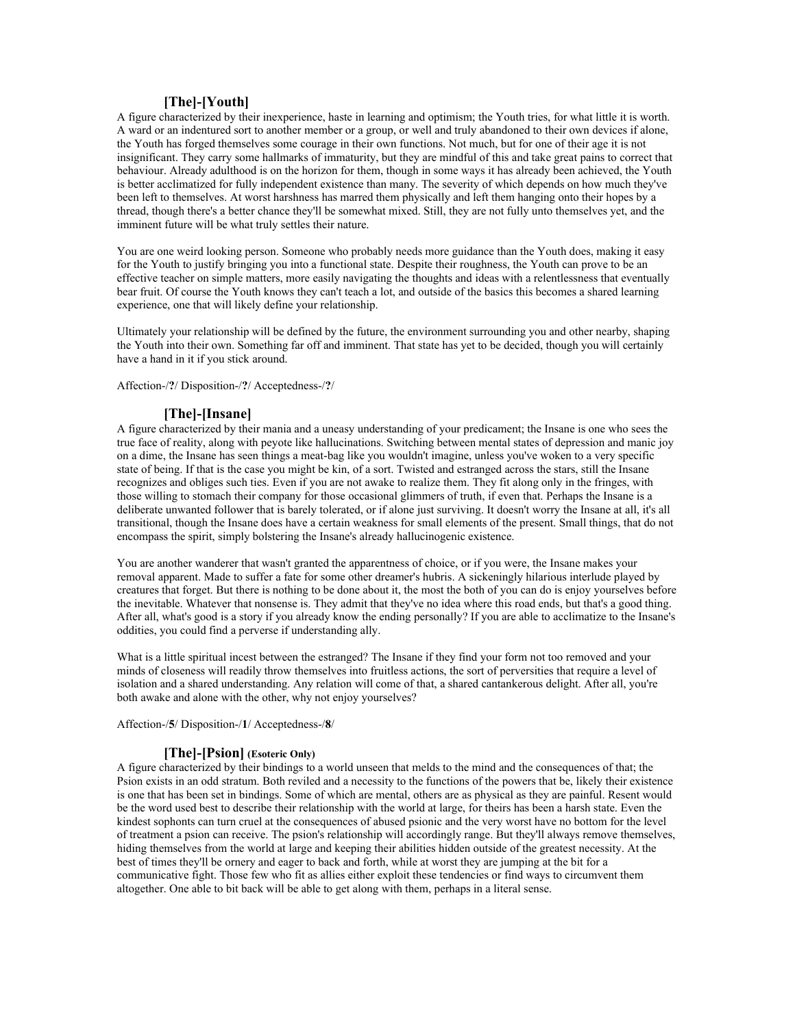### [The]-[Youth]

A figure characterized by their inexperience, haste in learning and optimism; the Youth tries, for what little it is worth. A ward or an indentured sort to another member or a group, or well and truly abandoned to their own devices if alone, the Youth has forged themselves some courage in their own functions. Not much, but for one of their age it is not insignificant. They carry some hallmarks of immaturity, but they are mindful of this and take great pains to correct that behaviour. Already adulthood is on the horizon for them, though in some ways it has already been achieved, the Youth is better acclimatized for fully independent existence than many. The severity of which depends on how much they've been left to themselves. At worst harshness has marred them physically and left them hanging onto their hopes by a thread, though there's a better chance they'll be somewhat mixed. Still, they are not fully unto themselves yet, and the imminent future will be what truly settles their nature.

You are one weird looking person. Someone who probably needs more guidance than the Youth does, making it easy for the Youth to justify bringing you into a functional state. Despite their roughness, the Youth can prove to be an effective teacher on simple matters, more easily navigating the thoughts and ideas with a relentlessness that eventually bear fruit. Of course the Youth knows they can't teach a lot, and outside of the basics this becomes a shared learning experience, one that will likely define your relationship.

Ultimately your relationship will be defined by the future, the environment surrounding you and other nearby, shaping the Youth into their own. Something far off and imminent. That state has yet to be decided, though you will certainly have a hand in it if you stick around.

Affection-/**?**/ Disposition-/**?**/ Acceptedness-/**?**/

### [The]-[Insane]

A figure characterized by their mania and a uneasy understanding of your predicament; the Insane is one who sees the true face of reality, along with peyote like hallucinations. Switching between mental states of depression and manic joy on a dime, the Insane has seen things a meat-bag like you wouldn't imagine, unless you've woken to a very specific state of being. If that is the case you might be kin, of a sort. Twisted and estranged across the stars, still the Insane recognizes and obliges such ties. Even if you are not awake to realize them. They fit along only in the fringes, with those willing to stomach their company for those occasional glimmers of truth, if even that. Perhaps the Insane is a deliberate unwanted follower that is barely tolerated, or if alone just surviving. It doesn't worry the Insane at all, it's all transitional, though the Insane does have a certain weakness for small elements of the present. Small things, that do not encompass the spirit, simply bolstering the Insane's already hallucinogenic existence.

You are another wanderer that wasn't granted the apparentness of choice, or if you were, the Insane makes your removal apparent. Made to suffer a fate for some other dreamer's hubris. A sickeningly hilarious interlude played by creatures that forget. But there is nothing to be done about it, the most the both of you can do is enjoy yourselves before the inevitable. Whatever that nonsense is. They admit that they've no idea where this road ends, but that's a good thing. After all, what's good is a story if you already know the ending personally? If you are able to acclimatize to the Insane's oddities, you could find a perverse if understanding ally.

What is a little spiritual incest between the estranged? The Insane if they find your form not too removed and your minds of closeness will readily throw themselves into fruitless actions, the sort of perversities that require a level of isolation and a shared understanding. Any relation will come of that, a shared cantankerous delight. After all, you're both awake and alone with the other, why not enjoy yourselves?

Affection-/**5**/ Disposition-/**1**/ Acceptedness-/**8**/

### [The]-[Psion] (Esoteric Only)

A figure characterized by their bindings to a world unseen that melds to the mind and the consequences of that; the Psion exists in an odd stratum. Both reviled and a necessity to the functions of the powers that be, likely their existence is one that has been set in bindings. Some of which are mental, others are as physical as they are painful. Resent would be the word used best to describe their relationship with the world at large, for theirs has been a harsh state. Even the kindest sophonts can turn cruel at the consequences of abused psionic and the very worst have no bottom for the level of treatment a psion can receive. The psion's relationship will accordingly range. But they'll always remove themselves, hiding themselves from the world at large and keeping their abilities hidden outside of the greatest necessity. At the best of times they'll be ornery and eager to back and forth, while at worst they are jumping at the bit for a communicative fight. Those few who fit as allies either exploit these tendencies or find ways to circumvent them altogether. One able to bit back will be able to get along with them, perhaps in a literal sense.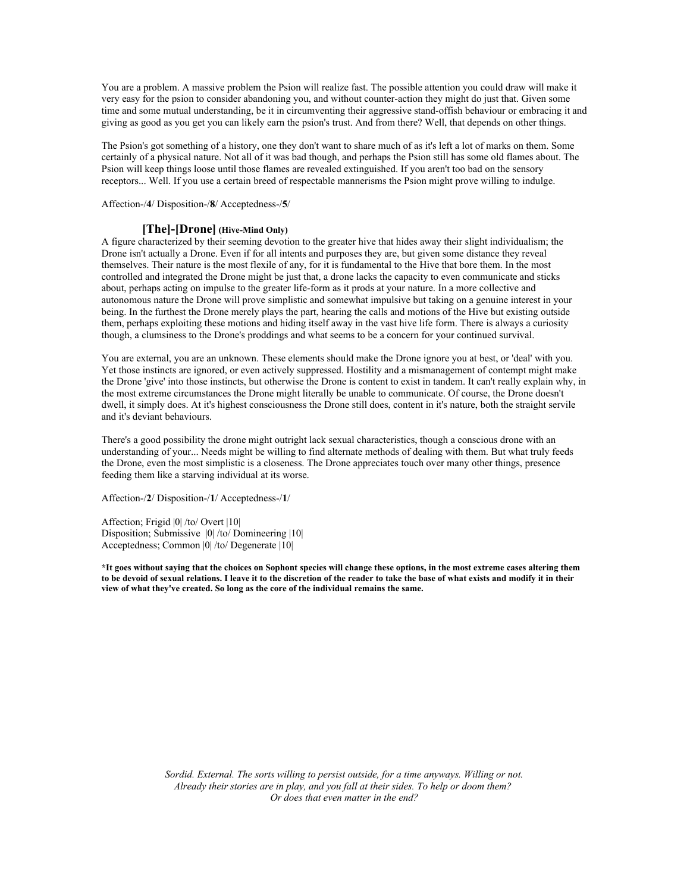You are a problem. A massive problem the Psion will realize fast. The possible attention you could draw will make it very easy for the psion to consider abandoning you, and without counter-action they might do just that. Given some time and some mutual understanding, be it in circumventing their aggressive stand-offish behaviour or embracing it and giving as good as you get you can likely earn the psion's trust. And from there? Well, that depends on other things.

The Psion's got something of a history, one they don't want to share much of as it's left a lot of marks on them. Some certainly of a physical nature. Not all of it was bad though, and perhaps the Psion still has some old flames about. The Psion will keep things loose until those flames are revealed extinguished. If you aren't too bad on the sensory receptors... Well. If you use a certain breed of respectable mannerisms the Psion might prove willing to indulge.

Affection-/**4**/ Disposition-/**8**/ Acceptedness-/**5**/

### [The]-[Drone] **(Hive-Mind Only)**

A figure characterized by their seeming devotion to the greater hive that hides away their slight individualism; the Drone isn't actually a Drone. Even if for all intents and purposes they are, but given some distance they reveal themselves. Their nature is the most flexile of any, for it is fundamental to the Hive that bore them. In the most controlled and integrated the Drone might be just that, a drone lacks the capacity to even communicate and sticks about, perhaps acting on impulse to the greater life-form as it prods at your nature. In a more collective and autonomous nature the Drone will prove simplistic and somewhat impulsive but taking on a genuine interest in your being. In the furthest the Drone merely plays the part, hearing the calls and motions of the Hive but existing outside them, perhaps exploiting these motions and hiding itself away in the vast hive life form. There is always a curiosity though, a clumsiness to the Drone's proddings and what seems to be a concern for your continued survival.

You are external, you are an unknown. These elements should make the Drone ignore you at best, or 'deal' with you. Yet those instincts are ignored, or even actively suppressed. Hostility and a mismanagement of contempt might make the Drone 'give' into those instincts, but otherwise the Drone is content to exist in tandem. It can't really explain why, in the most extreme circumstances the Drone might literally be unable to communicate. Of course, the Drone doesn't dwell, it simply does. At it's highest consciousness the Drone still does, content in it's nature, both the straight servile and it's deviant behaviours.

There's a good possibility the drone might outright lack sexual characteristics, though a conscious drone with an understanding of your... Needs might be willing to find alternate methods of dealing with them. But what truly feeds the Drone, even the most simplistic is a closeness. The Drone appreciates touch over many other things, presence feeding them like a starving individual at its worse.

Affection-/**2**/ Disposition-/**1**/ Acceptedness-/**1**/

Affection; Frigid |0| /to/ Overt |10|
Disposition; Submissive |0| /to/ Domineering |10|
Acceptedness; Common |0| /to/ Degenerate |10|

***It goes without saying that the choices on Sophont species will change these options, in the most extreme cases altering them to be devoid of sexual relations. I leave it to the discretion of the reader to take the base of what exists and modify it in their view of what they've created. So long as the core of the individual remains the same.**

*Sordid. External. The sorts willing to persist outside, for a time anyways. Willing or not. Already their stories are in play, and you fall at their sides. To help or doom them? Or does that even matter in the end?*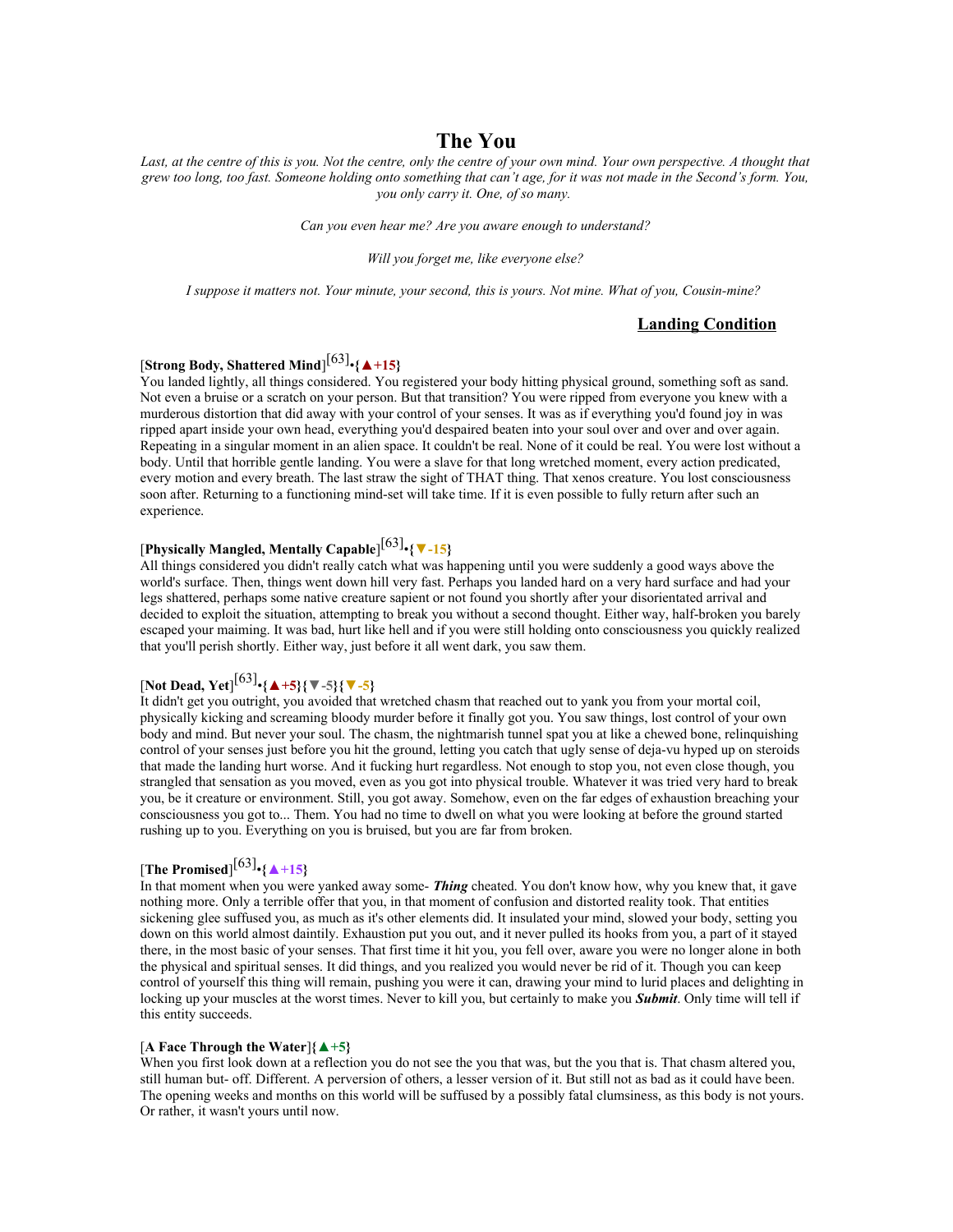# The You

*Last, at the centre of this is you. Not the centre, only the centre of your own mind. Your own perspective. A thought that grew too long, too fast. Someone holding onto something that can't age, for it was not made in the Second's form. You, you only carry it. One, of so many.*

*Can you even hear me? Are you aware enough to understand?*

*Will you forget me, like everyone else?*

*I suppose it matters not. Your minute, your second, this is yours. Not mine. What of you, Cousin-mine?*

## Landing Condition

[**Strong Body, Shattered Mind**][63]•{▲+15}
You landed lightly, all things considered. You registered your body hitting physical ground, something soft as sand. Not even a bruise or a scratch on your person. But that transition? You were ripped from everyone you knew with a murderous distortion that did away with your control of your senses. It was as if everything you'd found joy in was ripped apart inside your own head, everything you'd despaired beaten into your soul over and over and over again. Repeating in a singular moment in an alien space. It couldn't be real. None of it could be real. You were lost without a body. Until that horrible gentle landing. You were a slave for that long wretched moment, every action predicated, every motion and every breath. The last straw the sight of THAT thing. That xenos creature. You lost consciousness soon after. Returning to a functioning mind-set will take time. If it is even possible to fully return after such an experience.

[**Physically Mangled, Mentally Capable**][63]•{▼-15}
All things considered you didn't really catch what was happening until you were suddenly a good ways above the world's surface. Then, things went down hill very fast. Perhaps you landed hard on a very hard surface and had your legs shattered, perhaps some native creature sapient or not found you shortly after your disorientated arrival and decided to exploit the situation, attempting to break you without a second thought. Either way, half-broken you barely escaped your maiming. It was bad, hurt like hell and if you were still holding onto consciousness you quickly realized that you'll perish shortly. Either way, just before it all went dark, you saw them.

[**Not Dead, Yet**][63]•{▲+5}{▼-5}{▼-5}
It didn't get you outright, you avoided that wretched chasm that reached out to yank you from your mortal coil, physically kicking and screaming bloody murder before it finally got you. You saw things, lost control of your own body and mind. But never your soul. The chasm, the nightmarish tunnel spat you at like a chewed bone, relinquishing control of your senses just before you hit the ground, letting you catch that ugly sense of deja-vu hyped up on steroids that made the landing hurt worse. And it fucking hurt regardless. Not enough to stop you, not even close though, you strangled that sensation as you moved, even as you got into physical trouble. Whatever it was tried very hard to break you, be it creature or environment. Still, you got away. Somehow, even on the far edges of exhaustion breaching your consciousness you got to... Them. You had no time to dwell on what you were looking at before the ground started rushing up to you. Everything on you is bruised, but you are far from broken.

[**The Promised**][63]•{▲+15}
In that moment when you were yanked away some- ***Thing*** cheated. You don't know how, why you knew that, it gave nothing more. Only a terrible offer that you, in that moment of confusion and distorted reality took. That entities sickening glee suffused you, as much as it's other elements did. It insulated your mind, slowed your body, setting you down on this world almost daintily. Exhaustion put you out, and it never pulled its hooks from you, a part of it stayed there, in the most basic of your senses. That first time it hit you, you fell over, aware you were no longer alone in both the physical and spiritual senses. It did things, and you realized you would never be rid of it. Though you can keep control of yourself this thing will remain, pushing you were it can, drawing your mind to lurid places and delighting in locking up your muscles at the worst times. Never to kill you, but certainly to make you ***Submit***. Only time will tell if this entity succeeds.

[**A Face Through the Water**]{▲+5}
When you first look down at a reflection you do not see the you that was, but the you that is. That chasm altered you, still human but- off. Different. A perversion of others, a lesser version of it. But still not as bad as it could have been. The opening weeks and months on this world will be suffused by a possibly fatal clumsiness, as this body is not yours. Or rather, it wasn't yours until now.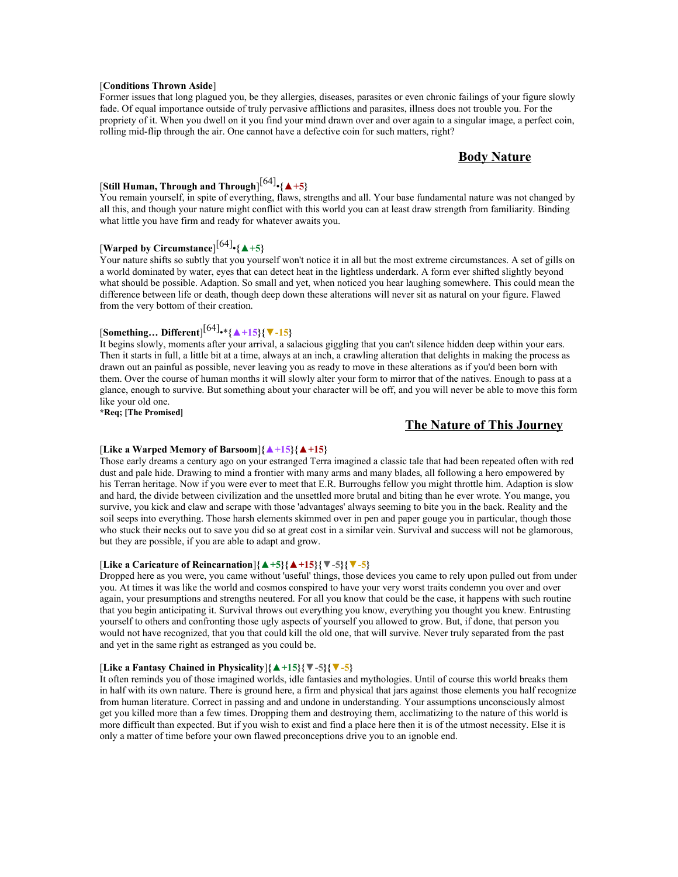[**Conditions Thrown Aside**]
Former issues that long plagued you, be they allergies, diseases, parasites or even chronic failings of your figure slowly fade. Of equal importance outside of truly pervasive afflictions and parasites, illness does not trouble you. For the propriety of it. When you dwell on it you find your mind drawn over and over again to a singular image, a perfect coin, rolling mid-flip through the air. One cannot have a defective coin for such matters, right?

## Body Nature

[**Still Human, Through and Through**][64]•{▲+5}
You remain yourself, in spite of everything, flaws, strengths and all. Your base fundamental nature was not changed by all this, and though your nature might conflict with this world you can at least draw strength from familiarity. Binding what little you have firm and ready for whatever awaits you.

[**Warped by Circumstance**][64]•{▲+5}
Your nature shifts so subtly that you yourself won't notice it in all but the most extreme circumstances. A set of gills on a world dominated by water, eyes that can detect heat in the lightless underdark. A form ever shifted slightly beyond what should be possible. Adaption. So small and yet, when noticed you hear laughing somewhere. This could mean the difference between life or death, though deep down these alterations will never sit as natural on your figure. Flawed from the very bottom of their creation.

[**Something… Different**][64]•*{▲+15}{▼-15}
It begins slowly, moments after your arrival, a salacious giggling that you can't silence hidden deep within your ears. Then it starts in full, a little bit at a time, always at an inch, a crawling alteration that delights in making the process as drawn out an painful as possible, never leaving you as ready to move in these alterations as if you'd been born with them. Over the course of human months it will slowly alter your form to mirror that of the natives. Enough to pass at a glance, enough to survive. But something about your character will be off, and you will never be able to move this form like your old one.
**\*Req; [The Promised]**

## The Nature of This Journey

[**Like a Warped Memory of Barsoom**]{▲+15}{▲+15}
Those early dreams a century ago on your estranged Terra imagined a classic tale that had been repeated often with red dust and pale hide. Drawing to mind a frontier with many arms and many blades, all following a hero empowered by his Terran heritage. Now if you were ever to meet that E.R. Burroughs fellow you might throttle him. Adaption is slow and hard, the divide between civilization and the unsettled more brutal and biting than he ever wrote. You mange, you survive, you kick and claw and scrape with those 'advantages' always seeming to bite you in the back. Reality and the soil seeps into everything. Those harsh elements skimmed over in pen and paper gouge you in particular, though those who stuck their necks out to save you did so at great cost in a similar vein. Survival and success will not be glamorous, but they are possible, if you are able to adapt and grow.

[**Like a Caricature of Reincarnation**]{▲+5}{▲+15}{▼-5}{▼-5}
Dropped here as you were, you came without 'useful' things, those devices you came to rely upon pulled out from under you. At times it was like the world and cosmos conspired to have your very worst traits condemn you over and over again, your presumptions and strengths neutered. For all you know that could be the case, it happens with such routine that you begin anticipating it. Survival throws out everything you know, everything you thought you knew. Entrusting yourself to others and confronting those ugly aspects of yourself you allowed to grow. But, if done, that person you would not have recognized, that you that could kill the old one, that will survive. Never truly separated from the past and yet in the same right as estranged as you could be.

[**Like a Fantasy Chained in Physicality**]{▲+15}{▼-5}{▼-5}
It often reminds you of those imagined worlds, idle fantasies and mythologies. Until of course this world breaks them in half with its own nature. There is ground here, a firm and physical that jars against those elements you half recognize from human literature. Correct in passing and undone in understanding. Your assumptions unconsciously almost get you killed more than a few times. Dropping them and destroying them, acclimatizing to the nature of this world is more difficult than expected. But if you wish to exist and find a place here then it is of the utmost necessity. Else it is only a matter of time before your own flawed preconceptions drive you to an ignoble end.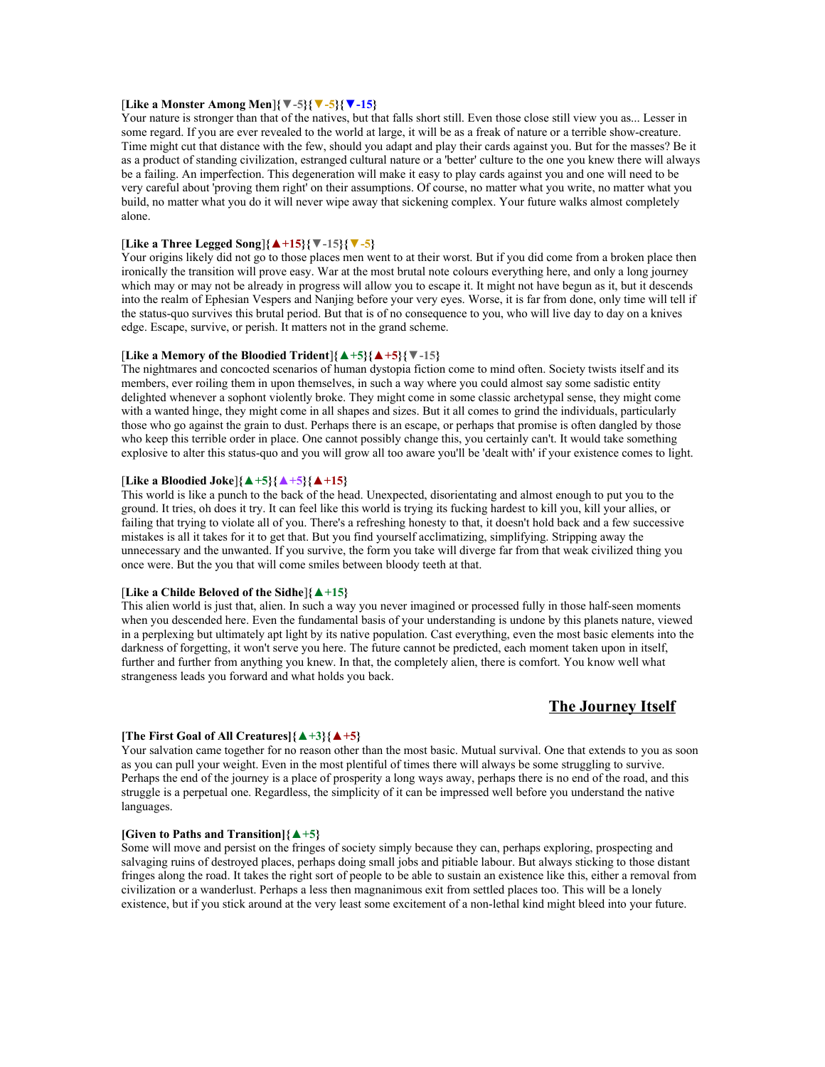**[Like a Monster Among Men]{▼-5}{▼-5}{▼-15}**
Your nature is stronger than that of the natives, but that falls short still. Even those close still view you as... Lesser in some regard. If you are ever revealed to the world at large, it will be as a freak of nature or a terrible show-creature. Time might cut that distance with the few, should you adapt and play their cards against you. But for the masses? Be it as a product of standing civilization, estranged cultural nature or a 'better' culture to the one you knew there will always be a failing. An imperfection. This degeneration will make it easy to play cards against you and one will need to be very careful about 'proving them right' on their assumptions. Of course, no matter what you write, no matter what you build, no matter what you do it will never wipe away that sickening complex. Your future walks almost completely alone.

**[Like a Three Legged Song]{▲+15}{▼-15}{▼-5}**
Your origins likely did not go to those places men went to at their worst. But if you did come from a broken place then ironically the transition will prove easy. War at the most brutal note colours everything here, and only a long journey which may or may not be already in progress will allow you to escape it. It might not have begun as it, but it descends into the realm of Ephesian Vespers and Nanjing before your very eyes. Worse, it is far from done, only time will tell if the status-quo survives this brutal period. But that is of no consequence to you, who will live day to day on a knives edge. Escape, survive, or perish. It matters not in the grand scheme.

**[Like a Memory of the Bloodied Trident]{▲+5}{▲+5}{▼-15}**
The nightmares and concocted scenarios of human dystopia fiction come to mind often. Society twists itself and its members, ever roiling them in upon themselves, in such a way where you could almost say some sadistic entity delighted whenever a sophont violently broke. They might come in some classic archetypal sense, they might come with a wanted hinge, they might come in all shapes and sizes. But it all comes to grind the individuals, particularly those who go against the grain to dust. Perhaps there is an escape, or perhaps that promise is often dangled by those who keep this terrible order in place. One cannot possibly change this, you certainly can't. It would take something explosive to alter this status-quo and you will grow all too aware you'll be 'dealt with' if your existence comes to light.

**[Like a Bloodied Joke]{▲+5}{▲+5}{▲+15}**
This world is like a punch to the back of the head. Unexpected, disorientating and almost enough to put you to the ground. It tries, oh does it try. It can feel like this world is trying its fucking hardest to kill you, kill your allies, or failing that trying to violate all of you. There's a refreshing honesty to that, it doesn't hold back and a few successive mistakes is all it takes for it to get that. But you find yourself acclimatizing, simplifying. Stripping away the unnecessary and the unwanted. If you survive, the form you take will diverge far from that weak civilized thing you once were. But the you that will come smiles between bloody teeth at that.

**[Like a Childe Beloved of the Sidhe]{▲+15}**
This alien world is just that, alien. In such a way you never imagined or processed fully in those half-seen moments when you descended here. Even the fundamental basis of your understanding is undone by this planets nature, viewed in a perplexing but ultimately apt light by its native population. Cast everything, even the most basic elements into the darkness of forgetting, it won't serve you here. The future cannot be predicted, each moment taken upon in itself, further and further from anything you knew. In that, the completely alien, there is comfort. You know well what strangeness leads you forward and what holds you back.

## The Journey Itself

**[The First Goal of All Creatures]{▲+3}{▲+5}**
Your salvation came together for no reason other than the most basic. Mutual survival. One that extends to you as soon as you can pull your weight. Even in the most plentiful of times there will always be some struggling to survive. Perhaps the end of the journey is a place of prosperity a long ways away, perhaps there is no end of the road, and this struggle is a perpetual one. Regardless, the simplicity of it can be impressed well before you understand the native languages.

**[Given to Paths and Transition]{▲+5}**
Some will move and persist on the fringes of society simply because they can, perhaps exploring, prospecting and salvaging ruins of destroyed places, perhaps doing small jobs and pitiable labour. But always sticking to those distant fringes along the road. It takes the right sort of people to be able to sustain an existence like this, either a removal from civilization or a wanderlust. Perhaps a less then magnanimous exit from settled places too. This will be a lonely existence, but if you stick around at the very least some excitement of a non-lethal kind might bleed into your future.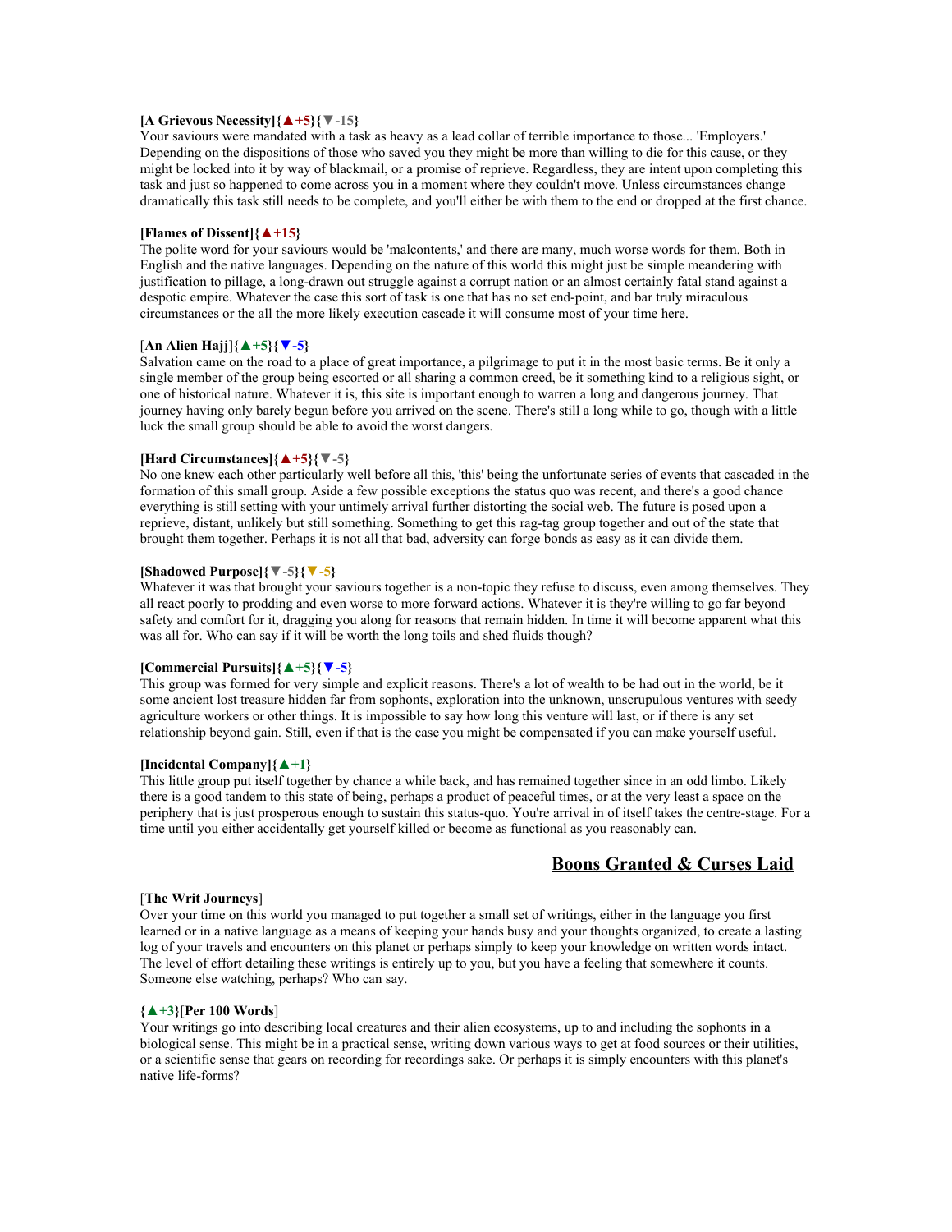**[A Grievous Necessity]{▲+5}{▼-15}**
Your saviours were mandated with a task as heavy as a lead collar of terrible importance to those... 'Employers.' Depending on the dispositions of those who saved you they might be more than willing to die for this cause, or they might be locked into it by way of blackmail, or a promise of reprieve. Regardless, they are intent upon completing this task and just so happened to come across you in a moment where they couldn't move. Unless circumstances change dramatically this task still needs to be complete, and you'll either be with them to the end or dropped at the first chance.

**[Flames of Dissent]{▲+15}**
The polite word for your saviours would be 'malcontents,' and there are many, much worse words for them. Both in English and the native languages. Depending on the nature of this world this might just be simple meandering with justification to pillage, a long-drawn out struggle against a corrupt nation or an almost certainly fatal stand against a despotic empire. Whatever the case this sort of task is one that has no set end-point, and bar truly miraculous circumstances or the all the more likely execution cascade it will consume most of your time here.

[**An Alien Hajj**]**{▲+5}{▼-5}**
Salvation came on the road to a place of great importance, a pilgrimage to put it in the most basic terms. Be it only a single member of the group being escorted or all sharing a common creed, be it something kind to a religious sight, or one of historical nature. Whatever it is, this site is important enough to warren a long and dangerous journey. That journey having only barely begun before you arrived on the scene. There's still a long while to go, though with a little luck the small group should be able to avoid the worst dangers.

**[Hard Circumstances]{▲+5}{▼-5}**
No one knew each other particularly well before all this, 'this' being the unfortunate series of events that cascaded in the formation of this small group. Aside a few possible exceptions the status quo was recent, and there's a good chance everything is still setting with your untimely arrival further distorting the social web. The future is posed upon a reprieve, distant, unlikely but still something. Something to get this rag-tag group together and out of the state that brought them together. Perhaps it is not all that bad, adversity can forge bonds as easy as it can divide them.

**[Shadowed Purpose]{▼-5}{▼-5}**
Whatever it was that brought your saviours together is a non-topic they refuse to discuss, even among themselves. They all react poorly to prodding and even worse to more forward actions. Whatever it is they're willing to go far beyond safety and comfort for it, dragging you along for reasons that remain hidden. In time it will become apparent what this was all for. Who can say if it will be worth the long toils and shed fluids though?

**[Commercial Pursuits]{▲+5}{▼-5}**
This group was formed for very simple and explicit reasons. There's a lot of wealth to be had out in the world, be it some ancient lost treasure hidden far from sophonts, exploration into the unknown, unscrupulous ventures with seedy agriculture workers or other things. It is impossible to say how long this venture will last, or if there is any set relationship beyond gain. Still, even if that is the case you might be compensated if you can make yourself useful.

**[Incidental Company]{▲+1}**
This little group put itself together by chance a while back, and has remained together since in an odd limbo. Likely there is a good tandem to this state of being, perhaps a product of peaceful times, or at the very least a space on the periphery that is just prosperous enough to sustain this status-quo. You're arrival in of itself takes the centre-stage. For a time until you either accidentally get yourself killed or become as functional as you reasonably can.

## Boons Granted & Curses Laid

[**The Writ Journeys**]
Over your time on this world you managed to put together a small set of writings, either in the language you first learned or in a native language as a means of keeping your hands busy and your thoughts organized, to create a lasting log of your travels and encounters on this planet or perhaps simply to keep your knowledge on written words intact. The level of effort detailing these writings is entirely up to you, but you have a feeling that somewhere it counts. Someone else watching, perhaps? Who can say.

**{▲+3}**[**Per 100 Words**]
Your writings go into describing local creatures and their alien ecosystems, up to and including the sophonts in a biological sense. This might be in a practical sense, writing down various ways to get at food sources or their utilities, or a scientific sense that gears on recording for recordings sake. Or perhaps it is simply encounters with this planet's native life-forms?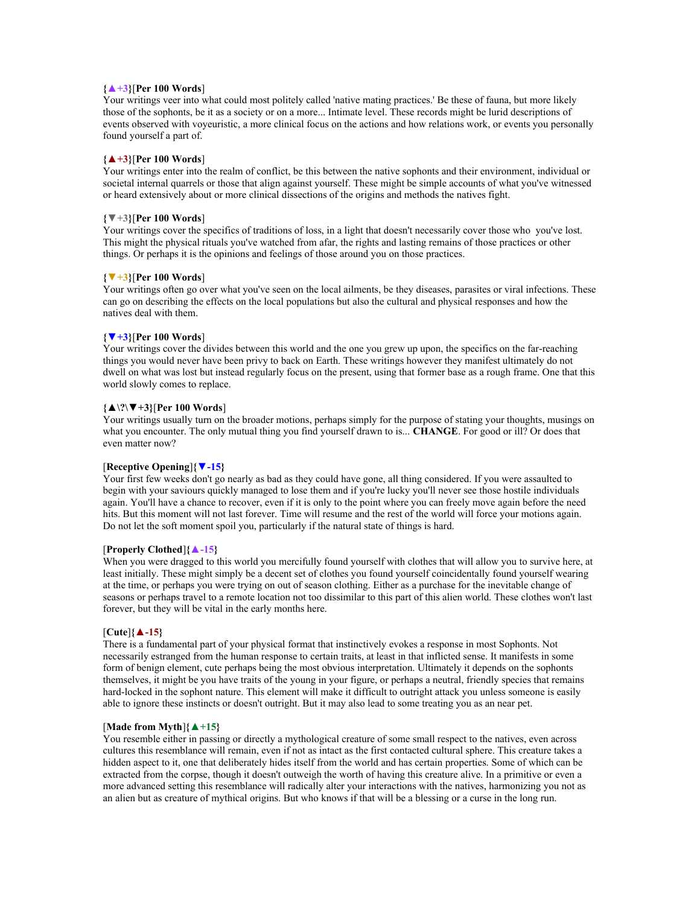**{▲+3}**[**Per 100 Words**]
Your writings veer into what could most politely called 'native mating practices.' Be these of fauna, but more likely those of the sophonts, be it as a society or on a more... Intimate level. These records might be lurid descriptions of events observed with voyeuristic, a more clinical focus on the actions and how relations work, or events you personally found yourself a part of.

**{▲+3}**[**Per 100 Words**]
Your writings enter into the realm of conflict, be this between the native sophonts and their environment, individual or societal internal quarrels or those that align against yourself. These might be simple accounts of what you've witnessed or heard extensively about or more clinical dissections of the origins and methods the natives fight.

**{▼+3}**[**Per 100 Words**]
Your writings cover the specifics of traditions of loss, in a light that doesn't necessarily cover those who you've lost. This might the physical rituals you've watched from afar, the rights and lasting remains of those practices or other things. Or perhaps it is the opinions and feelings of those around you on those practices.

**{▼+3}**[**Per 100 Words**]
Your writings often go over what you've seen on the local ailments, be they diseases, parasites or viral infections. These can go on describing the effects on the local populations but also the cultural and physical responses and how the natives deal with them.

**{▼+3}**[**Per 100 Words**]
Your writings cover the divides between this world and the one you grew up upon, the specifics on the far-reaching things you would never have been privy to back on Earth. These writings however they manifest ultimately do not dwell on what was lost but instead regularly focus on the present, using that former base as a rough frame. One that this world slowly comes to replace.

**{▲\?\▼+3}**[**Per 100 Words**]
Your writings usually turn on the broader motions, perhaps simply for the purpose of stating your thoughts, musings on what you encounter. The only mutual thing you find yourself drawn to is... **CHANGE**. For good or ill? Or does that even matter now?

[**Receptive Opening**]**{▼-15}**
Your first few weeks don't go nearly as bad as they could have gone, all thing considered. If you were assaulted to begin with your saviours quickly managed to lose them and if you're lucky you'll never see those hostile individuals again. You'll have a chance to recover, even if it is only to the point where you can freely move again before the need hits. But this moment will not last forever. Time will resume and the rest of the world will force your motions again. Do not let the soft moment spoil you, particularly if the natural state of things is hard.

[**Properly Clothed**]**{▲-15}**
When you were dragged to this world you mercifully found yourself with clothes that will allow you to survive here, at least initially. These might simply be a decent set of clothes you found yourself coincidentally found yourself wearing at the time, or perhaps you were trying on out of season clothing. Either as a purchase for the inevitable change of seasons or perhaps travel to a remote location not too dissimilar to this part of this alien world. These clothes won't last forever, but they will be vital in the early months here.

[**Cute**]**{▲-15}**
There is a fundamental part of your physical format that instinctively evokes a response in most Sophonts. Not necessarily estranged from the human response to certain traits, at least in that inflicted sense. It manifests in some form of benign element, cute perhaps being the most obvious interpretation. Ultimately it depends on the sophonts themselves, it might be you have traits of the young in your figure, or perhaps a neutral, friendly species that remains hard-locked in the sophont nature. This element will make it difficult to outright attack you unless someone is easily able to ignore these instincts or doesn't outright. But it may also lead to some treating you as an near pet.

[**Made from Myth**]**{▲+15}**
You resemble either in passing or directly a mythological creature of some small respect to the natives, even across cultures this resemblance will remain, even if not as intact as the first contacted cultural sphere. This creature takes a hidden aspect to it, one that deliberately hides itself from the world and has certain properties. Some of which can be extracted from the corpse, though it doesn't outweigh the worth of having this creature alive. In a primitive or even a more advanced setting this resemblance will radically alter your interactions with the natives, harmonizing you not as an alien but as creature of mythical origins. But who knows if that will be a blessing or a curse in the long run.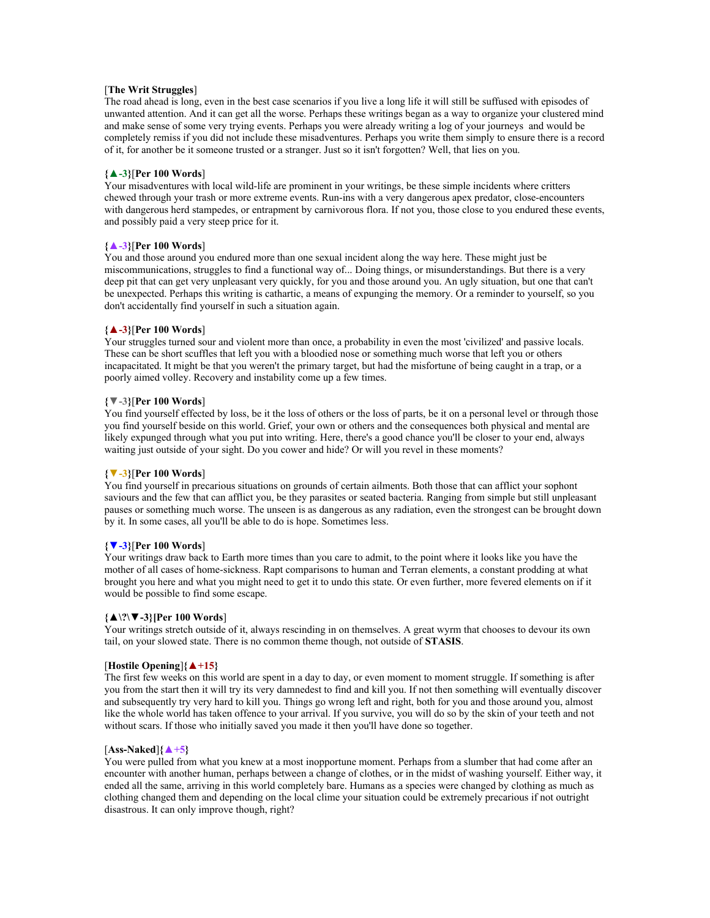[**The Writ Struggles**]
The road ahead is long, even in the best case scenarios if you live a long life it will still be suffused with episodes of unwanted attention. And it can get all the worse. Perhaps these writings began as a way to organize your clustered mind and make sense of some very trying events. Perhaps you were already writing a log of your journeys  and would be completely remiss if you did not include these misadventures. Perhaps you write them simply to ensure there is a record of it, for another be it someone trusted or a stranger. Just so it isn't forgotten? Well, that lies on you.

**{▲-3}**[**Per 100 Words**]
Your misadventures with local wild-life are prominent in your writings, be these simple incidents where critters chewed through your trash or more extreme events. Run-ins with a very dangerous apex predator, close-encounters with dangerous herd stampedes, or entrapment by carnivorous flora. If not you, those close to you endured these events, and possibly paid a very steep price for it.

**{▲-3}**[**Per 100 Words**]
You and those around you endured more than one sexual incident along the way here. These might just be miscommunications, struggles to find a functional way of... Doing things, or misunderstandings. But there is a very deep pit that can get very unpleasant very quickly, for you and those around you. An ugly situation, but one that can't be unexpected. Perhaps this writing is cathartic, a means of expunging the memory. Or a reminder to yourself, so you don't accidentally find yourself in such a situation again.

**{▲-3}**[**Per 100 Words**]
Your struggles turned sour and violent more than once, a probability in even the most 'civilized' and passive locals. These can be short scuffles that left you with a bloodied nose or something much worse that left you or others incapacitated. It might be that you weren't the primary target, but had the misfortune of being caught in a trap, or a poorly aimed volley. Recovery and instability come up a few times.

**{▼-3}**[**Per 100 Words**]
You find yourself effected by loss, be it the loss of others or the loss of parts, be it on a personal level or through those you find yourself beside on this world. Grief, your own or others and the consequences both physical and mental are likely expunged through what you put into writing. Here, there's a good chance you'll be closer to your end, always waiting just outside of your sight. Do you cower and hide? Or will you revel in these moments?

**{▼-3}**[**Per 100 Words**]
You find yourself in precarious situations on grounds of certain ailments. Both those that can afflict your sophont saviours and the few that can afflict you, be they parasites or seated bacteria. Ranging from simple but still unpleasant pauses or something much worse. The unseen is as dangerous as any radiation, even the strongest can be brought down by it. In some cases, all you'll be able to do is hope. Sometimes less.

**{▼-3}**[**Per 100 Words**]
Your writings draw back to Earth more times than you care to admit, to the point where it looks like you have the mother of all cases of home-sickness. Rapt comparisons to human and Terran elements, a constant prodding at what brought you here and what you might need to get it to undo this state. Or even further, more fevered elements on if it would be possible to find some escape.

**{▲\?\▼-3}[Per 100 Words**]
Your writings stretch outside of it, always rescinding in on themselves. A great wyrm that chooses to devour its own tail, on your slowed state. There is no common theme though, not outside of **STASIS**.

[**Hostile Opening**]**{▲+15}**
The first few weeks on this world are spent in a day to day, or even moment to moment struggle. If something is after you from the start then it will try its very damnedest to find and kill you. If not then something will eventually discover and subsequently try very hard to kill you. Things go wrong left and right, both for you and those around you, almost like the whole world has taken offence to your arrival. If you survive, you will do so by the skin of your teeth and not without scars. If those who initially saved you made it then you'll have done so together.

[**Ass-Naked**]**{▲+5}**
You were pulled from what you knew at a most inopportune moment. Perhaps from a slumber that had come after an encounter with another human, perhaps between a change of clothes, or in the midst of washing yourself. Either way, it ended all the same, arriving in this world completely bare. Humans as a species were changed by clothing as much as clothing changed them and depending on the local clime your situation could be extremely precarious if not outright disastrous. It can only improve though, right?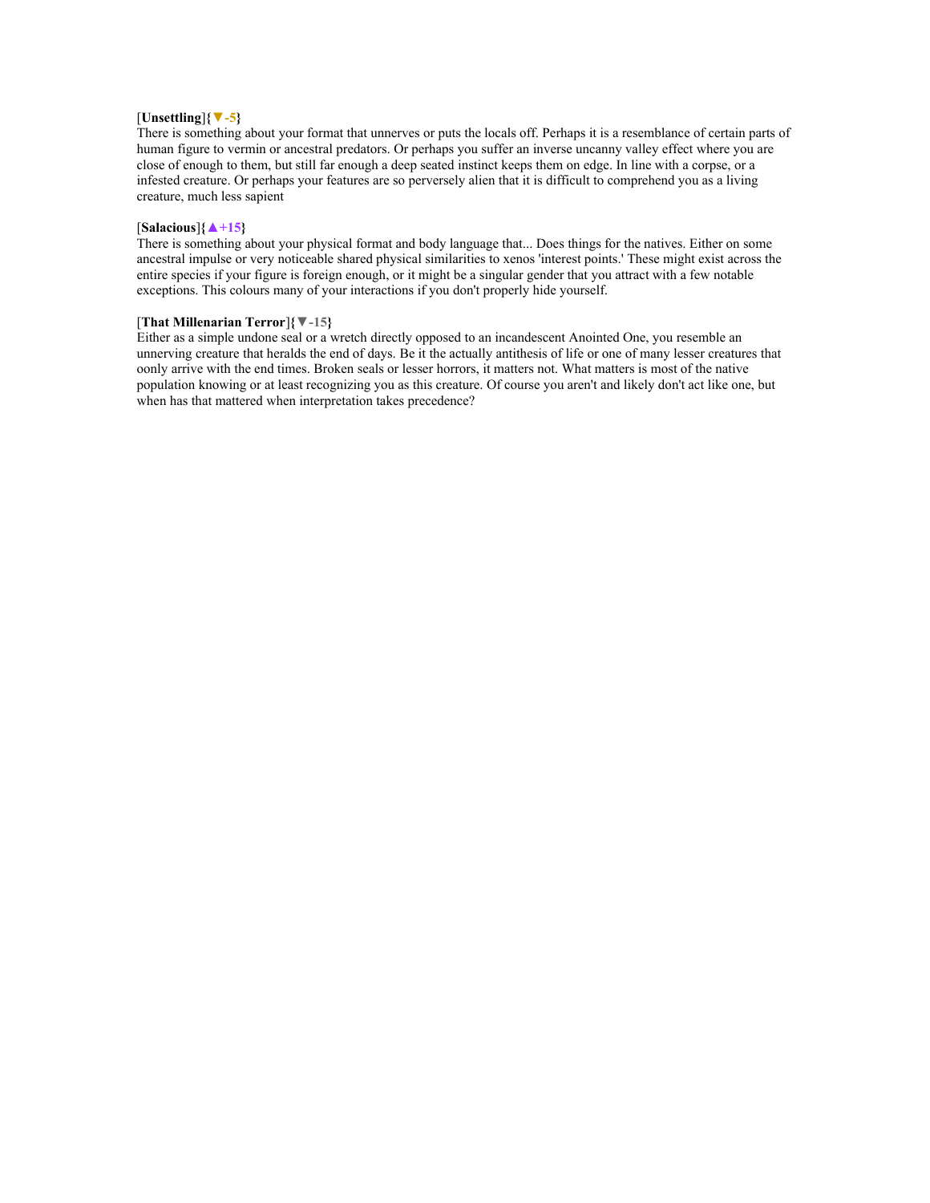[**Unsettling**]{▼-5}
There is something about your format that unnerves or puts the locals off. Perhaps it is a resemblance of certain parts of human figure to vermin or ancestral predators. Or perhaps you suffer an inverse uncanny valley effect where you are close of enough to them, but still far enough a deep seated instinct keeps them on edge. In line with a corpse, or a infested creature. Or perhaps your features are so perversely alien that it is difficult to comprehend you as a living creature, much less sapient

[**Salacious**]{▲+15}
There is something about your physical format and body language that... Does things for the natives. Either on some ancestral impulse or very noticeable shared physical similarities to xenos 'interest points.' These might exist across the entire species if your figure is foreign enough, or it might be a singular gender that you attract with a few notable exceptions. This colours many of your interactions if you don't properly hide yourself.

[**That Millenarian Terror**]{▼-15}
Either as a simple undone seal or a wretch directly opposed to an incandescent Anointed One, you resemble an unnerving creature that heralds the end of days. Be it the actually antithesis of life or one of many lesser creatures that oonly arrive with the end times. Broken seals or lesser horrors, it matters not. What matters is most of the native population knowing or at least recognizing you as this creature. Of course you aren't and likely don't act like one, but when has that mattered when interpretation takes precedence?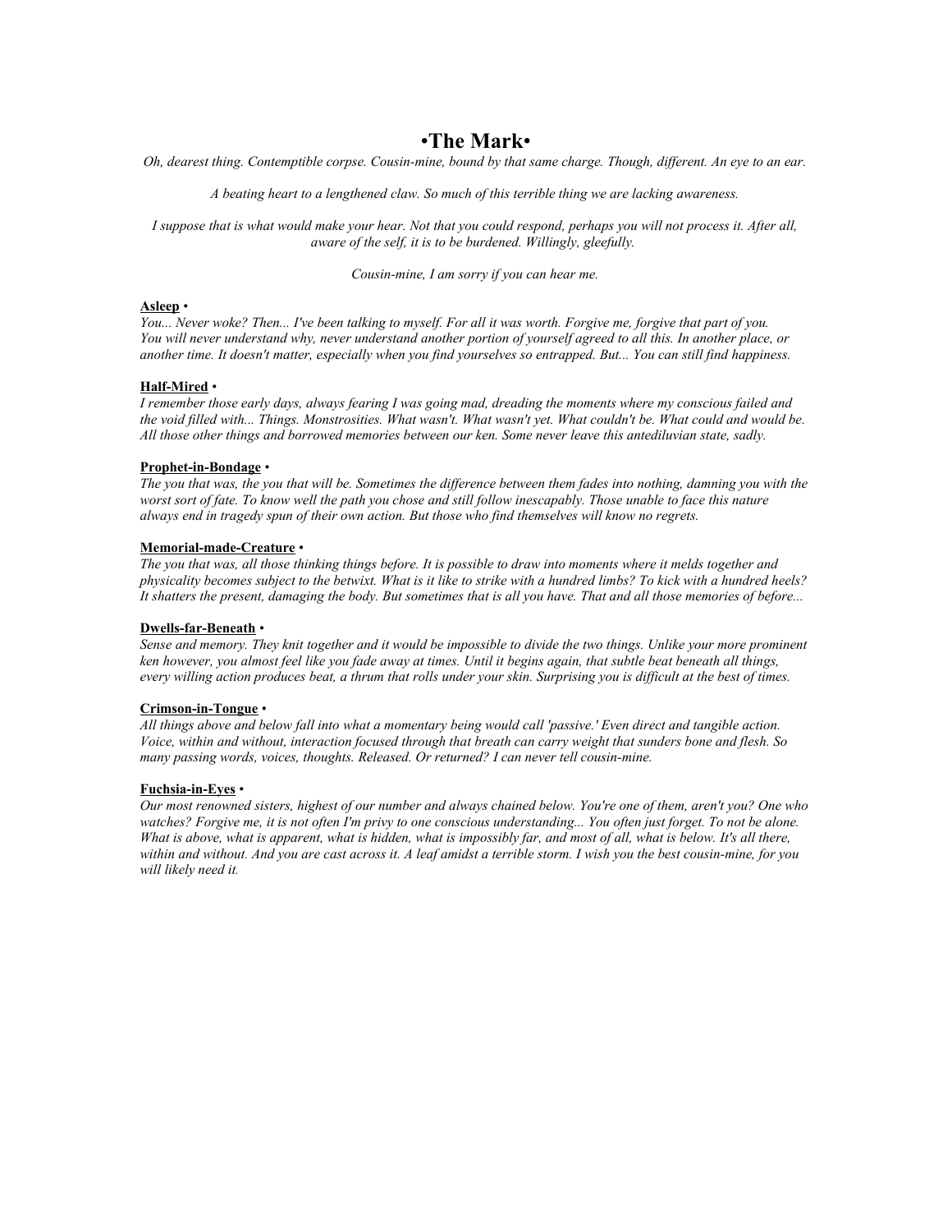# •The Mark•

*Oh, dearest thing. Contemptible corpse. Cousin-mine, bound by that same charge. Though, different. An eye to an ear.*

*A beating heart to a lengthened claw. So much of this terrible thing we are lacking awareness.*

*I suppose that is what would make your hear. Not that you could respond, perhaps you will not process it. After all, aware of the self, it is to be burdened. Willingly, gleefully.*

*Cousin-mine, I am sorry if you can hear me.*

**Asleep** •
*You... Never woke? Then... I've been talking to myself. For all it was worth. Forgive me, forgive that part of you. You will never understand why, never understand another portion of yourself agreed to all this. In another place, or another time. It doesn't matter, especially when you find yourselves so entrapped. But... You can still find happiness.*

**Half-Mired** •
*I remember those early days, always fearing I was going mad, dreading the moments where my conscious failed and the void filled with... Things. Monstrosities. What wasn't. What wasn't yet. What couldn't be. What could and would be. All those other things and borrowed memories between our ken. Some never leave this antediluvian state, sadly.*

**Prophet-in-Bondage** •
*The you that was, the you that will be. Sometimes the difference between them fades into nothing, damning you with the worst sort of fate. To know well the path you chose and still follow inescapably. Those unable to face this nature always end in tragedy spun of their own action. But those who find themselves will know no regrets.*

**Memorial-made-Creature** •
*The you that was, all those thinking things before. It is possible to draw into moments where it melds together and physicality becomes subject to the betwixt. What is it like to strike with a hundred limbs? To kick with a hundred heels? It shatters the present, damaging the body. But sometimes that is all you have. That and all those memories of before...*

**Dwells-far-Beneath** •
*Sense and memory. They knit together and it would be impossible to divide the two things. Unlike your more prominent ken however, you almost feel like you fade away at times. Until it begins again, that subtle beat beneath all things, every willing action produces beat, a thrum that rolls under your skin. Surprising you is difficult at the best of times.*

**Crimson-in-Tongue** •
*All things above and below fall into what a momentary being would call 'passive.' Even direct and tangible action. Voice, within and without, interaction focused through that breath can carry weight that sunders bone and flesh. So many passing words, voices, thoughts. Released. Or returned? I can never tell cousin-mine.*

**Fuchsia-in-Eyes** •
*Our most renowned sisters, highest of our number and always chained below. You're one of them, aren't you? One who watches? Forgive me, it is not often I'm privy to one conscious understanding... You often just forget. To not be alone. What is above, what is apparent, what is hidden, what is impossibly far, and most of all, what is below. It's all there, within and without. And you are cast across it. A leaf amidst a terrible storm. I wish you the best cousin-mine, for you will likely need it.*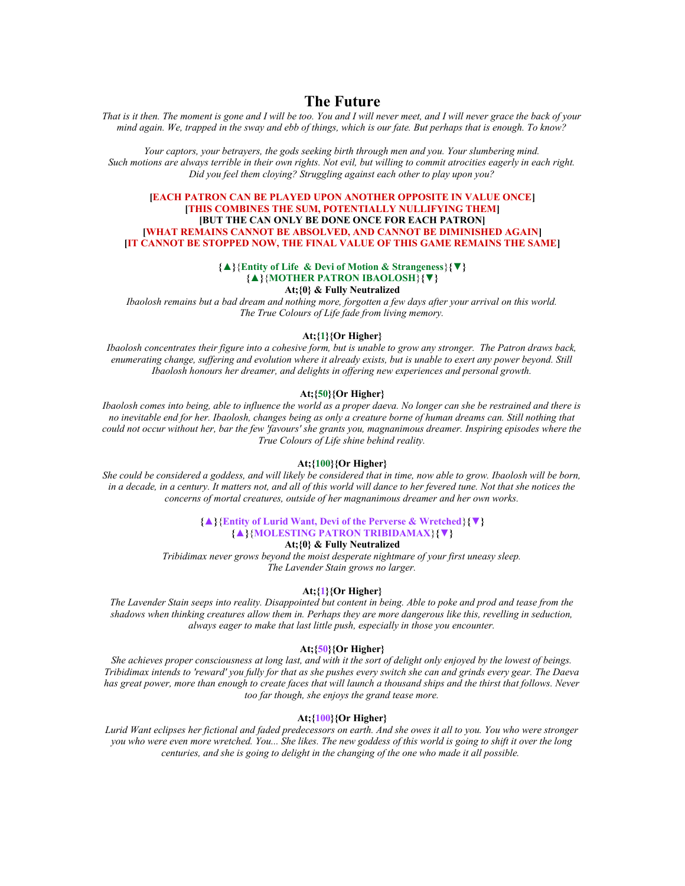# The Future

*That is it then. The moment is gone and I will be too. You and I will never meet, and I will never grace the back of your mind again. We, trapped in the sway and ebb of things, which is our fate. But perhaps that is enough. To know?*

*Your captors, your betrayers, the gods seeking birth through men and you. Your slumbering mind. Such motions are always terrible in their own rights. Not evil, but willing to commit atrocities eagerly in each right. Did you feel them cloying? Struggling against each other to play upon you?*

**[EACH PATRON CAN BE PLAYED UPON ANOTHER OPPOSITE IN VALUE ONCE]**
**[THIS COMBINES THE SUM, POTENTIALLY NULLIFYING THEM]**
**[BUT THE CAN ONLY BE DONE ONCE FOR EACH PATRON]**
**[WHAT REMAINS CANNOT BE ABSOLVED, AND CANNOT BE DIMINISHED AGAIN]**
**[IT CANNOT BE STOPPED NOW, THE FINAL VALUE OF THIS GAME REMAINS THE SAME]**

**{▲}{Entity of Life & Devi of Motion & Strangeness}{▼}**
**{▲}{MOTHER PATRON IBAOLOSH}{▼}**

**At;{0} & Fully Neutralized**

*Ibaolosh remains but a bad dream and nothing more, forgotten a few days after your arrival on this world. The True Colours of Life fade from living memory.*

**At;{1}{Or Higher}**

*Ibaolosh concentrates their figure into a cohesive form, but is unable to grow any stronger. The Patron draws back, enumerating change, suffering and evolution where it already exists, but is unable to exert any power beyond. Still Ibaolosh honours her dreamer, and delights in offering new experiences and personal growth.*

**At;{50}{Or Higher}**

*Ibaolosh comes into being, able to influence the world as a proper daeva. No longer can she be restrained and there is no inevitable end for her. Ibaolosh, changes being as only a creature borne of human dreams can. Still nothing that could not occur without her, bar the few 'favours' she grants you, magnanimous dreamer. Inspiring episodes where the True Colours of Life shine behind reality.*

**At;{100}{Or Higher}**

*She could be considered a goddess, and will likely be considered that in time, now able to grow. Ibaolosh will be born, in a decade, in a century. It matters not, and all of this world will dance to her fevered tune. Not that she notices the concerns of mortal creatures, outside of her magnanimous dreamer and her own works.*

**{▲}{Entity of Lurid Want, Devi of the Perverse & Wretched}{▼}**
**{▲}{MOLESTING PATRON TRIBIDAMAX}{▼}**

**At;{0} & Fully Neutralized**

*Tribidimax never grows beyond the moist desperate nightmare of your first uneasy sleep. The Lavender Stain grows no larger.*

**At;{1}{Or Higher}**

*The Lavender Stain seeps into reality. Disappointed but content in being. Able to poke and prod and tease from the shadows when thinking creatures allow them in. Perhaps they are more dangerous like this, revelling in seduction, always eager to make that last little push, especially in those you encounter.*

**At;{50}{Or Higher}**

*She achieves proper consciousness at long last, and with it the sort of delight only enjoyed by the lowest of beings. Tribidimax intends to 'reward' you fully for that as she pushes every switch she can and grinds every gear. The Daeva has great power, more than enough to create faces that will launch a thousand ships and the thirst that follows. Never too far though, she enjoys the grand tease more.*

**At;{100}{Or Higher}**

*Lurid Want eclipses her fictional and faded predecessors on earth. And she owes it all to you. You who were stronger you who were even more wretched. You... She likes. The new goddess of this world is going to shift it over the long centuries, and she is going to delight in the changing of the one who made it all possible.*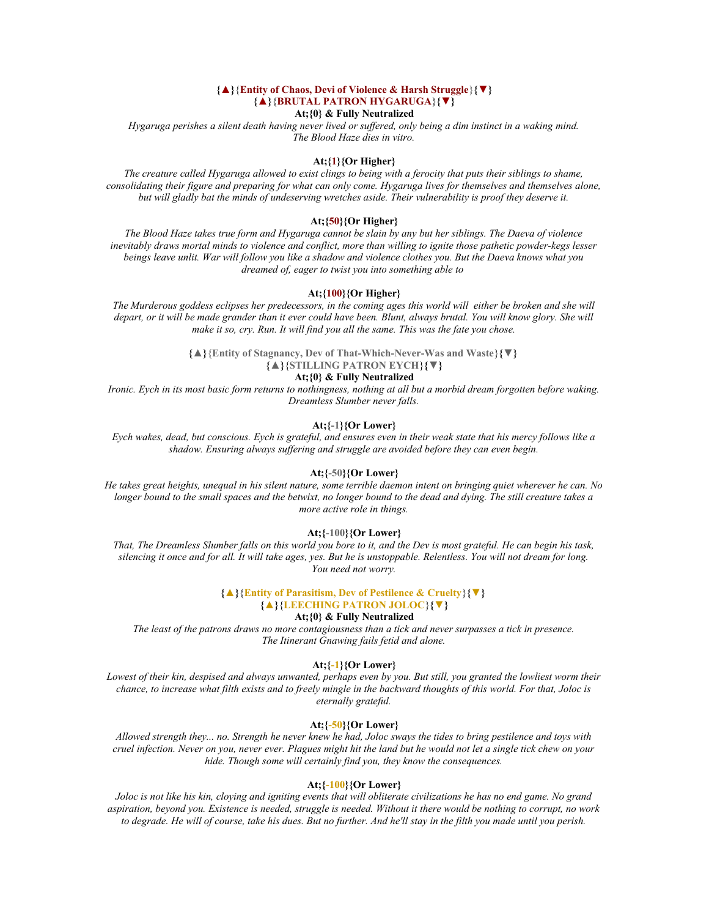**{▲}{Entity of Chaos, Devi of Violence & Harsh Struggle}{▼}**
**{▲}{BRUTAL PATRON HYGARUGA}{▼}**

**At;{0} & Fully Neutralized**

*Hygaruga perishes a silent death having never lived or suffered, only being a dim instinct in a waking mind. The Blood Haze dies in vitro.*

**At;{1}{Or Higher}**

*The creature called Hygaruga allowed to exist clings to being with a ferocity that puts their siblings to shame, consolidating their figure and preparing for what can only come. Hygaruga lives for themselves and themselves alone, but will gladly bat the minds of undeserving wretches aside. Their vulnerability is proof they deserve it.*

**At;{50}{Or Higher}**

*The Blood Haze takes true form and Hygaruga cannot be slain by any but her siblings. The Daeva of violence inevitably draws mortal minds to violence and conflict, more than willing to ignite those pathetic powder-kegs lesser beings leave unlit. War will follow you like a shadow and violence clothes you. But the Daeva knows what you dreamed of, eager to twist you into something able to*

**At;{100}{Or Higher}**

*The Murderous goddess eclipses her predecessors, in the coming ages this world will either be broken and she will depart, or it will be made grander than it ever could have been. Blunt, always brutal. You will know glory. She will make it so, cry. Run. It will find you all the same. This was the fate you chose.*

**{▲}{Entity of Stagnancy, Dev of That-Which-Never-Was and Waste}{▼}**
**{▲}{STILLING PATRON EYCH}{▼}**

**At;{0} & Fully Neutralized**

*Ironic. Eych in its most basic form returns to nothingness, nothing at all but a morbid dream forgotten before waking. Dreamless Slumber never falls.*

**At;{-1}{Or Lower}**

*Eych wakes, dead, but conscious. Eych is grateful, and ensures even in their weak state that his mercy follows like a shadow. Ensuring always suffering and struggle are avoided before they can even begin.*

**At;{-50}{Or Lower}**

*He takes great heights, unequal in his silent nature, some terrible daemon intent on bringing quiet wherever he can. No longer bound to the small spaces and the betwixt, no longer bound to the dead and dying. The still creature takes a more active role in things.*

**At;{-100}{Or Lower}**

*That, The Dreamless Slumber falls on this world you bore to it, and the Dev is most grateful. He can begin his task, silencing it once and for all. It will take ages, yes. But he is unstoppable. Relentless. You will not dream for long. You need not worry.*

**{▲}{Entity of Parasitism, Dev of Pestilence & Cruelty}{▼}**
**{▲}{LEECHING PATRON JOLOC}{▼}**

**At;{0} & Fully Neutralized**

*The least of the patrons draws no more contagiousness than a tick and never surpasses a tick in presence. The Itinerant Gnawing fails fetid and alone.*

**At;{-1}{Or Lower}**

*Lowest of their kin, despised and always unwanted, perhaps even by you. But still, you granted the lowliest worm their chance, to increase what filth exists and to freely mingle in the backward thoughts of this world. For that, Joloc is eternally grateful.*

**At;{-50}{Or Lower}**

*Allowed strength they... no. Strength he never knew he had, Joloc sways the tides to bring pestilence and toys with cruel infection. Never on you, never ever. Plagues might hit the land but he would not let a single tick chew on your hide. Though some will certainly find you, they know the consequences.*

**At;{-100}{Or Lower}**

*Joloc is not like his kin, cloying and igniting events that will obliterate civilizations he has no end game. No grand aspiration, beyond you. Existence is needed, struggle is needed. Without it there would be nothing to corrupt, no work to degrade. He will of course, take his dues. But no further. And he'll stay in the filth you made until you perish.*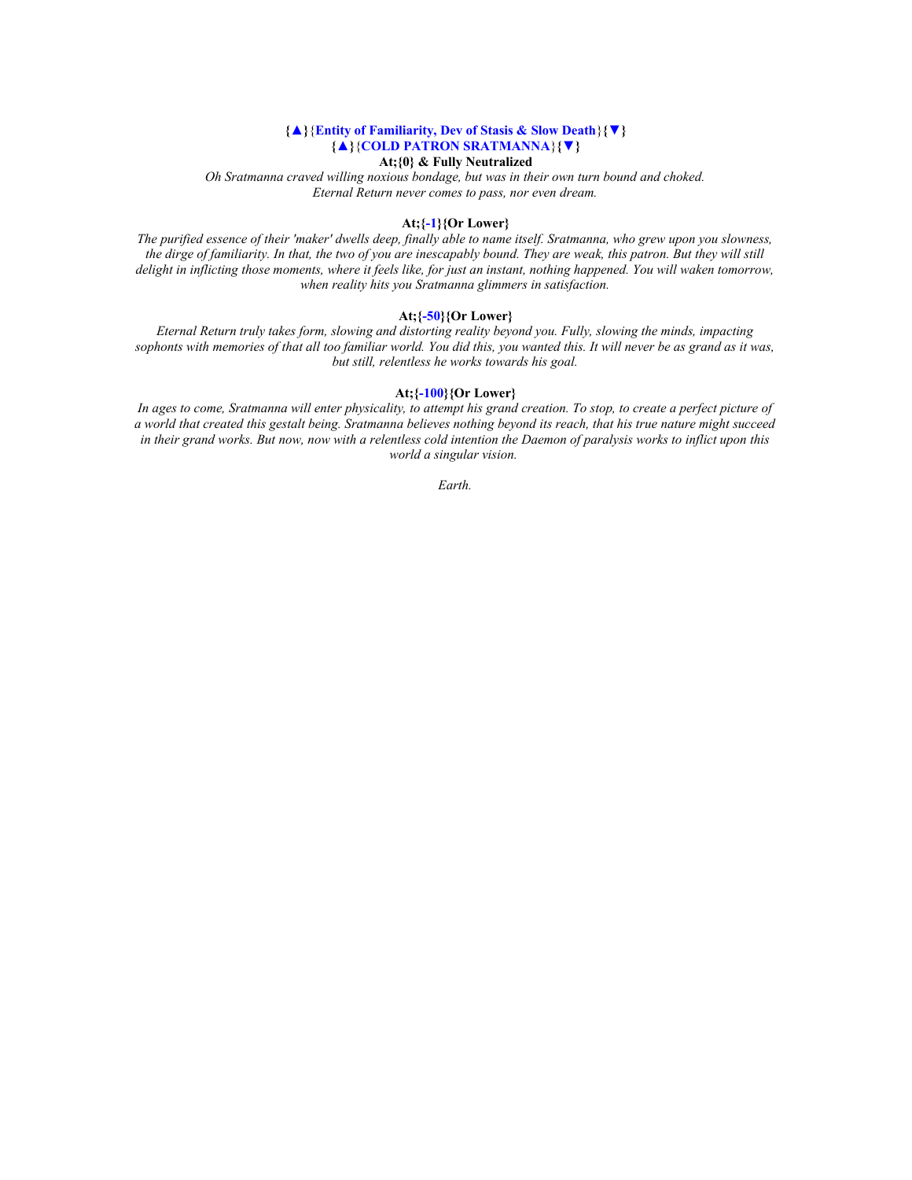**{▲}{Entity of Familiarity, Dev of Stasis & Slow Death}{▼}**
**{▲}{COLD PATRON SRATMANNA}{▼}**

**At;{0} & Fully Neutralized**

*Oh Sratmanna craved willing noxious bondage, but was in their own turn bound and choked. Eternal Return never comes to pass, nor even dream.*

**At;{-1}{Or Lower}**

*The purified essence of their 'maker' dwells deep, finally able to name itself. Sratmanna, who grew upon you slowness, the dirge of familiarity. In that, the two of you are inescapably bound. They are weak, this patron. But they will still delight in inflicting those moments, where it feels like, for just an instant, nothing happened. You will waken tomorrow, when reality hits you Sratmanna glimmers in satisfaction.*

**At;{-50}{Or Lower}**

*Eternal Return truly takes form, slowing and distorting reality beyond you. Fully, slowing the minds, impacting sophonts with memories of that all too familiar world. You did this, you wanted this. It will never be as grand as it was, but still, relentless he works towards his goal.*

**At;{-100}{Or Lower}**

*In ages to come, Sratmanna will enter physicality, to attempt his grand creation. To stop, to create a perfect picture of a world that created this gestalt being. Sratmanna believes nothing beyond its reach, that his true nature might succeed in their grand works. But now, now with a relentless cold intention the Daemon of paralysis works to inflict upon this world a singular vision.*

*Earth.*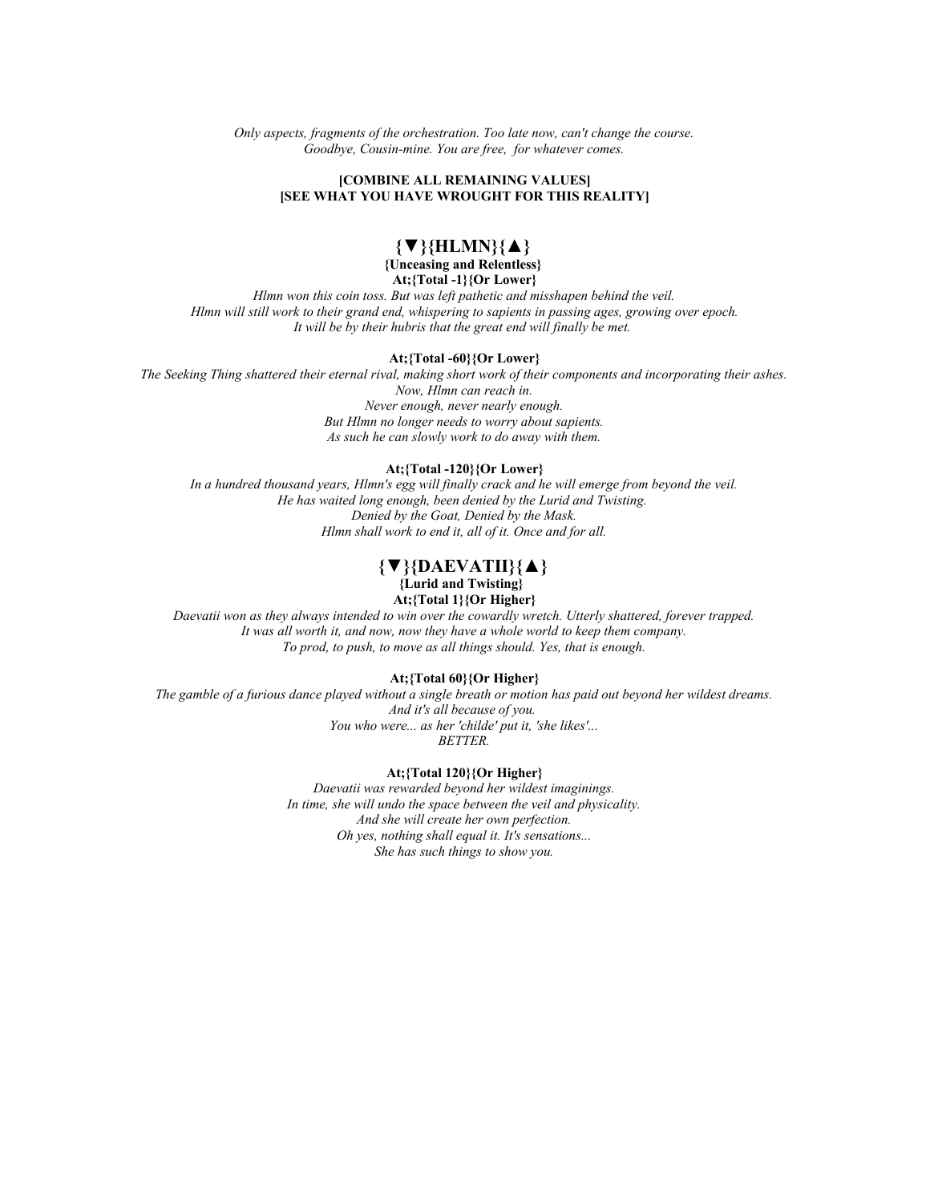*Only aspects, fragments of the orchestration. Too late now, can't change the course.*
*Goodbye, Cousin-mine. You are free,  for whatever comes.*

**[COMBINE ALL REMAINING VALUES]**
**[SEE WHAT YOU HAVE WROUGHT FOR THIS REALITY]**

## {▼}{HLMN}{▲}

**{Unceasing and Relentless}**
**At;{Total -1}{Or Lower}**

*Hlmn won this coin toss. But was left pathetic and misshapen behind the veil.*
*Hlmn will still work to their grand end, whispering to sapients in passing ages, growing over epoch.*
*It will be by their hubris that the great end will finally be met.*

**At;{Total -60}{Or Lower}**

*The Seeking Thing shattered their eternal rival, making short work of their components and incorporating their ashes.*
*Now, Hlmn can reach in.*
*Never enough, never nearly enough.*
*But Hlmn no longer needs to worry about sapients.*
*As such he can slowly work to do away with them.*

**At;{Total -120}{Or Lower}**

*In a hundred thousand years, Hlmn's egg will finally crack and he will emerge from beyond the veil.*
*He has waited long enough, been denied by the Lurid and Twisting.*
*Denied by the Goat, Denied by the Mask.*
*Hlmn shall work to end it, all of it. Once and for all.*

## {▼}{DAEVATII}{▲}

**{Lurid and Twisting}**
**At;{Total 1}{Or Higher}**

*Daevatii won as they always intended to win over the cowardly wretch. Utterly shattered, forever trapped.*
*It was all worth it, and now, now they have a whole world to keep them company.*
*To prod, to push, to move as all things should. Yes, that is enough.*

**At;{Total 60}{Or Higher}**

*The gamble of a furious dance played without a single breath or motion has paid out beyond her wildest dreams.*
*And it's all because of you.*
*You who were... as her 'childe' put it, 'she likes'...*
*BETTER.*

**At;{Total 120}{Or Higher}**

*Daevatii was rewarded beyond her wildest imaginings.*
*In time, she will undo the space between the veil and physicality.*
*And she will create her own perfection.*
*Oh yes, nothing shall equal it. It's sensations...*
*She has such things to show you.*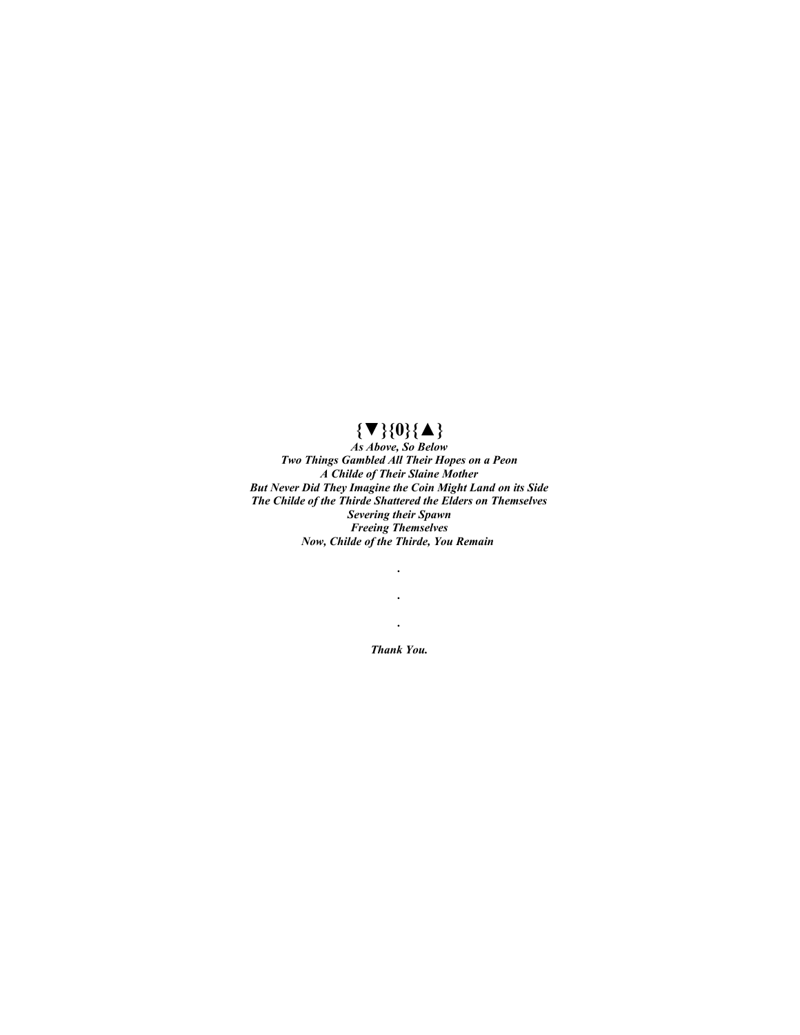**{▼}{0}{▲}**

***As Above, So Below***
***Two Things Gambled All Their Hopes on a Peon***
***A Childe of Their Slaine Mother***
***But Never Did They Imagine the Coin Might Land on its Side***
***The Childe of the Thirde Shattered the Elders on Themselves***
***Severing their Spawn***
***Freeing Themselves***
***Now, Childe of the Thirde, You Remain***

***.***

***.***

***.***

***Thank You.***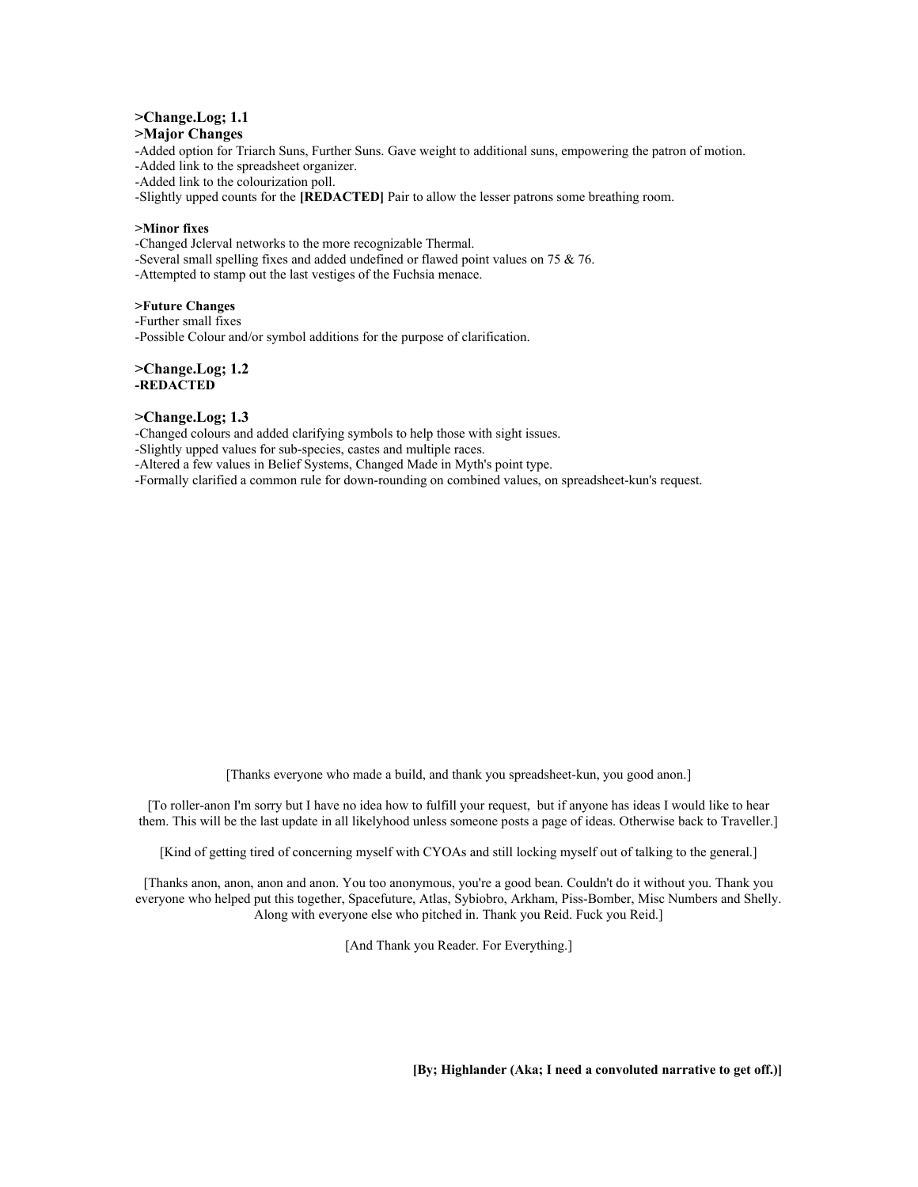**>Change.Log; 1.1**

**>Major Changes**

-Added option for Triarch Suns, Further Suns. Gave weight to additional suns, empowering the patron of motion.
-Added link to the spreadsheet organizer.
-Added link to the colourization poll.
-Slightly upped counts for the **[REDACTED]** Pair to allow the lesser patrons some breathing room.

**>Minor fixes**

-Changed Jclerval networks to the more recognizable Thermal.
-Several small spelling fixes and added undefined or flawed point values on 75 & 76.
-Attempted to stamp out the last vestiges of the Fuchsia menace.

**>Future Changes**

-Further small fixes
-Possible Colour and/or symbol additions for the purpose of clarification.

**>Change.Log; 1.2**

**-REDACTED**

**>Change.Log; 1.3**

-Changed colours and added clarifying symbols to help those with sight issues.
-Slightly upped values for sub-species, castes and multiple races.
-Altered a few values in Belief Systems, Changed Made in Myth's point type.
-Formally clarified a common rule for down-rounding on combined values, on spreadsheet-kun's request.

[Thanks everyone who made a build, and thank you spreadsheet-kun, you good anon.]

[To roller-anon I'm sorry but I have no idea how to fulfill your request, but if anyone has ideas I would like to hear them. This will be the last update in all likelyhood unless someone posts a page of ideas. Otherwise back to Traveller.]

[Kind of getting tired of concerning myself with CYOAs and still locking myself out of talking to the general.]

[Thanks anon, anon, anon and anon. You too anonymous, you're a good bean. Couldn't do it without you. Thank you everyone who helped put this together, Spacefuture, Atlas, Sybiobro, Arkham, Piss-Bomber, Misc Numbers and Shelly. Along with everyone else who pitched in. Thank you Reid. Fuck you Reid.]

[And Thank you Reader. For Everything.]

**[By; Highlander (Aka; I need a convoluted narrative to get off.)]**